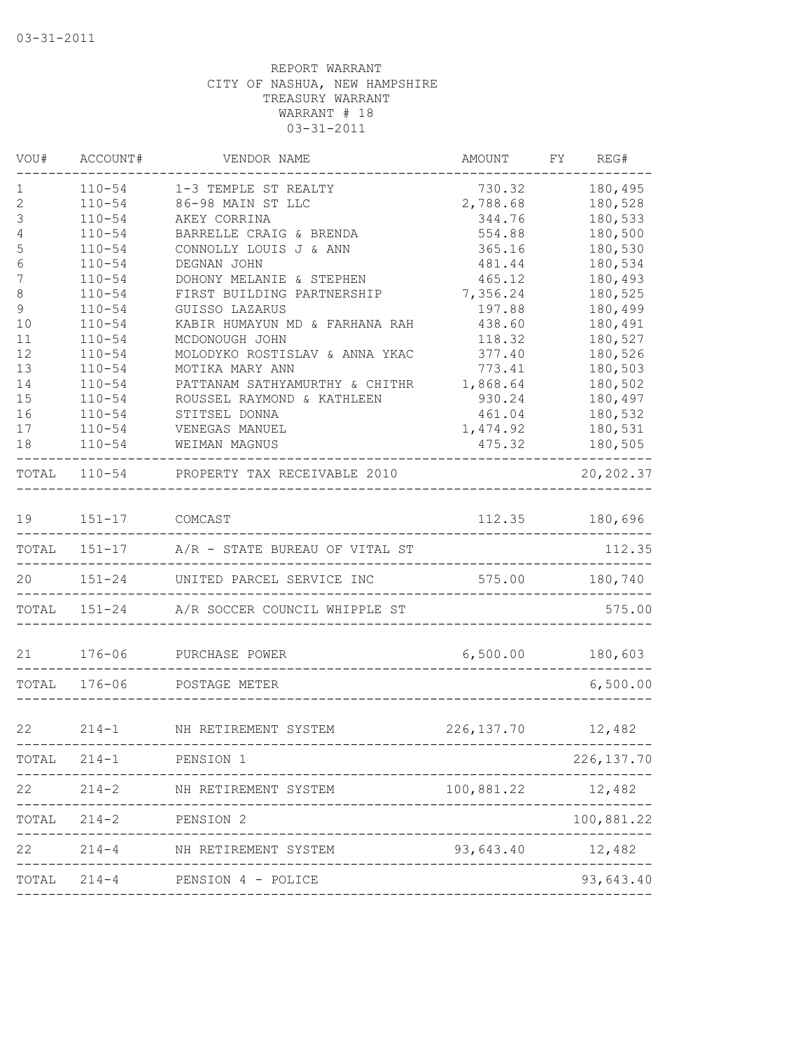03-31-2011

REPORT WARRANT
CITY OF NASHUA, NEW HAMPSHIRE
TREASURY WARRANT
WARRANT # 18
03-31-2011

| VOU# | ACCOUNT# | VENDOR NAME | AMOUNT | FY | REG# |
|---|---|---|---|---|---|
| 1 | 110-54 | 1-3 TEMPLE ST REALTY | 730.32 | | 180,495 |
| 2 | 110-54 | 86-98 MAIN ST LLC | 2,788.68 | | 180,528 |
| 3 | 110-54 | AKEY CORRINA | 344.76 | | 180,533 |
| 4 | 110-54 | BARRELLE CRAIG & BRENDA | 554.88 | | 180,500 |
| 5 | 110-54 | CONNOLLY LOUIS J & ANN | 365.16 | | 180,530 |
| 6 | 110-54 | DEGNAN JOHN | 481.44 | | 180,534 |
| 7 | 110-54 | DOHONY MELANIE & STEPHEN | 465.12 | | 180,493 |
| 8 | 110-54 | FIRST BUILDING PARTNERSHIP | 7,356.24 | | 180,525 |
| 9 | 110-54 | GUISSO LAZARUS | 197.88 | | 180,499 |
| 10 | 110-54 | KABIR HUMAYUN MD & FARHANA RAH | 438.60 | | 180,491 |
| 11 | 110-54 | MCDONOUGH JOHN | 118.32 | | 180,527 |
| 12 | 110-54 | MOLODYKO ROSTISLAV & ANNA YKAC | 377.40 | | 180,526 |
| 13 | 110-54 | MOTIKA MARY ANN | 773.41 | | 180,503 |
| 14 | 110-54 | PATTANAM SATHYAMURTHY & CHITHR | 1,868.64 | | 180,502 |
| 15 | 110-54 | ROUSSEL RAYMOND & KATHLEEN | 930.24 | | 180,497 |
| 16 | 110-54 | STITSEL DONNA | 461.04 | | 180,532 |
| 17 | 110-54 | VENEGAS MANUEL | 1,474.92 | | 180,531 |
| 18 | 110-54 | WEIMAN MAGNUS | 475.32 | | 180,505 |
| TOTAL | 110-54 | PROPERTY TAX RECEIVABLE 2010 | | | 20,202.37 |
| 19 | 151-17 | COMCAST | 112.35 | | 180,696 |
| TOTAL | 151-17 | A/R - STATE BUREAU OF VITAL ST | | | 112.35 |
| 20 | 151-24 | UNITED PARCEL SERVICE INC | 575.00 | | 180,740 |
| TOTAL | 151-24 | A/R SOCCER COUNCIL WHIPPLE ST | | | 575.00 |
| 21 | 176-06 | PURCHASE POWER | 6,500.00 | | 180,603 |
| TOTAL | 176-06 | POSTAGE METER | | | 6,500.00 |
| 22 | 214-1 | NH RETIREMENT SYSTEM | 226,137.70 | | 12,482 |
| TOTAL | 214-1 | PENSION 1 | | | 226,137.70 |
| 22 | 214-2 | NH RETIREMENT SYSTEM | 100,881.22 | | 12,482 |
| TOTAL | 214-2 | PENSION 2 | | | 100,881.22 |
| 22 | 214-4 | NH RETIREMENT SYSTEM | 93,643.40 | | 12,482 |
| TOTAL | 214-4 | PENSION 4 - POLICE | | | 93,643.40 |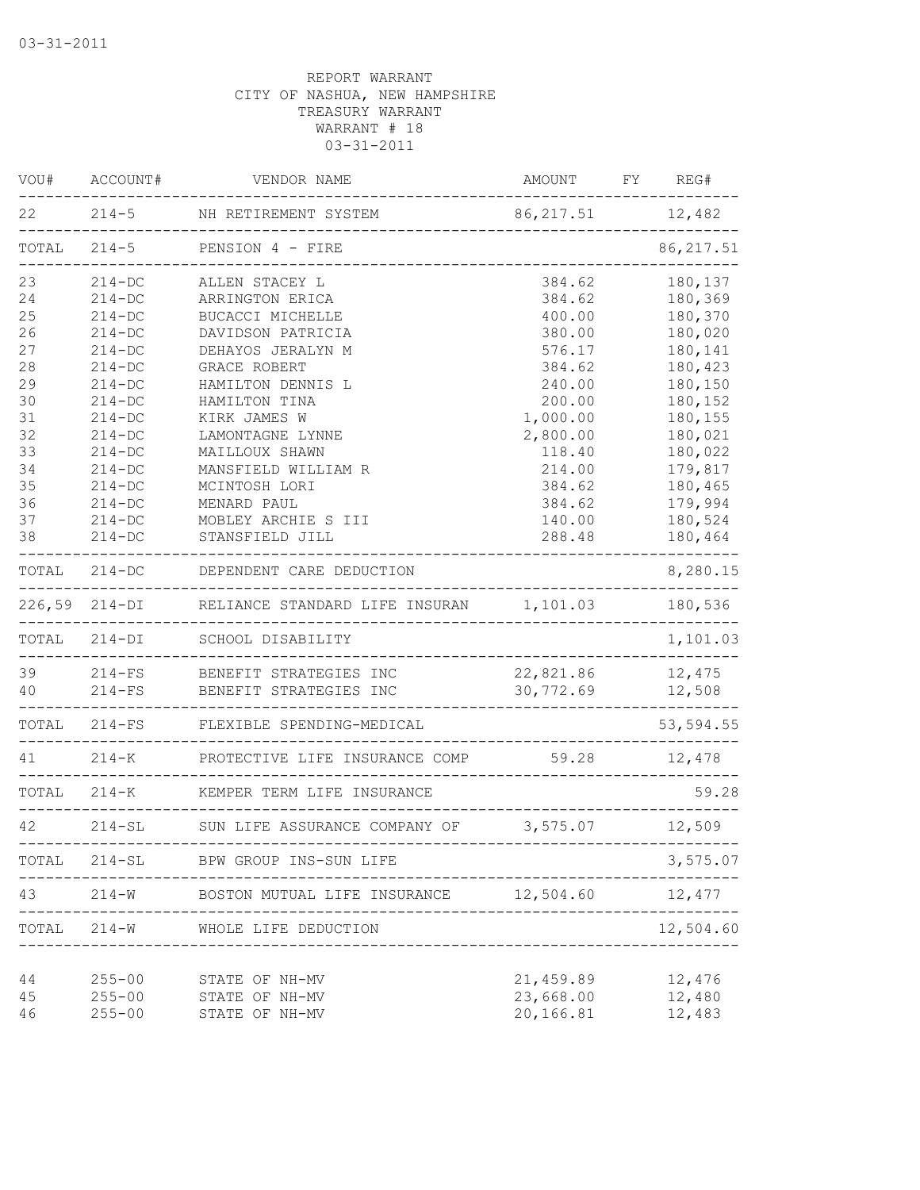03-31-2011

REPORT WARRANT
CITY OF NASHUA, NEW HAMPSHIRE
TREASURY WARRANT
WARRANT # 18
03-31-2011

| VOU# | ACCOUNT# | VENDOR NAME | AMOUNT | FY | REG# |
|---|---|---|---|---|---|
| 22 | 214-5 | NH RETIREMENT SYSTEM | 86,217.51 | | 12,482 |
| TOTAL | 214-5 | PENSION 4 - FIRE | | | 86,217.51 |
| 23 | 214-DC | ALLEN STACEY L | 384.62 | | 180,137 |
| 24 | 214-DC | ARRINGTON ERICA | 384.62 | | 180,369 |
| 25 | 214-DC | BUCACCI MICHELLE | 400.00 | | 180,370 |
| 26 | 214-DC | DAVIDSON PATRICIA | 380.00 | | 180,020 |
| 27 | 214-DC | DEHAYOS JERALYN M | 576.17 | | 180,141 |
| 28 | 214-DC | GRACE ROBERT | 384.62 | | 180,423 |
| 29 | 214-DC | HAMILTON DENNIS L | 240.00 | | 180,150 |
| 30 | 214-DC | HAMILTON TINA | 200.00 | | 180,152 |
| 31 | 214-DC | KIRK JAMES W | 1,000.00 | | 180,155 |
| 32 | 214-DC | LAMONTAGNE LYNNE | 2,800.00 | | 180,021 |
| 33 | 214-DC | MAILLOUX SHAWN | 118.40 | | 180,022 |
| 34 | 214-DC | MANSFIELD WILLIAM R | 214.00 | | 179,817 |
| 35 | 214-DC | MCINTOSH LORI | 384.62 | | 180,465 |
| 36 | 214-DC | MENARD PAUL | 384.62 | | 179,994 |
| 37 | 214-DC | MOBLEY ARCHIE S III | 140.00 | | 180,524 |
| 38 | 214-DC | STANSFIELD JILL | 288.48 | | 180,464 |
| TOTAL | 214-DC | DEPENDENT CARE DEDUCTION | | | 8,280.15 |
| 226,59 | 214-DI | RELIANCE STANDARD LIFE INSURAN | 1,101.03 | | 180,536 |
| TOTAL | 214-DI | SCHOOL DISABILITY | | | 1,101.03 |
| 39 | 214-FS | BENEFIT STRATEGIES INC | 22,821.86 | | 12,475 |
| 40 | 214-FS | BENEFIT STRATEGIES INC | 30,772.69 | | 12,508 |
| TOTAL | 214-FS | FLEXIBLE SPENDING-MEDICAL | | | 53,594.55 |
| 41 | 214-K | PROTECTIVE LIFE INSURANCE COMP | 59.28 | | 12,478 |
| TOTAL | 214-K | KEMPER TERM LIFE INSURANCE | | | 59.28 |
| 42 | 214-SL | SUN LIFE ASSURANCE COMPANY OF | 3,575.07 | | 12,509 |
| TOTAL | 214-SL | BPW GROUP INS-SUN LIFE | | | 3,575.07 |
| 43 | 214-W | BOSTON MUTUAL LIFE INSURANCE | 12,504.60 | | 12,477 |
| TOTAL | 214-W | WHOLE LIFE DEDUCTION | | | 12,504.60 |
| 44 | 255-00 | STATE OF NH-MV | 21,459.89 | | 12,476 |
| 45 | 255-00 | STATE OF NH-MV | 23,668.00 | | 12,480 |
| 46 | 255-00 | STATE OF NH-MV | 20,166.81 | | 12,483 |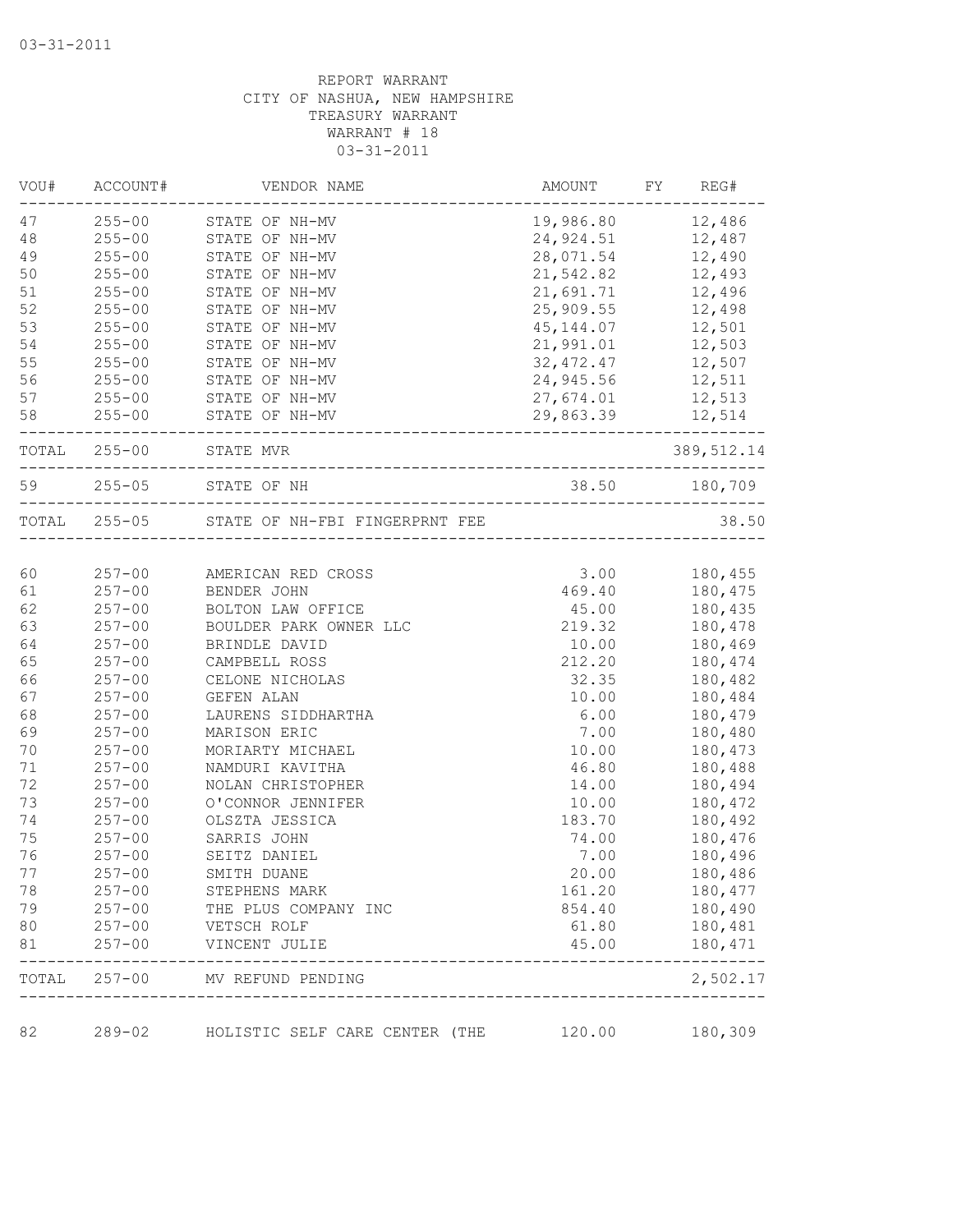03-31-2011

REPORT WARRANT
CITY OF NASHUA, NEW HAMPSHIRE
TREASURY WARRANT
WARRANT # 18
03-31-2011

| VOU# | ACCOUNT# | VENDOR NAME | AMOUNT | FY | REG# |
|---|---|---|---|---|---|
| 47 | 255-00 | STATE OF NH-MV | 19,986.80 | | 12,486 |
| 48 | 255-00 | STATE OF NH-MV | 24,924.51 | | 12,487 |
| 49 | 255-00 | STATE OF NH-MV | 28,071.54 | | 12,490 |
| 50 | 255-00 | STATE OF NH-MV | 21,542.82 | | 12,493 |
| 51 | 255-00 | STATE OF NH-MV | 21,691.71 | | 12,496 |
| 52 | 255-00 | STATE OF NH-MV | 25,909.55 | | 12,498 |
| 53 | 255-00 | STATE OF NH-MV | 45,144.07 | | 12,501 |
| 54 | 255-00 | STATE OF NH-MV | 21,991.01 | | 12,503 |
| 55 | 255-00 | STATE OF NH-MV | 32,472.47 | | 12,507 |
| 56 | 255-00 | STATE OF NH-MV | 24,945.56 | | 12,511 |
| 57 | 255-00 | STATE OF NH-MV | 27,674.01 | | 12,513 |
| 58 | 255-00 | STATE OF NH-MV | 29,863.39 | | 12,514 |
| TOTAL | 255-00 | STATE MVR | | | 389,512.14 |
| 59 | 255-05 | STATE OF NH | 38.50 | | 180,709 |
| TOTAL | 255-05 | STATE OF NH-FBI FINGERPRNT FEE | | | 38.50 |
| 60 | 257-00 | AMERICAN RED CROSS | 3.00 | | 180,455 |
| 61 | 257-00 | BENDER JOHN | 469.40 | | 180,475 |
| 62 | 257-00 | BOLTON LAW OFFICE | 45.00 | | 180,435 |
| 63 | 257-00 | BOULDER PARK OWNER LLC | 219.32 | | 180,478 |
| 64 | 257-00 | BRINDLE DAVID | 10.00 | | 180,469 |
| 65 | 257-00 | CAMPBELL ROSS | 212.20 | | 180,474 |
| 66 | 257-00 | CELONE NICHOLAS | 32.35 | | 180,482 |
| 67 | 257-00 | GEFEN ALAN | 10.00 | | 180,484 |
| 68 | 257-00 | LAURENS SIDDHARTHA | 6.00 | | 180,479 |
| 69 | 257-00 | MARISON ERIC | 7.00 | | 180,480 |
| 70 | 257-00 | MORIARTY MICHAEL | 10.00 | | 180,473 |
| 71 | 257-00 | NAMDURI KAVITHA | 46.80 | | 180,488 |
| 72 | 257-00 | NOLAN CHRISTOPHER | 14.00 | | 180,494 |
| 73 | 257-00 | O'CONNOR JENNIFER | 10.00 | | 180,472 |
| 74 | 257-00 | OLSZTA JESSICA | 183.70 | | 180,492 |
| 75 | 257-00 | SARRIS JOHN | 74.00 | | 180,476 |
| 76 | 257-00 | SEITZ DANIEL | 7.00 | | 180,496 |
| 77 | 257-00 | SMITH DUANE | 20.00 | | 180,486 |
| 78 | 257-00 | STEPHENS MARK | 161.20 | | 180,477 |
| 79 | 257-00 | THE PLUS COMPANY INC | 854.40 | | 180,490 |
| 80 | 257-00 | VETSCH ROLF | 61.80 | | 180,481 |
| 81 | 257-00 | VINCENT JULIE | 45.00 | | 180,471 |
| TOTAL | 257-00 | MV REFUND PENDING | | | 2,502.17 |
| 82 | 289-02 | HOLISTIC SELF CARE CENTER (THE | 120.00 | | 180,309 |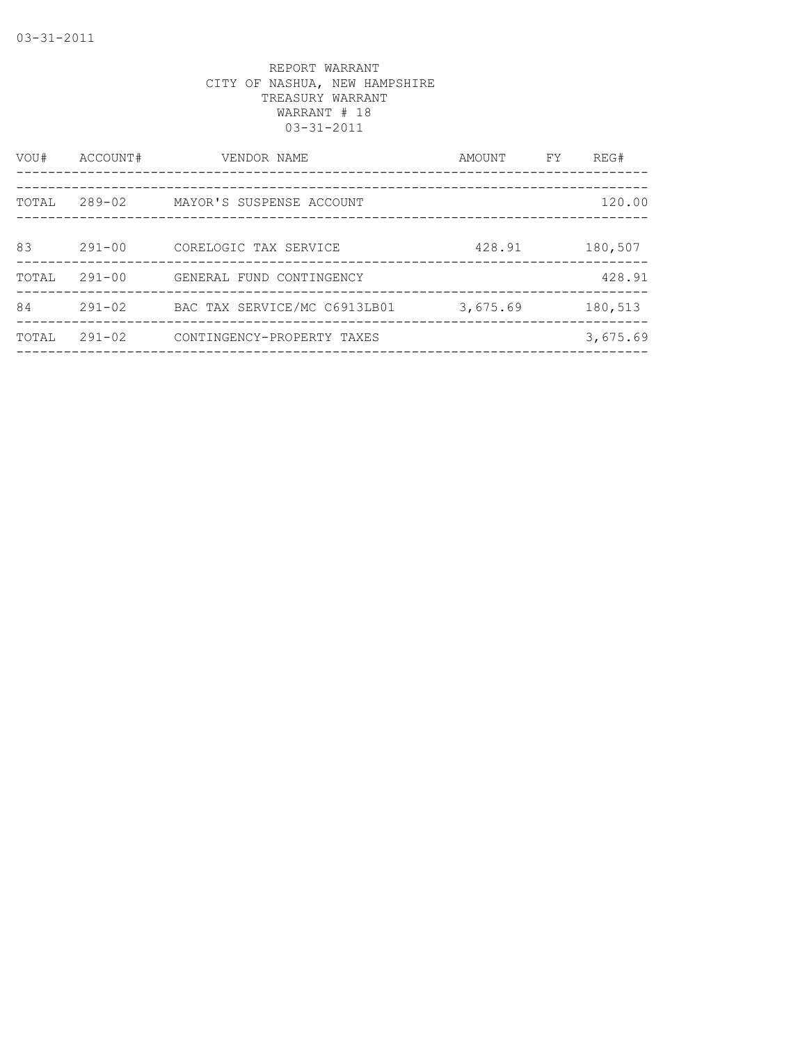REPORT WARRANT
CITY OF NASHUA, NEW HAMPSHIRE
TREASURY WARRANT
WARRANT # 18
03-31-2011

| VOU# | ACCOUNT# | VENDOR NAME | AMOUNT | FY | REG# |
|---|---|---|---|---|---|
| TOTAL | 289-02 | MAYOR'S SUSPENSE ACCOUNT | | | 120.00 |
| 83 | 291-00 | CORELOGIC TAX SERVICE | 428.91 | | 180,507 |
| TOTAL | 291-00 | GENERAL FUND CONTINGENCY | | | 428.91 |
| 84 | 291-02 | BAC TAX SERVICE/MC C6913LB01 | 3,675.69 | | 180,513 |
| TOTAL | 291-02 | CONTINGENCY-PROPERTY TAXES | | | 3,675.69 |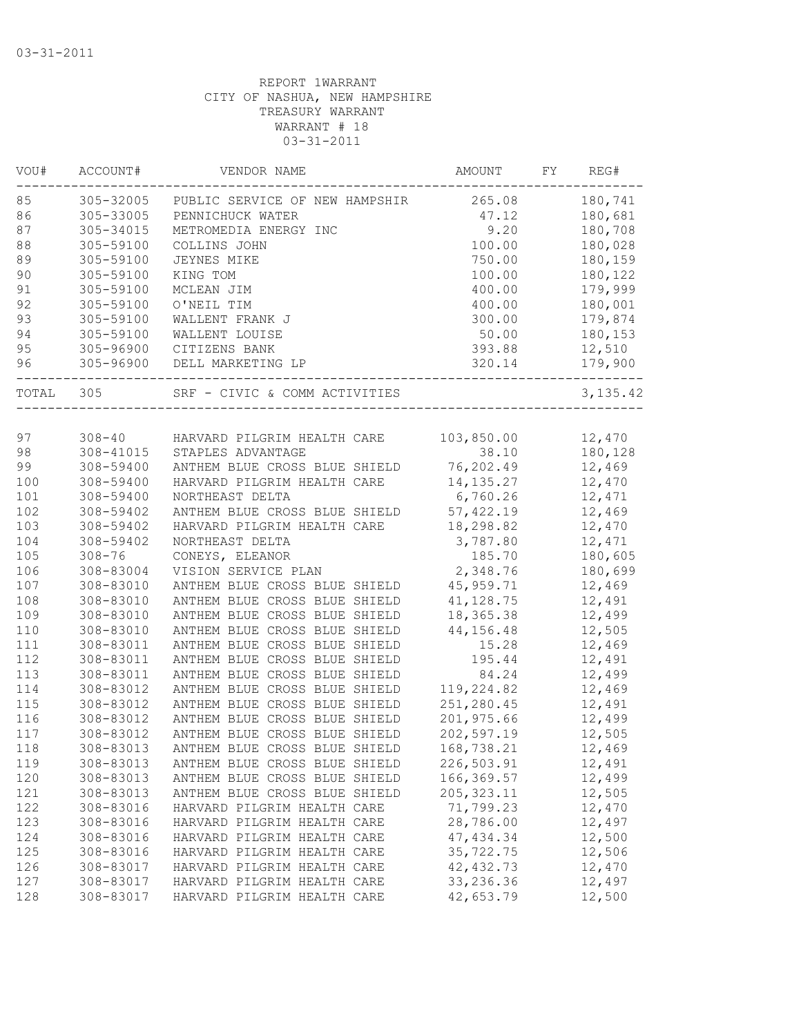03-31-2011

REPORT 1WARRANT
CITY OF NASHUA, NEW HAMPSHIRE
TREASURY WARRANT
WARRANT # 18
03-31-2011

| VOU# | ACCOUNT# | VENDOR NAME | AMOUNT | FY | REG# |
|---|---|---|---|---|---|
| 85 | 305-32005 | PUBLIC SERVICE OF NEW HAMPSHIR | 265.08 | | 180,741 |
| 86 | 305-33005 | PENNICHUCK WATER | 47.12 | | 180,681 |
| 87 | 305-34015 | METROMEDIA ENERGY INC | 9.20 | | 180,708 |
| 88 | 305-59100 | COLLINS JOHN | 100.00 | | 180,028 |
| 89 | 305-59100 | JEYNES MIKE | 750.00 | | 180,159 |
| 90 | 305-59100 | KING TOM | 100.00 | | 180,122 |
| 91 | 305-59100 | MCLEAN JIM | 400.00 | | 179,999 |
| 92 | 305-59100 | O'NEIL TIM | 400.00 | | 180,001 |
| 93 | 305-59100 | WALLENT FRANK J | 300.00 | | 179,874 |
| 94 | 305-59100 | WALLENT LOUISE | 50.00 | | 180,153 |
| 95 | 305-96900 | CITIZENS BANK | 393.88 | | 12,510 |
| 96 | 305-96900 | DELL MARKETING LP | 320.14 | | 179,900 |
| TOTAL | 305 | SRF - CIVIC & COMM ACTIVITIES | | | 3,135.42 |
| 97 | 308-40 | HARVARD PILGRIM HEALTH CARE | 103,850.00 | | 12,470 |
| 98 | 308-41015 | STAPLES ADVANTAGE | 38.10 | | 180,128 |
| 99 | 308-59400 | ANTHEM BLUE CROSS BLUE SHIELD | 76,202.49 | | 12,469 |
| 100 | 308-59400 | HARVARD PILGRIM HEALTH CARE | 14,135.27 | | 12,470 |
| 101 | 308-59400 | NORTHEAST DELTA | 6,760.26 | | 12,471 |
| 102 | 308-59402 | ANTHEM BLUE CROSS BLUE SHIELD | 57,422.19 | | 12,469 |
| 103 | 308-59402 | HARVARD PILGRIM HEALTH CARE | 18,298.82 | | 12,470 |
| 104 | 308-59402 | NORTHEAST DELTA | 3,787.80 | | 12,471 |
| 105 | 308-76 | CONEYS, ELEANOR | 185.70 | | 180,605 |
| 106 | 308-83004 | VISION SERVICE PLAN | 2,348.76 | | 180,699 |
| 107 | 308-83010 | ANTHEM BLUE CROSS BLUE SHIELD | 45,959.71 | | 12,469 |
| 108 | 308-83010 | ANTHEM BLUE CROSS BLUE SHIELD | 41,128.75 | | 12,491 |
| 109 | 308-83010 | ANTHEM BLUE CROSS BLUE SHIELD | 18,365.38 | | 12,499 |
| 110 | 308-83010 | ANTHEM BLUE CROSS BLUE SHIELD | 44,156.48 | | 12,505 |
| 111 | 308-83011 | ANTHEM BLUE CROSS BLUE SHIELD | 15.28 | | 12,469 |
| 112 | 308-83011 | ANTHEM BLUE CROSS BLUE SHIELD | 195.44 | | 12,491 |
| 113 | 308-83011 | ANTHEM BLUE CROSS BLUE SHIELD | 84.24 | | 12,499 |
| 114 | 308-83012 | ANTHEM BLUE CROSS BLUE SHIELD | 119,224.82 | | 12,469 |
| 115 | 308-83012 | ANTHEM BLUE CROSS BLUE SHIELD | 251,280.45 | | 12,491 |
| 116 | 308-83012 | ANTHEM BLUE CROSS BLUE SHIELD | 201,975.66 | | 12,499 |
| 117 | 308-83012 | ANTHEM BLUE CROSS BLUE SHIELD | 202,597.19 | | 12,505 |
| 118 | 308-83013 | ANTHEM BLUE CROSS BLUE SHIELD | 168,738.21 | | 12,469 |
| 119 | 308-83013 | ANTHEM BLUE CROSS BLUE SHIELD | 226,503.91 | | 12,491 |
| 120 | 308-83013 | ANTHEM BLUE CROSS BLUE SHIELD | 166,369.57 | | 12,499 |
| 121 | 308-83013 | ANTHEM BLUE CROSS BLUE SHIELD | 205,323.11 | | 12,505 |
| 122 | 308-83016 | HARVARD PILGRIM HEALTH CARE | 71,799.23 | | 12,470 |
| 123 | 308-83016 | HARVARD PILGRIM HEALTH CARE | 28,786.00 | | 12,497 |
| 124 | 308-83016 | HARVARD PILGRIM HEALTH CARE | 47,434.34 | | 12,500 |
| 125 | 308-83016 | HARVARD PILGRIM HEALTH CARE | 35,722.75 | | 12,506 |
| 126 | 308-83017 | HARVARD PILGRIM HEALTH CARE | 42,432.73 | | 12,470 |
| 127 | 308-83017 | HARVARD PILGRIM HEALTH CARE | 33,236.36 | | 12,497 |
| 128 | 308-83017 | HARVARD PILGRIM HEALTH CARE | 42,653.79 | | 12,500 |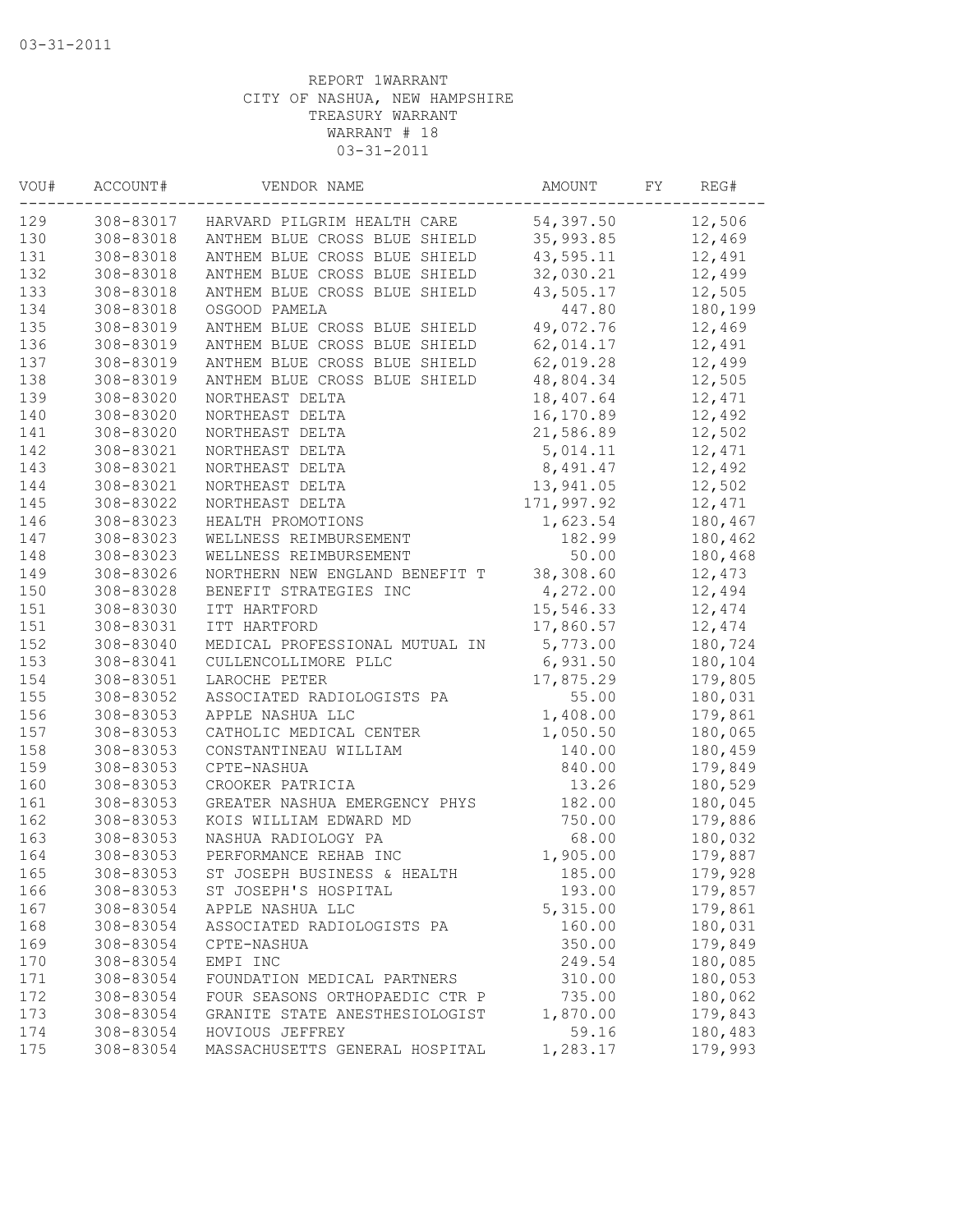03-31-2011

REPORT 1WARRANT
CITY OF NASHUA, NEW HAMPSHIRE
TREASURY WARRANT
WARRANT # 18
03-31-2011

| VOU# | ACCOUNT# | VENDOR NAME | AMOUNT | FY | REG# |
|---|---|---|---|---|---|
| 129 | 308-83017 | HARVARD PILGRIM HEALTH CARE | 54,397.50 | | 12,506 |
| 130 | 308-83018 | ANTHEM BLUE CROSS BLUE SHIELD | 35,993.85 | | 12,469 |
| 131 | 308-83018 | ANTHEM BLUE CROSS BLUE SHIELD | 43,595.11 | | 12,491 |
| 132 | 308-83018 | ANTHEM BLUE CROSS BLUE SHIELD | 32,030.21 | | 12,499 |
| 133 | 308-83018 | ANTHEM BLUE CROSS BLUE SHIELD | 43,505.17 | | 12,505 |
| 134 | 308-83018 | OSGOOD PAMELA | 447.80 | | 180,199 |
| 135 | 308-83019 | ANTHEM BLUE CROSS BLUE SHIELD | 49,072.76 | | 12,469 |
| 136 | 308-83019 | ANTHEM BLUE CROSS BLUE SHIELD | 62,014.17 | | 12,491 |
| 137 | 308-83019 | ANTHEM BLUE CROSS BLUE SHIELD | 62,019.28 | | 12,499 |
| 138 | 308-83019 | ANTHEM BLUE CROSS BLUE SHIELD | 48,804.34 | | 12,505 |
| 139 | 308-83020 | NORTHEAST DELTA | 18,407.64 | | 12,471 |
| 140 | 308-83020 | NORTHEAST DELTA | 16,170.89 | | 12,492 |
| 141 | 308-83020 | NORTHEAST DELTA | 21,586.89 | | 12,502 |
| 142 | 308-83021 | NORTHEAST DELTA | 5,014.11 | | 12,471 |
| 143 | 308-83021 | NORTHEAST DELTA | 8,491.47 | | 12,492 |
| 144 | 308-83021 | NORTHEAST DELTA | 13,941.05 | | 12,502 |
| 145 | 308-83022 | NORTHEAST DELTA | 171,997.92 | | 12,471 |
| 146 | 308-83023 | HEALTH PROMOTIONS | 1,623.54 | | 180,467 |
| 147 | 308-83023 | WELLNESS REIMBURSEMENT | 182.99 | | 180,462 |
| 148 | 308-83023 | WELLNESS REIMBURSEMENT | 50.00 | | 180,468 |
| 149 | 308-83026 | NORTHERN NEW ENGLAND BENEFIT T | 38,308.60 | | 12,473 |
| 150 | 308-83028 | BENEFIT STRATEGIES INC | 4,272.00 | | 12,494 |
| 151 | 308-83030 | ITT HARTFORD | 15,546.33 | | 12,474 |
| 151 | 308-83031 | ITT HARTFORD | 17,860.57 | | 12,474 |
| 152 | 308-83040 | MEDICAL PROFESSIONAL MUTUAL IN | 5,773.00 | | 180,724 |
| 153 | 308-83041 | CULLENCOLLIMORE PLLC | 6,931.50 | | 180,104 |
| 154 | 308-83051 | LAROCHE PETER | 17,875.29 | | 179,805 |
| 155 | 308-83052 | ASSOCIATED RADIOLOGISTS PA | 55.00 | | 180,031 |
| 156 | 308-83053 | APPLE NASHUA LLC | 1,408.00 | | 179,861 |
| 157 | 308-83053 | CATHOLIC MEDICAL CENTER | 1,050.50 | | 180,065 |
| 158 | 308-83053 | CONSTANTINEAU WILLIAM | 140.00 | | 180,459 |
| 159 | 308-83053 | CPTE-NASHUA | 840.00 | | 179,849 |
| 160 | 308-83053 | CROOKER PATRICIA | 13.26 | | 180,529 |
| 161 | 308-83053 | GREATER NASHUA EMERGENCY PHYS | 182.00 | | 180,045 |
| 162 | 308-83053 | KOIS WILLIAM EDWARD MD | 750.00 | | 179,886 |
| 163 | 308-83053 | NASHUA RADIOLOGY PA | 68.00 | | 180,032 |
| 164 | 308-83053 | PERFORMANCE REHAB INC | 1,905.00 | | 179,887 |
| 165 | 308-83053 | ST JOSEPH BUSINESS & HEALTH | 185.00 | | 179,928 |
| 166 | 308-83053 | ST JOSEPH'S HOSPITAL | 193.00 | | 179,857 |
| 167 | 308-83054 | APPLE NASHUA LLC | 5,315.00 | | 179,861 |
| 168 | 308-83054 | ASSOCIATED RADIOLOGISTS PA | 160.00 | | 180,031 |
| 169 | 308-83054 | CPTE-NASHUA | 350.00 | | 179,849 |
| 170 | 308-83054 | EMPI INC | 249.54 | | 180,085 |
| 171 | 308-83054 | FOUNDATION MEDICAL PARTNERS | 310.00 | | 180,053 |
| 172 | 308-83054 | FOUR SEASONS ORTHOPAEDIC CTR P | 735.00 | | 180,062 |
| 173 | 308-83054 | GRANITE STATE ANESTHESIOLOGIST | 1,870.00 | | 179,843 |
| 174 | 308-83054 | HOVIOUS JEFFREY | 59.16 | | 180,483 |
| 175 | 308-83054 | MASSACHUSETTS GENERAL HOSPITAL | 1,283.17 | | 179,993 |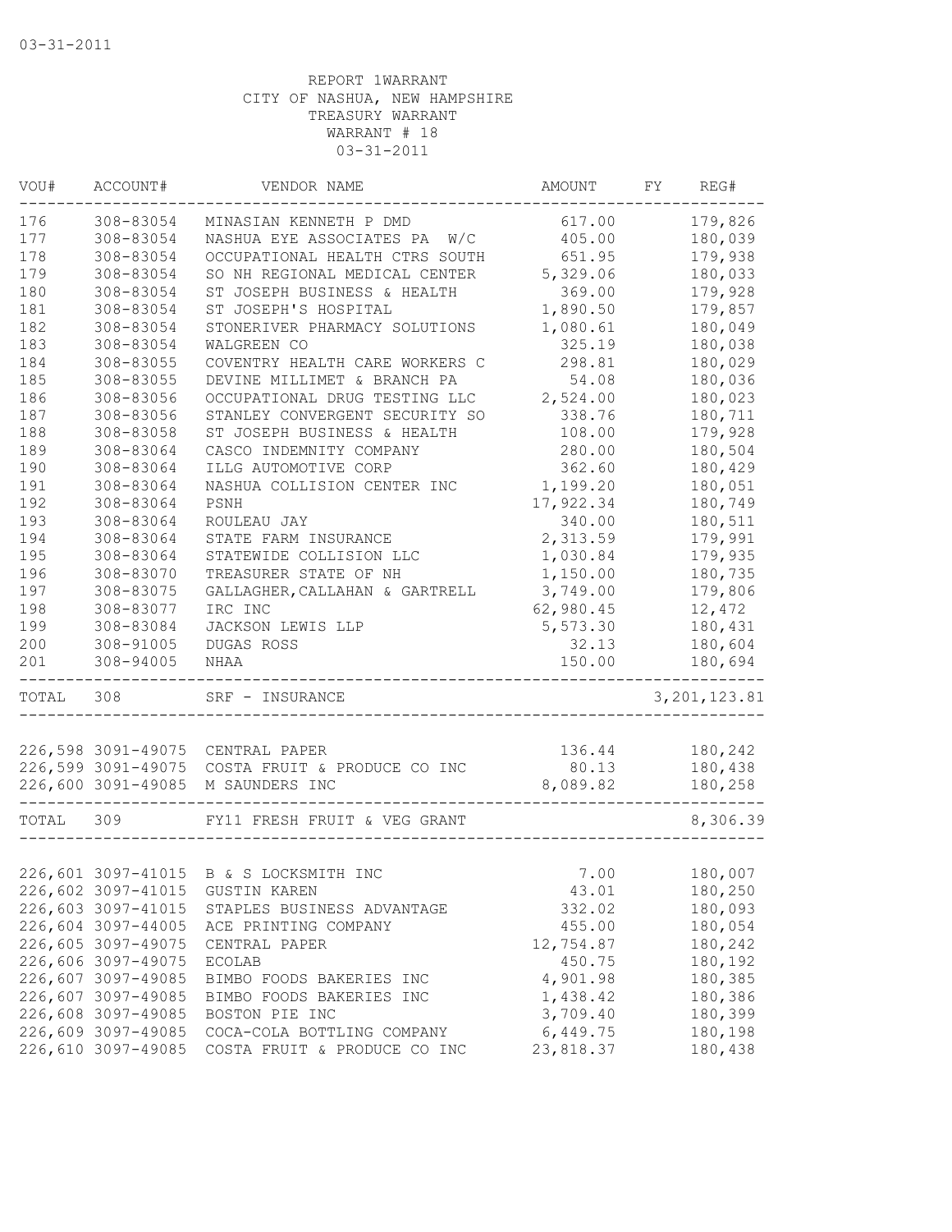03-31-2011

REPORT 1WARRANT
CITY OF NASHUA, NEW HAMPSHIRE
TREASURY WARRANT
WARRANT # 18
03-31-2011

| VOU# | ACCOUNT# | VENDOR NAME | AMOUNT | FY | REG# |
|---|---|---|---|---|---|
| 176 | 308-83054 | MINASIAN KENNETH P DMD | 617.00 | | 179,826 |
| 177 | 308-83054 | NASHUA EYE ASSOCIATES PA W/C | 405.00 | | 180,039 |
| 178 | 308-83054 | OCCUPATIONAL HEALTH CTRS SOUTH | 651.95 | | 179,938 |
| 179 | 308-83054 | SO NH REGIONAL MEDICAL CENTER | 5,329.06 | | 180,033 |
| 180 | 308-83054 | ST JOSEPH BUSINESS & HEALTH | 369.00 | | 179,928 |
| 181 | 308-83054 | ST JOSEPH'S HOSPITAL | 1,890.50 | | 179,857 |
| 182 | 308-83054 | STONERIVER PHARMACY SOLUTIONS | 1,080.61 | | 180,049 |
| 183 | 308-83054 | WALGREEN CO | 325.19 | | 180,038 |
| 184 | 308-83055 | COVENTRY HEALTH CARE WORKERS C | 298.81 | | 180,029 |
| 185 | 308-83055 | DEVINE MILLIMET & BRANCH PA | 54.08 | | 180,036 |
| 186 | 308-83056 | OCCUPATIONAL DRUG TESTING LLC | 2,524.00 | | 180,023 |
| 187 | 308-83056 | STANLEY CONVERGENT SECURITY SO | 338.76 | | 180,711 |
| 188 | 308-83058 | ST JOSEPH BUSINESS & HEALTH | 108.00 | | 179,928 |
| 189 | 308-83064 | CASCO INDEMNITY COMPANY | 280.00 | | 180,504 |
| 190 | 308-83064 | ILLG AUTOMOTIVE CORP | 362.60 | | 180,429 |
| 191 | 308-83064 | NASHUA COLLISION CENTER INC | 1,199.20 | | 180,051 |
| 192 | 308-83064 | PSNH | 17,922.34 | | 180,749 |
| 193 | 308-83064 | ROULEAU JAY | 340.00 | | 180,511 |
| 194 | 308-83064 | STATE FARM INSURANCE | 2,313.59 | | 179,991 |
| 195 | 308-83064 | STATEWIDE COLLISION LLC | 1,030.84 | | 179,935 |
| 196 | 308-83070 | TREASURER STATE OF NH | 1,150.00 | | 180,735 |
| 197 | 308-83075 | GALLAGHER,CALLAHAN & GARTRELL | 3,749.00 | | 179,806 |
| 198 | 308-83077 | IRC INC | 62,980.45 | | 12,472 |
| 199 | 308-83084 | JACKSON LEWIS LLP | 5,573.30 | | 180,431 |
| 200 | 308-91005 | DUGAS ROSS | 32.13 | | 180,604 |
| 201 | 308-94005 | NHAA | 150.00 | | 180,694 |
| TOTAL | 308 | SRF - INSURANCE | | | 3,201,123.81 |
| 226,598 | 3091-49075 | CENTRAL PAPER | 136.44 | | 180,242 |
| 226,599 | 3091-49075 | COSTA FRUIT & PRODUCE CO INC | 80.13 | | 180,438 |
| 226,600 | 3091-49085 | M SAUNDERS INC | 8,089.82 | | 180,258 |
| TOTAL | 309 | FY11 FRESH FRUIT & VEG GRANT | | | 8,306.39 |
| 226,601 | 3097-41015 | B & S LOCKSMITH INC | 7.00 | | 180,007 |
| 226,602 | 3097-41015 | GUSTIN KAREN | 43.01 | | 180,250 |
| 226,603 | 3097-41015 | STAPLES BUSINESS ADVANTAGE | 332.02 | | 180,093 |
| 226,604 | 3097-44005 | ACE PRINTING COMPANY | 455.00 | | 180,054 |
| 226,605 | 3097-49075 | CENTRAL PAPER | 12,754.87 | | 180,242 |
| 226,606 | 3097-49075 | ECOLAB | 450.75 | | 180,192 |
| 226,607 | 3097-49085 | BIMBO FOODS BAKERIES INC | 4,901.98 | | 180,385 |
| 226,607 | 3097-49085 | BIMBO FOODS BAKERIES INC | 1,438.42 | | 180,386 |
| 226,608 | 3097-49085 | BOSTON PIE INC | 3,709.40 | | 180,399 |
| 226,609 | 3097-49085 | COCA-COLA BOTTLING COMPANY | 6,449.75 | | 180,198 |
| 226,610 | 3097-49085 | COSTA FRUIT & PRODUCE CO INC | 23,818.37 | | 180,438 |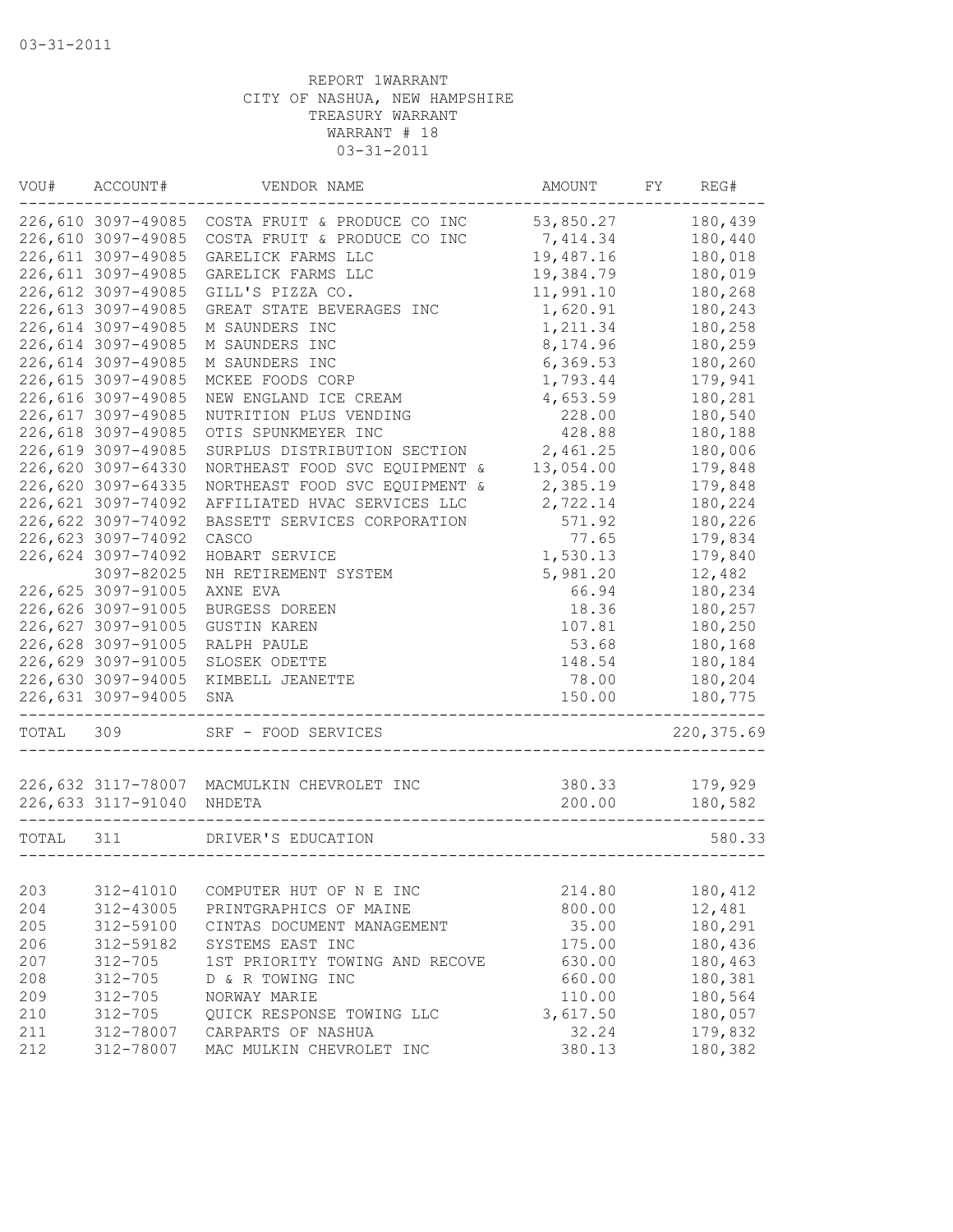03-31-2011

REPORT 1WARRANT
CITY OF NASHUA, NEW HAMPSHIRE
TREASURY WARRANT
WARRANT # 18
03-31-2011

| VOU# | ACCOUNT# | VENDOR NAME | AMOUNT | FY | REG# |
|---|---|---|---|---|---|
| 226,610 | 3097-49085 | COSTA FRUIT & PRODUCE CO INC | 53,850.27 | | 180,439 |
| 226,610 | 3097-49085 | COSTA FRUIT & PRODUCE CO INC | 7,414.34 | | 180,440 |
| 226,611 | 3097-49085 | GARELICK FARMS LLC | 19,487.16 | | 180,018 |
| 226,611 | 3097-49085 | GARELICK FARMS LLC | 19,384.79 | | 180,019 |
| 226,612 | 3097-49085 | GILL'S PIZZA CO. | 11,991.10 | | 180,268 |
| 226,613 | 3097-49085 | GREAT STATE BEVERAGES INC | 1,620.91 | | 180,243 |
| 226,614 | 3097-49085 | M SAUNDERS INC | 1,211.34 | | 180,258 |
| 226,614 | 3097-49085 | M SAUNDERS INC | 8,174.96 | | 180,259 |
| 226,614 | 3097-49085 | M SAUNDERS INC | 6,369.53 | | 180,260 |
| 226,615 | 3097-49085 | MCKEE FOODS CORP | 1,793.44 | | 179,941 |
| 226,616 | 3097-49085 | NEW ENGLAND ICE CREAM | 4,653.59 | | 180,281 |
| 226,617 | 3097-49085 | NUTRITION PLUS VENDING | 228.00 | | 180,540 |
| 226,618 | 3097-49085 | OTIS SPUNKMEYER INC | 428.88 | | 180,188 |
| 226,619 | 3097-49085 | SURPLUS DISTRIBUTION SECTION | 2,461.25 | | 180,006 |
| 226,620 | 3097-64330 | NORTHEAST FOOD SVC EQUIPMENT & | 13,054.00 | | 179,848 |
| 226,620 | 3097-64335 | NORTHEAST FOOD SVC EQUIPMENT & | 2,385.19 | | 179,848 |
| 226,621 | 3097-74092 | AFFILIATED HVAC SERVICES LLC | 2,722.14 | | 180,224 |
| 226,622 | 3097-74092 | BASSETT SERVICES CORPORATION | 571.92 | | 180,226 |
| 226,623 | 3097-74092 | CASCO | 77.65 | | 179,834 |
| 226,624 | 3097-74092 | HOBART SERVICE | 1,530.13 | | 179,840 |
| | 3097-82025 | NH RETIREMENT SYSTEM | 5,981.20 | | 12,482 |
| 226,625 | 3097-91005 | AXNE EVA | 66.94 | | 180,234 |
| 226,626 | 3097-91005 | BURGESS DOREEN | 18.36 | | 180,257 |
| 226,627 | 3097-91005 | GUSTIN KAREN | 107.81 | | 180,250 |
| 226,628 | 3097-91005 | RALPH PAULE | 53.68 | | 180,168 |
| 226,629 | 3097-91005 | SLOSEK ODETTE | 148.54 | | 180,184 |
| 226,630 | 3097-94005 | KIMBELL JEANETTE | 78.00 | | 180,204 |
| 226,631 | 3097-94005 | SNA | 150.00 | | 180,775 |
| TOTAL | 309 | SRF - FOOD SERVICES | | | 220,375.69 |
| 226,632 | 3117-78007 | MACMULKIN CHEVROLET INC | 380.33 | | 179,929 |
| 226,633 | 3117-91040 | NHDETA | 200.00 | | 180,582 |
| TOTAL | 311 | DRIVER'S EDUCATION | | | 580.33 |
| 203 | 312-41010 | COMPUTER HUT OF N E INC | 214.80 | | 180,412 |
| 204 | 312-43005 | PRINTGRAPHICS OF MAINE | 800.00 | | 12,481 |
| 205 | 312-59100 | CINTAS DOCUMENT MANAGEMENT | 35.00 | | 180,291 |
| 206 | 312-59182 | SYSTEMS EAST INC | 175.00 | | 180,436 |
| 207 | 312-705 | 1ST PRIORITY TOWING AND RECOVE | 630.00 | | 180,463 |
| 208 | 312-705 | D & R TOWING INC | 660.00 | | 180,381 |
| 209 | 312-705 | NORWAY MARIE | 110.00 | | 180,564 |
| 210 | 312-705 | QUICK RESPONSE TOWING LLC | 3,617.50 | | 180,057 |
| 211 | 312-78007 | CARPARTS OF NASHUA | 32.24 | | 179,832 |
| 212 | 312-78007 | MAC MULKIN CHEVROLET INC | 380.13 | | 180,382 |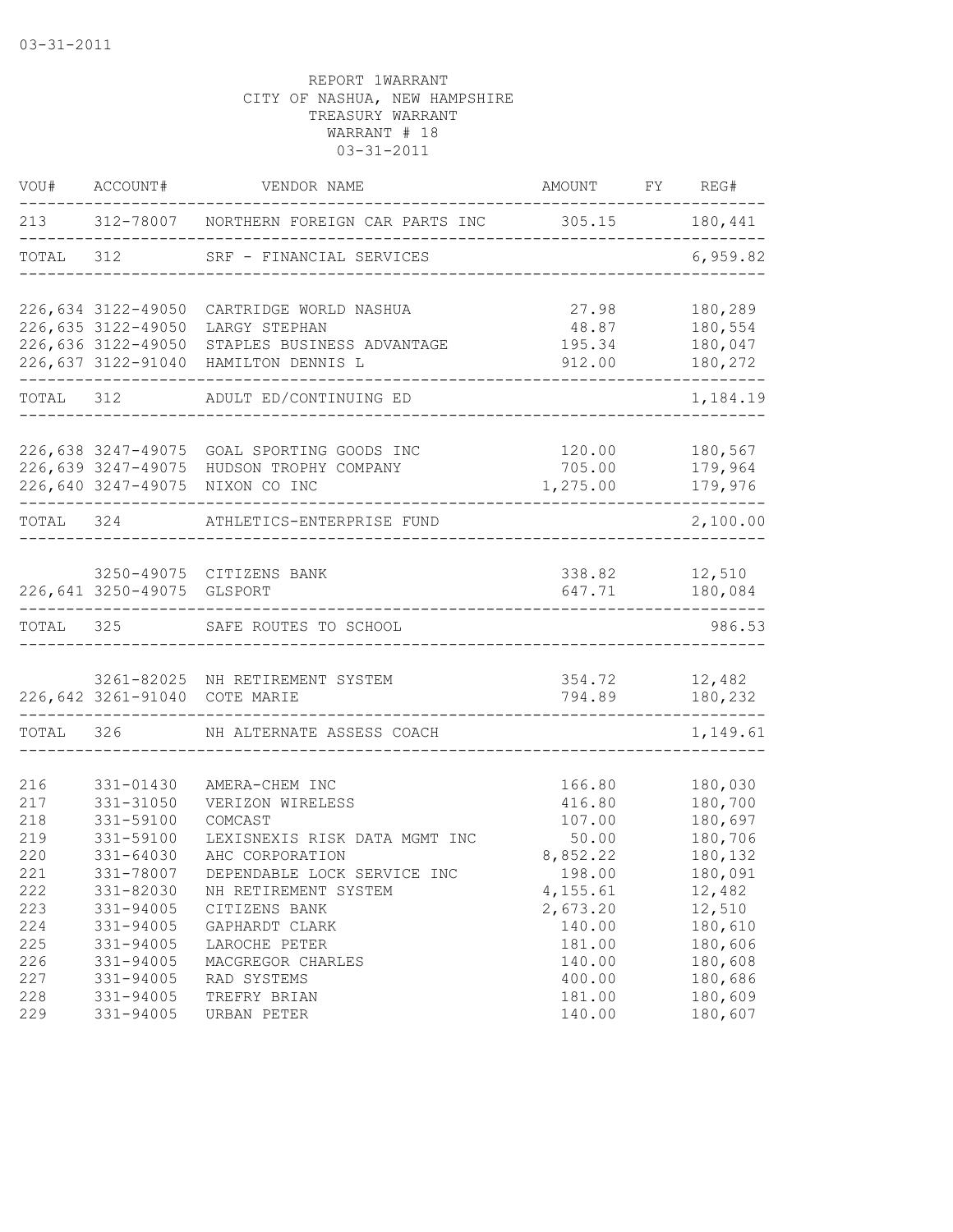03-31-2011

REPORT 1WARRANT
CITY OF NASHUA, NEW HAMPSHIRE
TREASURY WARRANT
WARRANT # 18
03-31-2011

| VOU# | ACCOUNT# | VENDOR NAME | AMOUNT | FY | REG# |
|---|---|---|---|---|---|
| 213 | 312-78007 | NORTHERN FOREIGN CAR PARTS INC | 305.15 | | 180,441 |
| TOTAL | 312 | SRF - FINANCIAL SERVICES | | | 6,959.82 |
| 226,634 | 3122-49050 | CARTRIDGE WORLD NASHUA | 27.98 | | 180,289 |
| 226,635 | 3122-49050 | LARGY STEPHAN | 48.87 | | 180,554 |
| 226,636 | 3122-49050 | STAPLES BUSINESS ADVANTAGE | 195.34 | | 180,047 |
| 226,637 | 3122-91040 | HAMILTON DENNIS L | 912.00 | | 180,272 |
| TOTAL | 312 | ADULT ED/CONTINUING ED | | | 1,184.19 |
| 226,638 | 3247-49075 | GOAL SPORTING GOODS INC | 120.00 | | 180,567 |
| 226,639 | 3247-49075 | HUDSON TROPHY COMPANY | 705.00 | | 179,964 |
| 226,640 | 3247-49075 | NIXON CO INC | 1,275.00 | | 179,976 |
| TOTAL | 324 | ATHLETICS-ENTERPRISE FUND | | | 2,100.00 |
| | 3250-49075 | CITIZENS BANK | 338.82 | | 12,510 |
| 226,641 | 3250-49075 | GLSPORT | 647.71 | | 180,084 |
| TOTAL | 325 | SAFE ROUTES TO SCHOOL | | | 986.53 |
| | 3261-82025 | NH RETIREMENT SYSTEM | 354.72 | | 12,482 |
| 226,642 | 3261-91040 | COTE MARIE | 794.89 | | 180,232 |
| TOTAL | 326 | NH ALTERNATE ASSESS COACH | | | 1,149.61 |
| 216 | 331-01430 | AMERA-CHEM INC | 166.80 | | 180,030 |
| 217 | 331-31050 | VERIZON WIRELESS | 416.80 | | 180,700 |
| 218 | 331-59100 | COMCAST | 107.00 | | 180,697 |
| 219 | 331-59100 | LEXISNEXIS RISK DATA MGMT INC | 50.00 | | 180,706 |
| 220 | 331-64030 | AHC CORPORATION | 8,852.22 | | 180,132 |
| 221 | 331-78007 | DEPENDABLE LOCK SERVICE INC | 198.00 | | 180,091 |
| 222 | 331-82030 | NH RETIREMENT SYSTEM | 4,155.61 | | 12,482 |
| 223 | 331-94005 | CITIZENS BANK | 2,673.20 | | 12,510 |
| 224 | 331-94005 | GAPHARDT CLARK | 140.00 | | 180,610 |
| 225 | 331-94005 | LAROCHE PETER | 181.00 | | 180,606 |
| 226 | 331-94005 | MACGREGOR CHARLES | 140.00 | | 180,608 |
| 227 | 331-94005 | RAD SYSTEMS | 400.00 | | 180,686 |
| 228 | 331-94005 | TREFRY BRIAN | 181.00 | | 180,609 |
| 229 | 331-94005 | URBAN PETER | 140.00 | | 180,607 |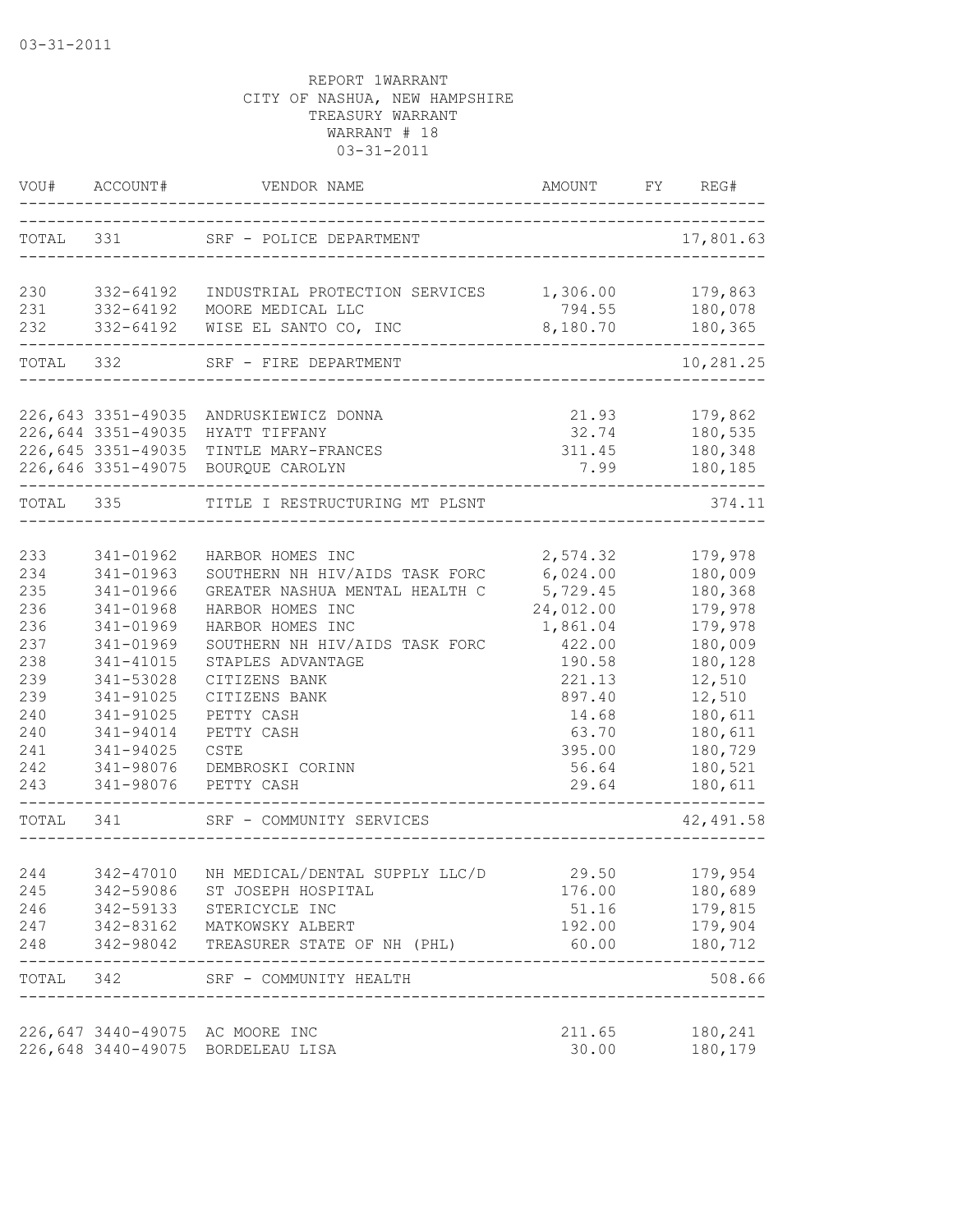03-31-2011

REPORT 1WARRANT
CITY OF NASHUA, NEW HAMPSHIRE
TREASURY WARRANT
WARRANT # 18
03-31-2011

| VOU# | ACCOUNT# | VENDOR NAME | AMOUNT | FY | REG# |
|---|---|---|---|---|---|
| TOTAL | 331 | SRF - POLICE DEPARTMENT | | | 17,801.63 |
| 230 | 332-64192 | INDUSTRIAL PROTECTION SERVICES | 1,306.00 | | 179,863 |
| 231 | 332-64192 | MOORE MEDICAL LLC | 794.55 | | 180,078 |
| 232 | 332-64192 | WISE EL SANTO CO, INC | 8,180.70 | | 180,365 |
| TOTAL | 332 | SRF - FIRE DEPARTMENT | | | 10,281.25 |
| 226,643 | 3351-49035 | ANDRUSKIEWICZ DONNA | 21.93 | | 179,862 |
| 226,644 | 3351-49035 | HYATT TIFFANY | 32.74 | | 180,535 |
| 226,645 | 3351-49035 | TINTLE MARY-FRANCES | 311.45 | | 180,348 |
| 226,646 | 3351-49075 | BOURQUE CAROLYN | 7.99 | | 180,185 |
| TOTAL | 335 | TITLE I RESTRUCTURING MT PLSNT | | | 374.11 |
| 233 | 341-01962 | HARBOR HOMES INC | 2,574.32 | | 179,978 |
| 234 | 341-01963 | SOUTHERN NH HIV/AIDS TASK FORC | 6,024.00 | | 180,009 |
| 235 | 341-01966 | GREATER NASHUA MENTAL HEALTH C | 5,729.45 | | 180,368 |
| 236 | 341-01968 | HARBOR HOMES INC | 24,012.00 | | 179,978 |
| 236 | 341-01969 | HARBOR HOMES INC | 1,861.04 | | 179,978 |
| 237 | 341-01969 | SOUTHERN NH HIV/AIDS TASK FORC | 422.00 | | 180,009 |
| 238 | 341-41015 | STAPLES ADVANTAGE | 190.58 | | 180,128 |
| 239 | 341-53028 | CITIZENS BANK | 221.13 | | 12,510 |
| 239 | 341-91025 | CITIZENS BANK | 897.40 | | 12,510 |
| 240 | 341-91025 | PETTY CASH | 14.68 | | 180,611 |
| 240 | 341-94014 | PETTY CASH | 63.70 | | 180,611 |
| 241 | 341-94025 | CSTE | 395.00 | | 180,729 |
| 242 | 341-98076 | DEMBROSKI CORINN | 56.64 | | 180,521 |
| 243 | 341-98076 | PETTY CASH | 29.64 | | 180,611 |
| TOTAL | 341 | SRF - COMMUNITY SERVICES | | | 42,491.58 |
| 244 | 342-47010 | NH MEDICAL/DENTAL SUPPLY LLC/D | 29.50 | | 179,954 |
| 245 | 342-59086 | ST JOSEPH HOSPITAL | 176.00 | | 180,689 |
| 246 | 342-59133 | STERICYCLE INC | 51.16 | | 179,815 |
| 247 | 342-83162 | MATKOWSKY ALBERT | 192.00 | | 179,904 |
| 248 | 342-98042 | TREASURER STATE OF NH (PHL) | 60.00 | | 180,712 |
| TOTAL | 342 | SRF - COMMUNITY HEALTH | | | 508.66 |
| 226,647 | 3440-49075 | AC MOORE INC | 211.65 | | 180,241 |
| 226,648 | 3440-49075 | BORDELEAU LISA | 30.00 | | 180,179 |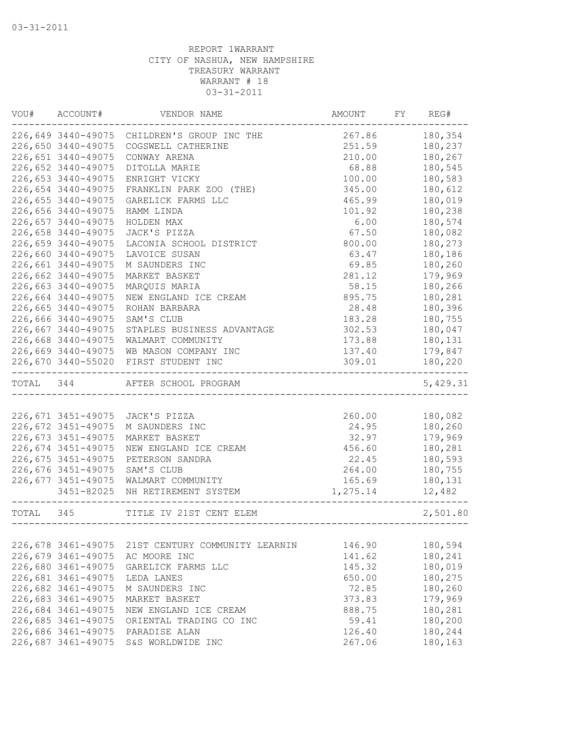REPORT 1WARRANT
CITY OF NASHUA, NEW HAMPSHIRE
TREASURY WARRANT
WARRANT # 18
03-31-2011

| VOU# | ACCOUNT# | VENDOR NAME | AMOUNT | FY | REG# |
|---|---|---|---|---|---|
| 226,649 | 3440-49075 | CHILDREN'S GROUP INC THE | 267.86 | | 180,354 |
| 226,650 | 3440-49075 | COGSWELL CATHERINE | 251.59 | | 180,237 |
| 226,651 | 3440-49075 | CONWAY ARENA | 210.00 | | 180,267 |
| 226,652 | 3440-49075 | DITOLLA MARIE | 68.88 | | 180,545 |
| 226,653 | 3440-49075 | ENRIGHT VICKY | 100.00 | | 180,583 |
| 226,654 | 3440-49075 | FRANKLIN PARK ZOO (THE) | 345.00 | | 180,612 |
| 226,655 | 3440-49075 | GARELICK FARMS LLC | 465.99 | | 180,019 |
| 226,656 | 3440-49075 | HAMM LINDA | 101.92 | | 180,238 |
| 226,657 | 3440-49075 | HOLDEN MAX | 6.00 | | 180,574 |
| 226,658 | 3440-49075 | JACK'S PIZZA | 67.50 | | 180,082 |
| 226,659 | 3440-49075 | LACONIA SCHOOL DISTRICT | 800.00 | | 180,273 |
| 226,660 | 3440-49075 | LAVOICE SUSAN | 63.47 | | 180,186 |
| 226,661 | 3440-49075 | M SAUNDERS INC | 69.85 | | 180,260 |
| 226,662 | 3440-49075 | MARKET BASKET | 281.12 | | 179,969 |
| 226,663 | 3440-49075 | MARQUIS MARIA | 58.15 | | 180,266 |
| 226,664 | 3440-49075 | NEW ENGLAND ICE CREAM | 895.75 | | 180,281 |
| 226,665 | 3440-49075 | ROHAN BARBARA | 28.48 | | 180,396 |
| 226,666 | 3440-49075 | SAM'S CLUB | 183.28 | | 180,755 |
| 226,667 | 3440-49075 | STAPLES BUSINESS ADVANTAGE | 302.53 | | 180,047 |
| 226,668 | 3440-49075 | WALMART COMMUNITY | 173.88 | | 180,131 |
| 226,669 | 3440-49075 | WB MASON COMPANY INC | 137.40 | | 179,847 |
| 226,670 | 3440-55020 | FIRST STUDENT INC | 309.01 | | 180,220 |
| TOTAL | 344 | AFTER SCHOOL PROGRAM | | | 5,429.31 |
| 226,671 | 3451-49075 | JACK'S PIZZA | 260.00 | | 180,082 |
| 226,672 | 3451-49075 | M SAUNDERS INC | 24.95 | | 180,260 |
| 226,673 | 3451-49075 | MARKET BASKET | 32.97 | | 179,969 |
| 226,674 | 3451-49075 | NEW ENGLAND ICE CREAM | 456.60 | | 180,281 |
| 226,675 | 3451-49075 | PETERSON SANDRA | 22.45 | | 180,593 |
| 226,676 | 3451-49075 | SAM'S CLUB | 264.00 | | 180,755 |
| 226,677 | 3451-49075 | WALMART COMMUNITY | 165.69 | | 180,131 |
| | 3451-82025 | NH RETIREMENT SYSTEM | 1,275.14 | | 12,482 |
| TOTAL | 345 | TITLE IV 21ST CENT ELEM | | | 2,501.80 |
| 226,678 | 3461-49075 | 21ST CENTURY COMMUNITY LEARNIN | 146.90 | | 180,594 |
| 226,679 | 3461-49075 | AC MOORE INC | 141.62 | | 180,241 |
| 226,680 | 3461-49075 | GARELICK FARMS LLC | 145.32 | | 180,019 |
| 226,681 | 3461-49075 | LEDA LANES | 650.00 | | 180,275 |
| 226,682 | 3461-49075 | M SAUNDERS INC | 72.85 | | 180,260 |
| 226,683 | 3461-49075 | MARKET BASKET | 373.83 | | 179,969 |
| 226,684 | 3461-49075 | NEW ENGLAND ICE CREAM | 888.75 | | 180,281 |
| 226,685 | 3461-49075 | ORIENTAL TRADING CO INC | 59.41 | | 180,200 |
| 226,686 | 3461-49075 | PARADISE ALAN | 126.40 | | 180,244 |
| 226,687 | 3461-49075 | S&S WORLDWIDE INC | 267.06 | | 180,163 |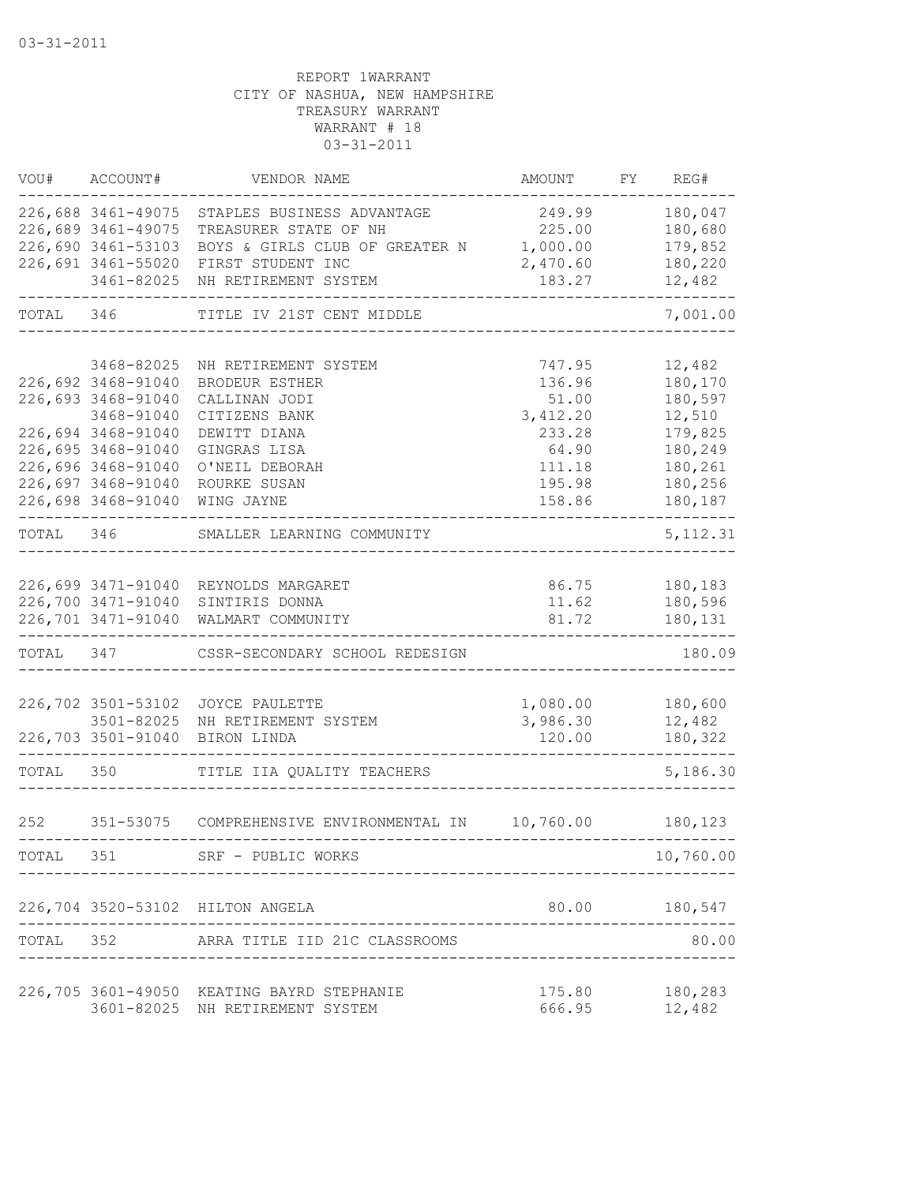03-31-2011

REPORT 1WARRANT
CITY OF NASHUA, NEW HAMPSHIRE
TREASURY WARRANT
WARRANT # 18
03-31-2011

| VOU# | ACCOUNT# | VENDOR NAME | AMOUNT | FY | REG# |
|---|---|---|---|---|---|
| 226,688 | 3461-49075 | STAPLES BUSINESS ADVANTAGE | 249.99 | | 180,047 |
| 226,689 | 3461-49075 | TREASURER STATE OF NH | 225.00 | | 180,680 |
| 226,690 | 3461-53103 | BOYS & GIRLS CLUB OF GREATER N | 1,000.00 | | 179,852 |
| 226,691 | 3461-55020 | FIRST STUDENT INC | 2,470.60 | | 180,220 |
| | 3461-82025 | NH RETIREMENT SYSTEM | 183.27 | | 12,482 |
| TOTAL | 346 | TITLE IV 21ST CENT MIDDLE | | | 7,001.00 |
| | 3468-82025 | NH RETIREMENT SYSTEM | 747.95 | | 12,482 |
| 226,692 | 3468-91040 | BRODEUR ESTHER | 136.96 | | 180,170 |
| 226,693 | 3468-91040 | CALLINAN JODI | 51.00 | | 180,597 |
| | 3468-91040 | CITIZENS BANK | 3,412.20 | | 12,510 |
| 226,694 | 3468-91040 | DEWITT DIANA | 233.28 | | 179,825 |
| 226,695 | 3468-91040 | GINGRAS LISA | 64.90 | | 180,249 |
| 226,696 | 3468-91040 | O'NEIL DEBORAH | 111.18 | | 180,261 |
| 226,697 | 3468-91040 | ROURKE SUSAN | 195.98 | | 180,256 |
| 226,698 | 3468-91040 | WING JAYNE | 158.86 | | 180,187 |
| TOTAL | 346 | SMALLER LEARNING COMMUNITY | | | 5,112.31 |
| 226,699 | 3471-91040 | REYNOLDS MARGARET | 86.75 | | 180,183 |
| 226,700 | 3471-91040 | SINTIRIS DONNA | 11.62 | | 180,596 |
| 226,701 | 3471-91040 | WALMART COMMUNITY | 81.72 | | 180,131 |
| TOTAL | 347 | CSSR-SECONDARY SCHOOL REDESIGN | | | 180.09 |
| 226,702 | 3501-53102 | JOYCE PAULETTE | 1,080.00 | | 180,600 |
| | 3501-82025 | NH RETIREMENT SYSTEM | 3,986.30 | | 12,482 |
| 226,703 | 3501-91040 | BIRON LINDA | 120.00 | | 180,322 |
| TOTAL | 350 | TITLE IIA QUALITY TEACHERS | | | 5,186.30 |
| 252 | 351-53075 | COMPREHENSIVE ENVIRONMENTAL IN | 10,760.00 | | 180,123 |
| TOTAL | 351 | SRF - PUBLIC WORKS | | | 10,760.00 |
| 226,704 | 3520-53102 | HILTON ANGELA | 80.00 | | 180,547 |
| TOTAL | 352 | ARRA TITLE IID 21C CLASSROOMS | | | 80.00 |
| 226,705 | 3601-49050 | KEATING BAYRD STEPHANIE | 175.80 | | 180,283 |
| | 3601-82025 | NH RETIREMENT SYSTEM | 666.95 | | 12,482 |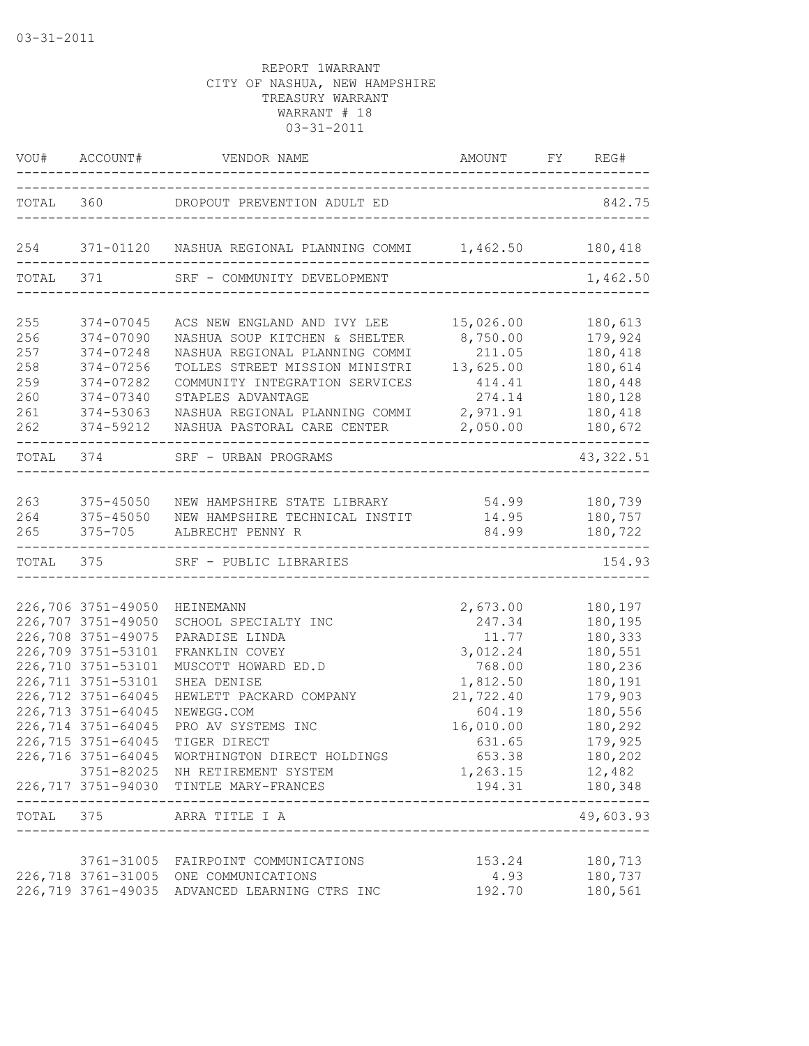03-31-2011

REPORT 1WARRANT
CITY OF NASHUA, NEW HAMPSHIRE
TREASURY WARRANT
WARRANT # 18
03-31-2011

| VOU# | ACCOUNT# | VENDOR NAME | AMOUNT | FY | REG# |
|---|---|---|---|---|---|
| TOTAL | 360 | DROPOUT PREVENTION ADULT ED | | | 842.75 |
| 254 | 371-01120 | NASHUA REGIONAL PLANNING COMMI | 1,462.50 | | 180,418 |
| TOTAL | 371 | SRF - COMMUNITY DEVELOPMENT | | | 1,462.50 |
| 255 | 374-07045 | ACS NEW ENGLAND AND IVY LEE | 15,026.00 | | 180,613 |
| 256 | 374-07090 | NASHUA SOUP KITCHEN & SHELTER | 8,750.00 | | 179,924 |
| 257 | 374-07248 | NASHUA REGIONAL PLANNING COMMI | 211.05 | | 180,418 |
| 258 | 374-07256 | TOLLES STREET MISSION MINISTRI | 13,625.00 | | 180,614 |
| 259 | 374-07282 | COMMUNITY INTEGRATION SERVICES | 414.41 | | 180,448 |
| 260 | 374-07340 | STAPLES ADVANTAGE | 274.14 | | 180,128 |
| 261 | 374-53063 | NASHUA REGIONAL PLANNING COMMI | 2,971.91 | | 180,418 |
| 262 | 374-59212 | NASHUA PASTORAL CARE CENTER | 2,050.00 | | 180,672 |
| TOTAL | 374 | SRF - URBAN PROGRAMS | | | 43,322.51 |
| 263 | 375-45050 | NEW HAMPSHIRE STATE LIBRARY | 54.99 | | 180,739 |
| 264 | 375-45050 | NEW HAMPSHIRE TECHNICAL INSTIT | 14.95 | | 180,757 |
| 265 | 375-705 | ALBRECHT PENNY R | 84.99 | | 180,722 |
| TOTAL | 375 | SRF - PUBLIC LIBRARIES | | | 154.93 |
| 226,706 | 3751-49050 | HEINEMANN | 2,673.00 | | 180,197 |
| 226,707 | 3751-49050 | SCHOOL SPECIALTY INC | 247.34 | | 180,195 |
| 226,708 | 3751-49075 | PARADISE LINDA | 11.77 | | 180,333 |
| 226,709 | 3751-53101 | FRANKLIN COVEY | 3,012.24 | | 180,551 |
| 226,710 | 3751-53101 | MUSCOTT HOWARD ED.D | 768.00 | | 180,236 |
| 226,711 | 3751-53101 | SHEA DENISE | 1,812.50 | | 180,191 |
| 226,712 | 3751-64045 | HEWLETT PACKARD COMPANY | 21,722.40 | | 179,903 |
| 226,713 | 3751-64045 | NEWEGG.COM | 604.19 | | 180,556 |
| 226,714 | 3751-64045 | PRO AV SYSTEMS INC | 16,010.00 | | 180,292 |
| 226,715 | 3751-64045 | TIGER DIRECT | 631.65 | | 179,925 |
| 226,716 | 3751-64045 | WORTHINGTON DIRECT HOLDINGS | 653.38 | | 180,202 |
| | 3751-82025 | NH RETIREMENT SYSTEM | 1,263.15 | | 12,482 |
| 226,717 | 3751-94030 | TINTLE MARY-FRANCES | 194.31 | | 180,348 |
| TOTAL | 375 | ARRA TITLE I A | | | 49,603.93 |
| | 3761-31005 | FAIRPOINT COMMUNICATIONS | 153.24 | | 180,713 |
| 226,718 | 3761-31005 | ONE COMMUNICATIONS | 4.93 | | 180,737 |
| 226,719 | 3761-49035 | ADVANCED LEARNING CTRS INC | 192.70 | | 180,561 |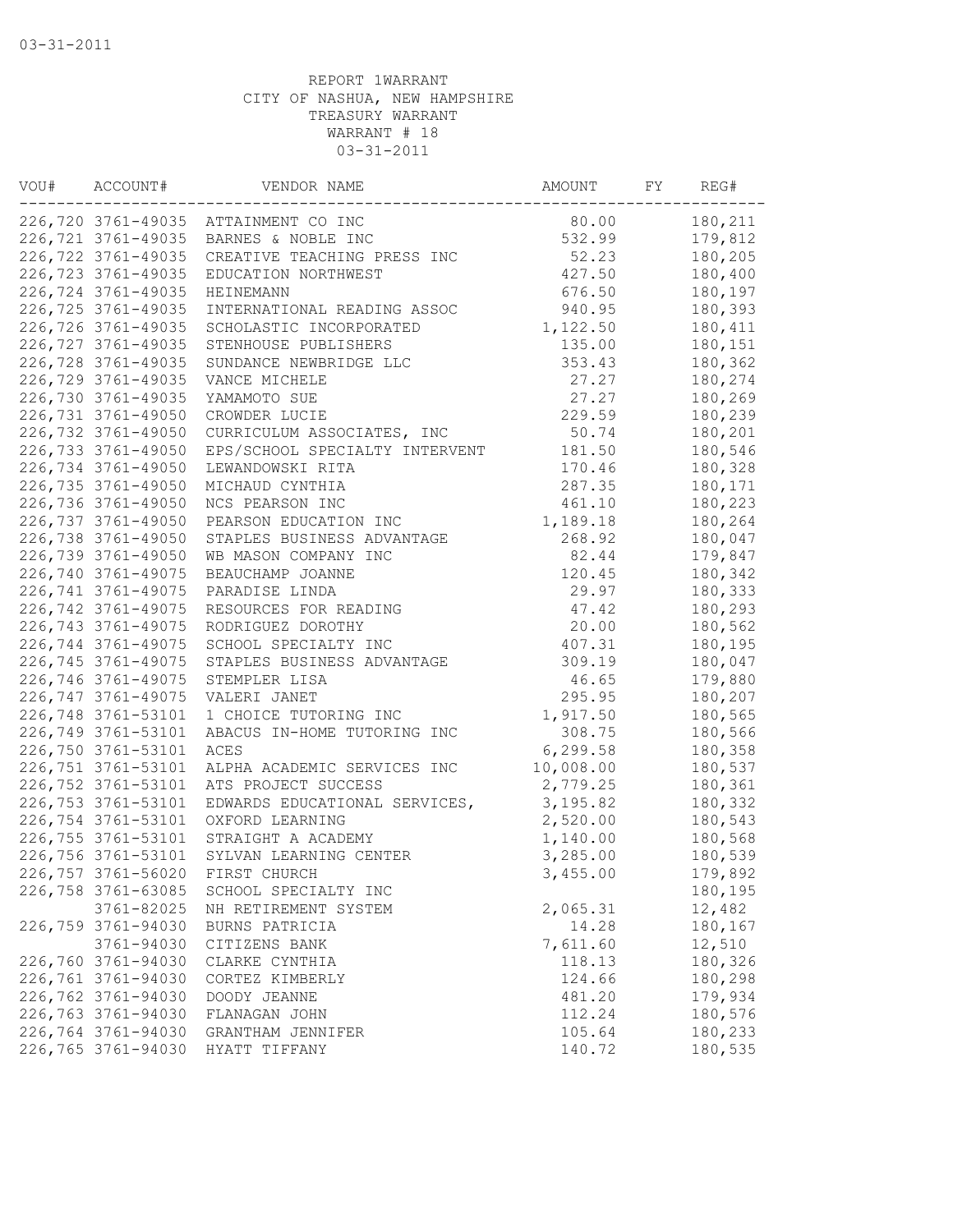03-31-2011

REPORT 1WARRANT
CITY OF NASHUA, NEW HAMPSHIRE
TREASURY WARRANT
WARRANT # 18
03-31-2011

| VOU# | ACCOUNT# | VENDOR NAME | AMOUNT | FY | REG# |
|---|---|---|---|---|---|
| 226,720 | 3761-49035 | ATTAINMENT CO INC | 80.00 | | 180,211 |
| 226,721 | 3761-49035 | BARNES & NOBLE INC | 532.99 | | 179,812 |
| 226,722 | 3761-49035 | CREATIVE TEACHING PRESS INC | 52.23 | | 180,205 |
| 226,723 | 3761-49035 | EDUCATION NORTHWEST | 427.50 | | 180,400 |
| 226,724 | 3761-49035 | HEINEMANN | 676.50 | | 180,197 |
| 226,725 | 3761-49035 | INTERNATIONAL READING ASSOC | 940.95 | | 180,393 |
| 226,726 | 3761-49035 | SCHOLASTIC INCORPORATED | 1,122.50 | | 180,411 |
| 226,727 | 3761-49035 | STENHOUSE PUBLISHERS | 135.00 | | 180,151 |
| 226,728 | 3761-49035 | SUNDANCE NEWBRIDGE LLC | 353.43 | | 180,362 |
| 226,729 | 3761-49035 | VANCE MICHELE | 27.27 | | 180,274 |
| 226,730 | 3761-49035 | YAMAMOTO SUE | 27.27 | | 180,269 |
| 226,731 | 3761-49050 | CROWDER LUCIE | 229.59 | | 180,239 |
| 226,732 | 3761-49050 | CURRICULUM ASSOCIATES, INC | 50.74 | | 180,201 |
| 226,733 | 3761-49050 | EPS/SCHOOL SPECIALTY INTERVENT | 181.50 | | 180,546 |
| 226,734 | 3761-49050 | LEWANDOWSKI RITA | 170.46 | | 180,328 |
| 226,735 | 3761-49050 | MICHAUD CYNTHIA | 287.35 | | 180,171 |
| 226,736 | 3761-49050 | NCS PEARSON INC | 461.10 | | 180,223 |
| 226,737 | 3761-49050 | PEARSON EDUCATION INC | 1,189.18 | | 180,264 |
| 226,738 | 3761-49050 | STAPLES BUSINESS ADVANTAGE | 268.92 | | 180,047 |
| 226,739 | 3761-49050 | WB MASON COMPANY INC | 82.44 | | 179,847 |
| 226,740 | 3761-49075 | BEAUCHAMP JOANNE | 120.45 | | 180,342 |
| 226,741 | 3761-49075 | PARADISE LINDA | 29.97 | | 180,333 |
| 226,742 | 3761-49075 | RESOURCES FOR READING | 47.42 | | 180,293 |
| 226,743 | 3761-49075 | RODRIGUEZ DOROTHY | 20.00 | | 180,562 |
| 226,744 | 3761-49075 | SCHOOL SPECIALTY INC | 407.31 | | 180,195 |
| 226,745 | 3761-49075 | STAPLES BUSINESS ADVANTAGE | 309.19 | | 180,047 |
| 226,746 | 3761-49075 | STEMPLER LISA | 46.65 | | 179,880 |
| 226,747 | 3761-49075 | VALERI JANET | 295.95 | | 180,207 |
| 226,748 | 3761-53101 | 1 CHOICE TUTORING INC | 1,917.50 | | 180,565 |
| 226,749 | 3761-53101 | ABACUS IN-HOME TUTORING INC | 308.75 | | 180,566 |
| 226,750 | 3761-53101 | ACES | 6,299.58 | | 180,358 |
| 226,751 | 3761-53101 | ALPHA ACADEMIC SERVICES INC | 10,008.00 | | 180,537 |
| 226,752 | 3761-53101 | ATS PROJECT SUCCESS | 2,779.25 | | 180,361 |
| 226,753 | 3761-53101 | EDWARDS EDUCATIONAL SERVICES, | 3,195.82 | | 180,332 |
| 226,754 | 3761-53101 | OXFORD LEARNING | 2,520.00 | | 180,543 |
| 226,755 | 3761-53101 | STRAIGHT A ACADEMY | 1,140.00 | | 180,568 |
| 226,756 | 3761-53101 | SYLVAN LEARNING CENTER | 3,285.00 | | 180,539 |
| 226,757 | 3761-56020 | FIRST CHURCH | 3,455.00 | | 179,892 |
| 226,758 | 3761-63085 | SCHOOL SPECIALTY INC | | | 180,195 |
| | 3761-82025 | NH RETIREMENT SYSTEM | 2,065.31 | | 12,482 |
| 226,759 | 3761-94030 | BURNS PATRICIA | 14.28 | | 180,167 |
| | 3761-94030 | CITIZENS BANK | 7,611.60 | | 12,510 |
| 226,760 | 3761-94030 | CLARKE CYNTHIA | 118.13 | | 180,326 |
| 226,761 | 3761-94030 | CORTEZ KIMBERLY | 124.66 | | 180,298 |
| 226,762 | 3761-94030 | DOODY JEANNE | 481.20 | | 179,934 |
| 226,763 | 3761-94030 | FLANAGAN JOHN | 112.24 | | 180,576 |
| 226,764 | 3761-94030 | GRANTHAM JENNIFER | 105.64 | | 180,233 |
| 226,765 | 3761-94030 | HYATT TIFFANY | 140.72 | | 180,535 |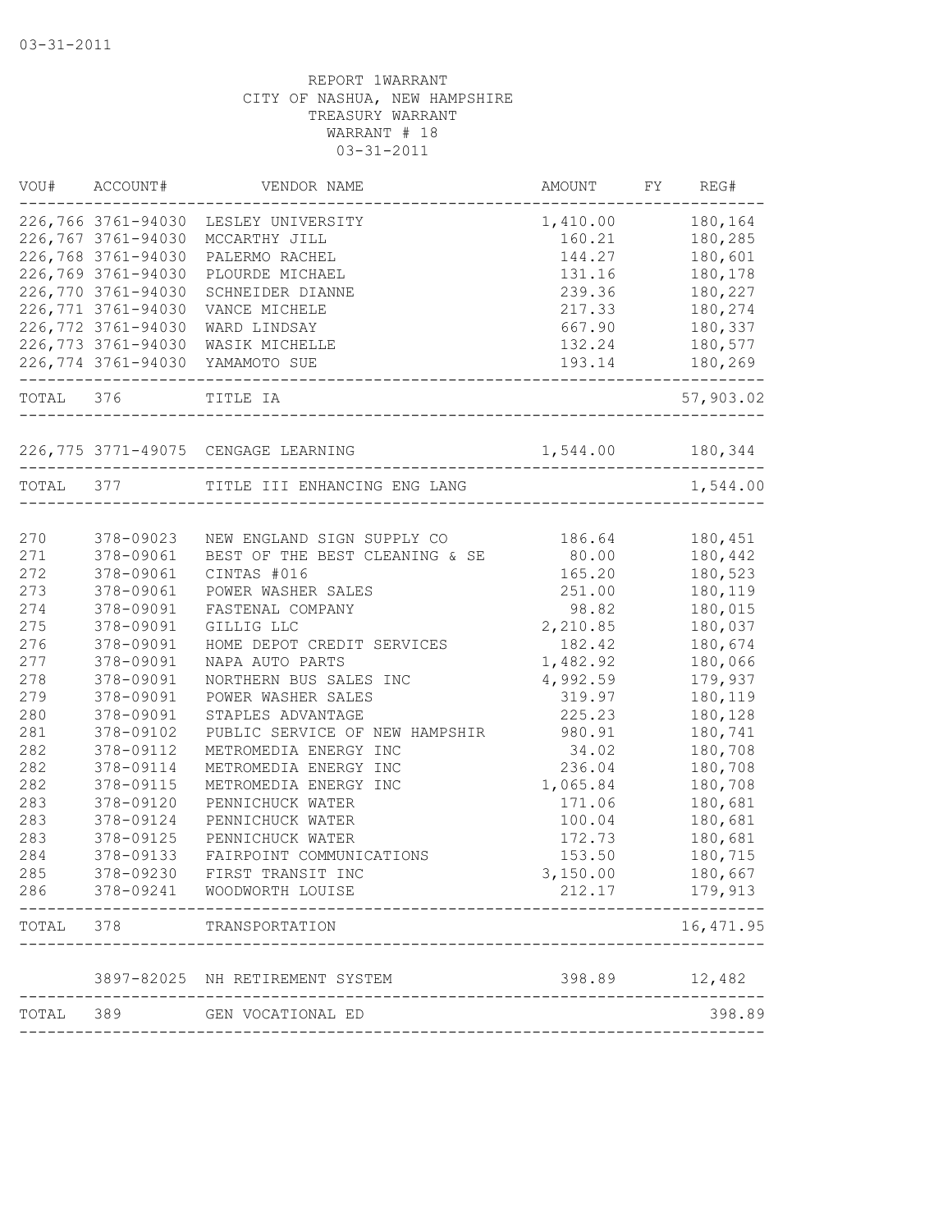03-31-2011

REPORT 1WARRANT
CITY OF NASHUA, NEW HAMPSHIRE
TREASURY WARRANT
WARRANT # 18
03-31-2011

| VOU# | ACCOUNT# | VENDOR NAME | AMOUNT | FY | REG# |
|---|---|---|---|---|---|
| 226,766 | 3761-94030 | LESLEY UNIVERSITY | 1,410.00 | | 180,164 |
| 226,767 | 3761-94030 | MCCARTHY JILL | 160.21 | | 180,285 |
| 226,768 | 3761-94030 | PALERMO RACHEL | 144.27 | | 180,601 |
| 226,769 | 3761-94030 | PLOURDE MICHAEL | 131.16 | | 180,178 |
| 226,770 | 3761-94030 | SCHNEIDER DIANNE | 239.36 | | 180,227 |
| 226,771 | 3761-94030 | VANCE MICHELE | 217.33 | | 180,274 |
| 226,772 | 3761-94030 | WARD LINDSAY | 667.90 | | 180,337 |
| 226,773 | 3761-94030 | WASIK MICHELLE | 132.24 | | 180,577 |
| 226,774 | 3761-94030 | YAMAMOTO SUE | 193.14 | | 180,269 |
| TOTAL | 376 | TITLE IA | | | 57,903.02 |
| 226,775 | 3771-49075 | CENGAGE LEARNING | 1,544.00 | | 180,344 |
| TOTAL | 377 | TITLE III ENHANCING ENG LANG | | | 1,544.00 |
| 270 | 378-09023 | NEW ENGLAND SIGN SUPPLY CO | 186.64 | | 180,451 |
| 271 | 378-09061 | BEST OF THE BEST CLEANING & SE | 80.00 | | 180,442 |
| 272 | 378-09061 | CINTAS #016 | 165.20 | | 180,523 |
| 273 | 378-09061 | POWER WASHER SALES | 251.00 | | 180,119 |
| 274 | 378-09091 | FASTENAL COMPANY | 98.82 | | 180,015 |
| 275 | 378-09091 | GILLIG LLC | 2,210.85 | | 180,037 |
| 276 | 378-09091 | HOME DEPOT CREDIT SERVICES | 182.42 | | 180,674 |
| 277 | 378-09091 | NAPA AUTO PARTS | 1,482.92 | | 180,066 |
| 278 | 378-09091 | NORTHERN BUS SALES INC | 4,992.59 | | 179,937 |
| 279 | 378-09091 | POWER WASHER SALES | 319.97 | | 180,119 |
| 280 | 378-09091 | STAPLES ADVANTAGE | 225.23 | | 180,128 |
| 281 | 378-09102 | PUBLIC SERVICE OF NEW HAMPSHIR | 980.91 | | 180,741 |
| 282 | 378-09112 | METROMEDIA ENERGY INC | 34.02 | | 180,708 |
| 282 | 378-09114 | METROMEDIA ENERGY INC | 236.04 | | 180,708 |
| 282 | 378-09115 | METROMEDIA ENERGY INC | 1,065.84 | | 180,708 |
| 283 | 378-09120 | PENNICHUCK WATER | 171.06 | | 180,681 |
| 283 | 378-09124 | PENNICHUCK WATER | 100.04 | | 180,681 |
| 283 | 378-09125 | PENNICHUCK WATER | 172.73 | | 180,681 |
| 284 | 378-09133 | FAIRPOINT COMMUNICATIONS | 153.50 | | 180,715 |
| 285 | 378-09230 | FIRST TRANSIT INC | 3,150.00 | | 180,667 |
| 286 | 378-09241 | WOODWORTH LOUISE | 212.17 | | 179,913 |
| TOTAL | 378 | TRANSPORTATION | | | 16,471.95 |
| | 3897-82025 | NH RETIREMENT SYSTEM | 398.89 | | 12,482 |
| TOTAL | 389 | GEN VOCATIONAL ED | | | 398.89 |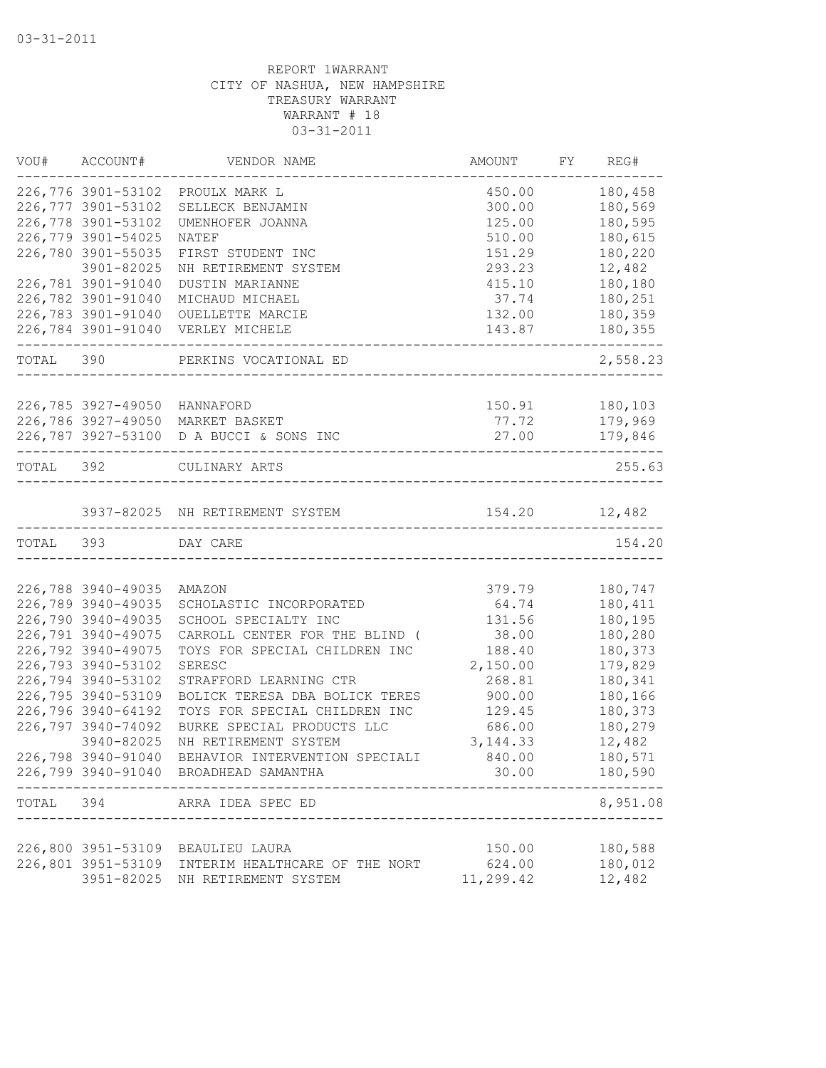03-31-2011

REPORT 1WARRANT
CITY OF NASHUA, NEW HAMPSHIRE
TREASURY WARRANT
WARRANT # 18
03-31-2011

| VOU# | ACCOUNT# | VENDOR NAME | AMOUNT | FY | REG# |
|---|---|---|---|---|---|
| 226,776 | 3901-53102 | PROULX MARK L | 450.00 | | 180,458 |
| 226,777 | 3901-53102 | SELLECK BENJAMIN | 300.00 | | 180,569 |
| 226,778 | 3901-53102 | UMENHOFER JOANNA | 125.00 | | 180,595 |
| 226,779 | 3901-54025 | NATEF | 510.00 | | 180,615 |
| 226,780 | 3901-55035 | FIRST STUDENT INC | 151.29 | | 180,220 |
| | 3901-82025 | NH RETIREMENT SYSTEM | 293.23 | | 12,482 |
| 226,781 | 3901-91040 | DUSTIN MARIANNE | 415.10 | | 180,180 |
| 226,782 | 3901-91040 | MICHAUD MICHAEL | 37.74 | | 180,251 |
| 226,783 | 3901-91040 | OUELLETTE MARCIE | 132.00 | | 180,359 |
| 226,784 | 3901-91040 | VERLEY MICHELE | 143.87 | | 180,355 |
| TOTAL | 390 | PERKINS VOCATIONAL ED | | | 2,558.23 |
| 226,785 | 3927-49050 | HANNAFORD | 150.91 | | 180,103 |
| 226,786 | 3927-49050 | MARKET BASKET | 77.72 | | 179,969 |
| 226,787 | 3927-53100 | D A BUCCI & SONS INC | 27.00 | | 179,846 |
| TOTAL | 392 | CULINARY ARTS | | | 255.63 |
| | 3937-82025 | NH RETIREMENT SYSTEM | 154.20 | | 12,482 |
| TOTAL | 393 | DAY CARE | | | 154.20 |
| 226,788 | 3940-49035 | AMAZON | 379.79 | | 180,747 |
| 226,789 | 3940-49035 | SCHOLASTIC INCORPORATED | 64.74 | | 180,411 |
| 226,790 | 3940-49035 | SCHOOL SPECIALTY INC | 131.56 | | 180,195 |
| 226,791 | 3940-49075 | CARROLL CENTER FOR THE BLIND ( | 38.00 | | 180,280 |
| 226,792 | 3940-49075 | TOYS FOR SPECIAL CHILDREN INC | 188.40 | | 180,373 |
| 226,793 | 3940-53102 | SERESC | 2,150.00 | | 179,829 |
| 226,794 | 3940-53102 | STRAFFORD LEARNING CTR | 268.81 | | 180,341 |
| 226,795 | 3940-53109 | BOLICK TERESA DBA BOLICK TERES | 900.00 | | 180,166 |
| 226,796 | 3940-64192 | TOYS FOR SPECIAL CHILDREN INC | 129.45 | | 180,373 |
| 226,797 | 3940-74092 | BURKE SPECIAL PRODUCTS LLC | 686.00 | | 180,279 |
| | 3940-82025 | NH RETIREMENT SYSTEM | 3,144.33 | | 12,482 |
| 226,798 | 3940-91040 | BEHAVIOR INTERVENTION SPECIALI | 840.00 | | 180,571 |
| 226,799 | 3940-91040 | BROADHEAD SAMANTHA | 30.00 | | 180,590 |
| TOTAL | 394 | ARRA IDEA SPEC ED | | | 8,951.08 |
| 226,800 | 3951-53109 | BEAULIEU LAURA | 150.00 | | 180,588 |
| 226,801 | 3951-53109 | INTERIM HEALTHCARE OF THE NORT | 624.00 | | 180,012 |
| | 3951-82025 | NH RETIREMENT SYSTEM | 11,299.42 | | 12,482 |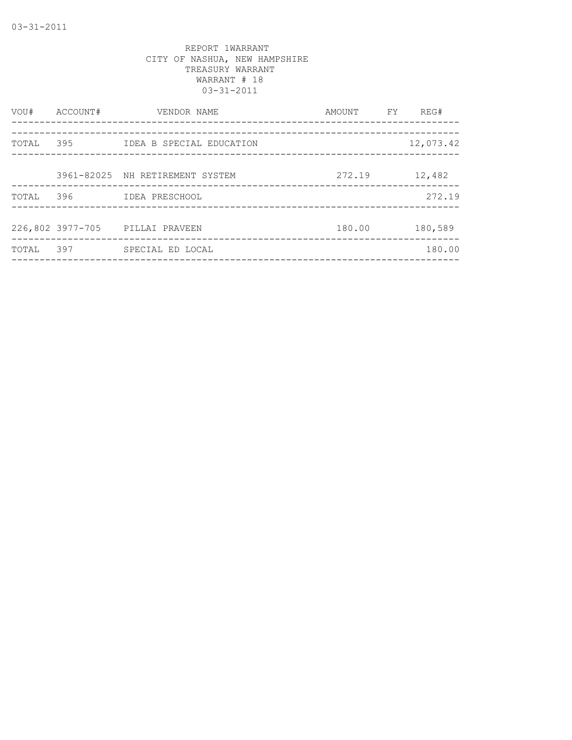03-31-2011

REPORT 1WARRANT
CITY OF NASHUA, NEW HAMPSHIRE
TREASURY WARRANT
WARRANT # 18
03-31-2011

| VOU# | ACCOUNT# | VENDOR NAME | AMOUNT | FY | REG# |
|---|---|---|---|---|---|
| TOTAL | 395 | IDEA B SPECIAL EDUCATION | | | 12,073.42 |
| | 3961-82025 | NH RETIREMENT SYSTEM | 272.19 | | 12,482 |
| TOTAL | 396 | IDEA PRESCHOOL | | | 272.19 |
| 226,802 | 3977-705 | PILLAI PRAVEEN | 180.00 | | 180,589 |
| TOTAL | 397 | SPECIAL ED LOCAL | | | 180.00 |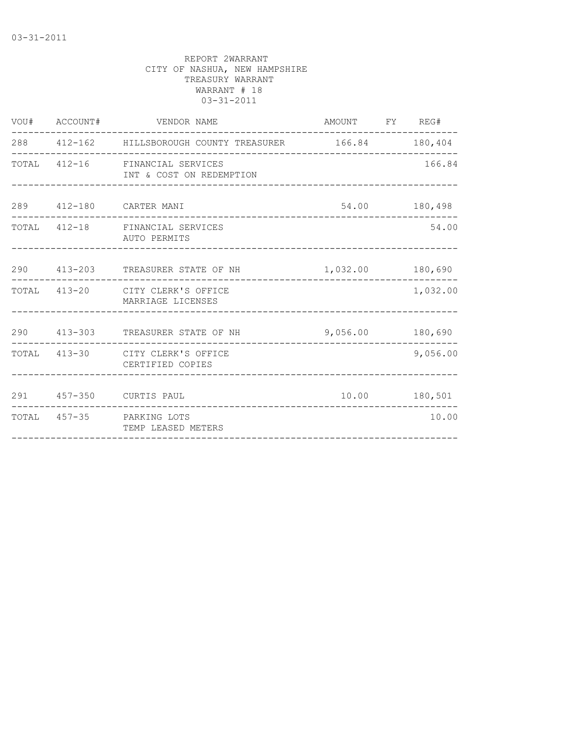03-31-2011

REPORT 2WARRANT
CITY OF NASHUA, NEW HAMPSHIRE
TREASURY WARRANT
WARRANT # 18
03-31-2011

| VOU# | ACCOUNT# | VENDOR NAME | AMOUNT | FY | REG# |
|---|---|---|---|---|---|
| 288 | 412-162 | HILLSBOROUGH COUNTY TREASURER | 166.84 | | 180,404 |
| TOTAL | 412-16 | FINANCIAL SERVICES INT & COST ON REDEMPTION | | | 166.84 |
| 289 | 412-180 | CARTER MANI | 54.00 | | 180,498 |
| TOTAL | 412-18 | FINANCIAL SERVICES AUTO PERMITS | | | 54.00 |
| 290 | 413-203 | TREASURER STATE OF NH | 1,032.00 | | 180,690 |
| TOTAL | 413-20 | CITY CLERK'S OFFICE MARRIAGE LICENSES | | | 1,032.00 |
| 290 | 413-303 | TREASURER STATE OF NH | 9,056.00 | | 180,690 |
| TOTAL | 413-30 | CITY CLERK'S OFFICE CERTIFIED COPIES | | | 9,056.00 |
| 291 | 457-350 | CURTIS PAUL | 10.00 | | 180,501 |
| TOTAL | 457-35 | PARKING LOTS TEMP LEASED METERS | | | 10.00 |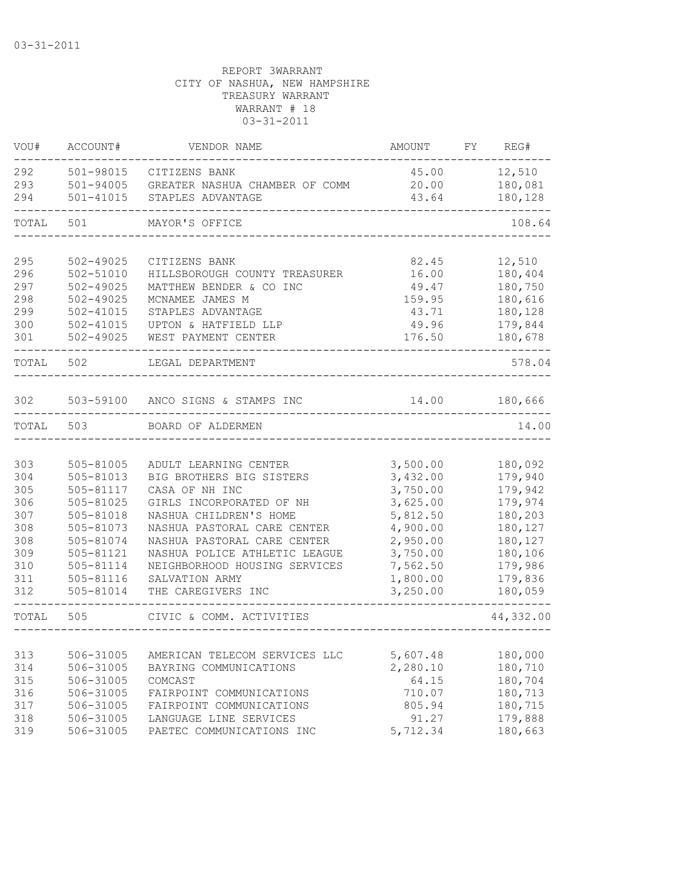03-31-2011

REPORT 3WARRANT
CITY OF NASHUA, NEW HAMPSHIRE
TREASURY WARRANT
WARRANT # 18
03-31-2011

| VOU# | ACCOUNT# | VENDOR NAME | AMOUNT | FY | REG# |
|---|---|---|---|---|---|
| 292 | 501-98015 | CITIZENS BANK | 45.00 | | 12,510 |
| 293 | 501-94005 | GREATER NASHUA CHAMBER OF COMM | 20.00 | | 180,081 |
| 294 | 501-41015 | STAPLES ADVANTAGE | 43.64 | | 180,128 |
| TOTAL | 501 | MAYOR'S OFFICE | | | 108.64 |
| 295 | 502-49025 | CITIZENS BANK | 82.45 | | 12,510 |
| 296 | 502-51010 | HILLSBOROUGH COUNTY TREASURER | 16.00 | | 180,404 |
| 297 | 502-49025 | MATTHEW BENDER & CO INC | 49.47 | | 180,750 |
| 298 | 502-49025 | MCNAMEE JAMES M | 159.95 | | 180,616 |
| 299 | 502-41015 | STAPLES ADVANTAGE | 43.71 | | 180,128 |
| 300 | 502-41015 | UPTON & HATFIELD LLP | 49.96 | | 179,844 |
| 301 | 502-49025 | WEST PAYMENT CENTER | 176.50 | | 180,678 |
| TOTAL | 502 | LEGAL DEPARTMENT | | | 578.04 |
| 302 | 503-59100 | ANCO SIGNS & STAMPS INC | 14.00 | | 180,666 |
| TOTAL | 503 | BOARD OF ALDERMEN | | | 14.00 |
| 303 | 505-81005 | ADULT LEARNING CENTER | 3,500.00 | | 180,092 |
| 304 | 505-81013 | BIG BROTHERS BIG SISTERS | 3,432.00 | | 179,940 |
| 305 | 505-81117 | CASA OF NH INC | 3,750.00 | | 179,942 |
| 306 | 505-81025 | GIRLS INCORPORATED OF NH | 3,625.00 | | 179,974 |
| 307 | 505-81018 | NASHUA CHILDREN'S HOME | 5,812.50 | | 180,203 |
| 308 | 505-81073 | NASHUA PASTORAL CARE CENTER | 4,900.00 | | 180,127 |
| 308 | 505-81074 | NASHUA PASTORAL CARE CENTER | 2,950.00 | | 180,127 |
| 309 | 505-81121 | NASHUA POLICE ATHLETIC LEAGUE | 3,750.00 | | 180,106 |
| 310 | 505-81114 | NEIGHBORHOOD HOUSING SERVICES | 7,562.50 | | 179,986 |
| 311 | 505-81116 | SALVATION ARMY | 1,800.00 | | 179,836 |
| 312 | 505-81014 | THE CAREGIVERS INC | 3,250.00 | | 180,059 |
| TOTAL | 505 | CIVIC & COMM. ACTIVITIES | | | 44,332.00 |
| 313 | 506-31005 | AMERICAN TELECOM SERVICES LLC | 5,607.48 | | 180,000 |
| 314 | 506-31005 | BAYRING COMMUNICATIONS | 2,280.10 | | 180,710 |
| 315 | 506-31005 | COMCAST | 64.15 | | 180,704 |
| 316 | 506-31005 | FAIRPOINT COMMUNICATIONS | 710.07 | | 180,713 |
| 317 | 506-31005 | FAIRPOINT COMMUNICATIONS | 805.94 | | 180,715 |
| 318 | 506-31005 | LANGUAGE LINE SERVICES | 91.27 | | 179,888 |
| 319 | 506-31005 | PAETEC COMMUNICATIONS INC | 5,712.34 | | 180,663 |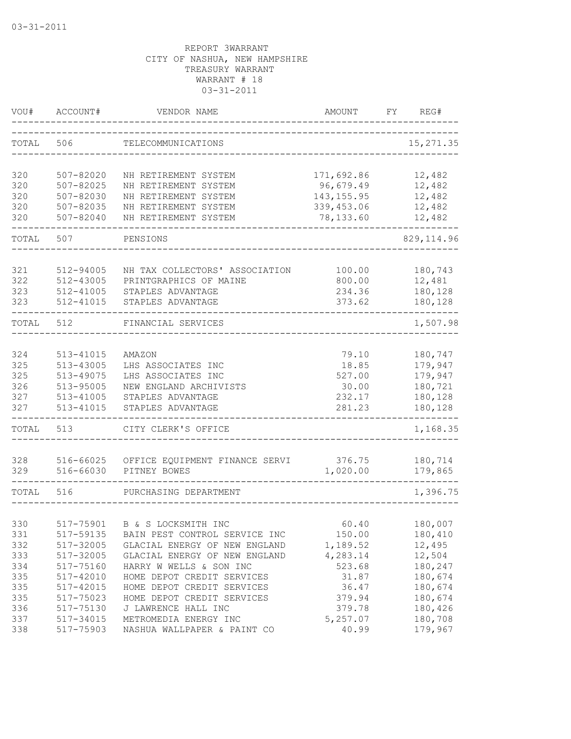03-31-2011

REPORT 3WARRANT
CITY OF NASHUA, NEW HAMPSHIRE
TREASURY WARRANT
WARRANT # 18
03-31-2011

| VOU# | ACCOUNT# | VENDOR NAME | AMOUNT | FY | REG# |
|---|---|---|---|---|---|
| TOTAL | 506 | TELECOMMUNICATIONS | | | 15,271.35 |
| 320 | 507-82020 | NH RETIREMENT SYSTEM | 171,692.86 | | 12,482 |
| 320 | 507-82025 | NH RETIREMENT SYSTEM | 96,679.49 | | 12,482 |
| 320 | 507-82030 | NH RETIREMENT SYSTEM | 143,155.95 | | 12,482 |
| 320 | 507-82035 | NH RETIREMENT SYSTEM | 339,453.06 | | 12,482 |
| 320 | 507-82040 | NH RETIREMENT SYSTEM | 78,133.60 | | 12,482 |
| TOTAL | 507 | PENSIONS | | | 829,114.96 |
| 321 | 512-94005 | NH TAX COLLECTORS' ASSOCIATION | 100.00 | | 180,743 |
| 322 | 512-43005 | PRINTGRAPHICS OF MAINE | 800.00 | | 12,481 |
| 323 | 512-41005 | STAPLES ADVANTAGE | 234.36 | | 180,128 |
| 323 | 512-41015 | STAPLES ADVANTAGE | 373.62 | | 180,128 |
| TOTAL | 512 | FINANCIAL SERVICES | | | 1,507.98 |
| 324 | 513-41015 | AMAZON | 79.10 | | 180,747 |
| 325 | 513-43005 | LHS ASSOCIATES INC | 18.85 | | 179,947 |
| 325 | 513-49075 | LHS ASSOCIATES INC | 527.00 | | 179,947 |
| 326 | 513-95005 | NEW ENGLAND ARCHIVISTS | 30.00 | | 180,721 |
| 327 | 513-41005 | STAPLES ADVANTAGE | 232.17 | | 180,128 |
| 327 | 513-41015 | STAPLES ADVANTAGE | 281.23 | | 180,128 |
| TOTAL | 513 | CITY CLERK'S OFFICE | | | 1,168.35 |
| 328 | 516-66025 | OFFICE EQUIPMENT FINANCE SERVI | 376.75 | | 180,714 |
| 329 | 516-66030 | PITNEY BOWES | 1,020.00 | | 179,865 |
| TOTAL | 516 | PURCHASING DEPARTMENT | | | 1,396.75 |
| 330 | 517-75901 | B & S LOCKSMITH INC | 60.40 | | 180,007 |
| 331 | 517-59135 | BAIN PEST CONTROL SERVICE INC | 150.00 | | 180,410 |
| 332 | 517-32005 | GLACIAL ENERGY OF NEW ENGLAND | 1,189.52 | | 12,495 |
| 333 | 517-32005 | GLACIAL ENERGY OF NEW ENGLAND | 4,283.14 | | 12,504 |
| 334 | 517-75160 | HARRY W WELLS & SON INC | 523.68 | | 180,247 |
| 335 | 517-42010 | HOME DEPOT CREDIT SERVICES | 31.87 | | 180,674 |
| 335 | 517-42015 | HOME DEPOT CREDIT SERVICES | 36.47 | | 180,674 |
| 335 | 517-75023 | HOME DEPOT CREDIT SERVICES | 379.94 | | 180,674 |
| 336 | 517-75130 | J LAWRENCE HALL INC | 379.78 | | 180,426 |
| 337 | 517-34015 | METROMEDIA ENERGY INC | 5,257.07 | | 180,708 |
| 338 | 517-75903 | NASHUA WALLPAPER & PAINT CO | 40.99 | | 179,967 |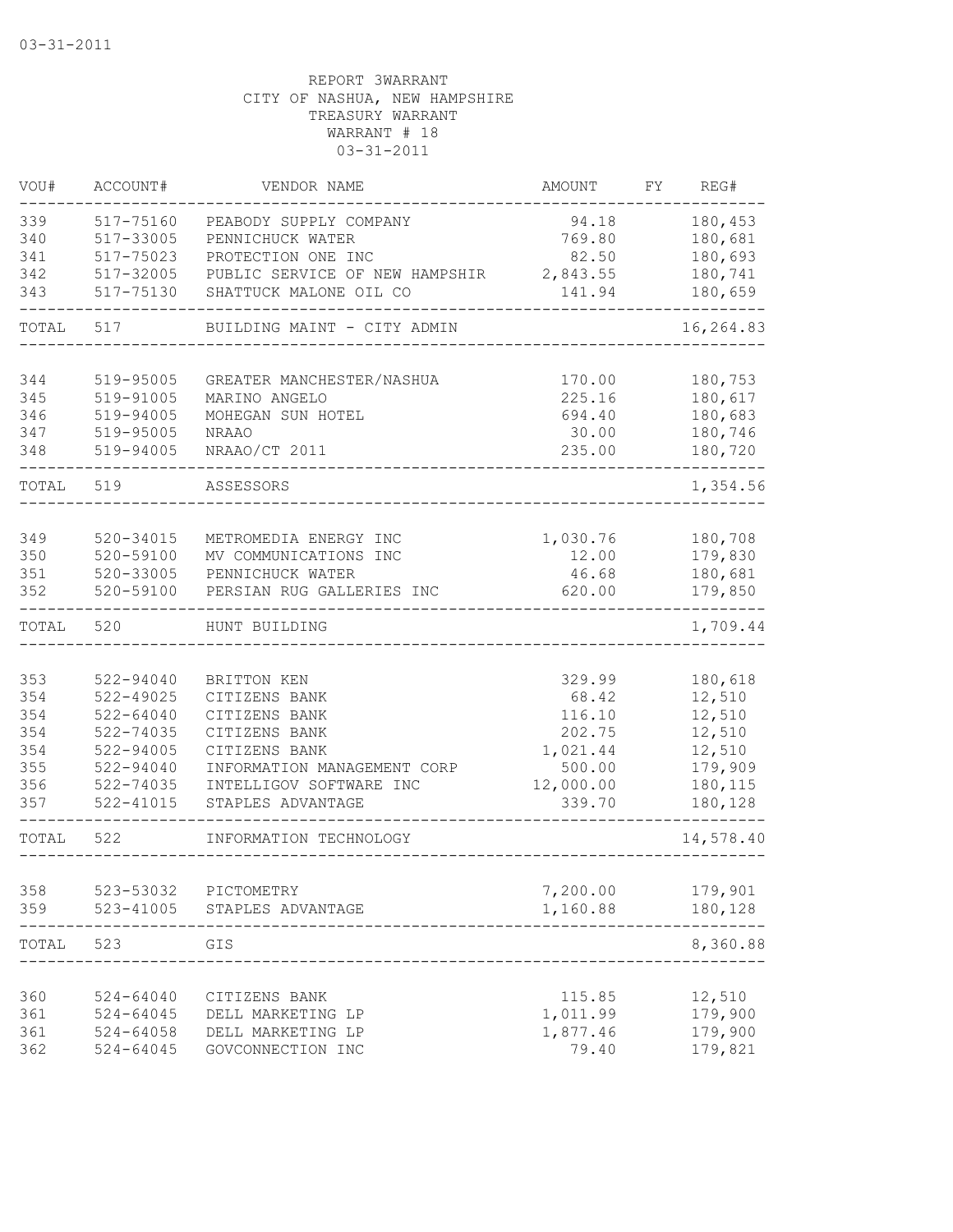03-31-2011

REPORT 3WARRANT
CITY OF NASHUA, NEW HAMPSHIRE
TREASURY WARRANT
WARRANT # 18
03-31-2011

| VOU# | ACCOUNT# | VENDOR NAME | AMOUNT | FY | REG# |
|---|---|---|---|---|---|
| 339 | 517-75160 | PEABODY SUPPLY COMPANY | 94.18 | | 180,453 |
| 340 | 517-33005 | PENNICHUCK WATER | 769.80 | | 180,681 |
| 341 | 517-75023 | PROTECTION ONE INC | 82.50 | | 180,693 |
| 342 | 517-32005 | PUBLIC SERVICE OF NEW HAMPSHIR | 2,843.55 | | 180,741 |
| 343 | 517-75130 | SHATTUCK MALONE OIL CO | 141.94 | | 180,659 |
| TOTAL | 517 | BUILDING MAINT - CITY ADMIN | | | 16,264.83 |
| 344 | 519-95005 | GREATER MANCHESTER/NASHUA | 170.00 | | 180,753 |
| 345 | 519-91005 | MARINO ANGELO | 225.16 | | 180,617 |
| 346 | 519-94005 | MOHEGAN SUN HOTEL | 694.40 | | 180,683 |
| 347 | 519-95005 | NRAAO | 30.00 | | 180,746 |
| 348 | 519-94005 | NRAAO/CT 2011 | 235.00 | | 180,720 |
| TOTAL | 519 | ASSESSORS | | | 1,354.56 |
| 349 | 520-34015 | METROMEDIA ENERGY INC | 1,030.76 | | 180,708 |
| 350 | 520-59100 | MV COMMUNICATIONS INC | 12.00 | | 179,830 |
| 351 | 520-33005 | PENNICHUCK WATER | 46.68 | | 180,681 |
| 352 | 520-59100 | PERSIAN RUG GALLERIES INC | 620.00 | | 179,850 |
| TOTAL | 520 | HUNT BUILDING | | | 1,709.44 |
| 353 | 522-94040 | BRITTON KEN | 329.99 | | 180,618 |
| 354 | 522-49025 | CITIZENS BANK | 68.42 | | 12,510 |
| 354 | 522-64040 | CITIZENS BANK | 116.10 | | 12,510 |
| 354 | 522-74035 | CITIZENS BANK | 202.75 | | 12,510 |
| 354 | 522-94005 | CITIZENS BANK | 1,021.44 | | 12,510 |
| 355 | 522-94040 | INFORMATION MANAGEMENT CORP | 500.00 | | 179,909 |
| 356 | 522-74035 | INTELLIGOV SOFTWARE INC | 12,000.00 | | 180,115 |
| 357 | 522-41015 | STAPLES ADVANTAGE | 339.70 | | 180,128 |
| TOTAL | 522 | INFORMATION TECHNOLOGY | | | 14,578.40 |
| 358 | 523-53032 | PICTOMETRY | 7,200.00 | | 179,901 |
| 359 | 523-41005 | STAPLES ADVANTAGE | 1,160.88 | | 180,128 |
| TOTAL | 523 | GIS | | | 8,360.88 |
| 360 | 524-64040 | CITIZENS BANK | 115.85 | | 12,510 |
| 361 | 524-64045 | DELL MARKETING LP | 1,011.99 | | 179,900 |
| 361 | 524-64058 | DELL MARKETING LP | 1,877.46 | | 179,900 |
| 362 | 524-64045 | GOVCONNECTION INC | 79.40 | | 179,821 |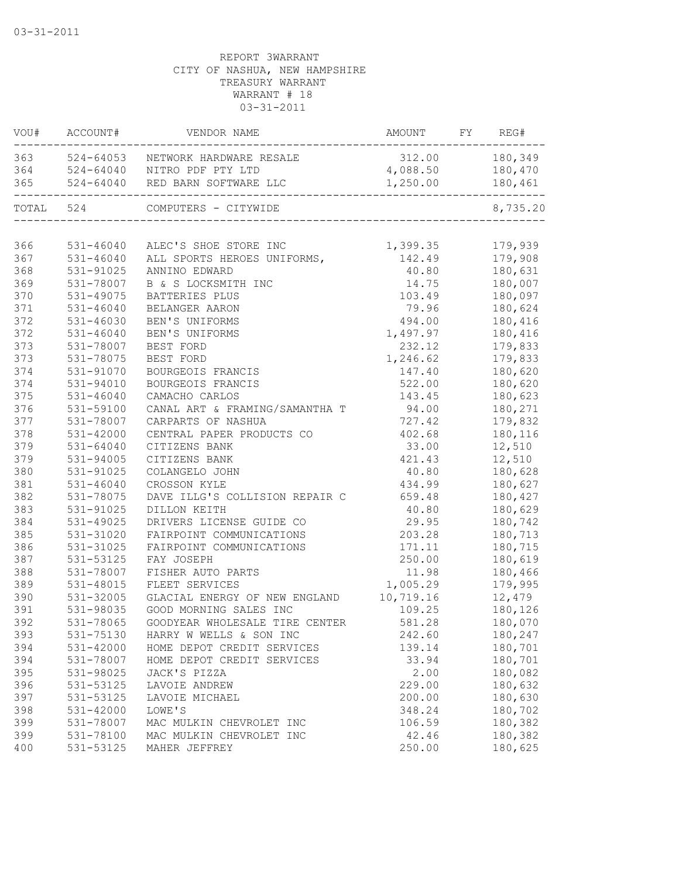03-31-2011

REPORT 3WARRANT
CITY OF NASHUA, NEW HAMPSHIRE
TREASURY WARRANT
WARRANT # 18
03-31-2011

| VOU# | ACCOUNT# | VENDOR NAME | AMOUNT | FY | REG# |
|---|---|---|---|---|---|
| 363 | 524-64053 | NETWORK HARDWARE RESALE | 312.00 | | 180,349 |
| 364 | 524-64040 | NITRO PDF PTY LTD | 4,088.50 | | 180,470 |
| 365 | 524-64040 | RED BARN SOFTWARE LLC | 1,250.00 | | 180,461 |
| TOTAL | 524 | COMPUTERS - CITYWIDE | | | 8,735.20 |
| 366 | 531-46040 | ALEC'S SHOE STORE INC | 1,399.35 | | 179,939 |
| 367 | 531-46040 | ALL SPORTS HEROES UNIFORMS, | 142.49 | | 179,908 |
| 368 | 531-91025 | ANNINO EDWARD | 40.80 | | 180,631 |
| 369 | 531-78007 | B & S LOCKSMITH INC | 14.75 | | 180,007 |
| 370 | 531-49075 | BATTERIES PLUS | 103.49 | | 180,097 |
| 371 | 531-46040 | BELANGER AARON | 79.96 | | 180,624 |
| 372 | 531-46030 | BEN'S UNIFORMS | 494.00 | | 180,416 |
| 372 | 531-46040 | BEN'S UNIFORMS | 1,497.97 | | 180,416 |
| 373 | 531-78007 | BEST FORD | 232.12 | | 179,833 |
| 373 | 531-78075 | BEST FORD | 1,246.62 | | 179,833 |
| 374 | 531-91070 | BOURGEOIS FRANCIS | 147.40 | | 180,620 |
| 374 | 531-94010 | BOURGEOIS FRANCIS | 522.00 | | 180,620 |
| 375 | 531-46040 | CAMACHO CARLOS | 143.45 | | 180,623 |
| 376 | 531-59100 | CANAL ART & FRAMING/SAMANTHA T | 94.00 | | 180,271 |
| 377 | 531-78007 | CARPARTS OF NASHUA | 727.42 | | 179,832 |
| 378 | 531-42000 | CENTRAL PAPER PRODUCTS CO | 402.68 | | 180,116 |
| 379 | 531-64040 | CITIZENS BANK | 33.00 | | 12,510 |
| 379 | 531-94005 | CITIZENS BANK | 421.43 | | 12,510 |
| 380 | 531-91025 | COLANGELO JOHN | 40.80 | | 180,628 |
| 381 | 531-46040 | CROSSON KYLE | 434.99 | | 180,627 |
| 382 | 531-78075 | DAVE ILLG'S COLLISION REPAIR C | 659.48 | | 180,427 |
| 383 | 531-91025 | DILLON KEITH | 40.80 | | 180,629 |
| 384 | 531-49025 | DRIVERS LICENSE GUIDE CO | 29.95 | | 180,742 |
| 385 | 531-31020 | FAIRPOINT COMMUNICATIONS | 203.28 | | 180,713 |
| 386 | 531-31025 | FAIRPOINT COMMUNICATIONS | 171.11 | | 180,715 |
| 387 | 531-53125 | FAY JOSEPH | 250.00 | | 180,619 |
| 388 | 531-78007 | FISHER AUTO PARTS | 11.98 | | 180,466 |
| 389 | 531-48015 | FLEET SERVICES | 1,005.29 | | 179,995 |
| 390 | 531-32005 | GLACIAL ENERGY OF NEW ENGLAND | 10,719.16 | | 12,479 |
| 391 | 531-98035 | GOOD MORNING SALES INC | 109.25 | | 180,126 |
| 392 | 531-78065 | GOODYEAR WHOLESALE TIRE CENTER | 581.28 | | 180,070 |
| 393 | 531-75130 | HARRY W WELLS & SON INC | 242.60 | | 180,247 |
| 394 | 531-42000 | HOME DEPOT CREDIT SERVICES | 139.14 | | 180,701 |
| 394 | 531-78007 | HOME DEPOT CREDIT SERVICES | 33.94 | | 180,701 |
| 395 | 531-98025 | JACK'S PIZZA | 2.00 | | 180,082 |
| 396 | 531-53125 | LAVOIE ANDREW | 229.00 | | 180,632 |
| 397 | 531-53125 | LAVOIE MICHAEL | 200.00 | | 180,630 |
| 398 | 531-42000 | LOWE'S | 348.24 | | 180,702 |
| 399 | 531-78007 | MAC MULKIN CHEVROLET INC | 106.59 | | 180,382 |
| 399 | 531-78100 | MAC MULKIN CHEVROLET INC | 42.46 | | 180,382 |
| 400 | 531-53125 | MAHER JEFFREY | 250.00 | | 180,625 |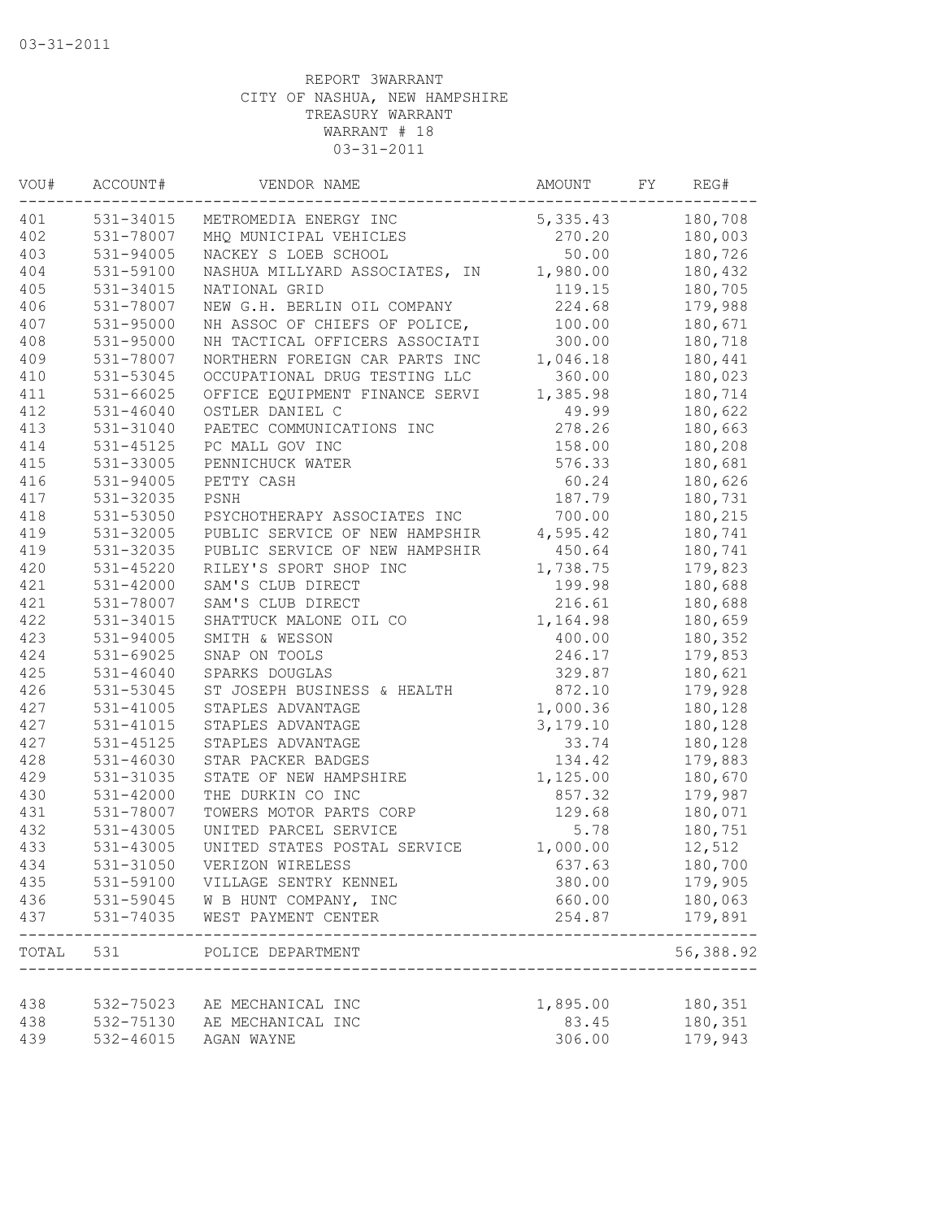03-31-2011

REPORT 3WARRANT
CITY OF NASHUA, NEW HAMPSHIRE
TREASURY WARRANT
WARRANT # 18
03-31-2011

| VOU# | ACCOUNT# | VENDOR NAME | AMOUNT | FY | REG# |
|---|---|---|---|---|---|
| 401 | 531-34015 | METROMEDIA ENERGY INC | 5,335.43 | | 180,708 |
| 402 | 531-78007 | MHQ MUNICIPAL VEHICLES | 270.20 | | 180,003 |
| 403 | 531-94005 | NACKEY S LOEB SCHOOL | 50.00 | | 180,726 |
| 404 | 531-59100 | NASHUA MILLYARD ASSOCIATES, IN | 1,980.00 | | 180,432 |
| 405 | 531-34015 | NATIONAL GRID | 119.15 | | 180,705 |
| 406 | 531-78007 | NEW G.H. BERLIN OIL COMPANY | 224.68 | | 179,988 |
| 407 | 531-95000 | NH ASSOC OF CHIEFS OF POLICE, | 100.00 | | 180,671 |
| 408 | 531-95000 | NH TACTICAL OFFICERS ASSOCIATI | 300.00 | | 180,718 |
| 409 | 531-78007 | NORTHERN FOREIGN CAR PARTS INC | 1,046.18 | | 180,441 |
| 410 | 531-53045 | OCCUPATIONAL DRUG TESTING LLC | 360.00 | | 180,023 |
| 411 | 531-66025 | OFFICE EQUIPMENT FINANCE SERVI | 1,385.98 | | 180,714 |
| 412 | 531-46040 | OSTLER DANIEL C | 49.99 | | 180,622 |
| 413 | 531-31040 | PAETEC COMMUNICATIONS INC | 278.26 | | 180,663 |
| 414 | 531-45125 | PC MALL GOV INC | 158.00 | | 180,208 |
| 415 | 531-33005 | PENNICHUCK WATER | 576.33 | | 180,681 |
| 416 | 531-94005 | PETTY CASH | 60.24 | | 180,626 |
| 417 | 531-32035 | PSNH | 187.79 | | 180,731 |
| 418 | 531-53050 | PSYCHOTHERAPY ASSOCIATES INC | 700.00 | | 180,215 |
| 419 | 531-32005 | PUBLIC SERVICE OF NEW HAMPSHIR | 4,595.42 | | 180,741 |
| 419 | 531-32035 | PUBLIC SERVICE OF NEW HAMPSHIR | 450.64 | | 180,741 |
| 420 | 531-45220 | RILEY'S SPORT SHOP INC | 1,738.75 | | 179,823 |
| 421 | 531-42000 | SAM'S CLUB DIRECT | 199.98 | | 180,688 |
| 421 | 531-78007 | SAM'S CLUB DIRECT | 216.61 | | 180,688 |
| 422 | 531-34015 | SHATTUCK MALONE OIL CO | 1,164.98 | | 180,659 |
| 423 | 531-94005 | SMITH & WESSON | 400.00 | | 180,352 |
| 424 | 531-69025 | SNAP ON TOOLS | 246.17 | | 179,853 |
| 425 | 531-46040 | SPARKS DOUGLAS | 329.87 | | 180,621 |
| 426 | 531-53045 | ST JOSEPH BUSINESS & HEALTH | 872.10 | | 179,928 |
| 427 | 531-41005 | STAPLES ADVANTAGE | 1,000.36 | | 180,128 |
| 427 | 531-41015 | STAPLES ADVANTAGE | 3,179.10 | | 180,128 |
| 427 | 531-45125 | STAPLES ADVANTAGE | 33.74 | | 180,128 |
| 428 | 531-46030 | STAR PACKER BADGES | 134.42 | | 179,883 |
| 429 | 531-31035 | STATE OF NEW HAMPSHIRE | 1,125.00 | | 180,670 |
| 430 | 531-42000 | THE DURKIN CO INC | 857.32 | | 179,987 |
| 431 | 531-78007 | TOWERS MOTOR PARTS CORP | 129.68 | | 180,071 |
| 432 | 531-43005 | UNITED PARCEL SERVICE | 5.78 | | 180,751 |
| 433 | 531-43005 | UNITED STATES POSTAL SERVICE | 1,000.00 | | 12,512 |
| 434 | 531-31050 | VERIZON WIRELESS | 637.63 | | 180,700 |
| 435 | 531-59100 | VILLAGE SENTRY KENNEL | 380.00 | | 179,905 |
| 436 | 531-59045 | W B HUNT COMPANY, INC | 660.00 | | 180,063 |
| 437 | 531-74035 | WEST PAYMENT CENTER | 254.87 | | 179,891 |
| TOTAL | 531 | POLICE DEPARTMENT | | | 56,388.92 |
| 438 | 532-75023 | AE MECHANICAL INC | 1,895.00 | | 180,351 |
| 438 | 532-75130 | AE MECHANICAL INC | 83.45 | | 180,351 |
| 439 | 532-46015 | AGAN WAYNE | 306.00 | | 179,943 |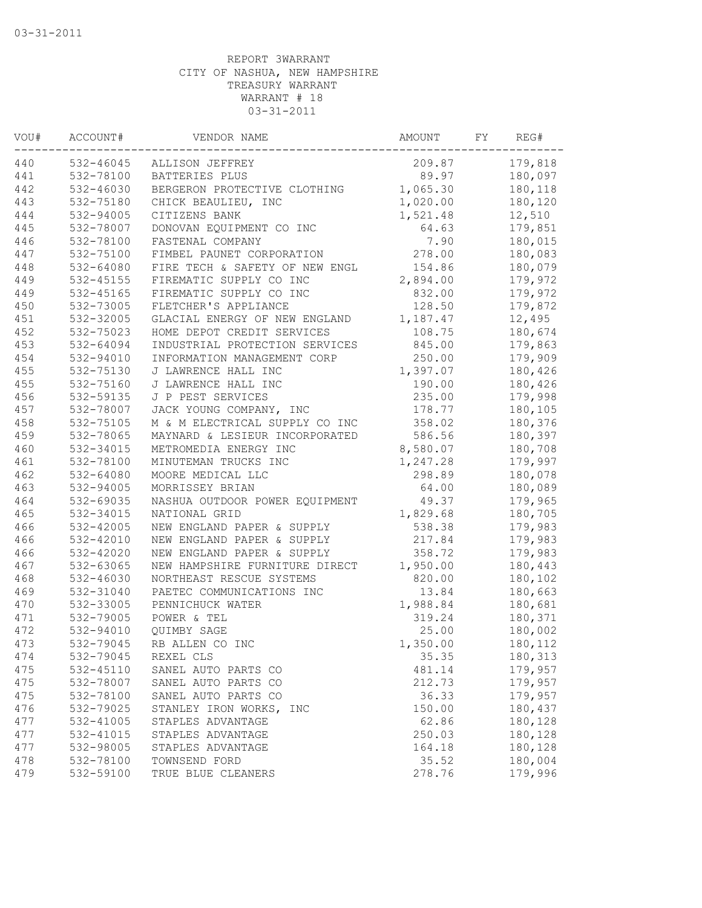03-31-2011

REPORT 3WARRANT
CITY OF NASHUA, NEW HAMPSHIRE
TREASURY WARRANT
WARRANT # 18
03-31-2011

| VOU# | ACCOUNT# | VENDOR NAME | AMOUNT | FY | REG# |
|---|---|---|---|---|---|
| 440 | 532-46045 | ALLISON JEFFREY | 209.87 | | 179,818 |
| 441 | 532-78100 | BATTERIES PLUS | 89.97 | | 180,097 |
| 442 | 532-46030 | BERGERON PROTECTIVE CLOTHING | 1,065.30 | | 180,118 |
| 443 | 532-75180 | CHICK BEAULIEU, INC | 1,020.00 | | 180,120 |
| 444 | 532-94005 | CITIZENS BANK | 1,521.48 | | 12,510 |
| 445 | 532-78007 | DONOVAN EQUIPMENT CO INC | 64.63 | | 179,851 |
| 446 | 532-78100 | FASTENAL COMPANY | 7.90 | | 180,015 |
| 447 | 532-75100 | FIMBEL PAUNET CORPORATION | 278.00 | | 180,083 |
| 448 | 532-64080 | FIRE TECH & SAFETY OF NEW ENGL | 154.86 | | 180,079 |
| 449 | 532-45155 | FIREMATIC SUPPLY CO INC | 2,894.00 | | 179,972 |
| 449 | 532-45165 | FIREMATIC SUPPLY CO INC | 832.00 | | 179,972 |
| 450 | 532-73005 | FLETCHER'S APPLIANCE | 128.50 | | 179,872 |
| 451 | 532-32005 | GLACIAL ENERGY OF NEW ENGLAND | 1,187.47 | | 12,495 |
| 452 | 532-75023 | HOME DEPOT CREDIT SERVICES | 108.75 | | 180,674 |
| 453 | 532-64094 | INDUSTRIAL PROTECTION SERVICES | 845.00 | | 179,863 |
| 454 | 532-94010 | INFORMATION MANAGEMENT CORP | 250.00 | | 179,909 |
| 455 | 532-75130 | J LAWRENCE HALL INC | 1,397.07 | | 180,426 |
| 455 | 532-75160 | J LAWRENCE HALL INC | 190.00 | | 180,426 |
| 456 | 532-59135 | J P PEST SERVICES | 235.00 | | 179,998 |
| 457 | 532-78007 | JACK YOUNG COMPANY, INC | 178.77 | | 180,105 |
| 458 | 532-75105 | M & M ELECTRICAL SUPPLY CO INC | 358.02 | | 180,376 |
| 459 | 532-78065 | MAYNARD & LESIEUR INCORPORATED | 586.56 | | 180,397 |
| 460 | 532-34015 | METROMEDIA ENERGY INC | 8,580.07 | | 180,708 |
| 461 | 532-78100 | MINUTEMAN TRUCKS INC | 1,247.28 | | 179,997 |
| 462 | 532-64080 | MOORE MEDICAL LLC | 298.89 | | 180,078 |
| 463 | 532-94005 | MORRISSEY BRIAN | 64.00 | | 180,089 |
| 464 | 532-69035 | NASHUA OUTDOOR POWER EQUIPMENT | 49.37 | | 179,965 |
| 465 | 532-34015 | NATIONAL GRID | 1,829.68 | | 180,705 |
| 466 | 532-42005 | NEW ENGLAND PAPER & SUPPLY | 538.38 | | 179,983 |
| 466 | 532-42010 | NEW ENGLAND PAPER & SUPPLY | 217.84 | | 179,983 |
| 466 | 532-42020 | NEW ENGLAND PAPER & SUPPLY | 358.72 | | 179,983 |
| 467 | 532-63065 | NEW HAMPSHIRE FURNITURE DIRECT | 1,950.00 | | 180,443 |
| 468 | 532-46030 | NORTHEAST RESCUE SYSTEMS | 820.00 | | 180,102 |
| 469 | 532-31040 | PAETEC COMMUNICATIONS INC | 13.84 | | 180,663 |
| 470 | 532-33005 | PENNICHUCK WATER | 1,988.84 | | 180,681 |
| 471 | 532-79005 | POWER & TEL | 319.24 | | 180,371 |
| 472 | 532-94010 | QUIMBY SAGE | 25.00 | | 180,002 |
| 473 | 532-79045 | RB ALLEN CO INC | 1,350.00 | | 180,112 |
| 474 | 532-79045 | REXEL CLS | 35.35 | | 180,313 |
| 475 | 532-45110 | SANEL AUTO PARTS CO | 481.14 | | 179,957 |
| 475 | 532-78007 | SANEL AUTO PARTS CO | 212.73 | | 179,957 |
| 475 | 532-78100 | SANEL AUTO PARTS CO | 36.33 | | 179,957 |
| 476 | 532-79025 | STANLEY IRON WORKS, INC | 150.00 | | 180,437 |
| 477 | 532-41005 | STAPLES ADVANTAGE | 62.86 | | 180,128 |
| 477 | 532-41015 | STAPLES ADVANTAGE | 250.03 | | 180,128 |
| 477 | 532-98005 | STAPLES ADVANTAGE | 164.18 | | 180,128 |
| 478 | 532-78100 | TOWNSEND FORD | 35.52 | | 180,004 |
| 479 | 532-59100 | TRUE BLUE CLEANERS | 278.76 | | 179,996 |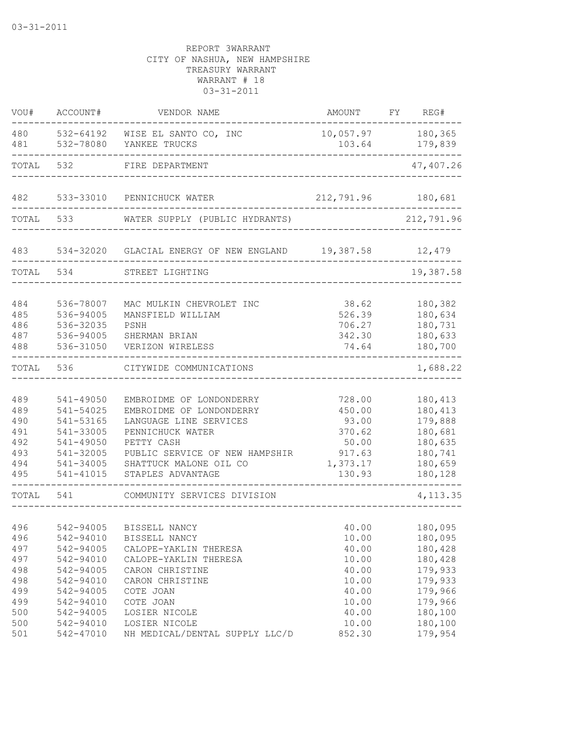03-31-2011

REPORT 3WARRANT
CITY OF NASHUA, NEW HAMPSHIRE
TREASURY WARRANT
WARRANT # 18
03-31-2011

| VOU# | ACCOUNT# | VENDOR NAME | AMOUNT | FY | REG# |
|---|---|---|---|---|---|
| 480 | 532-64192 | WISE EL SANTO CO, INC | 10,057.97 | | 180,365 |
| 481 | 532-78080 | YANKEE TRUCKS | 103.64 | | 179,839 |
| TOTAL | 532 | FIRE DEPARTMENT | | | 47,407.26 |
| 482 | 533-33010 | PENNICHUCK WATER | 212,791.96 | | 180,681 |
| TOTAL | 533 | WATER SUPPLY (PUBLIC HYDRANTS) | | | 212,791.96 |
| 483 | 534-32020 | GLACIAL ENERGY OF NEW ENGLAND | 19,387.58 | | 12,479 |
| TOTAL | 534 | STREET LIGHTING | | | 19,387.58 |
| 484 | 536-78007 | MAC MULKIN CHEVROLET INC | 38.62 | | 180,382 |
| 485 | 536-94005 | MANSFIELD WILLIAM | 526.39 | | 180,634 |
| 486 | 536-32035 | PSNH | 706.27 | | 180,731 |
| 487 | 536-94005 | SHERMAN BRIAN | 342.30 | | 180,633 |
| 488 | 536-31050 | VERIZON WIRELESS | 74.64 | | 180,700 |
| TOTAL | 536 | CITYWIDE COMMUNICATIONS | | | 1,688.22 |
| 489 | 541-49050 | EMBROIDME OF LONDONDERRY | 728.00 | | 180,413 |
| 489 | 541-54025 | EMBROIDME OF LONDONDERRY | 450.00 | | 180,413 |
| 490 | 541-53165 | LANGUAGE LINE SERVICES | 93.00 | | 179,888 |
| 491 | 541-33005 | PENNICHUCK WATER | 370.62 | | 180,681 |
| 492 | 541-49050 | PETTY CASH | 50.00 | | 180,635 |
| 493 | 541-32005 | PUBLIC SERVICE OF NEW HAMPSHIR | 917.63 | | 180,741 |
| 494 | 541-34005 | SHATTUCK MALONE OIL CO | 1,373.17 | | 180,659 |
| 495 | 541-41015 | STAPLES ADVANTAGE | 130.93 | | 180,128 |
| TOTAL | 541 | COMMUNITY SERVICES DIVISION | | | 4,113.35 |
| 496 | 542-94005 | BISSELL NANCY | 40.00 | | 180,095 |
| 496 | 542-94010 | BISSELL NANCY | 10.00 | | 180,095 |
| 497 | 542-94005 | CALOPE-YAKLIN THERESA | 40.00 | | 180,428 |
| 497 | 542-94010 | CALOPE-YAKLIN THERESA | 10.00 | | 180,428 |
| 498 | 542-94005 | CARON CHRISTINE | 40.00 | | 179,933 |
| 498 | 542-94010 | CARON CHRISTINE | 10.00 | | 179,933 |
| 499 | 542-94005 | COTE JOAN | 40.00 | | 179,966 |
| 499 | 542-94010 | COTE JOAN | 10.00 | | 179,966 |
| 500 | 542-94005 | LOSIER NICOLE | 40.00 | | 180,100 |
| 500 | 542-94010 | LOSIER NICOLE | 10.00 | | 180,100 |
| 501 | 542-47010 | NH MEDICAL/DENTAL SUPPLY LLC/D | 852.30 | | 179,954 |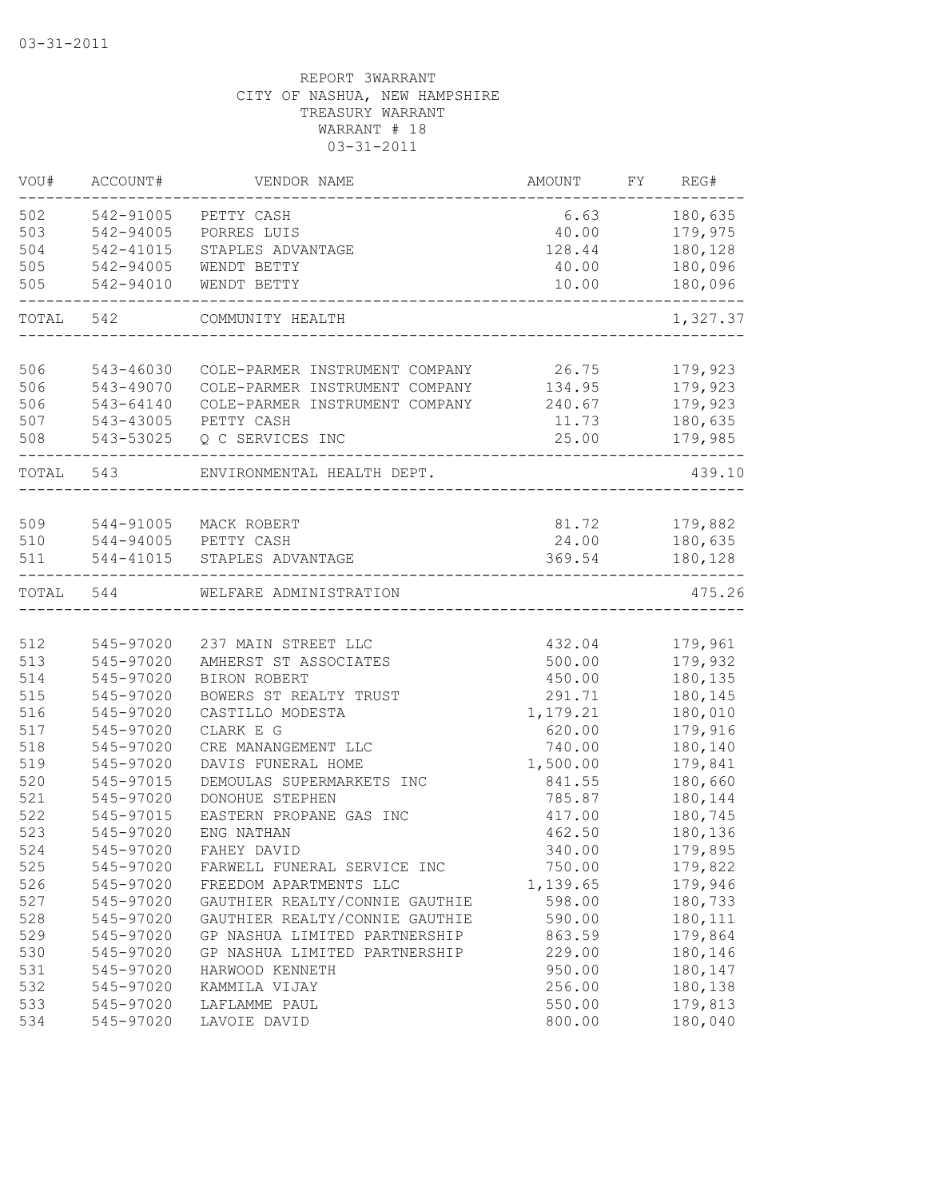03-31-2011

REPORT 3WARRANT
CITY OF NASHUA, NEW HAMPSHIRE
TREASURY WARRANT
WARRANT # 18
03-31-2011

| VOU# | ACCOUNT# | VENDOR NAME | AMOUNT | FY | REG# |
|---|---|---|---|---|---|
| 502 | 542-91005 | PETTY CASH | 6.63 | | 180,635 |
| 503 | 542-94005 | PORRES LUIS | 40.00 | | 179,975 |
| 504 | 542-41015 | STAPLES ADVANTAGE | 128.44 | | 180,128 |
| 505 | 542-94005 | WENDT BETTY | 40.00 | | 180,096 |
| 505 | 542-94010 | WENDT BETTY | 10.00 | | 180,096 |
| TOTAL | 542 | COMMUNITY HEALTH | | | 1,327.37 |
| 506 | 543-46030 | COLE-PARMER INSTRUMENT COMPANY | 26.75 | | 179,923 |
| 506 | 543-49070 | COLE-PARMER INSTRUMENT COMPANY | 134.95 | | 179,923 |
| 506 | 543-64140 | COLE-PARMER INSTRUMENT COMPANY | 240.67 | | 179,923 |
| 507 | 543-43005 | PETTY CASH | 11.73 | | 180,635 |
| 508 | 543-53025 | Q C SERVICES INC | 25.00 | | 179,985 |
| TOTAL | 543 | ENVIRONMENTAL HEALTH DEPT. | | | 439.10 |
| 509 | 544-91005 | MACK ROBERT | 81.72 | | 179,882 |
| 510 | 544-94005 | PETTY CASH | 24.00 | | 180,635 |
| 511 | 544-41015 | STAPLES ADVANTAGE | 369.54 | | 180,128 |
| TOTAL | 544 | WELFARE ADMINISTRATION | | | 475.26 |
| 512 | 545-97020 | 237 MAIN STREET LLC | 432.04 | | 179,961 |
| 513 | 545-97020 | AMHERST ST ASSOCIATES | 500.00 | | 179,932 |
| 514 | 545-97020 | BIRON ROBERT | 450.00 | | 180,135 |
| 515 | 545-97020 | BOWERS ST REALTY TRUST | 291.71 | | 180,145 |
| 516 | 545-97020 | CASTILLO MODESTA | 1,179.21 | | 180,010 |
| 517 | 545-97020 | CLARK E G | 620.00 | | 179,916 |
| 518 | 545-97020 | CRE MANANGEMENT LLC | 740.00 | | 180,140 |
| 519 | 545-97020 | DAVIS FUNERAL HOME | 1,500.00 | | 179,841 |
| 520 | 545-97015 | DEMOULAS SUPERMARKETS INC | 841.55 | | 180,660 |
| 521 | 545-97020 | DONOHUE STEPHEN | 785.87 | | 180,144 |
| 522 | 545-97015 | EASTERN PROPANE GAS INC | 417.00 | | 180,745 |
| 523 | 545-97020 | ENG NATHAN | 462.50 | | 180,136 |
| 524 | 545-97020 | FAHEY DAVID | 340.00 | | 179,895 |
| 525 | 545-97020 | FARWELL FUNERAL SERVICE INC | 750.00 | | 179,822 |
| 526 | 545-97020 | FREEDOM APARTMENTS LLC | 1,139.65 | | 179,946 |
| 527 | 545-97020 | GAUTHIER REALTY/CONNIE GAUTHIE | 598.00 | | 180,733 |
| 528 | 545-97020 | GAUTHIER REALTY/CONNIE GAUTHIE | 590.00 | | 180,111 |
| 529 | 545-97020 | GP NASHUA LIMITED PARTNERSHIP | 863.59 | | 179,864 |
| 530 | 545-97020 | GP NASHUA LIMITED PARTNERSHIP | 229.00 | | 180,146 |
| 531 | 545-97020 | HARWOOD KENNETH | 950.00 | | 180,147 |
| 532 | 545-97020 | KAMMILA VIJAY | 256.00 | | 180,138 |
| 533 | 545-97020 | LAFLAMME PAUL | 550.00 | | 179,813 |
| 534 | 545-97020 | LAVOIE DAVID | 800.00 | | 180,040 |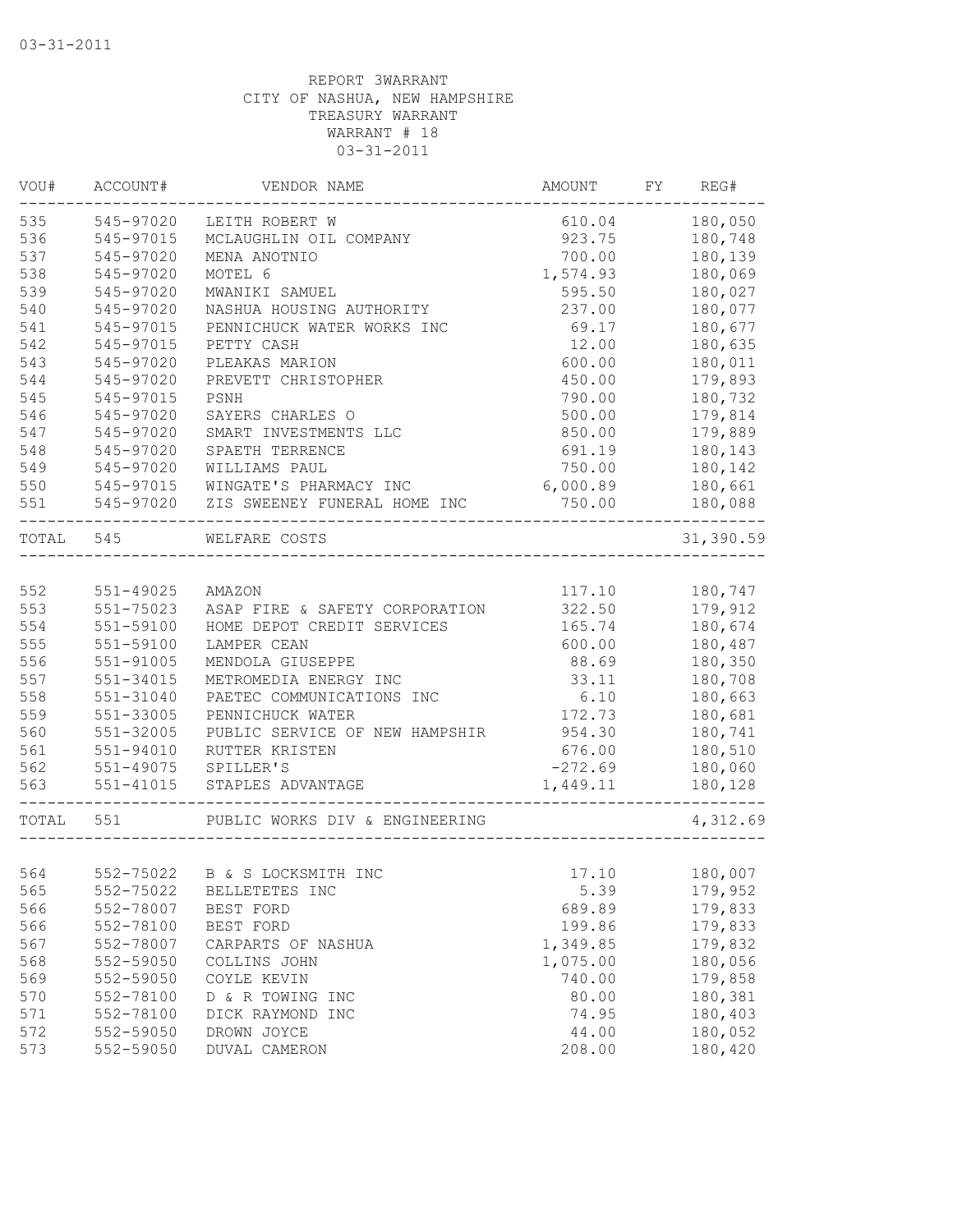03-31-2011

REPORT 3WARRANT
CITY OF NASHUA, NEW HAMPSHIRE
TREASURY WARRANT
WARRANT # 18
03-31-2011

| VOU# | ACCOUNT# | VENDOR NAME | AMOUNT | FY | REG# |
|---|---|---|---|---|---|
| 535 | 545-97020 | LEITH ROBERT W | 610.04 | | 180,050 |
| 536 | 545-97015 | MCLAUGHLIN OIL COMPANY | 923.75 | | 180,748 |
| 537 | 545-97020 | MENA ANOTNIO | 700.00 | | 180,139 |
| 538 | 545-97020 | MOTEL 6 | 1,574.93 | | 180,069 |
| 539 | 545-97020 | MWANIKI SAMUEL | 595.50 | | 180,027 |
| 540 | 545-97020 | NASHUA HOUSING AUTHORITY | 237.00 | | 180,077 |
| 541 | 545-97015 | PENNICHUCK WATER WORKS INC | 69.17 | | 180,677 |
| 542 | 545-97015 | PETTY CASH | 12.00 | | 180,635 |
| 543 | 545-97020 | PLEAKAS MARION | 600.00 | | 180,011 |
| 544 | 545-97020 | PREVETT CHRISTOPHER | 450.00 | | 179,893 |
| 545 | 545-97015 | PSNH | 790.00 | | 180,732 |
| 546 | 545-97020 | SAYERS CHARLES O | 500.00 | | 179,814 |
| 547 | 545-97020 | SMART INVESTMENTS LLC | 850.00 | | 179,889 |
| 548 | 545-97020 | SPAETH TERRENCE | 691.19 | | 180,143 |
| 549 | 545-97020 | WILLIAMS PAUL | 750.00 | | 180,142 |
| 550 | 545-97015 | WINGATE'S PHARMACY INC | 6,000.89 | | 180,661 |
| 551 | 545-97020 | ZIS SWEENEY FUNERAL HOME INC | 750.00 | | 180,088 |
| TOTAL | 545 | WELFARE COSTS | | | 31,390.59 |
| 552 | 551-49025 | AMAZON | 117.10 | | 180,747 |
| 553 | 551-75023 | ASAP FIRE & SAFETY CORPORATION | 322.50 | | 179,912 |
| 554 | 551-59100 | HOME DEPOT CREDIT SERVICES | 165.74 | | 180,674 |
| 555 | 551-59100 | LAMPER CEAN | 600.00 | | 180,487 |
| 556 | 551-91005 | MENDOLA GIUSEPPE | 88.69 | | 180,350 |
| 557 | 551-34015 | METROMEDIA ENERGY INC | 33.11 | | 180,708 |
| 558 | 551-31040 | PAETEC COMMUNICATIONS INC | 6.10 | | 180,663 |
| 559 | 551-33005 | PENNICHUCK WATER | 172.73 | | 180,681 |
| 560 | 551-32005 | PUBLIC SERVICE OF NEW HAMPSHIR | 954.30 | | 180,741 |
| 561 | 551-94010 | RUTTER KRISTEN | 676.00 | | 180,510 |
| 562 | 551-49075 | SPILLER'S | -272.69 | | 180,060 |
| 563 | 551-41015 | STAPLES ADVANTAGE | 1,449.11 | | 180,128 |
| TOTAL | 551 | PUBLIC WORKS DIV & ENGINEERING | | | 4,312.69 |
| 564 | 552-75022 | B & S LOCKSMITH INC | 17.10 | | 180,007 |
| 565 | 552-75022 | BELLETETES INC | 5.39 | | 179,952 |
| 566 | 552-78007 | BEST FORD | 689.89 | | 179,833 |
| 566 | 552-78100 | BEST FORD | 199.86 | | 179,833 |
| 567 | 552-78007 | CARPARTS OF NASHUA | 1,349.85 | | 179,832 |
| 568 | 552-59050 | COLLINS JOHN | 1,075.00 | | 180,056 |
| 569 | 552-59050 | COYLE KEVIN | 740.00 | | 179,858 |
| 570 | 552-78100 | D & R TOWING INC | 80.00 | | 180,381 |
| 571 | 552-78100 | DICK RAYMOND INC | 74.95 | | 180,403 |
| 572 | 552-59050 | DROWN JOYCE | 44.00 | | 180,052 |
| 573 | 552-59050 | DUVAL CAMERON | 208.00 | | 180,420 |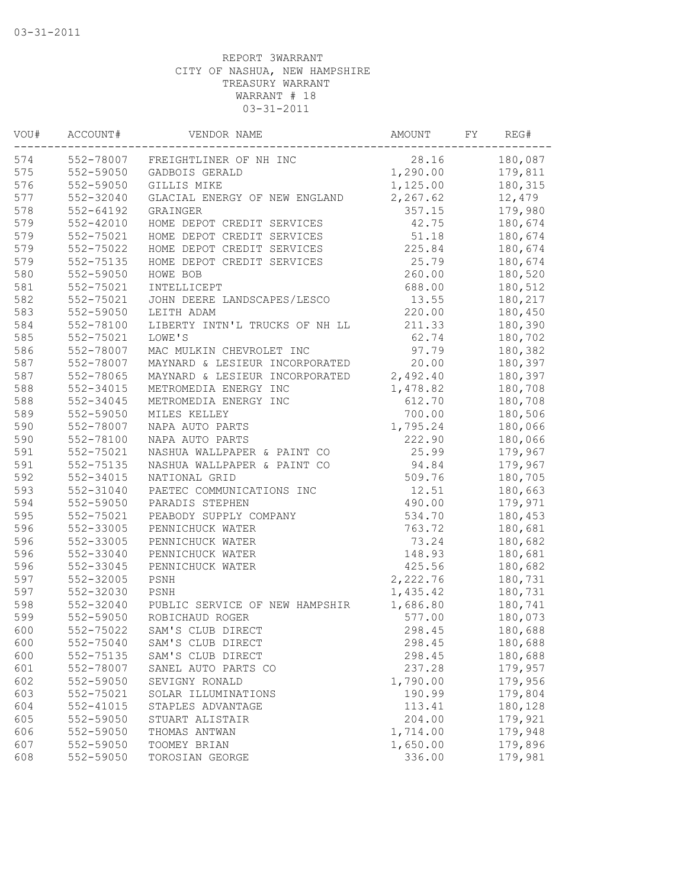REPORT 3WARRANT
CITY OF NASHUA, NEW HAMPSHIRE
TREASURY WARRANT
WARRANT # 18
03-31-2011

| VOU# | ACCOUNT# | VENDOR NAME | AMOUNT | FY | REG# |
|---|---|---|---|---|---|
| 574 | 552-78007 | FREIGHTLINER OF NH INC | 28.16 | | 180,087 |
| 575 | 552-59050 | GADBOIS GERALD | 1,290.00 | | 179,811 |
| 576 | 552-59050 | GILLIS MIKE | 1,125.00 | | 180,315 |
| 577 | 552-32040 | GLACIAL ENERGY OF NEW ENGLAND | 2,267.62 | | 12,479 |
| 578 | 552-64192 | GRAINGER | 357.15 | | 179,980 |
| 579 | 552-42010 | HOME DEPOT CREDIT SERVICES | 42.75 | | 180,674 |
| 579 | 552-75021 | HOME DEPOT CREDIT SERVICES | 51.18 | | 180,674 |
| 579 | 552-75022 | HOME DEPOT CREDIT SERVICES | 225.84 | | 180,674 |
| 579 | 552-75135 | HOME DEPOT CREDIT SERVICES | 25.79 | | 180,674 |
| 580 | 552-59050 | HOWE BOB | 260.00 | | 180,520 |
| 581 | 552-75021 | INTELLICEPT | 688.00 | | 180,512 |
| 582 | 552-75021 | JOHN DEERE LANDSCAPES/LESCO | 13.55 | | 180,217 |
| 583 | 552-59050 | LEITH ADAM | 220.00 | | 180,450 |
| 584 | 552-78100 | LIBERTY INTN'L TRUCKS OF NH LL | 211.33 | | 180,390 |
| 585 | 552-75021 | LOWE'S | 62.74 | | 180,702 |
| 586 | 552-78007 | MAC MULKIN CHEVROLET INC | 97.79 | | 180,382 |
| 587 | 552-78007 | MAYNARD & LESIEUR INCORPORATED | 20.00 | | 180,397 |
| 587 | 552-78065 | MAYNARD & LESIEUR INCORPORATED | 2,492.40 | | 180,397 |
| 588 | 552-34015 | METROMEDIA ENERGY INC | 1,478.82 | | 180,708 |
| 588 | 552-34045 | METROMEDIA ENERGY INC | 612.70 | | 180,708 |
| 589 | 552-59050 | MILES KELLEY | 700.00 | | 180,506 |
| 590 | 552-78007 | NAPA AUTO PARTS | 1,795.24 | | 180,066 |
| 590 | 552-78100 | NAPA AUTO PARTS | 222.90 | | 180,066 |
| 591 | 552-75021 | NASHUA WALLPAPER & PAINT CO | 25.99 | | 179,967 |
| 591 | 552-75135 | NASHUA WALLPAPER & PAINT CO | 94.84 | | 179,967 |
| 592 | 552-34015 | NATIONAL GRID | 509.76 | | 180,705 |
| 593 | 552-31040 | PAETEC COMMUNICATIONS INC | 12.51 | | 180,663 |
| 594 | 552-59050 | PARADIS STEPHEN | 490.00 | | 179,971 |
| 595 | 552-75021 | PEABODY SUPPLY COMPANY | 534.70 | | 180,453 |
| 596 | 552-33005 | PENNICHUCK WATER | 763.72 | | 180,681 |
| 596 | 552-33005 | PENNICHUCK WATER | 73.24 | | 180,682 |
| 596 | 552-33040 | PENNICHUCK WATER | 148.93 | | 180,681 |
| 596 | 552-33045 | PENNICHUCK WATER | 425.56 | | 180,682 |
| 597 | 552-32005 | PSNH | 2,222.76 | | 180,731 |
| 597 | 552-32030 | PSNH | 1,435.42 | | 180,731 |
| 598 | 552-32040 | PUBLIC SERVICE OF NEW HAMPSHIR | 1,686.80 | | 180,741 |
| 599 | 552-59050 | ROBICHAUD ROGER | 577.00 | | 180,073 |
| 600 | 552-75022 | SAM'S CLUB DIRECT | 298.45 | | 180,688 |
| 600 | 552-75040 | SAM'S CLUB DIRECT | 298.45 | | 180,688 |
| 600 | 552-75135 | SAM'S CLUB DIRECT | 298.45 | | 180,688 |
| 601 | 552-78007 | SANEL AUTO PARTS CO | 237.28 | | 179,957 |
| 602 | 552-59050 | SEVIGNY RONALD | 1,790.00 | | 179,956 |
| 603 | 552-75021 | SOLAR ILLUMINATIONS | 190.99 | | 179,804 |
| 604 | 552-41015 | STAPLES ADVANTAGE | 113.41 | | 180,128 |
| 605 | 552-59050 | STUART ALISTAIR | 204.00 | | 179,921 |
| 606 | 552-59050 | THOMAS ANTWAN | 1,714.00 | | 179,948 |
| 607 | 552-59050 | TOOMEY BRIAN | 1,650.00 | | 179,896 |
| 608 | 552-59050 | TOROSIAN GEORGE | 336.00 | | 179,981 |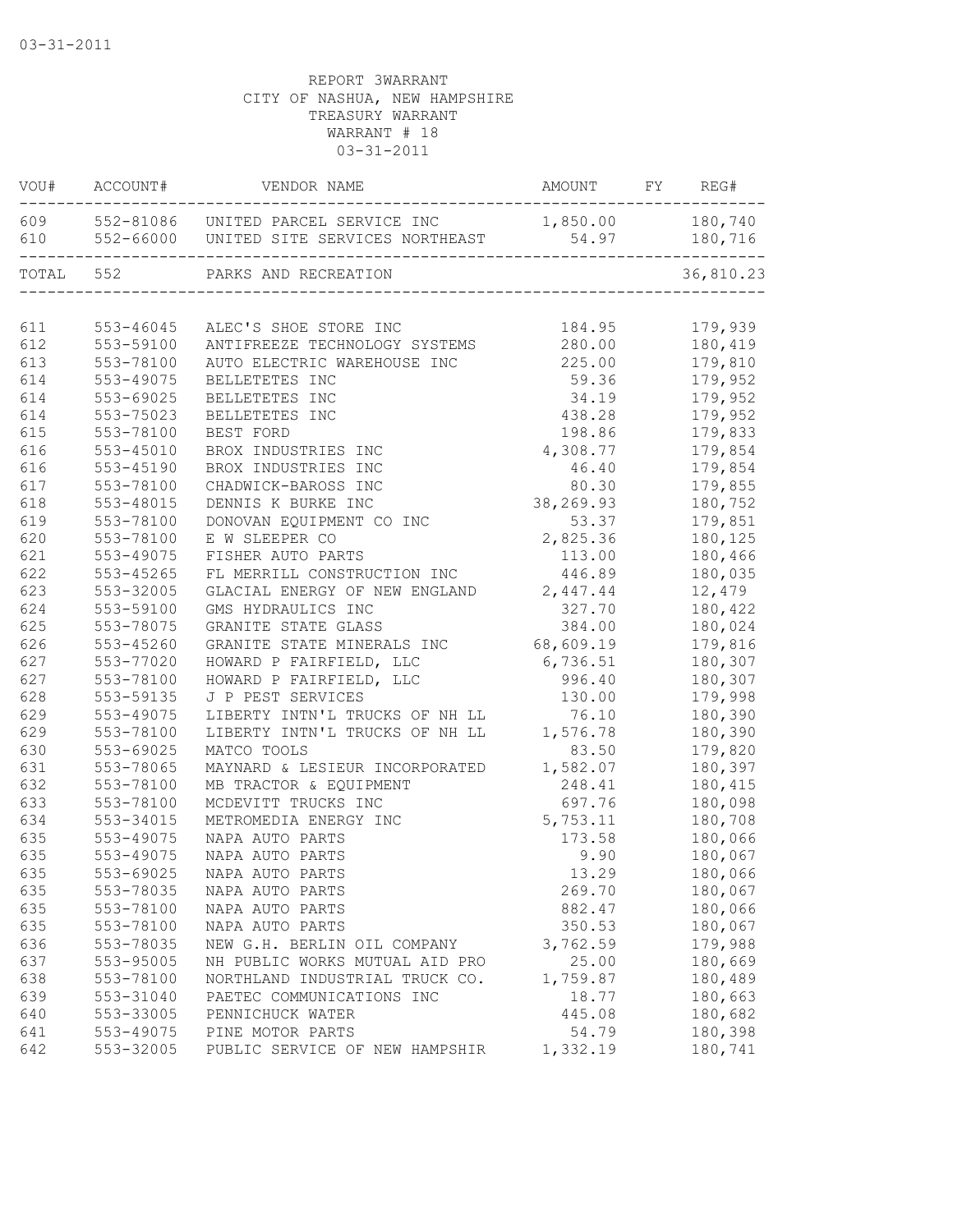03-31-2011

REPORT 3WARRANT
CITY OF NASHUA, NEW HAMPSHIRE
TREASURY WARRANT
WARRANT # 18
03-31-2011

| VOU# | ACCOUNT# | VENDOR NAME | AMOUNT | FY | REG# |
|---|---|---|---|---|---|
| 609 | 552-81086 | UNITED PARCEL SERVICE INC | 1,850.00 | | 180,740 |
| 610 | 552-66000 | UNITED SITE SERVICES NORTHEAST | 54.97 | | 180,716 |
| TOTAL | 552 | PARKS AND RECREATION | | | 36,810.23 |
| 611 | 553-46045 | ALEC'S SHOE STORE INC | 184.95 | | 179,939 |
| 612 | 553-59100 | ANTIFREEZE TECHNOLOGY SYSTEMS | 280.00 | | 180,419 |
| 613 | 553-78100 | AUTO ELECTRIC WAREHOUSE INC | 225.00 | | 179,810 |
| 614 | 553-49075 | BELLETETES INC | 59.36 | | 179,952 |
| 614 | 553-69025 | BELLETETES INC | 34.19 | | 179,952 |
| 614 | 553-75023 | BELLETETES INC | 438.28 | | 179,952 |
| 615 | 553-78100 | BEST FORD | 198.86 | | 179,833 |
| 616 | 553-45010 | BROX INDUSTRIES INC | 4,308.77 | | 179,854 |
| 616 | 553-45190 | BROX INDUSTRIES INC | 46.40 | | 179,854 |
| 617 | 553-78100 | CHADWICK-BAROSS INC | 80.30 | | 179,855 |
| 618 | 553-48015 | DENNIS K BURKE INC | 38,269.93 | | 180,752 |
| 619 | 553-78100 | DONOVAN EQUIPMENT CO INC | 53.37 | | 179,851 |
| 620 | 553-78100 | E W SLEEPER CO | 2,825.36 | | 180,125 |
| 621 | 553-49075 | FISHER AUTO PARTS | 113.00 | | 180,466 |
| 622 | 553-45265 | FL MERRILL CONSTRUCTION INC | 446.89 | | 180,035 |
| 623 | 553-32005 | GLACIAL ENERGY OF NEW ENGLAND | 2,447.44 | | 12,479 |
| 624 | 553-59100 | GMS HYDRAULICS INC | 327.70 | | 180,422 |
| 625 | 553-78075 | GRANITE STATE GLASS | 384.00 | | 180,024 |
| 626 | 553-45260 | GRANITE STATE MINERALS INC | 68,609.19 | | 179,816 |
| 627 | 553-77020 | HOWARD P FAIRFIELD, LLC | 6,736.51 | | 180,307 |
| 627 | 553-78100 | HOWARD P FAIRFIELD, LLC | 996.40 | | 180,307 |
| 628 | 553-59135 | J P PEST SERVICES | 130.00 | | 179,998 |
| 629 | 553-49075 | LIBERTY INTN'L TRUCKS OF NH LL | 76.10 | | 180,390 |
| 629 | 553-78100 | LIBERTY INTN'L TRUCKS OF NH LL | 1,576.78 | | 180,390 |
| 630 | 553-69025 | MATCO TOOLS | 83.50 | | 179,820 |
| 631 | 553-78065 | MAYNARD & LESIEUR INCORPORATED | 1,582.07 | | 180,397 |
| 632 | 553-78100 | MB TRACTOR & EQUIPMENT | 248.41 | | 180,415 |
| 633 | 553-78100 | MCDEVITT TRUCKS INC | 697.76 | | 180,098 |
| 634 | 553-34015 | METROMEDIA ENERGY INC | 5,753.11 | | 180,708 |
| 635 | 553-49075 | NAPA AUTO PARTS | 173.58 | | 180,066 |
| 635 | 553-49075 | NAPA AUTO PARTS | 9.90 | | 180,067 |
| 635 | 553-69025 | NAPA AUTO PARTS | 13.29 | | 180,066 |
| 635 | 553-78035 | NAPA AUTO PARTS | 269.70 | | 180,067 |
| 635 | 553-78100 | NAPA AUTO PARTS | 882.47 | | 180,066 |
| 635 | 553-78100 | NAPA AUTO PARTS | 350.53 | | 180,067 |
| 636 | 553-78035 | NEW G.H. BERLIN OIL COMPANY | 3,762.59 | | 179,988 |
| 637 | 553-95005 | NH PUBLIC WORKS MUTUAL AID PRO | 25.00 | | 180,669 |
| 638 | 553-78100 | NORTHLAND INDUSTRIAL TRUCK CO. | 1,759.87 | | 180,489 |
| 639 | 553-31040 | PAETEC COMMUNICATIONS INC | 18.77 | | 180,663 |
| 640 | 553-33005 | PENNICHUCK WATER | 445.08 | | 180,682 |
| 641 | 553-49075 | PINE MOTOR PARTS | 54.79 | | 180,398 |
| 642 | 553-32005 | PUBLIC SERVICE OF NEW HAMPSHIR | 1,332.19 | | 180,741 |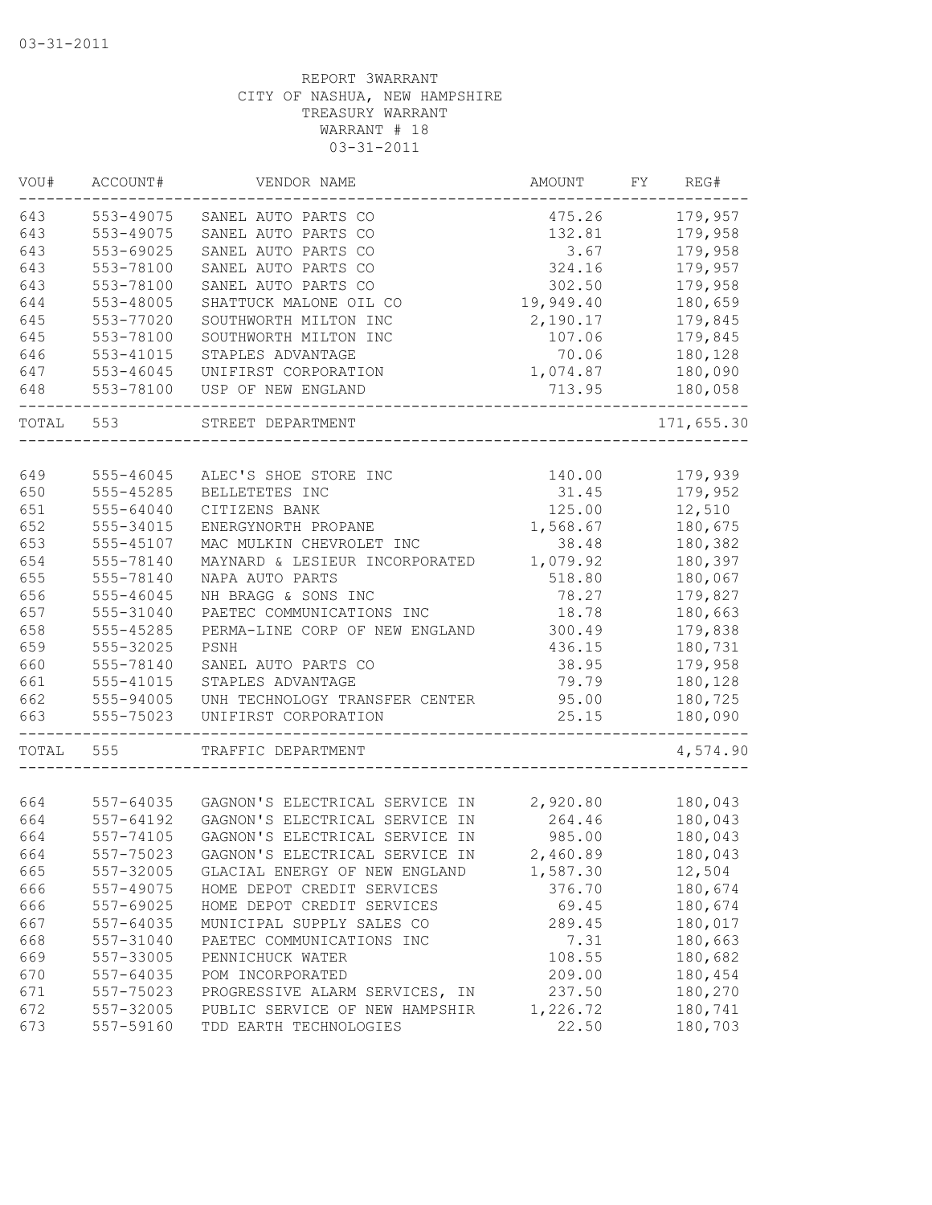03-31-2011

REPORT 3WARRANT
CITY OF NASHUA, NEW HAMPSHIRE
TREASURY WARRANT
WARRANT # 18
03-31-2011

| VOU# | ACCOUNT# | VENDOR NAME | AMOUNT | FY | REG# |
|---|---|---|---|---|---|
| 643 | 553-49075 | SANEL AUTO PARTS CO | 475.26 | | 179,957 |
| 643 | 553-49075 | SANEL AUTO PARTS CO | 132.81 | | 179,958 |
| 643 | 553-69025 | SANEL AUTO PARTS CO | 3.67 | | 179,958 |
| 643 | 553-78100 | SANEL AUTO PARTS CO | 324.16 | | 179,957 |
| 643 | 553-78100 | SANEL AUTO PARTS CO | 302.50 | | 179,958 |
| 644 | 553-48005 | SHATTUCK MALONE OIL CO | 19,949.40 | | 180,659 |
| 645 | 553-77020 | SOUTHWORTH MILTON INC | 2,190.17 | | 179,845 |
| 645 | 553-78100 | SOUTHWORTH MILTON INC | 107.06 | | 179,845 |
| 646 | 553-41015 | STAPLES ADVANTAGE | 70.06 | | 180,128 |
| 647 | 553-46045 | UNIFIRST CORPORATION | 1,074.87 | | 180,090 |
| 648 | 553-78100 | USP OF NEW ENGLAND | 713.95 | | 180,058 |
| TOTAL | 553 | STREET DEPARTMENT | | | 171,655.30 |
| 649 | 555-46045 | ALEC'S SHOE STORE INC | 140.00 | | 179,939 |
| 650 | 555-45285 | BELLETETES INC | 31.45 | | 179,952 |
| 651 | 555-64040 | CITIZENS BANK | 125.00 | | 12,510 |
| 652 | 555-34015 | ENERGYNORTH PROPANE | 1,568.67 | | 180,675 |
| 653 | 555-45107 | MAC MULKIN CHEVROLET INC | 38.48 | | 180,382 |
| 654 | 555-78140 | MAYNARD & LESIEUR INCORPORATED | 1,079.92 | | 180,397 |
| 655 | 555-78140 | NAPA AUTO PARTS | 518.80 | | 180,067 |
| 656 | 555-46045 | NH BRAGG & SONS INC | 78.27 | | 179,827 |
| 657 | 555-31040 | PAETEC COMMUNICATIONS INC | 18.78 | | 180,663 |
| 658 | 555-45285 | PERMA-LINE CORP OF NEW ENGLAND | 300.49 | | 179,838 |
| 659 | 555-32025 | PSNH | 436.15 | | 180,731 |
| 660 | 555-78140 | SANEL AUTO PARTS CO | 38.95 | | 179,958 |
| 661 | 555-41015 | STAPLES ADVANTAGE | 79.79 | | 180,128 |
| 662 | 555-94005 | UNH TECHNOLOGY TRANSFER CENTER | 95.00 | | 180,725 |
| 663 | 555-75023 | UNIFIRST CORPORATION | 25.15 | | 180,090 |
| TOTAL | 555 | TRAFFIC DEPARTMENT | | | 4,574.90 |
| 664 | 557-64035 | GAGNON'S ELECTRICAL SERVICE IN | 2,920.80 | | 180,043 |
| 664 | 557-64192 | GAGNON'S ELECTRICAL SERVICE IN | 264.46 | | 180,043 |
| 664 | 557-74105 | GAGNON'S ELECTRICAL SERVICE IN | 985.00 | | 180,043 |
| 664 | 557-75023 | GAGNON'S ELECTRICAL SERVICE IN | 2,460.89 | | 180,043 |
| 665 | 557-32005 | GLACIAL ENERGY OF NEW ENGLAND | 1,587.30 | | 12,504 |
| 666 | 557-49075 | HOME DEPOT CREDIT SERVICES | 376.70 | | 180,674 |
| 666 | 557-69025 | HOME DEPOT CREDIT SERVICES | 69.45 | | 180,674 |
| 667 | 557-64035 | MUNICIPAL SUPPLY SALES CO | 289.45 | | 180,017 |
| 668 | 557-31040 | PAETEC COMMUNICATIONS INC | 7.31 | | 180,663 |
| 669 | 557-33005 | PENNICHUCK WATER | 108.55 | | 180,682 |
| 670 | 557-64035 | POM INCORPORATED | 209.00 | | 180,454 |
| 671 | 557-75023 | PROGRESSIVE ALARM SERVICES, IN | 237.50 | | 180,270 |
| 672 | 557-32005 | PUBLIC SERVICE OF NEW HAMPSHIR | 1,226.72 | | 180,741 |
| 673 | 557-59160 | TDD EARTH TECHNOLOGIES | 22.50 | | 180,703 |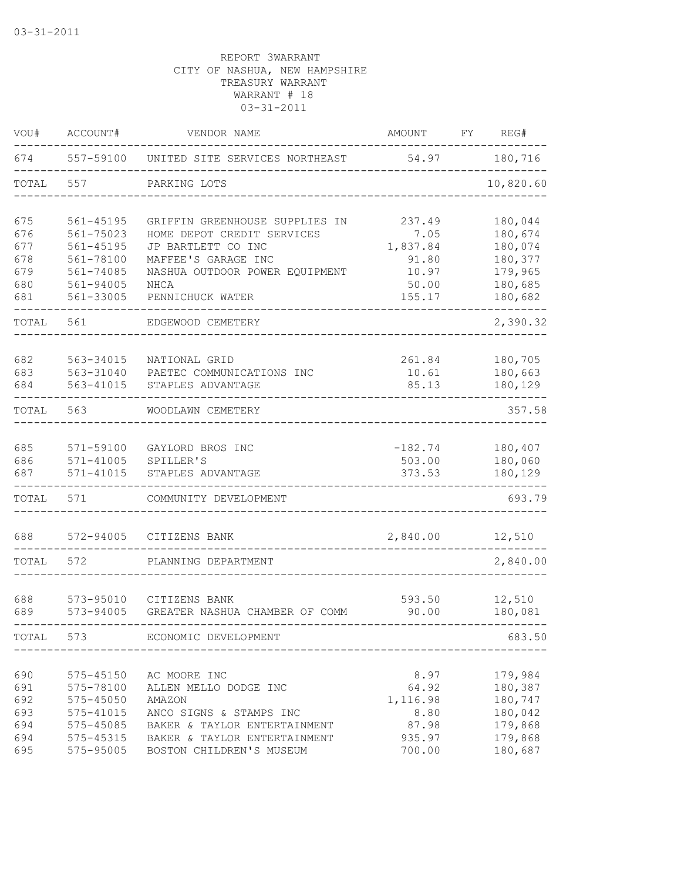REPORT 3WARRANT
CITY OF NASHUA, NEW HAMPSHIRE
TREASURY WARRANT
WARRANT # 18
03-31-2011

| VOU# | ACCOUNT# | VENDOR NAME | AMOUNT | FY | REG# |
|---|---|---|---|---|---|
| 674 | 557-59100 | UNITED SITE SERVICES NORTHEAST | 54.97 | | 180,716 |
| TOTAL | 557 | PARKING LOTS | | | 10,820.60 |
| 675 | 561-45195 | GRIFFIN GREENHOUSE SUPPLIES IN | 237.49 | | 180,044 |
| 676 | 561-75023 | HOME DEPOT CREDIT SERVICES | 7.05 | | 180,674 |
| 677 | 561-45195 | JP BARTLETT CO INC | 1,837.84 | | 180,074 |
| 678 | 561-78100 | MAFFEE'S GARAGE INC | 91.80 | | 180,377 |
| 679 | 561-74085 | NASHUA OUTDOOR POWER EQUIPMENT | 10.97 | | 179,965 |
| 680 | 561-94005 | NHCA | 50.00 | | 180,685 |
| 681 | 561-33005 | PENNICHUCK WATER | 155.17 | | 180,682 |
| TOTAL | 561 | EDGEWOOD CEMETERY | | | 2,390.32 |
| 682 | 563-34015 | NATIONAL GRID | 261.84 | | 180,705 |
| 683 | 563-31040 | PAETEC COMMUNICATIONS INC | 10.61 | | 180,663 |
| 684 | 563-41015 | STAPLES ADVANTAGE | 85.13 | | 180,129 |
| TOTAL | 563 | WOODLAWN CEMETERY | | | 357.58 |
| 685 | 571-59100 | GAYLORD BROS INC | -182.74 | | 180,407 |
| 686 | 571-41005 | SPILLER'S | 503.00 | | 180,060 |
| 687 | 571-41015 | STAPLES ADVANTAGE | 373.53 | | 180,129 |
| TOTAL | 571 | COMMUNITY DEVELOPMENT | | | 693.79 |
| 688 | 572-94005 | CITIZENS BANK | 2,840.00 | | 12,510 |
| TOTAL | 572 | PLANNING DEPARTMENT | | | 2,840.00 |
| 688 | 573-95010 | CITIZENS BANK | 593.50 | | 12,510 |
| 689 | 573-94005 | GREATER NASHUA CHAMBER OF COMM | 90.00 | | 180,081 |
| TOTAL | 573 | ECONOMIC DEVELOPMENT | | | 683.50 |
| 690 | 575-45150 | AC MOORE INC | 8.97 | | 179,984 |
| 691 | 575-78100 | ALLEN MELLO DODGE INC | 64.92 | | 180,387 |
| 692 | 575-45050 | AMAZON | 1,116.98 | | 180,747 |
| 693 | 575-41015 | ANCO SIGNS & STAMPS INC | 8.80 | | 180,042 |
| 694 | 575-45085 | BAKER & TAYLOR ENTERTAINMENT | 87.98 | | 179,868 |
| 694 | 575-45315 | BAKER & TAYLOR ENTERTAINMENT | 935.97 | | 179,868 |
| 695 | 575-95005 | BOSTON CHILDREN'S MUSEUM | 700.00 | | 180,687 |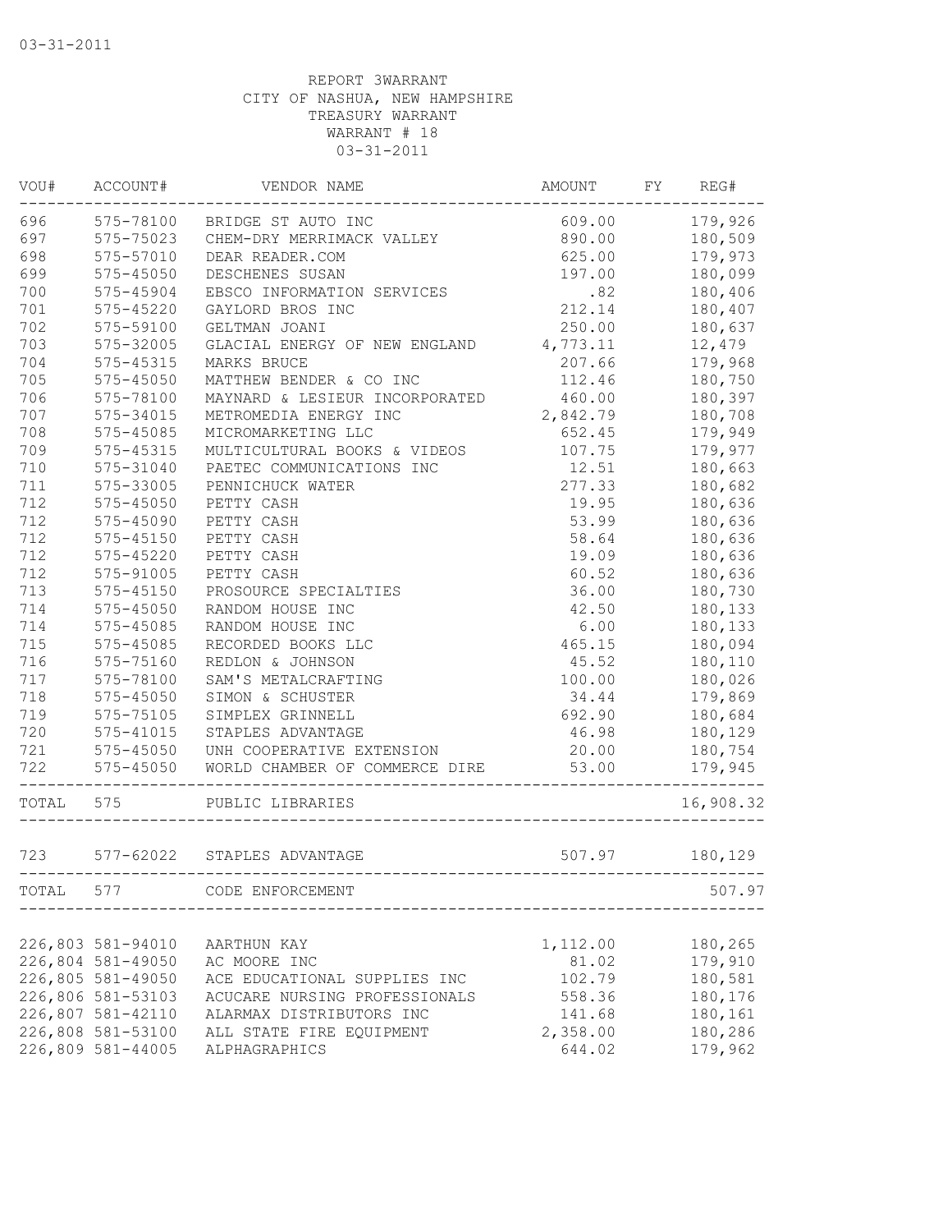03-31-2011

REPORT 3WARRANT
CITY OF NASHUA, NEW HAMPSHIRE
TREASURY WARRANT
WARRANT # 18
03-31-2011

| VOU# | ACCOUNT# | VENDOR NAME | AMOUNT | FY | REG# |
|---|---|---|---|---|---|
| 696 | 575-78100 | BRIDGE ST AUTO INC | 609.00 | | 179,926 |
| 697 | 575-75023 | CHEM-DRY MERRIMACK VALLEY | 890.00 | | 180,509 |
| 698 | 575-57010 | DEAR READER.COM | 625.00 | | 179,973 |
| 699 | 575-45050 | DESCHENES SUSAN | 197.00 | | 180,099 |
| 700 | 575-45904 | EBSCO INFORMATION SERVICES | .82 | | 180,406 |
| 701 | 575-45220 | GAYLORD BROS INC | 212.14 | | 180,407 |
| 702 | 575-59100 | GELTMAN JOANI | 250.00 | | 180,637 |
| 703 | 575-32005 | GLACIAL ENERGY OF NEW ENGLAND | 4,773.11 | | 12,479 |
| 704 | 575-45315 | MARKS BRUCE | 207.66 | | 179,968 |
| 705 | 575-45050 | MATTHEW BENDER & CO INC | 112.46 | | 180,750 |
| 706 | 575-78100 | MAYNARD & LESIEUR INCORPORATED | 460.00 | | 180,397 |
| 707 | 575-34015 | METROMEDIA ENERGY INC | 2,842.79 | | 180,708 |
| 708 | 575-45085 | MICROMARKETING LLC | 652.45 | | 179,949 |
| 709 | 575-45315 | MULTICULTURAL BOOKS & VIDEOS | 107.75 | | 179,977 |
| 710 | 575-31040 | PAETEC COMMUNICATIONS INC | 12.51 | | 180,663 |
| 711 | 575-33005 | PENNICHUCK WATER | 277.33 | | 180,682 |
| 712 | 575-45050 | PETTY CASH | 19.95 | | 180,636 |
| 712 | 575-45090 | PETTY CASH | 53.99 | | 180,636 |
| 712 | 575-45150 | PETTY CASH | 58.64 | | 180,636 |
| 712 | 575-45220 | PETTY CASH | 19.09 | | 180,636 |
| 712 | 575-91005 | PETTY CASH | 60.52 | | 180,636 |
| 713 | 575-45150 | PROSOURCE SPECIALTIES | 36.00 | | 180,730 |
| 714 | 575-45050 | RANDOM HOUSE INC | 42.50 | | 180,133 |
| 714 | 575-45085 | RANDOM HOUSE INC | 6.00 | | 180,133 |
| 715 | 575-45085 | RECORDED BOOKS LLC | 465.15 | | 180,094 |
| 716 | 575-75160 | REDLON & JOHNSON | 45.52 | | 180,110 |
| 717 | 575-78100 | SAM'S METALCRAFTING | 100.00 | | 180,026 |
| 718 | 575-45050 | SIMON & SCHUSTER | 34.44 | | 179,869 |
| 719 | 575-75105 | SIMPLEX GRINNELL | 692.90 | | 180,684 |
| 720 | 575-41015 | STAPLES ADVANTAGE | 46.98 | | 180,129 |
| 721 | 575-45050 | UNH COOPERATIVE EXTENSION | 20.00 | | 180,754 |
| 722 | 575-45050 | WORLD CHAMBER OF COMMERCE DIRE | 53.00 | | 179,945 |
| TOTAL | 575 | PUBLIC LIBRARIES | | | 16,908.32 |
| 723 | 577-62022 | STAPLES ADVANTAGE | 507.97 | | 180,129 |
| TOTAL | 577 | CODE ENFORCEMENT | | | 507.97 |
| 226,803 | 581-94010 | AARTHUN KAY | 1,112.00 | | 180,265 |
| 226,804 | 581-49050 | AC MOORE INC | 81.02 | | 179,910 |
| 226,805 | 581-49050 | ACE EDUCATIONAL SUPPLIES INC | 102.79 | | 180,581 |
| 226,806 | 581-53103 | ACUCARE NURSING PROFESSIONALS | 558.36 | | 180,176 |
| 226,807 | 581-42110 | ALARMAX DISTRIBUTORS INC | 141.68 | | 180,161 |
| 226,808 | 581-53100 | ALL STATE FIRE EQUIPMENT | 2,358.00 | | 180,286 |
| 226,809 | 581-44005 | ALPHAGRAPHICS | 644.02 | | 179,962 |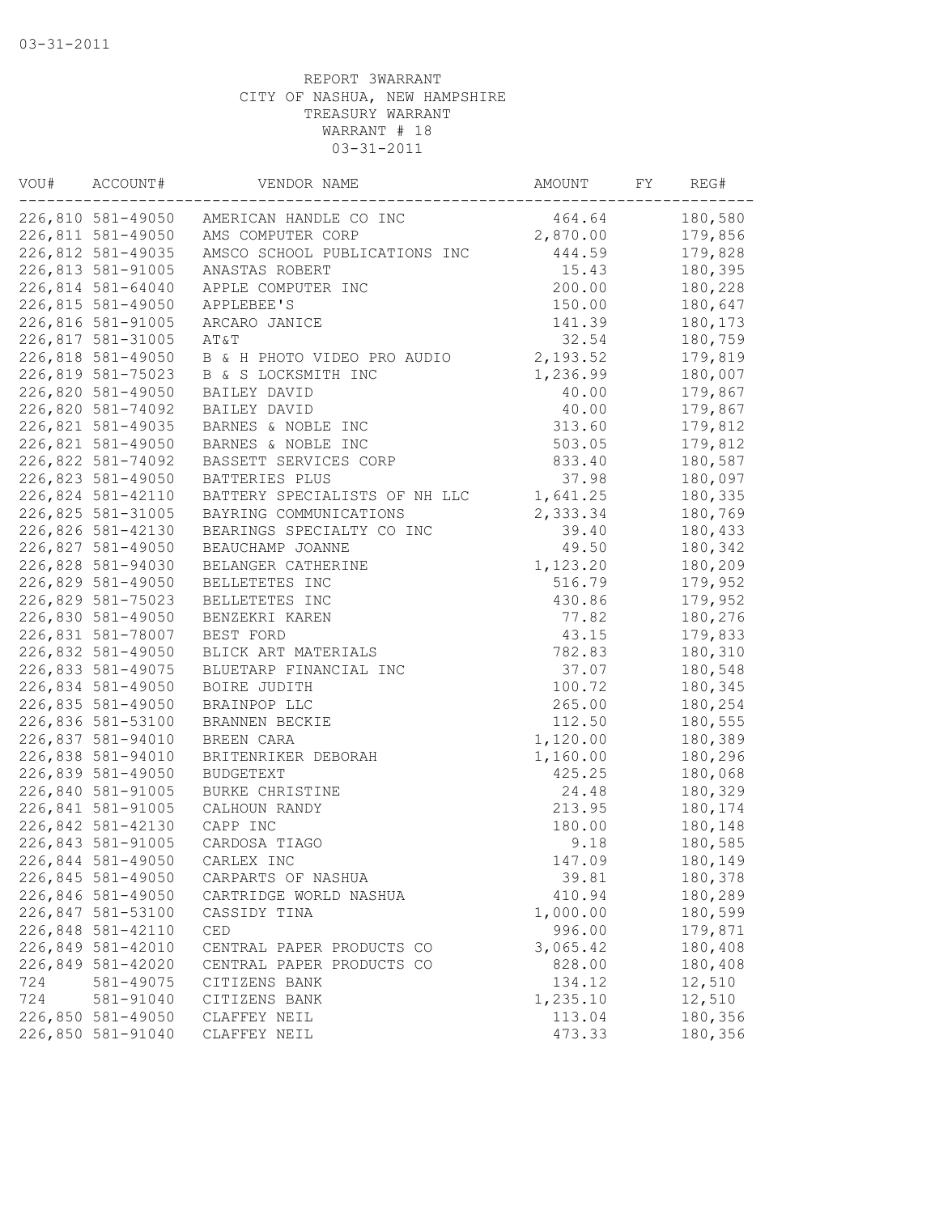03-31-2011

REPORT 3WARRANT
CITY OF NASHUA, NEW HAMPSHIRE
TREASURY WARRANT
WARRANT # 18
03-31-2011

| VOU# | ACCOUNT# | VENDOR NAME | AMOUNT | FY | REG# |
|---|---|---|---|---|---|
| 226,810 | 581-49050 | AMERICAN HANDLE CO INC | 464.64 | | 180,580 |
| 226,811 | 581-49050 | AMS COMPUTER CORP | 2,870.00 | | 179,856 |
| 226,812 | 581-49035 | AMSCO SCHOOL PUBLICATIONS INC | 444.59 | | 179,828 |
| 226,813 | 581-91005 | ANASTAS ROBERT | 15.43 | | 180,395 |
| 226,814 | 581-64040 | APPLE COMPUTER INC | 200.00 | | 180,228 |
| 226,815 | 581-49050 | APPLEBEE'S | 150.00 | | 180,647 |
| 226,816 | 581-91005 | ARCARO JANICE | 141.39 | | 180,173 |
| 226,817 | 581-31005 | AT&T | 32.54 | | 180,759 |
| 226,818 | 581-49050 | B & H PHOTO VIDEO PRO AUDIO | 2,193.52 | | 179,819 |
| 226,819 | 581-75023 | B & S LOCKSMITH INC | 1,236.99 | | 180,007 |
| 226,820 | 581-49050 | BAILEY DAVID | 40.00 | | 179,867 |
| 226,820 | 581-74092 | BAILEY DAVID | 40.00 | | 179,867 |
| 226,821 | 581-49035 | BARNES & NOBLE INC | 313.60 | | 179,812 |
| 226,821 | 581-49050 | BARNES & NOBLE INC | 503.05 | | 179,812 |
| 226,822 | 581-74092 | BASSETT SERVICES CORP | 833.40 | | 180,587 |
| 226,823 | 581-49050 | BATTERIES PLUS | 37.98 | | 180,097 |
| 226,824 | 581-42110 | BATTERY SPECIALISTS OF NH LLC | 1,641.25 | | 180,335 |
| 226,825 | 581-31005 | BAYRING COMMUNICATIONS | 2,333.34 | | 180,769 |
| 226,826 | 581-42130 | BEARINGS SPECIALTY CO INC | 39.40 | | 180,433 |
| 226,827 | 581-49050 | BEAUCHAMP JOANNE | 49.50 | | 180,342 |
| 226,828 | 581-94030 | BELANGER CATHERINE | 1,123.20 | | 180,209 |
| 226,829 | 581-49050 | BELLETETES INC | 516.79 | | 179,952 |
| 226,829 | 581-75023 | BELLETETES INC | 430.86 | | 179,952 |
| 226,830 | 581-49050 | BENZEKRI KAREN | 77.82 | | 180,276 |
| 226,831 | 581-78007 | BEST FORD | 43.15 | | 179,833 |
| 226,832 | 581-49050 | BLICK ART MATERIALS | 782.83 | | 180,310 |
| 226,833 | 581-49075 | BLUETARP FINANCIAL INC | 37.07 | | 180,548 |
| 226,834 | 581-49050 | BOIRE JUDITH | 100.72 | | 180,345 |
| 226,835 | 581-49050 | BRAINPOP LLC | 265.00 | | 180,254 |
| 226,836 | 581-53100 | BRANNEN BECKIE | 112.50 | | 180,555 |
| 226,837 | 581-94010 | BREEN CARA | 1,120.00 | | 180,389 |
| 226,838 | 581-94010 | BRITENRIKER DEBORAH | 1,160.00 | | 180,296 |
| 226,839 | 581-49050 | BUDGETEXT | 425.25 | | 180,068 |
| 226,840 | 581-91005 | BURKE CHRISTINE | 24.48 | | 180,329 |
| 226,841 | 581-91005 | CALHOUN RANDY | 213.95 | | 180,174 |
| 226,842 | 581-42130 | CAPP INC | 180.00 | | 180,148 |
| 226,843 | 581-91005 | CARDOSA TIAGO | 9.18 | | 180,585 |
| 226,844 | 581-49050 | CARLEX INC | 147.09 | | 180,149 |
| 226,845 | 581-49050 | CARPARTS OF NASHUA | 39.81 | | 180,378 |
| 226,846 | 581-49050 | CARTRIDGE WORLD NASHUA | 410.94 | | 180,289 |
| 226,847 | 581-53100 | CASSIDY TINA | 1,000.00 | | 180,599 |
| 226,848 | 581-42110 | CED | 996.00 | | 179,871 |
| 226,849 | 581-42010 | CENTRAL PAPER PRODUCTS CO | 3,065.42 | | 180,408 |
| 226,849 | 581-42020 | CENTRAL PAPER PRODUCTS CO | 828.00 | | 180,408 |
| 724 | 581-49075 | CITIZENS BANK | 134.12 | | 12,510 |
| 724 | 581-91040 | CITIZENS BANK | 1,235.10 | | 12,510 |
| 226,850 | 581-49050 | CLAFFEY NEIL | 113.04 | | 180,356 |
| 226,850 | 581-91040 | CLAFFEY NEIL | 473.33 | | 180,356 |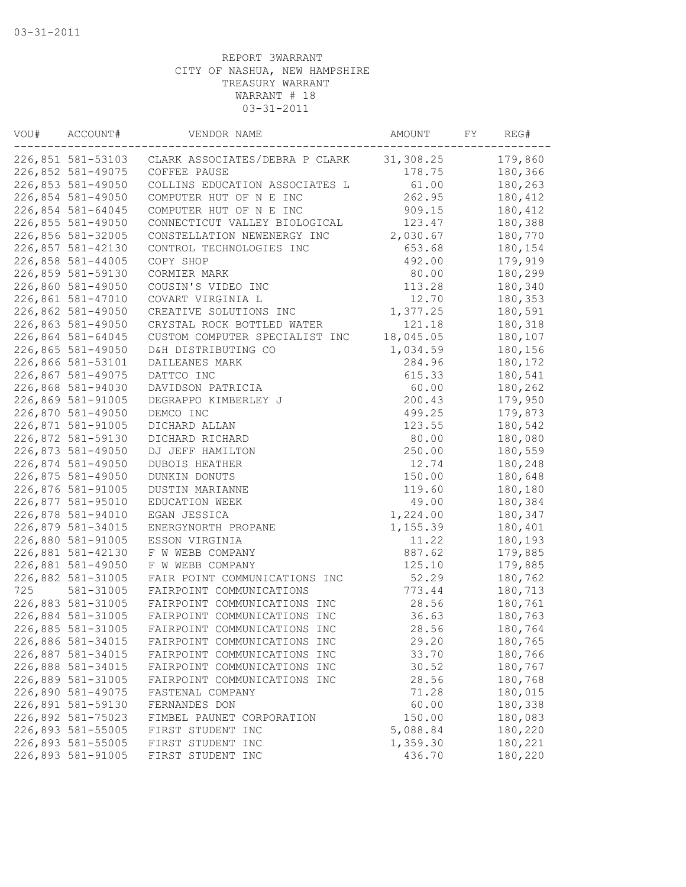03-31-2011

REPORT 3WARRANT
CITY OF NASHUA, NEW HAMPSHIRE
TREASURY WARRANT
WARRANT # 18
03-31-2011

| VOU# | ACCOUNT# | VENDOR NAME | AMOUNT | FY | REG# |
|---|---|---|---|---|---|
| 226,851 | 581-53103 | CLARK ASSOCIATES/DEBRA P CLARK | 31,308.25 | | 179,860 |
| 226,852 | 581-49075 | COFFEE PAUSE | 178.75 | | 180,366 |
| 226,853 | 581-49050 | COLLINS EDUCATION ASSOCIATES L | 61.00 | | 180,263 |
| 226,854 | 581-49050 | COMPUTER HUT OF N E INC | 262.95 | | 180,412 |
| 226,854 | 581-64045 | COMPUTER HUT OF N E INC | 909.15 | | 180,412 |
| 226,855 | 581-49050 | CONNECTICUT VALLEY BIOLOGICAL | 123.47 | | 180,388 |
| 226,856 | 581-32005 | CONSTELLATION NEWENERGY INC | 2,030.67 | | 180,770 |
| 226,857 | 581-42130 | CONTROL TECHNOLOGIES INC | 653.68 | | 180,154 |
| 226,858 | 581-44005 | COPY SHOP | 492.00 | | 179,919 |
| 226,859 | 581-59130 | CORMIER MARK | 80.00 | | 180,299 |
| 226,860 | 581-49050 | COUSIN'S VIDEO INC | 113.28 | | 180,340 |
| 226,861 | 581-47010 | COVART VIRGINIA L | 12.70 | | 180,353 |
| 226,862 | 581-49050 | CREATIVE SOLUTIONS INC | 1,377.25 | | 180,591 |
| 226,863 | 581-49050 | CRYSTAL ROCK BOTTLED WATER | 121.18 | | 180,318 |
| 226,864 | 581-64045 | CUSTOM COMPUTER SPECIALIST INC | 18,045.05 | | 180,107 |
| 226,865 | 581-49050 | D&H DISTRIBUTING CO | 1,034.59 | | 180,156 |
| 226,866 | 581-53101 | DAILEANES MARK | 284.96 | | 180,172 |
| 226,867 | 581-49075 | DATTCO INC | 615.33 | | 180,541 |
| 226,868 | 581-94030 | DAVIDSON PATRICIA | 60.00 | | 180,262 |
| 226,869 | 581-91005 | DEGRAPPO KIMBERLEY J | 200.43 | | 179,950 |
| 226,870 | 581-49050 | DEMCO INC | 499.25 | | 179,873 |
| 226,871 | 581-91005 | DICHARD ALLAN | 123.55 | | 180,542 |
| 226,872 | 581-59130 | DICHARD RICHARD | 80.00 | | 180,080 |
| 226,873 | 581-49050 | DJ JEFF HAMILTON | 250.00 | | 180,559 |
| 226,874 | 581-49050 | DUBOIS HEATHER | 12.74 | | 180,248 |
| 226,875 | 581-49050 | DUNKIN DONUTS | 150.00 | | 180,648 |
| 226,876 | 581-91005 | DUSTIN MARIANNE | 119.60 | | 180,180 |
| 226,877 | 581-95010 | EDUCATION WEEK | 49.00 | | 180,384 |
| 226,878 | 581-94010 | EGAN JESSICA | 1,224.00 | | 180,347 |
| 226,879 | 581-34015 | ENERGYNORTH PROPANE | 1,155.39 | | 180,401 |
| 226,880 | 581-91005 | ESSON VIRGINIA | 11.22 | | 180,193 |
| 226,881 | 581-42130 | F W WEBB COMPANY | 887.62 | | 179,885 |
| 226,881 | 581-49050 | F W WEBB COMPANY | 125.10 | | 179,885 |
| 226,882 | 581-31005 | FAIR POINT COMMUNICATIONS INC | 52.29 | | 180,762 |
| 725 | 581-31005 | FAIRPOINT COMMUNICATIONS | 773.44 | | 180,713 |
| 226,883 | 581-31005 | FAIRPOINT COMMUNICATIONS INC | 28.56 | | 180,761 |
| 226,884 | 581-31005 | FAIRPOINT COMMUNICATIONS INC | 36.63 | | 180,763 |
| 226,885 | 581-31005 | FAIRPOINT COMMUNICATIONS INC | 28.56 | | 180,764 |
| 226,886 | 581-34015 | FAIRPOINT COMMUNICATIONS INC | 29.20 | | 180,765 |
| 226,887 | 581-34015 | FAIRPOINT COMMUNICATIONS INC | 33.70 | | 180,766 |
| 226,888 | 581-34015 | FAIRPOINT COMMUNICATIONS INC | 30.52 | | 180,767 |
| 226,889 | 581-31005 | FAIRPOINT COMMUNICATIONS INC | 28.56 | | 180,768 |
| 226,890 | 581-49075 | FASTENAL COMPANY | 71.28 | | 180,015 |
| 226,891 | 581-59130 | FERNANDES DON | 60.00 | | 180,338 |
| 226,892 | 581-75023 | FIMBEL PAUNET CORPORATION | 150.00 | | 180,083 |
| 226,893 | 581-55005 | FIRST STUDENT INC | 5,088.84 | | 180,220 |
| 226,893 | 581-55005 | FIRST STUDENT INC | 1,359.30 | | 180,221 |
| 226,893 | 581-91005 | FIRST STUDENT INC | 436.70 | | 180,220 |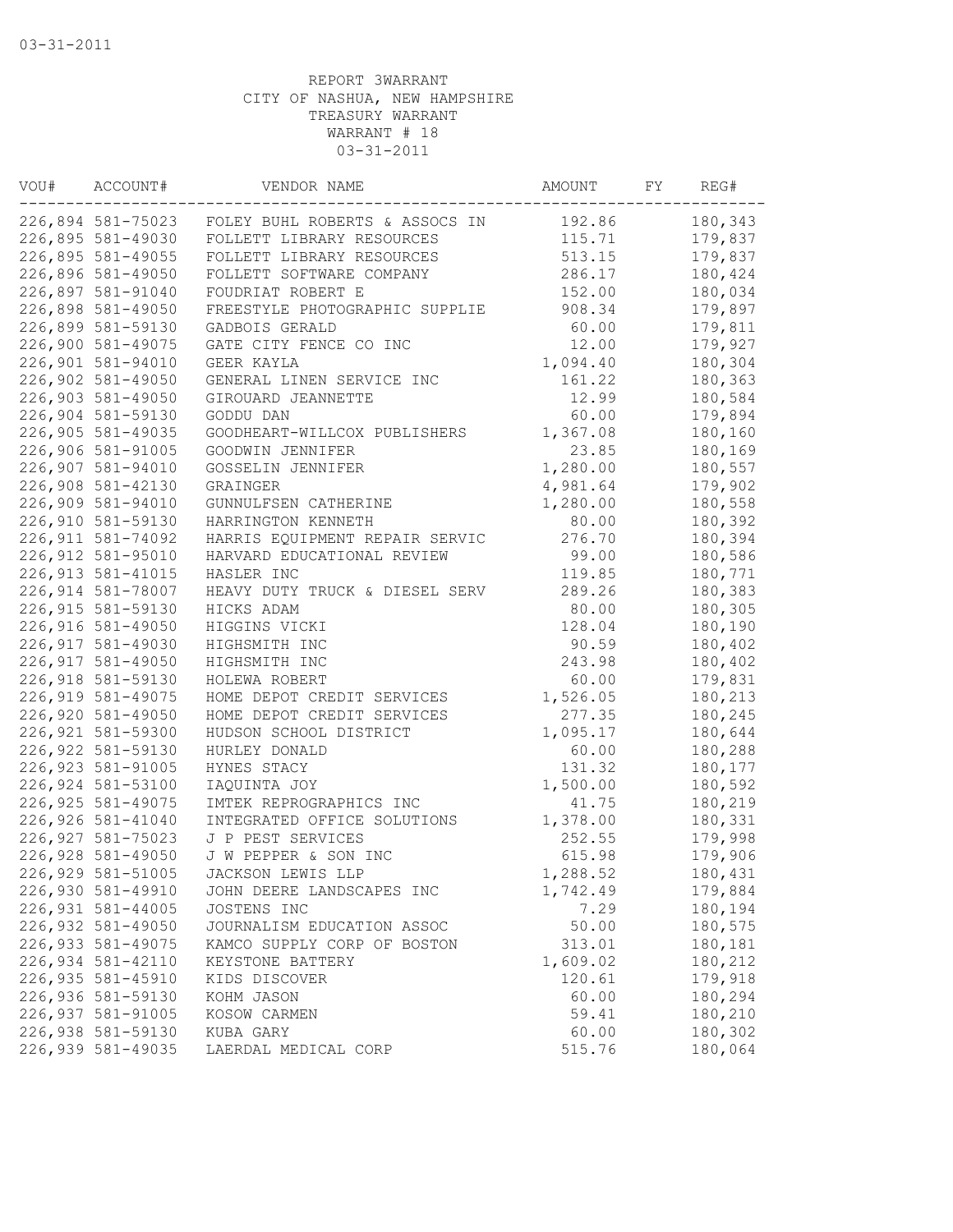03-31-2011

REPORT 3WARRANT
CITY OF NASHUA, NEW HAMPSHIRE
TREASURY WARRANT
WARRANT # 18
03-31-2011

| VOU# | ACCOUNT# | VENDOR NAME | AMOUNT | FY | REG# |
|---|---|---|---|---|---|
| 226,894 | 581-75023 | FOLEY BUHL ROBERTS & ASSOCS IN | 192.86 | | 180,343 |
| 226,895 | 581-49030 | FOLLETT LIBRARY RESOURCES | 115.71 | | 179,837 |
| 226,895 | 581-49055 | FOLLETT LIBRARY RESOURCES | 513.15 | | 179,837 |
| 226,896 | 581-49050 | FOLLETT SOFTWARE COMPANY | 286.17 | | 180,424 |
| 226,897 | 581-91040 | FOUDRIAT ROBERT E | 152.00 | | 180,034 |
| 226,898 | 581-49050 | FREESTYLE PHOTOGRAPHIC SUPPLIE | 908.34 | | 179,897 |
| 226,899 | 581-59130 | GADBOIS GERALD | 60.00 | | 179,811 |
| 226,900 | 581-49075 | GATE CITY FENCE CO INC | 12.00 | | 179,927 |
| 226,901 | 581-94010 | GEER KAYLA | 1,094.40 | | 180,304 |
| 226,902 | 581-49050 | GENERAL LINEN SERVICE INC | 161.22 | | 180,363 |
| 226,903 | 581-49050 | GIROUARD JEANNETTE | 12.99 | | 180,584 |
| 226,904 | 581-59130 | GODDU DAN | 60.00 | | 179,894 |
| 226,905 | 581-49035 | GOODHEART-WILLCOX PUBLISHERS | 1,367.08 | | 180,160 |
| 226,906 | 581-91005 | GOODWIN JENNIFER | 23.85 | | 180,169 |
| 226,907 | 581-94010 | GOSSELIN JENNIFER | 1,280.00 | | 180,557 |
| 226,908 | 581-42130 | GRAINGER | 4,981.64 | | 179,902 |
| 226,909 | 581-94010 | GUNNULFSEN CATHERINE | 1,280.00 | | 180,558 |
| 226,910 | 581-59130 | HARRINGTON KENNETH | 80.00 | | 180,392 |
| 226,911 | 581-74092 | HARRIS EQUIPMENT REPAIR SERVIC | 276.70 | | 180,394 |
| 226,912 | 581-95010 | HARVARD EDUCATIONAL REVIEW | 99.00 | | 180,586 |
| 226,913 | 581-41015 | HASLER INC | 119.85 | | 180,771 |
| 226,914 | 581-78007 | HEAVY DUTY TRUCK & DIESEL SERV | 289.26 | | 180,383 |
| 226,915 | 581-59130 | HICKS ADAM | 80.00 | | 180,305 |
| 226,916 | 581-49050 | HIGGINS VICKI | 128.04 | | 180,190 |
| 226,917 | 581-49030 | HIGHSMITH INC | 90.59 | | 180,402 |
| 226,917 | 581-49050 | HIGHSMITH INC | 243.98 | | 180,402 |
| 226,918 | 581-59130 | HOLEWA ROBERT | 60.00 | | 179,831 |
| 226,919 | 581-49075 | HOME DEPOT CREDIT SERVICES | 1,526.05 | | 180,213 |
| 226,920 | 581-49050 | HOME DEPOT CREDIT SERVICES | 277.35 | | 180,245 |
| 226,921 | 581-59300 | HUDSON SCHOOL DISTRICT | 1,095.17 | | 180,644 |
| 226,922 | 581-59130 | HURLEY DONALD | 60.00 | | 180,288 |
| 226,923 | 581-91005 | HYNES STACY | 131.32 | | 180,177 |
| 226,924 | 581-53100 | IAQUINTA JOY | 1,500.00 | | 180,592 |
| 226,925 | 581-49075 | IMTEK REPROGRAPHICS INC | 41.75 | | 180,219 |
| 226,926 | 581-41040 | INTEGRATED OFFICE SOLUTIONS | 1,378.00 | | 180,331 |
| 226,927 | 581-75023 | J P PEST SERVICES | 252.55 | | 179,998 |
| 226,928 | 581-49050 | J W PEPPER & SON INC | 615.98 | | 179,906 |
| 226,929 | 581-51005 | JACKSON LEWIS LLP | 1,288.52 | | 180,431 |
| 226,930 | 581-49910 | JOHN DEERE LANDSCAPES INC | 1,742.49 | | 179,884 |
| 226,931 | 581-44005 | JOSTENS INC | 7.29 | | 180,194 |
| 226,932 | 581-49050 | JOURNALISM EDUCATION ASSOC | 50.00 | | 180,575 |
| 226,933 | 581-49075 | KAMCO SUPPLY CORP OF BOSTON | 313.01 | | 180,181 |
| 226,934 | 581-42110 | KEYSTONE BATTERY | 1,609.02 | | 180,212 |
| 226,935 | 581-45910 | KIDS DISCOVER | 120.61 | | 179,918 |
| 226,936 | 581-59130 | KOHM JASON | 60.00 | | 180,294 |
| 226,937 | 581-91005 | KOSOW CARMEN | 59.41 | | 180,210 |
| 226,938 | 581-59130 | KUBA GARY | 60.00 | | 180,302 |
| 226,939 | 581-49035 | LAERDAL MEDICAL CORP | 515.76 | | 180,064 |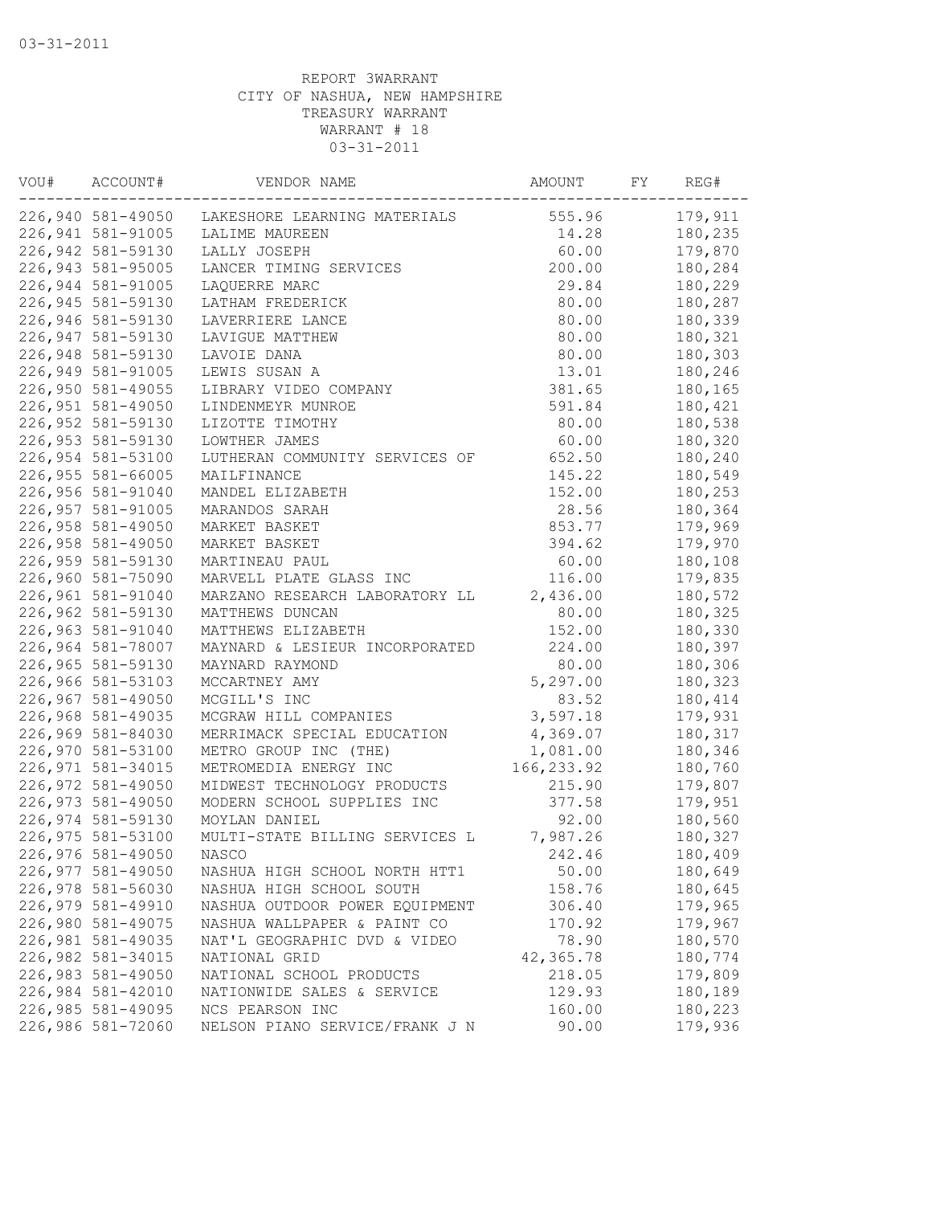03-31-2011

REPORT 3WARRANT
CITY OF NASHUA, NEW HAMPSHIRE
TREASURY WARRANT
WARRANT # 18
03-31-2011

| VOU# | ACCOUNT# | VENDOR NAME | AMOUNT | FY | REG# |
|---|---|---|---|---|---|
| 226,940 | 581-49050 | LAKESHORE LEARNING MATERIALS | 555.96 | | 179,911 |
| 226,941 | 581-91005 | LALIME MAUREEN | 14.28 | | 180,235 |
| 226,942 | 581-59130 | LALLY JOSEPH | 60.00 | | 179,870 |
| 226,943 | 581-95005 | LANCER TIMING SERVICES | 200.00 | | 180,284 |
| 226,944 | 581-91005 | LAQUERRE MARC | 29.84 | | 180,229 |
| 226,945 | 581-59130 | LATHAM FREDERICK | 80.00 | | 180,287 |
| 226,946 | 581-59130 | LAVERRIERE LANCE | 80.00 | | 180,339 |
| 226,947 | 581-59130 | LAVIGUE MATTHEW | 80.00 | | 180,321 |
| 226,948 | 581-59130 | LAVOIE DANA | 80.00 | | 180,303 |
| 226,949 | 581-91005 | LEWIS SUSAN A | 13.01 | | 180,246 |
| 226,950 | 581-49055 | LIBRARY VIDEO COMPANY | 381.65 | | 180,165 |
| 226,951 | 581-49050 | LINDENMEYR MUNROE | 591.84 | | 180,421 |
| 226,952 | 581-59130 | LIZOTTE TIMOTHY | 80.00 | | 180,538 |
| 226,953 | 581-59130 | LOWTHER JAMES | 60.00 | | 180,320 |
| 226,954 | 581-53100 | LUTHERAN COMMUNITY SERVICES OF | 652.50 | | 180,240 |
| 226,955 | 581-66005 | MAILFINANCE | 145.22 | | 180,549 |
| 226,956 | 581-91040 | MANDEL ELIZABETH | 152.00 | | 180,253 |
| 226,957 | 581-91005 | MARANDOS SARAH | 28.56 | | 180,364 |
| 226,958 | 581-49050 | MARKET BASKET | 853.77 | | 179,969 |
| 226,958 | 581-49050 | MARKET BASKET | 394.62 | | 179,970 |
| 226,959 | 581-59130 | MARTINEAU PAUL | 60.00 | | 180,108 |
| 226,960 | 581-75090 | MARVELL PLATE GLASS INC | 116.00 | | 179,835 |
| 226,961 | 581-91040 | MARZANO RESEARCH LABORATORY LL | 2,436.00 | | 180,572 |
| 226,962 | 581-59130 | MATTHEWS DUNCAN | 80.00 | | 180,325 |
| 226,963 | 581-91040 | MATTHEWS ELIZABETH | 152.00 | | 180,330 |
| 226,964 | 581-78007 | MAYNARD & LESIEUR INCORPORATED | 224.00 | | 180,397 |
| 226,965 | 581-59130 | MAYNARD RAYMOND | 80.00 | | 180,306 |
| 226,966 | 581-53103 | MCCARTNEY AMY | 5,297.00 | | 180,323 |
| 226,967 | 581-49050 | MCGILL'S INC | 83.52 | | 180,414 |
| 226,968 | 581-49035 | MCGRAW HILL COMPANIES | 3,597.18 | | 179,931 |
| 226,969 | 581-84030 | MERRIMACK SPECIAL EDUCATION | 4,369.07 | | 180,317 |
| 226,970 | 581-53100 | METRO GROUP INC (THE) | 1,081.00 | | 180,346 |
| 226,971 | 581-34015 | METROMEDIA ENERGY INC | 166,233.92 | | 180,760 |
| 226,972 | 581-49050 | MIDWEST TECHNOLOGY PRODUCTS | 215.90 | | 179,807 |
| 226,973 | 581-49050 | MODERN SCHOOL SUPPLIES INC | 377.58 | | 179,951 |
| 226,974 | 581-59130 | MOYLAN DANIEL | 92.00 | | 180,560 |
| 226,975 | 581-53100 | MULTI-STATE BILLING SERVICES L | 7,987.26 | | 180,327 |
| 226,976 | 581-49050 | NASCO | 242.46 | | 180,409 |
| 226,977 | 581-49050 | NASHUA HIGH SCHOOL NORTH HTT1 | 50.00 | | 180,649 |
| 226,978 | 581-56030 | NASHUA HIGH SCHOOL SOUTH | 158.76 | | 180,645 |
| 226,979 | 581-49910 | NASHUA OUTDOOR POWER EQUIPMENT | 306.40 | | 179,965 |
| 226,980 | 581-49075 | NASHUA WALLPAPER & PAINT CO | 170.92 | | 179,967 |
| 226,981 | 581-49035 | NAT'L GEOGRAPHIC DVD & VIDEO | 78.90 | | 180,570 |
| 226,982 | 581-34015 | NATIONAL GRID | 42,365.78 | | 180,774 |
| 226,983 | 581-49050 | NATIONAL SCHOOL PRODUCTS | 218.05 | | 179,809 |
| 226,984 | 581-42010 | NATIONWIDE SALES & SERVICE | 129.93 | | 180,189 |
| 226,985 | 581-49095 | NCS PEARSON INC | 160.00 | | 180,223 |
| 226,986 | 581-72060 | NELSON PIANO SERVICE/FRANK J N | 90.00 | | 179,936 |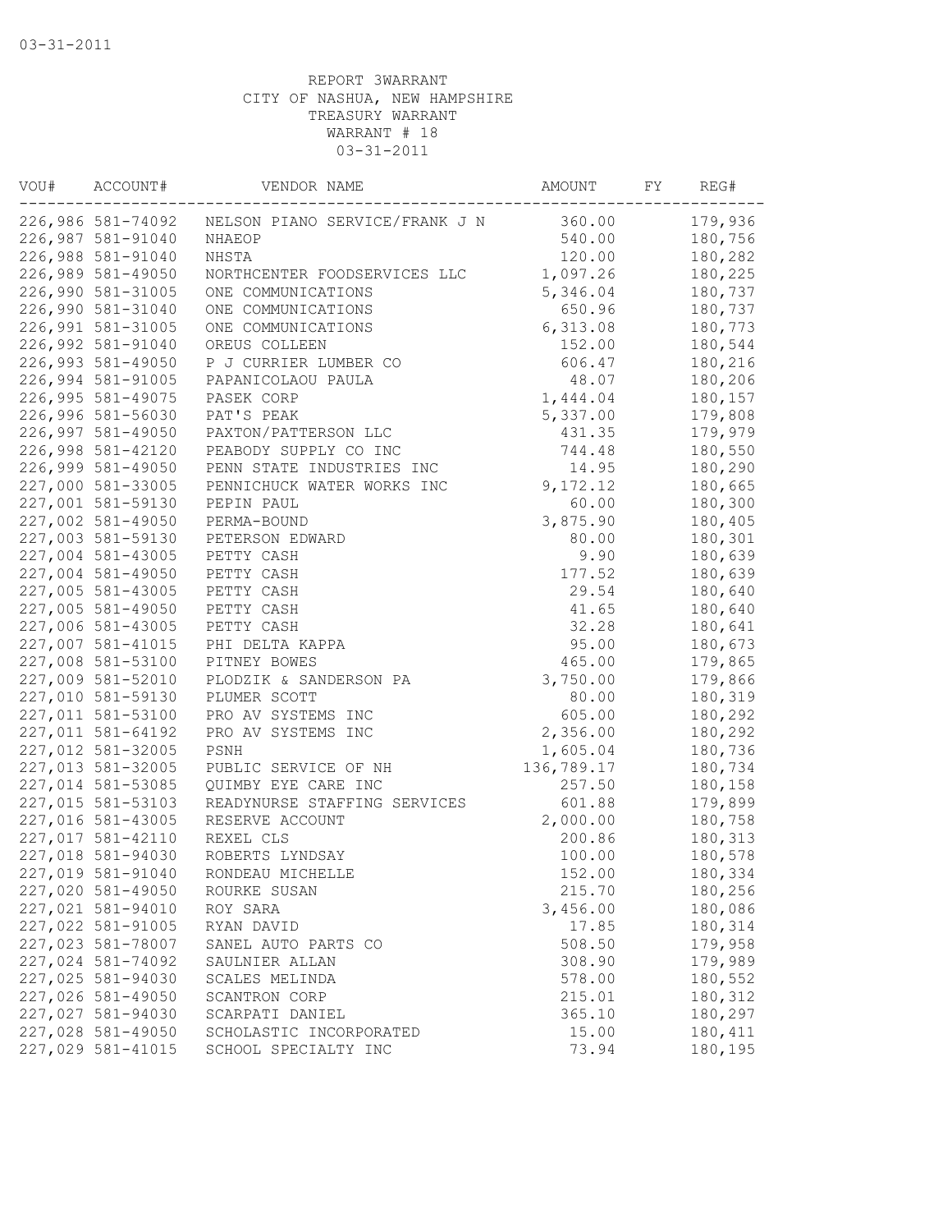03-31-2011

REPORT 3WARRANT
CITY OF NASHUA, NEW HAMPSHIRE
TREASURY WARRANT
WARRANT # 18
03-31-2011

| VOU# | ACCOUNT# | VENDOR NAME | AMOUNT | FY | REG# |
|---|---|---|---|---|---|
| 226,986 | 581-74092 | NELSON PIANO SERVICE/FRANK J N | 360.00 | | 179,936 |
| 226,987 | 581-91040 | NHAEOP | 540.00 | | 180,756 |
| 226,988 | 581-91040 | NHSTA | 120.00 | | 180,282 |
| 226,989 | 581-49050 | NORTHCENTER FOODSERVICES LLC | 1,097.26 | | 180,225 |
| 226,990 | 581-31005 | ONE COMMUNICATIONS | 5,346.04 | | 180,737 |
| 226,990 | 581-31040 | ONE COMMUNICATIONS | 650.96 | | 180,737 |
| 226,991 | 581-31005 | ONE COMMUNICATIONS | 6,313.08 | | 180,773 |
| 226,992 | 581-91040 | OREUS COLLEEN | 152.00 | | 180,544 |
| 226,993 | 581-49050 | P J CURRIER LUMBER CO | 606.47 | | 180,216 |
| 226,994 | 581-91005 | PAPANICOLAOU PAULA | 48.07 | | 180,206 |
| 226,995 | 581-49075 | PASEK CORP | 1,444.04 | | 180,157 |
| 226,996 | 581-56030 | PAT'S PEAK | 5,337.00 | | 179,808 |
| 226,997 | 581-49050 | PAXTON/PATTERSON LLC | 431.35 | | 179,979 |
| 226,998 | 581-42120 | PEABODY SUPPLY CO INC | 744.48 | | 180,550 |
| 226,999 | 581-49050 | PENN STATE INDUSTRIES INC | 14.95 | | 180,290 |
| 227,000 | 581-33005 | PENNICHUCK WATER WORKS INC | 9,172.12 | | 180,665 |
| 227,001 | 581-59130 | PEPIN PAUL | 60.00 | | 180,300 |
| 227,002 | 581-49050 | PERMA-BOUND | 3,875.90 | | 180,405 |
| 227,003 | 581-59130 | PETERSON EDWARD | 80.00 | | 180,301 |
| 227,004 | 581-43005 | PETTY CASH | 9.90 | | 180,639 |
| 227,004 | 581-49050 | PETTY CASH | 177.52 | | 180,639 |
| 227,005 | 581-43005 | PETTY CASH | 29.54 | | 180,640 |
| 227,005 | 581-49050 | PETTY CASH | 41.65 | | 180,640 |
| 227,006 | 581-43005 | PETTY CASH | 32.28 | | 180,641 |
| 227,007 | 581-41015 | PHI DELTA KAPPA | 95.00 | | 180,673 |
| 227,008 | 581-53100 | PITNEY BOWES | 465.00 | | 179,865 |
| 227,009 | 581-52010 | PLODZIK & SANDERSON PA | 3,750.00 | | 179,866 |
| 227,010 | 581-59130 | PLUMER SCOTT | 80.00 | | 180,319 |
| 227,011 | 581-53100 | PRO AV SYSTEMS INC | 605.00 | | 180,292 |
| 227,011 | 581-64192 | PRO AV SYSTEMS INC | 2,356.00 | | 180,292 |
| 227,012 | 581-32005 | PSNH | 1,605.04 | | 180,736 |
| 227,013 | 581-32005 | PUBLIC SERVICE OF NH | 136,789.17 | | 180,734 |
| 227,014 | 581-53085 | QUIMBY EYE CARE INC | 257.50 | | 180,158 |
| 227,015 | 581-53103 | READYNURSE STAFFING SERVICES | 601.88 | | 179,899 |
| 227,016 | 581-43005 | RESERVE ACCOUNT | 2,000.00 | | 180,758 |
| 227,017 | 581-42110 | REXEL CLS | 200.86 | | 180,313 |
| 227,018 | 581-94030 | ROBERTS LYNDSAY | 100.00 | | 180,578 |
| 227,019 | 581-91040 | RONDEAU MICHELLE | 152.00 | | 180,334 |
| 227,020 | 581-49050 | ROURKE SUSAN | 215.70 | | 180,256 |
| 227,021 | 581-94010 | ROY SARA | 3,456.00 | | 180,086 |
| 227,022 | 581-91005 | RYAN DAVID | 17.85 | | 180,314 |
| 227,023 | 581-78007 | SANEL AUTO PARTS CO | 508.50 | | 179,958 |
| 227,024 | 581-74092 | SAULNIER ALLAN | 308.90 | | 179,989 |
| 227,025 | 581-94030 | SCALES MELINDA | 578.00 | | 180,552 |
| 227,026 | 581-49050 | SCANTRON CORP | 215.01 | | 180,312 |
| 227,027 | 581-94030 | SCARPATI DANIEL | 365.10 | | 180,297 |
| 227,028 | 581-49050 | SCHOLASTIC INCORPORATED | 15.00 | | 180,411 |
| 227,029 | 581-41015 | SCHOOL SPECIALTY INC | 73.94 | | 180,195 |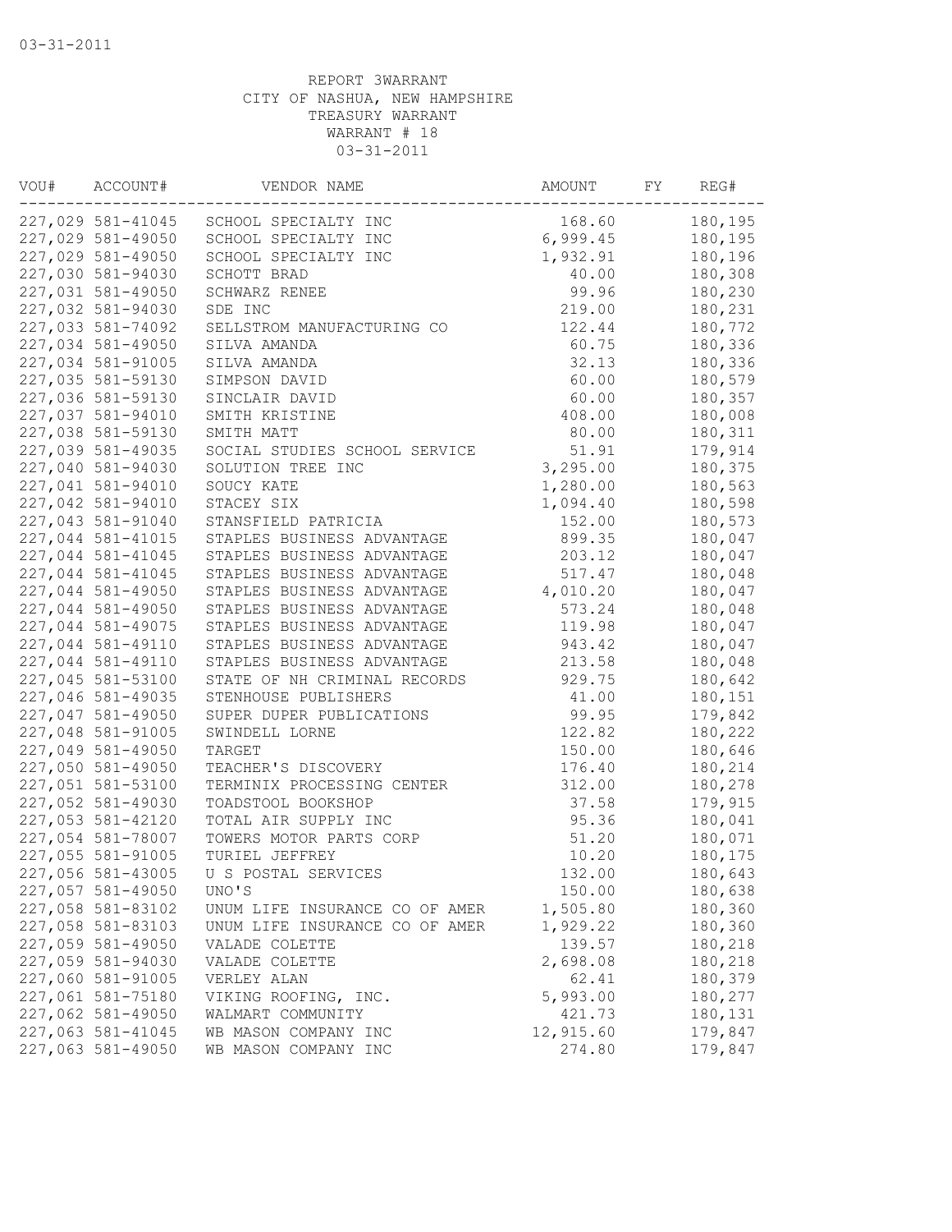03-31-2011

REPORT 3WARRANT
CITY OF NASHUA, NEW HAMPSHIRE
TREASURY WARRANT
WARRANT # 18
03-31-2011

| VOU# | ACCOUNT# | VENDOR NAME | AMOUNT | FY | REG# |
|---|---|---|---|---|---|
| 227,029 | 581-41045 | SCHOOL SPECIALTY INC | 168.60 | | 180,195 |
| 227,029 | 581-49050 | SCHOOL SPECIALTY INC | 6,999.45 | | 180,195 |
| 227,029 | 581-49050 | SCHOOL SPECIALTY INC | 1,932.91 | | 180,196 |
| 227,030 | 581-94030 | SCHOTT BRAD | 40.00 | | 180,308 |
| 227,031 | 581-49050 | SCHWARZ RENEE | 99.96 | | 180,230 |
| 227,032 | 581-94030 | SDE INC | 219.00 | | 180,231 |
| 227,033 | 581-74092 | SELLSTROM MANUFACTURING CO | 122.44 | | 180,772 |
| 227,034 | 581-49050 | SILVA AMANDA | 60.75 | | 180,336 |
| 227,034 | 581-91005 | SILVA AMANDA | 32.13 | | 180,336 |
| 227,035 | 581-59130 | SIMPSON DAVID | 60.00 | | 180,579 |
| 227,036 | 581-59130 | SINCLAIR DAVID | 60.00 | | 180,357 |
| 227,037 | 581-94010 | SMITH KRISTINE | 408.00 | | 180,008 |
| 227,038 | 581-59130 | SMITH MATT | 80.00 | | 180,311 |
| 227,039 | 581-49035 | SOCIAL STUDIES SCHOOL SERVICE | 51.91 | | 179,914 |
| 227,040 | 581-94030 | SOLUTION TREE INC | 3,295.00 | | 180,375 |
| 227,041 | 581-94010 | SOUCY KATE | 1,280.00 | | 180,563 |
| 227,042 | 581-94010 | STACEY SIX | 1,094.40 | | 180,598 |
| 227,043 | 581-91040 | STANSFIELD PATRICIA | 152.00 | | 180,573 |
| 227,044 | 581-41015 | STAPLES BUSINESS ADVANTAGE | 899.35 | | 180,047 |
| 227,044 | 581-41045 | STAPLES BUSINESS ADVANTAGE | 203.12 | | 180,047 |
| 227,044 | 581-41045 | STAPLES BUSINESS ADVANTAGE | 517.47 | | 180,048 |
| 227,044 | 581-49050 | STAPLES BUSINESS ADVANTAGE | 4,010.20 | | 180,047 |
| 227,044 | 581-49050 | STAPLES BUSINESS ADVANTAGE | 573.24 | | 180,048 |
| 227,044 | 581-49075 | STAPLES BUSINESS ADVANTAGE | 119.98 | | 180,047 |
| 227,044 | 581-49110 | STAPLES BUSINESS ADVANTAGE | 943.42 | | 180,047 |
| 227,044 | 581-49110 | STAPLES BUSINESS ADVANTAGE | 213.58 | | 180,048 |
| 227,045 | 581-53100 | STATE OF NH CRIMINAL RECORDS | 929.75 | | 180,642 |
| 227,046 | 581-49035 | STENHOUSE PUBLISHERS | 41.00 | | 180,151 |
| 227,047 | 581-49050 | SUPER DUPER PUBLICATIONS | 99.95 | | 179,842 |
| 227,048 | 581-91005 | SWINDELL LORNE | 122.82 | | 180,222 |
| 227,049 | 581-49050 | TARGET | 150.00 | | 180,646 |
| 227,050 | 581-49050 | TEACHER'S DISCOVERY | 176.40 | | 180,214 |
| 227,051 | 581-53100 | TERMINIX PROCESSING CENTER | 312.00 | | 180,278 |
| 227,052 | 581-49030 | TOADSTOOL BOOKSHOP | 37.58 | | 179,915 |
| 227,053 | 581-42120 | TOTAL AIR SUPPLY INC | 95.36 | | 180,041 |
| 227,054 | 581-78007 | TOWERS MOTOR PARTS CORP | 51.20 | | 180,071 |
| 227,055 | 581-91005 | TURIEL JEFFREY | 10.20 | | 180,175 |
| 227,056 | 581-43005 | U S POSTAL SERVICES | 132.00 | | 180,643 |
| 227,057 | 581-49050 | UNO'S | 150.00 | | 180,638 |
| 227,058 | 581-83102 | UNUM LIFE INSURANCE CO OF AMER | 1,505.80 | | 180,360 |
| 227,058 | 581-83103 | UNUM LIFE INSURANCE CO OF AMER | 1,929.22 | | 180,360 |
| 227,059 | 581-49050 | VALADE COLETTE | 139.57 | | 180,218 |
| 227,059 | 581-94030 | VALADE COLETTE | 2,698.08 | | 180,218 |
| 227,060 | 581-91005 | VERLEY ALAN | 62.41 | | 180,379 |
| 227,061 | 581-75180 | VIKING ROOFING, INC. | 5,993.00 | | 180,277 |
| 227,062 | 581-49050 | WALMART COMMUNITY | 421.73 | | 180,131 |
| 227,063 | 581-41045 | WB MASON COMPANY INC | 12,915.60 | | 179,847 |
| 227,063 | 581-49050 | WB MASON COMPANY INC | 274.80 | | 179,847 |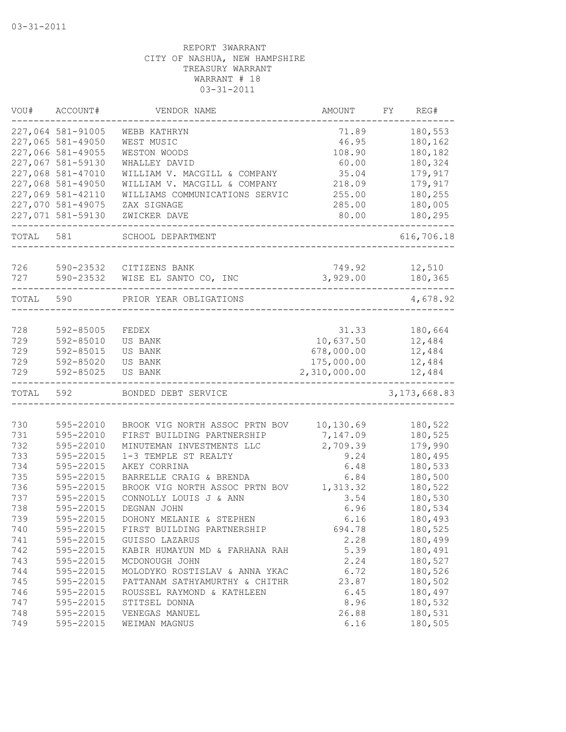03-31-2011

REPORT 3WARRANT
CITY OF NASHUA, NEW HAMPSHIRE
TREASURY WARRANT
WARRANT # 18
03-31-2011

| VOU# | ACCOUNT# | VENDOR NAME | AMOUNT | FY | REG# |
|---|---|---|---|---|---|
| 227,064 | 581-91005 | WEBB KATHRYN | 71.89 | | 180,553 |
| 227,065 | 581-49050 | WEST MUSIC | 46.95 | | 180,162 |
| 227,066 | 581-49055 | WESTON WOODS | 108.90 | | 180,182 |
| 227,067 | 581-59130 | WHALLEY DAVID | 60.00 | | 180,324 |
| 227,068 | 581-47010 | WILLIAM V. MACGILL & COMPANY | 35.04 | | 179,917 |
| 227,068 | 581-49050 | WILLIAM V. MACGILL & COMPANY | 218.09 | | 179,917 |
| 227,069 | 581-42110 | WILLIAMS COMMUNICATIONS SERVIC | 255.00 | | 180,255 |
| 227,070 | 581-49075 | ZAX SIGNAGE | 285.00 | | 180,005 |
| 227,071 | 581-59130 | ZWICKER DAVE | 80.00 | | 180,295 |
| TOTAL | 581 | SCHOOL DEPARTMENT | | | 616,706.18 |
| 726 | 590-23532 | CITIZENS BANK | 749.92 | | 12,510 |
| 727 | 590-23532 | WISE EL SANTO CO, INC | 3,929.00 | | 180,365 |
| TOTAL | 590 | PRIOR YEAR OBLIGATIONS | | | 4,678.92 |
| 728 | 592-85005 | FEDEX | 31.33 | | 180,664 |
| 729 | 592-85010 | US BANK | 10,637.50 | | 12,484 |
| 729 | 592-85015 | US BANK | 678,000.00 | | 12,484 |
| 729 | 592-85020 | US BANK | 175,000.00 | | 12,484 |
| 729 | 592-85025 | US BANK | 2,310,000.00 | | 12,484 |
| TOTAL | 592 | BONDED DEBT SERVICE | | | 3,173,668.83 |
| 730 | 595-22010 | BROOK VIG NORTH ASSOC PRTN BOV | 10,130.69 | | 180,522 |
| 731 | 595-22010 | FIRST BUILDING PARTNERSHIP | 7,147.09 | | 180,525 |
| 732 | 595-22010 | MINUTEMAN INVESTMENTS LLC | 2,709.39 | | 179,990 |
| 733 | 595-22015 | 1-3 TEMPLE ST REALTY | 9.24 | | 180,495 |
| 734 | 595-22015 | AKEY CORRINA | 6.48 | | 180,533 |
| 735 | 595-22015 | BARRELLE CRAIG & BRENDA | 6.84 | | 180,500 |
| 736 | 595-22015 | BROOK VIG NORTH ASSOC PRTN BOV | 1,313.32 | | 180,522 |
| 737 | 595-22015 | CONNOLLY LOUIS J & ANN | 3.54 | | 180,530 |
| 738 | 595-22015 | DEGNAN JOHN | 6.96 | | 180,534 |
| 739 | 595-22015 | DOHONY MELANIE & STEPHEN | 6.16 | | 180,493 |
| 740 | 595-22015 | FIRST BUILDING PARTNERSHIP | 694.78 | | 180,525 |
| 741 | 595-22015 | GUISSO LAZARUS | 2.28 | | 180,499 |
| 742 | 595-22015 | KABIR HUMAYUN MD & FARHANA RAH | 5.39 | | 180,491 |
| 743 | 595-22015 | MCDONOUGH JOHN | 2.24 | | 180,527 |
| 744 | 595-22015 | MOLODYKO ROSTISLAV & ANNA YKAC | 6.72 | | 180,526 |
| 745 | 595-22015 | PATTANAM SATHYAMURTHY & CHITHR | 23.87 | | 180,502 |
| 746 | 595-22015 | ROUSSEL RAYMOND & KATHLEEN | 6.45 | | 180,497 |
| 747 | 595-22015 | STITSEL DONNA | 8.96 | | 180,532 |
| 748 | 595-22015 | VENEGAS MANUEL | 26.88 | | 180,531 |
| 749 | 595-22015 | WEIMAN MAGNUS | 6.16 | | 180,505 |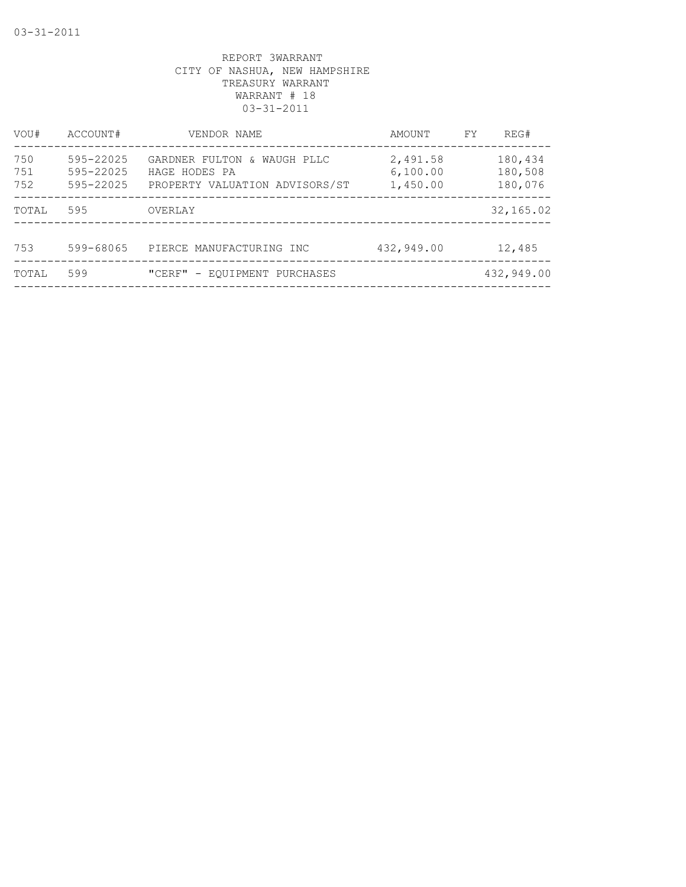REPORT 3WARRANT
CITY OF NASHUA, NEW HAMPSHIRE
TREASURY WARRANT
WARRANT # 18
03-31-2011

| VOU# | ACCOUNT# | VENDOR NAME | AMOUNT | FY | REG# |
|---|---|---|---|---|---|
| 750 | 595-22025 | GARDNER FULTON & WAUGH PLLC | 2,491.58 | | 180,434 |
| 751 | 595-22025 | HAGE HODES PA | 6,100.00 | | 180,508 |
| 752 | 595-22025 | PROPERTY VALUATION ADVISORS/ST | 1,450.00 | | 180,076 |
| TOTAL | 595 | OVERLAY | | | 32,165.02 |
| 753 | 599-68065 | PIERCE MANUFACTURING INC | 432,949.00 | | 12,485 |
| TOTAL | 599 | "CERF" - EQUIPMENT PURCHASES | | | 432,949.00 |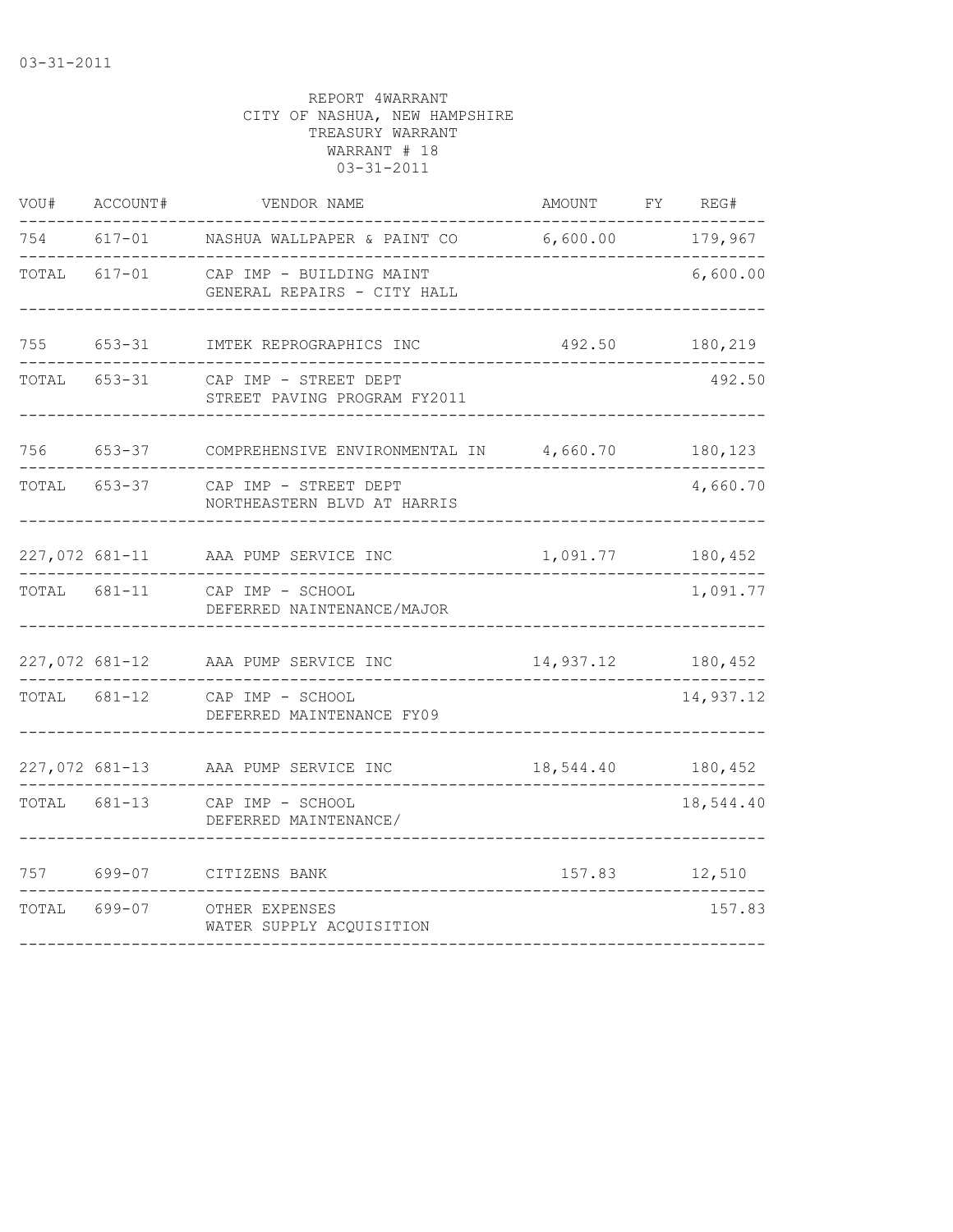03-31-2011

REPORT 4WARRANT
CITY OF NASHUA, NEW HAMPSHIRE
TREASURY WARRANT
WARRANT # 18
03-31-2011

| VOU# | ACCOUNT# | VENDOR NAME | AMOUNT | FY | REG# |
|---|---|---|---|---|---|
| 754 | 617-01 | NASHUA WALLPAPER & PAINT CO | 6,600.00 | | 179,967 |
| TOTAL | 617-01 | CAP IMP - BUILDING MAINT<br>GENERAL REPAIRS - CITY HALL | | | 6,600.00 |
| 755 | 653-31 | IMTEK REPROGRAPHICS INC | 492.50 | | 180,219 |
| TOTAL | 653-31 | CAP IMP - STREET DEPT<br>STREET PAVING PROGRAM FY2011 | | | 492.50 |
| 756 | 653-37 | COMPREHENSIVE ENVIRONMENTAL IN | 4,660.70 | | 180,123 |
| TOTAL | 653-37 | CAP IMP - STREET DEPT<br>NORTHEASTERN BLVD AT HARRIS | | | 4,660.70 |
| 227,072 | 681-11 | AAA PUMP SERVICE INC | 1,091.77 | | 180,452 |
| TOTAL | 681-11 | CAP IMP - SCHOOL<br>DEFERRED NAINTENANCE/MAJOR | | | 1,091.77 |
| 227,072 | 681-12 | AAA PUMP SERVICE INC | 14,937.12 | | 180,452 |
| TOTAL | 681-12 | CAP IMP - SCHOOL<br>DEFERRED MAINTENANCE FY09 | | | 14,937.12 |
| 227,072 | 681-13 | AAA PUMP SERVICE INC | 18,544.40 | | 180,452 |
| TOTAL | 681-13 | CAP IMP - SCHOOL<br>DEFERRED MAINTENANCE/ | | | 18,544.40 |
| 757 | 699-07 | CITIZENS BANK | 157.83 | | 12,510 |
| TOTAL | 699-07 | OTHER EXPENSES<br>WATER SUPPLY ACQUISITION | | | 157.83 |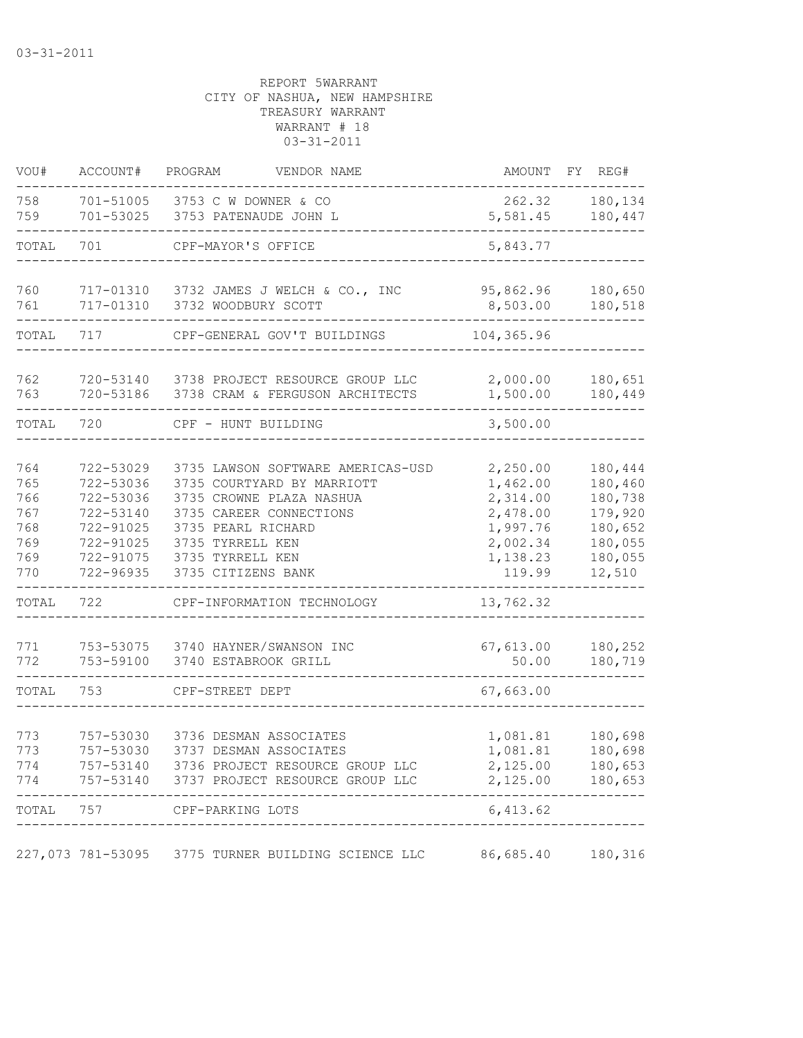03-31-2011

REPORT 5WARRANT
CITY OF NASHUA, NEW HAMPSHIRE
TREASURY WARRANT
WARRANT # 18
03-31-2011

| VOU# | ACCOUNT# | PROGRAM | VENDOR NAME | AMOUNT | FY | REG# |
|---|---|---|---|---|---|---|
| 758 | 701-51005 | 3753 | C W DOWNER & CO | 262.32 | | 180,134 |
| 759 | 701-53025 | 3753 | PATENAUDE JOHN L | 5,581.45 | | 180,447 |
| TOTAL | 701 | | CPF-MAYOR'S OFFICE | 5,843.77 | | |
| 760 | 717-01310 | 3732 | JAMES J WELCH & CO., INC | 95,862.96 | | 180,650 |
| 761 | 717-01310 | 3732 | WOODBURY SCOTT | 8,503.00 | | 180,518 |
| TOTAL | 717 | | CPF-GENERAL GOV'T BUILDINGS | 104,365.96 | | |
| 762 | 720-53140 | 3738 | PROJECT RESOURCE GROUP LLC | 2,000.00 | | 180,651 |
| 763 | 720-53186 | 3738 | CRAM & FERGUSON ARCHITECTS | 1,500.00 | | 180,449 |
| TOTAL | 720 | | CPF - HUNT BUILDING | 3,500.00 | | |
| 764 | 722-53029 | 3735 | LAWSON SOFTWARE AMERICAS-USD | 2,250.00 | | 180,444 |
| 765 | 722-53036 | 3735 | COURTYARD BY MARRIOTT | 1,462.00 | | 180,460 |
| 766 | 722-53036 | 3735 | CROWNE PLAZA NASHUA | 2,314.00 | | 180,738 |
| 767 | 722-53140 | 3735 | CAREER CONNECTIONS | 2,478.00 | | 179,920 |
| 768 | 722-91025 | 3735 | PEARL RICHARD | 1,997.76 | | 180,652 |
| 769 | 722-91025 | 3735 | TYRRELL KEN | 2,002.34 | | 180,055 |
| 769 | 722-91075 | 3735 | TYRRELL KEN | 1,138.23 | | 180,055 |
| 770 | 722-96935 | 3735 | CITIZENS BANK | 119.99 | | 12,510 |
| TOTAL | 722 | | CPF-INFORMATION TECHNOLOGY | 13,762.32 | | |
| 771 | 753-53075 | 3740 | HAYNER/SWANSON INC | 67,613.00 | | 180,252 |
| 772 | 753-59100 | 3740 | ESTABROOK GRILL | 50.00 | | 180,719 |
| TOTAL | 753 | | CPF-STREET DEPT | 67,663.00 | | |
| 773 | 757-53030 | 3736 | DESMAN ASSOCIATES | 1,081.81 | | 180,698 |
| 773 | 757-53030 | 3737 | DESMAN ASSOCIATES | 1,081.81 | | 180,698 |
| 774 | 757-53140 | 3736 | PROJECT RESOURCE GROUP LLC | 2,125.00 | | 180,653 |
| 774 | 757-53140 | 3737 | PROJECT RESOURCE GROUP LLC | 2,125.00 | | 180,653 |
| TOTAL | 757 | | CPF-PARKING LOTS | 6,413.62 | | |
| 227,073 | 781-53095 | 3775 | TURNER BUILDING SCIENCE LLC | 86,685.40 | | 180,316 |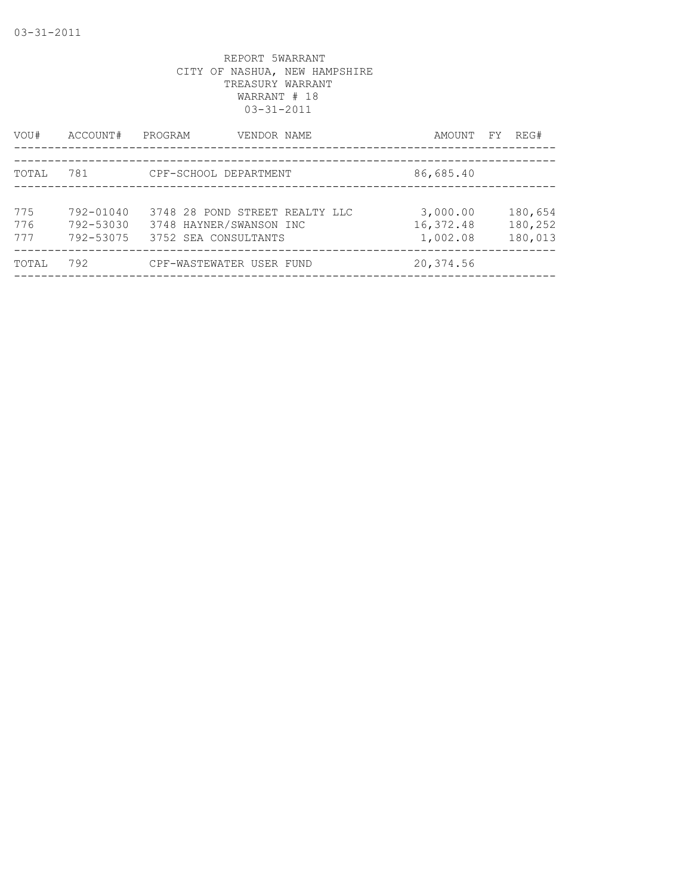REPORT 5WARRANT
CITY OF NASHUA, NEW HAMPSHIRE
TREASURY WARRANT
WARRANT # 18
03-31-2011

| VOU# | ACCOUNT# | PROGRAM | VENDOR NAME | AMOUNT | FY | REG# |
|---|---|---|---|---|---|---|
| TOTAL | 781 | | CPF-SCHOOL DEPARTMENT | 86,685.40 | | |
| 775 | 792-01040 | 3748 | 28 POND STREET REALTY LLC | 3,000.00 | | 180,654 |
| 776 | 792-53030 | 3748 | HAYNER/SWANSON INC | 16,372.48 | | 180,252 |
| 777 | 792-53075 | 3752 | SEA CONSULTANTS | 1,002.08 | | 180,013 |
| TOTAL | 792 | | CPF-WASTEWATER USER FUND | 20,374.56 | | |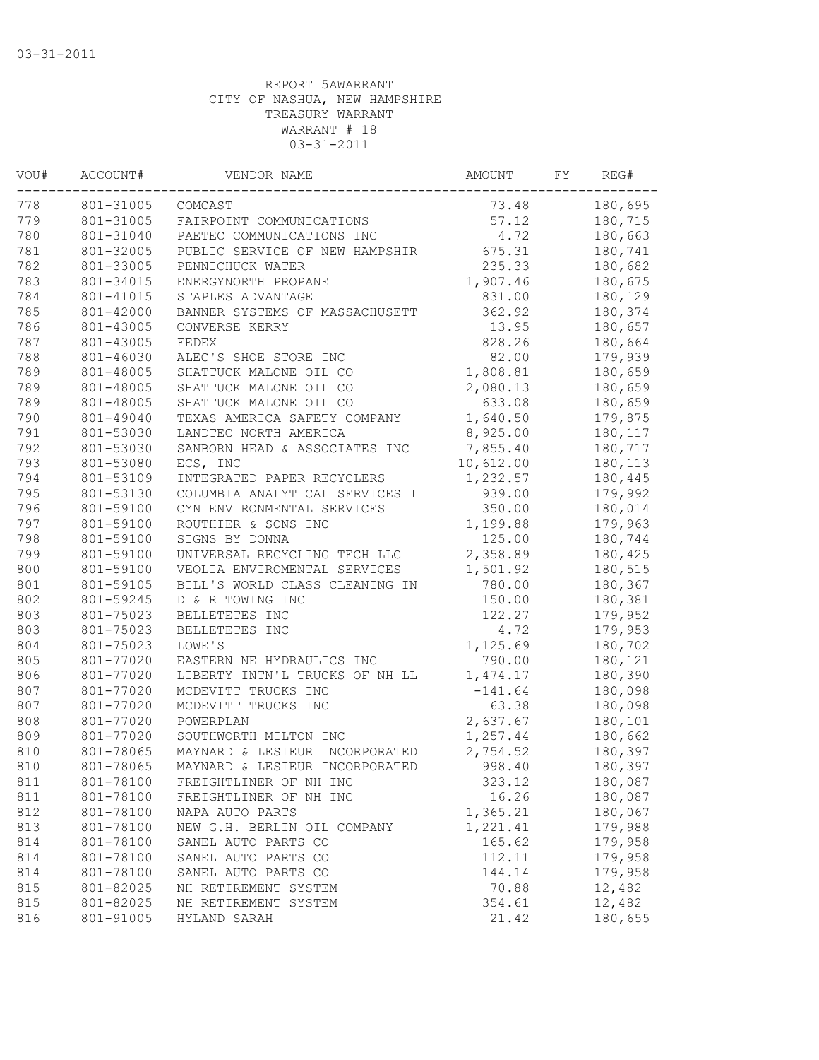03-31-2011

REPORT 5AWARRANT
CITY OF NASHUA, NEW HAMPSHIRE
TREASURY WARRANT
WARRANT # 18
03-31-2011

| VOU# | ACCOUNT# | VENDOR NAME | AMOUNT | FY | REG# |
|---|---|---|---|---|---|
| 778 | 801-31005 | COMCAST | 73.48 | | 180,695 |
| 779 | 801-31005 | FAIRPOINT COMMUNICATIONS | 57.12 | | 180,715 |
| 780 | 801-31040 | PAETEC COMMUNICATIONS INC | 4.72 | | 180,663 |
| 781 | 801-32005 | PUBLIC SERVICE OF NEW HAMPSHIR | 675.31 | | 180,741 |
| 782 | 801-33005 | PENNICHUCK WATER | 235.33 | | 180,682 |
| 783 | 801-34015 | ENERGYNORTH PROPANE | 1,907.46 | | 180,675 |
| 784 | 801-41015 | STAPLES ADVANTAGE | 831.00 | | 180,129 |
| 785 | 801-42000 | BANNER SYSTEMS OF MASSACHUSETT | 362.92 | | 180,374 |
| 786 | 801-43005 | CONVERSE KERRY | 13.95 | | 180,657 |
| 787 | 801-43005 | FEDEX | 828.26 | | 180,664 |
| 788 | 801-46030 | ALEC'S SHOE STORE INC | 82.00 | | 179,939 |
| 789 | 801-48005 | SHATTUCK MALONE OIL CO | 1,808.81 | | 180,659 |
| 789 | 801-48005 | SHATTUCK MALONE OIL CO | 2,080.13 | | 180,659 |
| 789 | 801-48005 | SHATTUCK MALONE OIL CO | 633.08 | | 180,659 |
| 790 | 801-49040 | TEXAS AMERICA SAFETY COMPANY | 1,640.50 | | 179,875 |
| 791 | 801-53030 | LANDTEC NORTH AMERICA | 8,925.00 | | 180,117 |
| 792 | 801-53030 | SANBORN HEAD & ASSOCIATES INC | 7,855.40 | | 180,717 |
| 793 | 801-53080 | ECS, INC | 10,612.00 | | 180,113 |
| 794 | 801-53109 | INTEGRATED PAPER RECYCLERS | 1,232.57 | | 180,445 |
| 795 | 801-53130 | COLUMBIA ANALYTICAL SERVICES I | 939.00 | | 179,992 |
| 796 | 801-59100 | CYN ENVIRONMENTAL SERVICES | 350.00 | | 180,014 |
| 797 | 801-59100 | ROUTHIER & SONS INC | 1,199.88 | | 179,963 |
| 798 | 801-59100 | SIGNS BY DONNA | 125.00 | | 180,744 |
| 799 | 801-59100 | UNIVERSAL RECYCLING TECH LLC | 2,358.89 | | 180,425 |
| 800 | 801-59100 | VEOLIA ENVIROMENTAL SERVICES | 1,501.92 | | 180,515 |
| 801 | 801-59105 | BILL'S WORLD CLASS CLEANING IN | 780.00 | | 180,367 |
| 802 | 801-59245 | D & R TOWING INC | 150.00 | | 180,381 |
| 803 | 801-75023 | BELLETETES INC | 122.27 | | 179,952 |
| 803 | 801-75023 | BELLETETES INC | 4.72 | | 179,953 |
| 804 | 801-75023 | LOWE'S | 1,125.69 | | 180,702 |
| 805 | 801-77020 | EASTERN NE HYDRAULICS INC | 790.00 | | 180,121 |
| 806 | 801-77020 | LIBERTY INTN'L TRUCKS OF NH LL | 1,474.17 | | 180,390 |
| 807 | 801-77020 | MCDEVITT TRUCKS INC | -141.64 | | 180,098 |
| 807 | 801-77020 | MCDEVITT TRUCKS INC | 63.38 | | 180,098 |
| 808 | 801-77020 | POWERPLAN | 2,637.67 | | 180,101 |
| 809 | 801-77020 | SOUTHWORTH MILTON INC | 1,257.44 | | 180,662 |
| 810 | 801-78065 | MAYNARD & LESIEUR INCORPORATED | 2,754.52 | | 180,397 |
| 810 | 801-78065 | MAYNARD & LESIEUR INCORPORATED | 998.40 | | 180,397 |
| 811 | 801-78100 | FREIGHTLINER OF NH INC | 323.12 | | 180,087 |
| 811 | 801-78100 | FREIGHTLINER OF NH INC | 16.26 | | 180,087 |
| 812 | 801-78100 | NAPA AUTO PARTS | 1,365.21 | | 180,067 |
| 813 | 801-78100 | NEW G.H. BERLIN OIL COMPANY | 1,221.41 | | 179,988 |
| 814 | 801-78100 | SANEL AUTO PARTS CO | 165.62 | | 179,958 |
| 814 | 801-78100 | SANEL AUTO PARTS CO | 112.11 | | 179,958 |
| 814 | 801-78100 | SANEL AUTO PARTS CO | 144.14 | | 179,958 |
| 815 | 801-82025 | NH RETIREMENT SYSTEM | 70.88 | | 12,482 |
| 815 | 801-82025 | NH RETIREMENT SYSTEM | 354.61 | | 12,482 |
| 816 | 801-91005 | HYLAND SARAH | 21.42 | | 180,655 |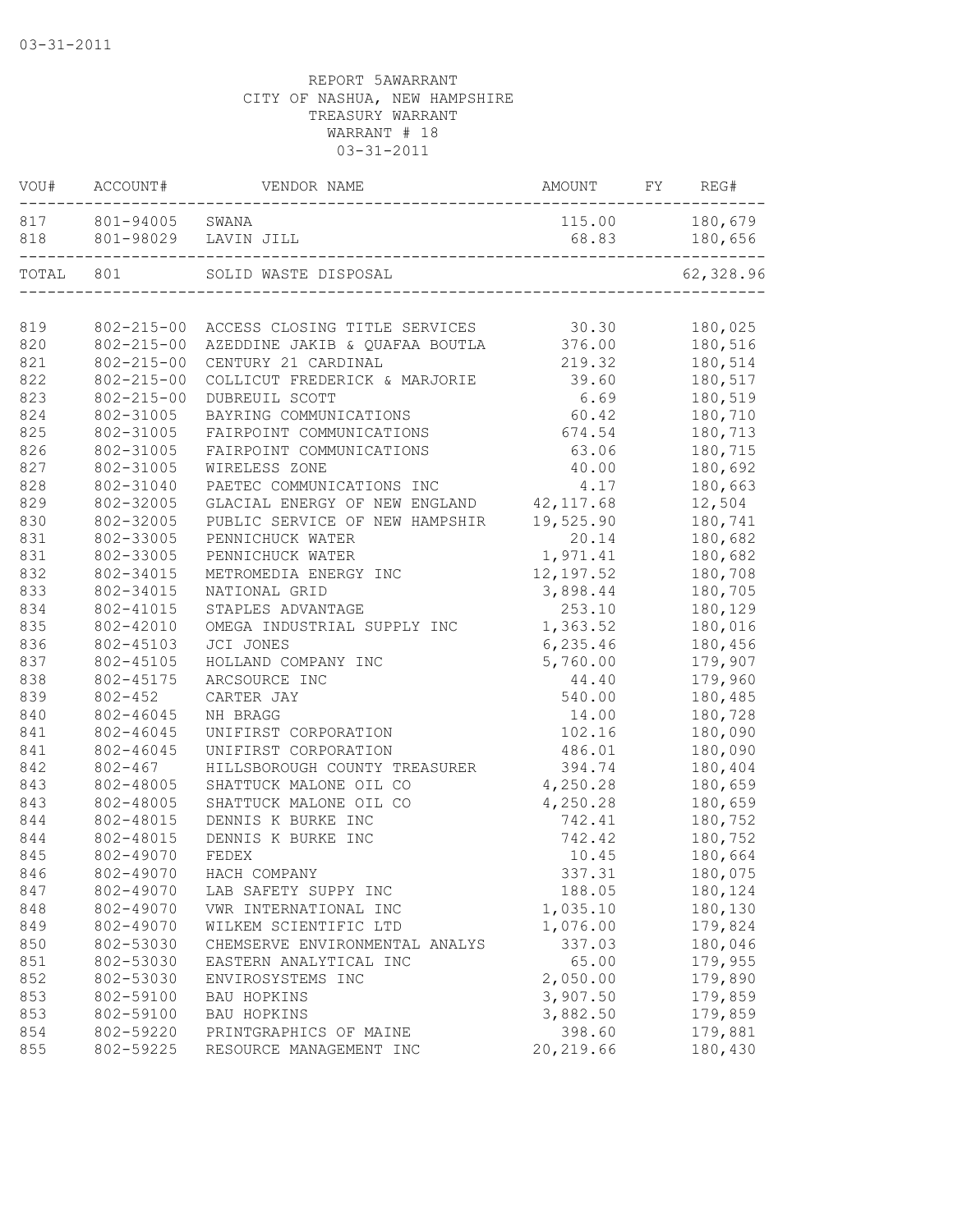03-31-2011

REPORT 5AWARRANT
CITY OF NASHUA, NEW HAMPSHIRE
TREASURY WARRANT
WARRANT # 18
03-31-2011

| VOU# | ACCOUNT# | VENDOR NAME | AMOUNT | FY | REG# |
|---|---|---|---|---|---|
| 817 | 801-94005 | SWANA | 115.00 | | 180,679 |
| 818 | 801-98029 | LAVIN JILL | 68.83 | | 180,656 |
| TOTAL | 801 | SOLID WASTE DISPOSAL | | | 62,328.96 |
| 819 | 802-215-00 | ACCESS CLOSING TITLE SERVICES | 30.30 | | 180,025 |
| 820 | 802-215-00 | AZEDDINE JAKIB & QUAFAA BOUTLA | 376.00 | | 180,516 |
| 821 | 802-215-00 | CENTURY 21 CARDINAL | 219.32 | | 180,514 |
| 822 | 802-215-00 | COLLICUT FREDERICK & MARJORIE | 39.60 | | 180,517 |
| 823 | 802-215-00 | DUBREUIL SCOTT | 6.69 | | 180,519 |
| 824 | 802-31005 | BAYRING COMMUNICATIONS | 60.42 | | 180,710 |
| 825 | 802-31005 | FAIRPOINT COMMUNICATIONS | 674.54 | | 180,713 |
| 826 | 802-31005 | FAIRPOINT COMMUNICATIONS | 63.06 | | 180,715 |
| 827 | 802-31005 | WIRELESS ZONE | 40.00 | | 180,692 |
| 828 | 802-31040 | PAETEC COMMUNICATIONS INC | 4.17 | | 180,663 |
| 829 | 802-32005 | GLACIAL ENERGY OF NEW ENGLAND | 42,117.68 | | 12,504 |
| 830 | 802-32005 | PUBLIC SERVICE OF NEW HAMPSHIR | 19,525.90 | | 180,741 |
| 831 | 802-33005 | PENNICHUCK WATER | 20.14 | | 180,682 |
| 831 | 802-33005 | PENNICHUCK WATER | 1,971.41 | | 180,682 |
| 832 | 802-34015 | METROMEDIA ENERGY INC | 12,197.52 | | 180,708 |
| 833 | 802-34015 | NATIONAL GRID | 3,898.44 | | 180,705 |
| 834 | 802-41015 | STAPLES ADVANTAGE | 253.10 | | 180,129 |
| 835 | 802-42010 | OMEGA INDUSTRIAL SUPPLY INC | 1,363.52 | | 180,016 |
| 836 | 802-45103 | JCI JONES | 6,235.46 | | 180,456 |
| 837 | 802-45105 | HOLLAND COMPANY INC | 5,760.00 | | 179,907 |
| 838 | 802-45175 | ARCSOURCE INC | 44.40 | | 179,960 |
| 839 | 802-452 | CARTER JAY | 540.00 | | 180,485 |
| 840 | 802-46045 | NH BRAGG | 14.00 | | 180,728 |
| 841 | 802-46045 | UNIFIRST CORPORATION | 102.16 | | 180,090 |
| 841 | 802-46045 | UNIFIRST CORPORATION | 486.01 | | 180,090 |
| 842 | 802-467 | HILLSBOROUGH COUNTY TREASURER | 394.74 | | 180,404 |
| 843 | 802-48005 | SHATTUCK MALONE OIL CO | 4,250.28 | | 180,659 |
| 843 | 802-48005 | SHATTUCK MALONE OIL CO | 4,250.28 | | 180,659 |
| 844 | 802-48015 | DENNIS K BURKE INC | 742.41 | | 180,752 |
| 844 | 802-48015 | DENNIS K BURKE INC | 742.42 | | 180,752 |
| 845 | 802-49070 | FEDEX | 10.45 | | 180,664 |
| 846 | 802-49070 | HACH COMPANY | 337.31 | | 180,075 |
| 847 | 802-49070 | LAB SAFETY SUPPY INC | 188.05 | | 180,124 |
| 848 | 802-49070 | VWR INTERNATIONAL INC | 1,035.10 | | 180,130 |
| 849 | 802-49070 | WILKEM SCIENTIFIC LTD | 1,076.00 | | 179,824 |
| 850 | 802-53030 | CHEMSERVE ENVIRONMENTAL ANALYS | 337.03 | | 180,046 |
| 851 | 802-53030 | EASTERN ANALYTICAL INC | 65.00 | | 179,955 |
| 852 | 802-53030 | ENVIROSYSTEMS INC | 2,050.00 | | 179,890 |
| 853 | 802-59100 | BAU HOPKINS | 3,907.50 | | 179,859 |
| 853 | 802-59100 | BAU HOPKINS | 3,882.50 | | 179,859 |
| 854 | 802-59220 | PRINTGRAPHICS OF MAINE | 398.60 | | 179,881 |
| 855 | 802-59225 | RESOURCE MANAGEMENT INC | 20,219.66 | | 180,430 |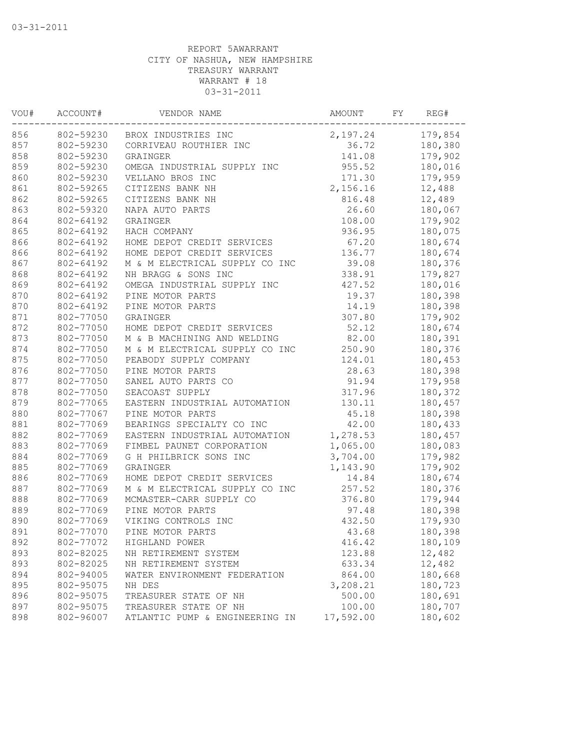03-31-2011

REPORT 5AWARRANT
CITY OF NASHUA, NEW HAMPSHIRE
TREASURY WARRANT
WARRANT # 18
03-31-2011

| VOU# | ACCOUNT# | VENDOR NAME | AMOUNT | FY | REG# |
|---|---|---|---|---|---|
| 856 | 802-59230 | BROX INDUSTRIES INC | 2,197.24 | | 179,854 |
| 857 | 802-59230 | CORRIVEAU ROUTHIER INC | 36.72 | | 180,380 |
| 858 | 802-59230 | GRAINGER | 141.08 | | 179,902 |
| 859 | 802-59230 | OMEGA INDUSTRIAL SUPPLY INC | 955.52 | | 180,016 |
| 860 | 802-59230 | VELLANO BROS INC | 171.30 | | 179,959 |
| 861 | 802-59265 | CITIZENS BANK NH | 2,156.16 | | 12,488 |
| 862 | 802-59265 | CITIZENS BANK NH | 816.48 | | 12,489 |
| 863 | 802-59320 | NAPA AUTO PARTS | 26.60 | | 180,067 |
| 864 | 802-64192 | GRAINGER | 108.00 | | 179,902 |
| 865 | 802-64192 | HACH COMPANY | 936.95 | | 180,075 |
| 866 | 802-64192 | HOME DEPOT CREDIT SERVICES | 67.20 | | 180,674 |
| 866 | 802-64192 | HOME DEPOT CREDIT SERVICES | 136.77 | | 180,674 |
| 867 | 802-64192 | M & M ELECTRICAL SUPPLY CO INC | 39.08 | | 180,376 |
| 868 | 802-64192 | NH BRAGG & SONS INC | 338.91 | | 179,827 |
| 869 | 802-64192 | OMEGA INDUSTRIAL SUPPLY INC | 427.52 | | 180,016 |
| 870 | 802-64192 | PINE MOTOR PARTS | 19.37 | | 180,398 |
| 870 | 802-64192 | PINE MOTOR PARTS | 14.19 | | 180,398 |
| 871 | 802-77050 | GRAINGER | 307.80 | | 179,902 |
| 872 | 802-77050 | HOME DEPOT CREDIT SERVICES | 52.12 | | 180,674 |
| 873 | 802-77050 | M & B MACHINING AND WELDING | 82.00 | | 180,391 |
| 874 | 802-77050 | M & M ELECTRICAL SUPPLY CO INC | 250.90 | | 180,376 |
| 875 | 802-77050 | PEABODY SUPPLY COMPANY | 124.01 | | 180,453 |
| 876 | 802-77050 | PINE MOTOR PARTS | 28.63 | | 180,398 |
| 877 | 802-77050 | SANEL AUTO PARTS CO | 91.94 | | 179,958 |
| 878 | 802-77050 | SEACOAST SUPPLY | 317.96 | | 180,372 |
| 879 | 802-77065 | EASTERN INDUSTRIAL AUTOMATION | 130.11 | | 180,457 |
| 880 | 802-77067 | PINE MOTOR PARTS | 45.18 | | 180,398 |
| 881 | 802-77069 | BEARINGS SPECIALTY CO INC | 42.00 | | 180,433 |
| 882 | 802-77069 | EASTERN INDUSTRIAL AUTOMATION | 1,278.53 | | 180,457 |
| 883 | 802-77069 | FIMBEL PAUNET CORPORATION | 1,065.00 | | 180,083 |
| 884 | 802-77069 | G H PHILBRICK SONS INC | 3,704.00 | | 179,982 |
| 885 | 802-77069 | GRAINGER | 1,143.90 | | 179,902 |
| 886 | 802-77069 | HOME DEPOT CREDIT SERVICES | 14.84 | | 180,674 |
| 887 | 802-77069 | M & M ELECTRICAL SUPPLY CO INC | 257.52 | | 180,376 |
| 888 | 802-77069 | MCMASTER-CARR SUPPLY CO | 376.80 | | 179,944 |
| 889 | 802-77069 | PINE MOTOR PARTS | 97.48 | | 180,398 |
| 890 | 802-77069 | VIKING CONTROLS INC | 432.50 | | 179,930 |
| 891 | 802-77070 | PINE MOTOR PARTS | 43.68 | | 180,398 |
| 892 | 802-77072 | HIGHLAND POWER | 416.42 | | 180,109 |
| 893 | 802-82025 | NH RETIREMENT SYSTEM | 123.88 | | 12,482 |
| 893 | 802-82025 | NH RETIREMENT SYSTEM | 633.34 | | 12,482 |
| 894 | 802-94005 | WATER ENVIRONMENT FEDERATION | 864.00 | | 180,668 |
| 895 | 802-95075 | NH DES | 3,208.21 | | 180,723 |
| 896 | 802-95075 | TREASURER STATE OF NH | 500.00 | | 180,691 |
| 897 | 802-95075 | TREASURER STATE OF NH | 100.00 | | 180,707 |
| 898 | 802-96007 | ATLANTIC PUMP & ENGINEERING IN | 17,592.00 | | 180,602 |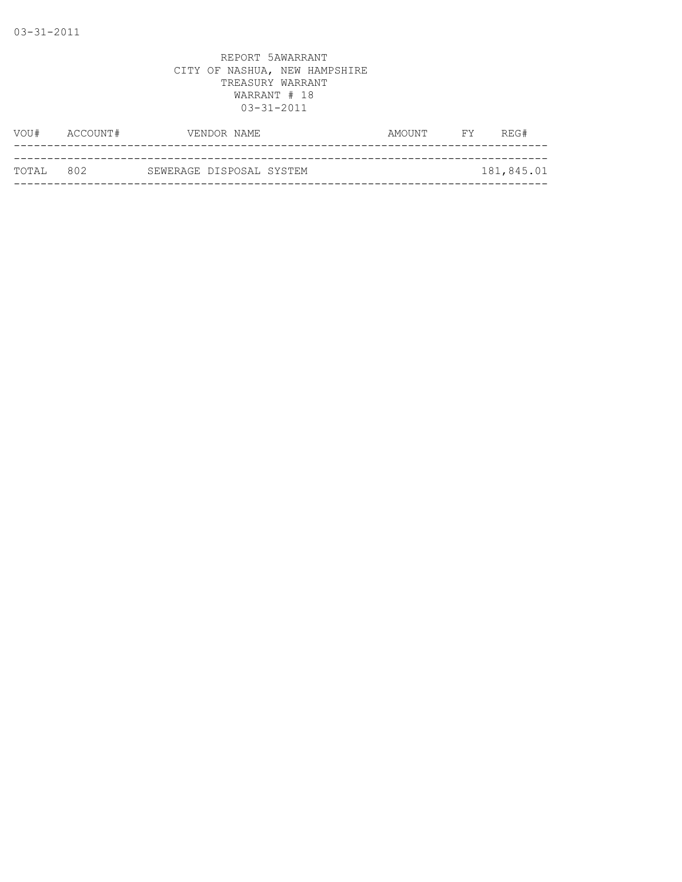REPORT 5AWARRANT
CITY OF NASHUA, NEW HAMPSHIRE
TREASURY WARRANT
WARRANT # 18
03-31-2011

| VOU# | ACCOUNT# | VENDOR NAME | AMOUNT | FY | REG# |
|---|---|---|---|---|---|
| TOTAL | 802 | SEWERAGE DISPOSAL SYSTEM | | | 181,845.01 |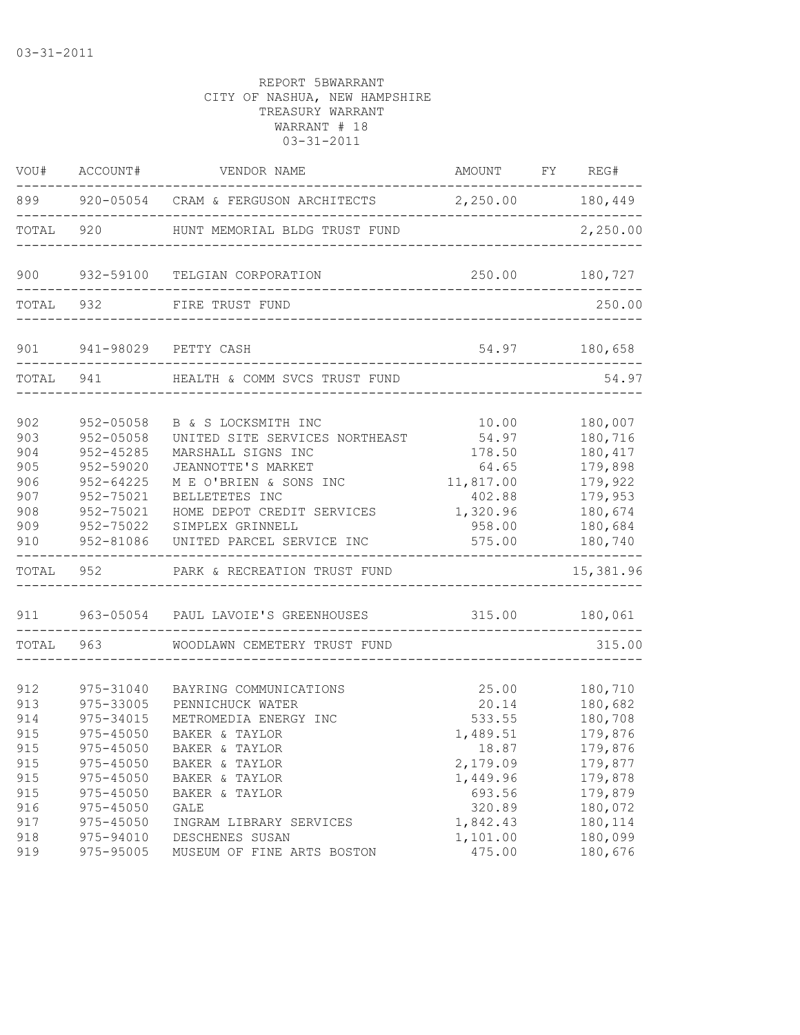03-31-2011

REPORT 5BWARRANT
CITY OF NASHUA, NEW HAMPSHIRE
TREASURY WARRANT
WARRANT # 18
03-31-2011

| VOU# | ACCOUNT# | VENDOR NAME | AMOUNT | FY | REG# |
|---|---|---|---|---|---|
| 899 | 920-05054 | CRAM & FERGUSON ARCHITECTS | 2,250.00 | | 180,449 |
| TOTAL | 920 | HUNT MEMORIAL BLDG TRUST FUND | | | 2,250.00 |
| 900 | 932-59100 | TELGIAN CORPORATION | 250.00 | | 180,727 |
| TOTAL | 932 | FIRE TRUST FUND | | | 250.00 |
| 901 | 941-98029 | PETTY CASH | 54.97 | | 180,658 |
| TOTAL | 941 | HEALTH & COMM SVCS TRUST FUND | | | 54.97 |
| 902 | 952-05058 | B & S LOCKSMITH INC | 10.00 | | 180,007 |
| 903 | 952-05058 | UNITED SITE SERVICES NORTHEAST | 54.97 | | 180,716 |
| 904 | 952-45285 | MARSHALL SIGNS INC | 178.50 | | 180,417 |
| 905 | 952-59020 | JEANNOTTE'S MARKET | 64.65 | | 179,898 |
| 906 | 952-64225 | M E O'BRIEN & SONS INC | 11,817.00 | | 179,922 |
| 907 | 952-75021 | BELLETETES INC | 402.88 | | 179,953 |
| 908 | 952-75021 | HOME DEPOT CREDIT SERVICES | 1,320.96 | | 180,674 |
| 909 | 952-75022 | SIMPLEX GRINNELL | 958.00 | | 180,684 |
| 910 | 952-81086 | UNITED PARCEL SERVICE INC | 575.00 | | 180,740 |
| TOTAL | 952 | PARK & RECREATION TRUST FUND | | | 15,381.96 |
| 911 | 963-05054 | PAUL LAVOIE'S GREENHOUSES | 315.00 | | 180,061 |
| TOTAL | 963 | WOODLAWN CEMETERY TRUST FUND | | | 315.00 |
| 912 | 975-31040 | BAYRING COMMUNICATIONS | 25.00 | | 180,710 |
| 913 | 975-33005 | PENNICHUCK WATER | 20.14 | | 180,682 |
| 914 | 975-34015 | METROMEDIA ENERGY INC | 533.55 | | 180,708 |
| 915 | 975-45050 | BAKER & TAYLOR | 1,489.51 | | 179,876 |
| 915 | 975-45050 | BAKER & TAYLOR | 18.87 | | 179,876 |
| 915 | 975-45050 | BAKER & TAYLOR | 2,179.09 | | 179,877 |
| 915 | 975-45050 | BAKER & TAYLOR | 1,449.96 | | 179,878 |
| 915 | 975-45050 | BAKER & TAYLOR | 693.56 | | 179,879 |
| 916 | 975-45050 | GALE | 320.89 | | 180,072 |
| 917 | 975-45050 | INGRAM LIBRARY SERVICES | 1,842.43 | | 180,114 |
| 918 | 975-94010 | DESCHENES SUSAN | 1,101.00 | | 180,099 |
| 919 | 975-95005 | MUSEUM OF FINE ARTS BOSTON | 475.00 | | 180,676 |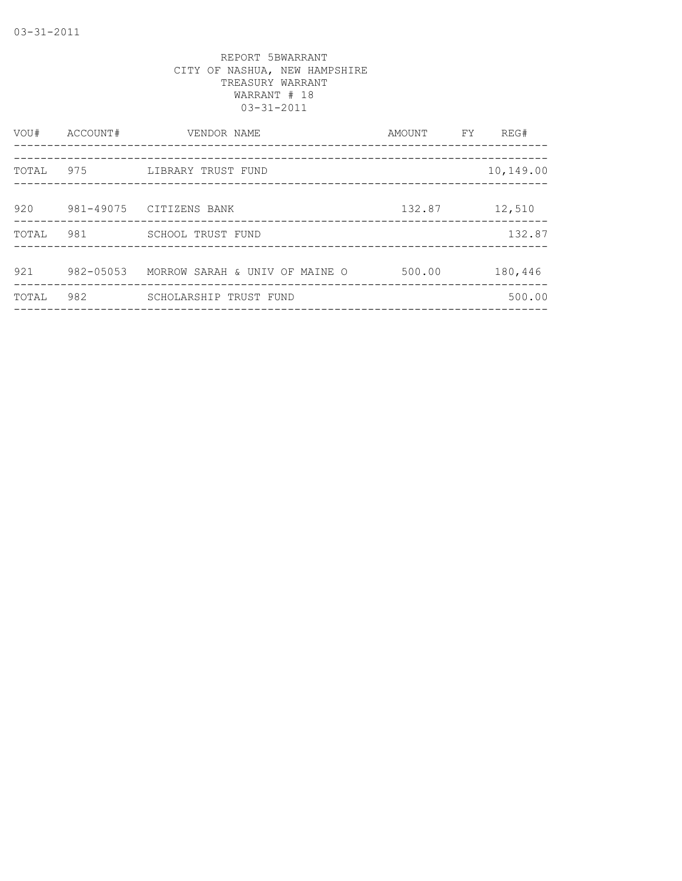REPORT 5BWARRANT
CITY OF NASHUA, NEW HAMPSHIRE
TREASURY WARRANT
WARRANT # 18
03-31-2011

| VOU# | ACCOUNT# | VENDOR NAME | AMOUNT | FY | REG# |
|---|---|---|---|---|---|
| TOTAL | 975 | LIBRARY TRUST FUND | | | 10,149.00 |
| 920 | 981-49075 | CITIZENS BANK | 132.87 | | 12,510 |
| TOTAL | 981 | SCHOOL TRUST FUND | | | 132.87 |
| 921 | 982-05053 | MORROW SARAH & UNIV OF MAINE O | 500.00 | | 180,446 |
| TOTAL | 982 | SCHOLARSHIP TRUST FUND | | | 500.00 |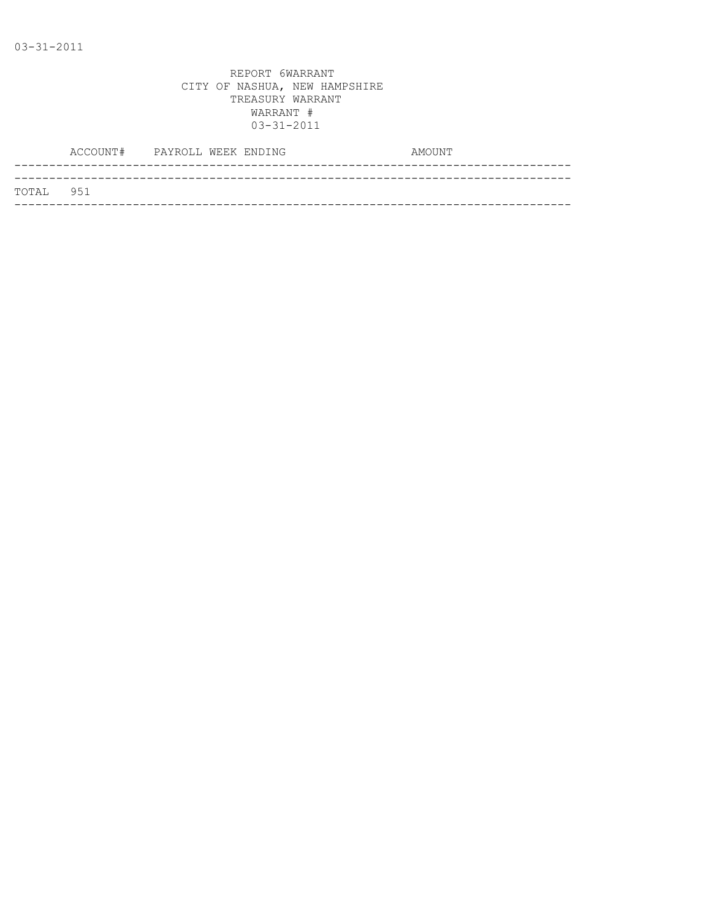REPORT 6WARRANT
CITY OF NASHUA, NEW HAMPSHIRE
TREASURY WARRANT
WARRANT #
03-31-2011

| | ACCOUNT# | PAYROLL WEEK ENDING | AMOUNT |
|---|---|---|---|
| TOTAL | 951 | | |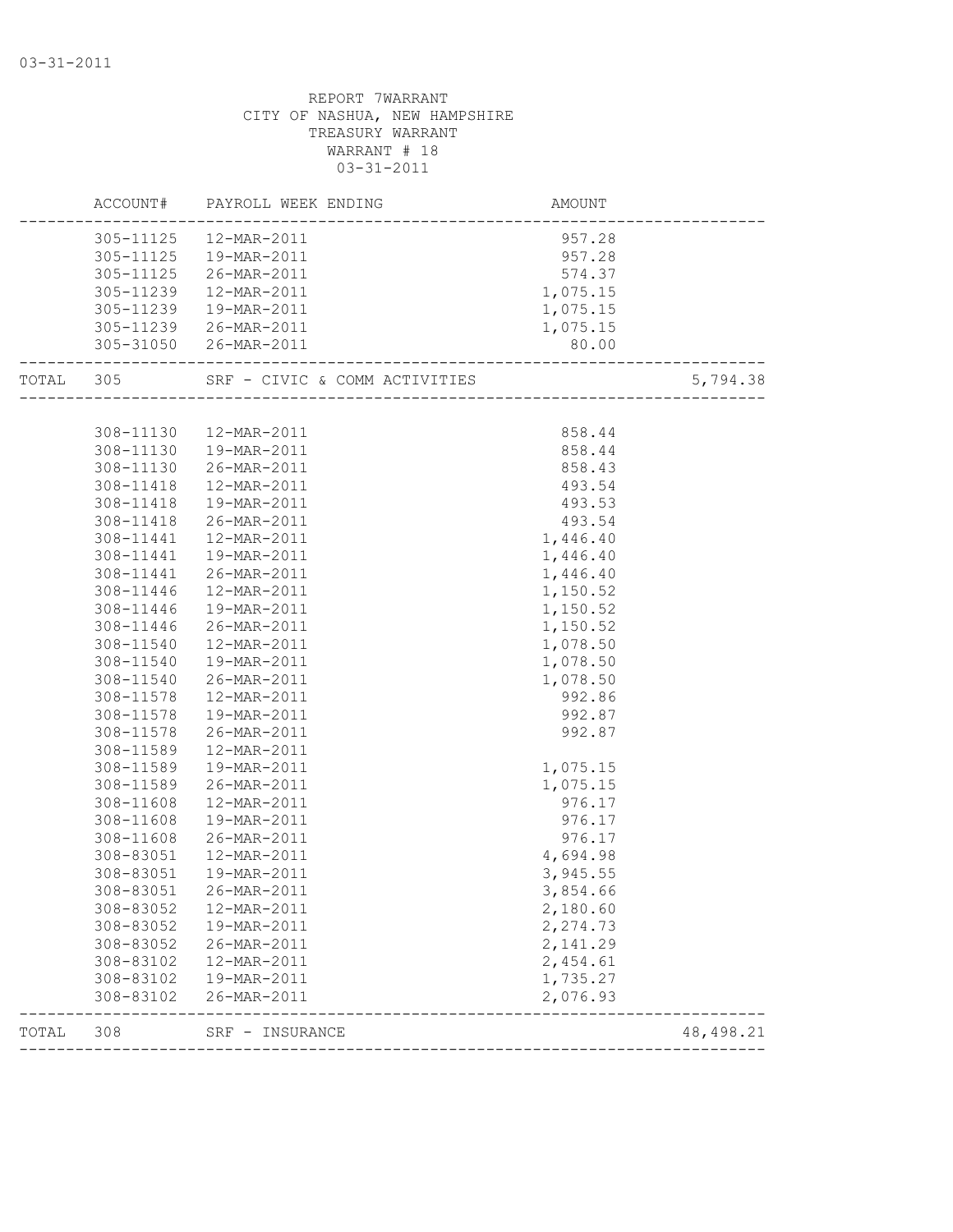REPORT 7WARRANT
CITY OF NASHUA, NEW HAMPSHIRE
TREASURY WARRANT
WARRANT # 18
03-31-2011

| | ACCOUNT# | PAYROLL WEEK ENDING | AMOUNT | |
|---|---|---|---|---|
| | 305-11125 | 12-MAR-2011 | 957.28 | |
| | 305-11125 | 19-MAR-2011 | 957.28 | |
| | 305-11125 | 26-MAR-2011 | 574.37 | |
| | 305-11239 | 12-MAR-2011 | 1,075.15 | |
| | 305-11239 | 19-MAR-2011 | 1,075.15 | |
| | 305-11239 | 26-MAR-2011 | 1,075.15 | |
| | 305-31050 | 26-MAR-2011 | 80.00 | |
| TOTAL | 305 | SRF - CIVIC & COMM ACTIVITIES | | 5,794.38 |
| | 308-11130 | 12-MAR-2011 | 858.44 | |
| | 308-11130 | 19-MAR-2011 | 858.44 | |
| | 308-11130 | 26-MAR-2011 | 858.43 | |
| | 308-11418 | 12-MAR-2011 | 493.54 | |
| | 308-11418 | 19-MAR-2011 | 493.53 | |
| | 308-11418 | 26-MAR-2011 | 493.54 | |
| | 308-11441 | 12-MAR-2011 | 1,446.40 | |
| | 308-11441 | 19-MAR-2011 | 1,446.40 | |
| | 308-11441 | 26-MAR-2011 | 1,446.40 | |
| | 308-11446 | 12-MAR-2011 | 1,150.52 | |
| | 308-11446 | 19-MAR-2011 | 1,150.52 | |
| | 308-11446 | 26-MAR-2011 | 1,150.52 | |
| | 308-11540 | 12-MAR-2011 | 1,078.50 | |
| | 308-11540 | 19-MAR-2011 | 1,078.50 | |
| | 308-11540 | 26-MAR-2011 | 1,078.50 | |
| | 308-11578 | 12-MAR-2011 | 992.86 | |
| | 308-11578 | 19-MAR-2011 | 992.87 | |
| | 308-11578 | 26-MAR-2011 | 992.87 | |
| | 308-11589 | 12-MAR-2011 | | |
| | 308-11589 | 19-MAR-2011 | 1,075.15 | |
| | 308-11589 | 26-MAR-2011 | 1,075.15 | |
| | 308-11608 | 12-MAR-2011 | 976.17 | |
| | 308-11608 | 19-MAR-2011 | 976.17 | |
| | 308-11608 | 26-MAR-2011 | 976.17 | |
| | 308-83051 | 12-MAR-2011 | 4,694.98 | |
| | 308-83051 | 19-MAR-2011 | 3,945.55 | |
| | 308-83051 | 26-MAR-2011 | 3,854.66 | |
| | 308-83052 | 12-MAR-2011 | 2,180.60 | |
| | 308-83052 | 19-MAR-2011 | 2,274.73 | |
| | 308-83052 | 26-MAR-2011 | 2,141.29 | |
| | 308-83102 | 12-MAR-2011 | 2,454.61 | |
| | 308-83102 | 19-MAR-2011 | 1,735.27 | |
| | 308-83102 | 26-MAR-2011 | 2,076.93 | |
| TOTAL | 308 | SRF - INSURANCE | | 48,498.21 |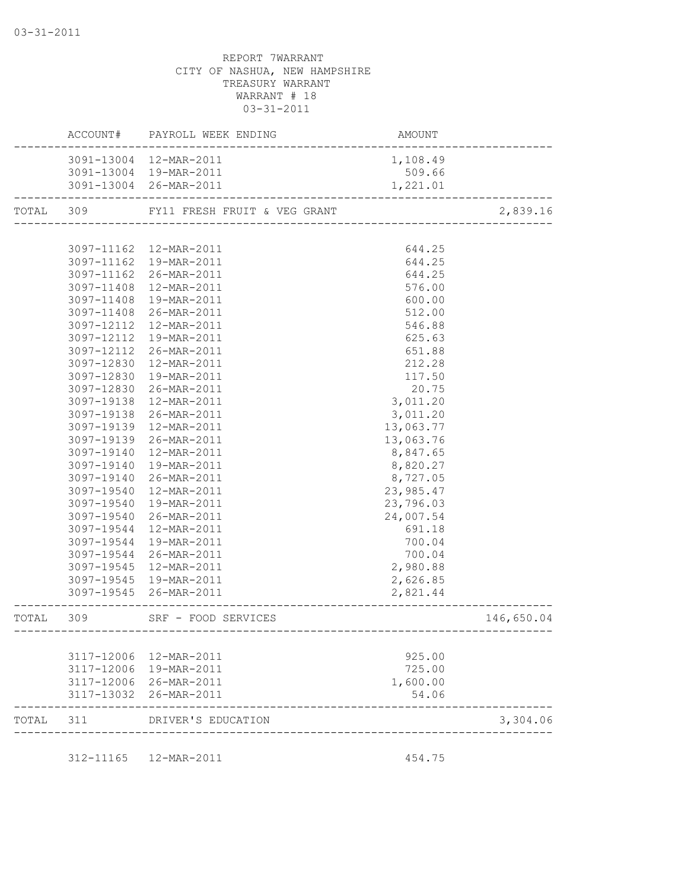REPORT 7WARRANT
CITY OF NASHUA, NEW HAMPSHIRE
TREASURY WARRANT
WARRANT # 18
03-31-2011

| | ACCOUNT# | PAYROLL WEEK ENDING | AMOUNT | |
|---|---|---|---|---|
| | 3091-13004 | 12-MAR-2011 | 1,108.49 | |
| | 3091-13004 | 19-MAR-2011 | 509.66 | |
| | 3091-13004 | 26-MAR-2011 | 1,221.01 | |
| TOTAL | 309 | FY11 FRESH FRUIT & VEG GRANT | | 2,839.16 |
| | 3097-11162 | 12-MAR-2011 | 644.25 | |
| | 3097-11162 | 19-MAR-2011 | 644.25 | |
| | 3097-11162 | 26-MAR-2011 | 644.25 | |
| | 3097-11408 | 12-MAR-2011 | 576.00 | |
| | 3097-11408 | 19-MAR-2011 | 600.00 | |
| | 3097-11408 | 26-MAR-2011 | 512.00 | |
| | 3097-12112 | 12-MAR-2011 | 546.88 | |
| | 3097-12112 | 19-MAR-2011 | 625.63 | |
| | 3097-12112 | 26-MAR-2011 | 651.88 | |
| | 3097-12830 | 12-MAR-2011 | 212.28 | |
| | 3097-12830 | 19-MAR-2011 | 117.50 | |
| | 3097-12830 | 26-MAR-2011 | 20.75 | |
| | 3097-19138 | 12-MAR-2011 | 3,011.20 | |
| | 3097-19138 | 26-MAR-2011 | 3,011.20 | |
| | 3097-19139 | 12-MAR-2011 | 13,063.77 | |
| | 3097-19139 | 26-MAR-2011 | 13,063.76 | |
| | 3097-19140 | 12-MAR-2011 | 8,847.65 | |
| | 3097-19140 | 19-MAR-2011 | 8,820.27 | |
| | 3097-19140 | 26-MAR-2011 | 8,727.05 | |
| | 3097-19540 | 12-MAR-2011 | 23,985.47 | |
| | 3097-19540 | 19-MAR-2011 | 23,796.03 | |
| | 3097-19540 | 26-MAR-2011 | 24,007.54 | |
| | 3097-19544 | 12-MAR-2011 | 691.18 | |
| | 3097-19544 | 19-MAR-2011 | 700.04 | |
| | 3097-19544 | 26-MAR-2011 | 700.04 | |
| | 3097-19545 | 12-MAR-2011 | 2,980.88 | |
| | 3097-19545 | 19-MAR-2011 | 2,626.85 | |
| | 3097-19545 | 26-MAR-2011 | 2,821.44 | |
| TOTAL | 309 | SRF - FOOD SERVICES | | 146,650.04 |
| | 3117-12006 | 12-MAR-2011 | 925.00 | |
| | 3117-12006 | 19-MAR-2011 | 725.00 | |
| | 3117-12006 | 26-MAR-2011 | 1,600.00 | |
| | 3117-13032 | 26-MAR-2011 | 54.06 | |
| TOTAL | 311 | DRIVER'S EDUCATION | | 3,304.06 |
| | 312-11165 | 12-MAR-2011 | 454.75 | |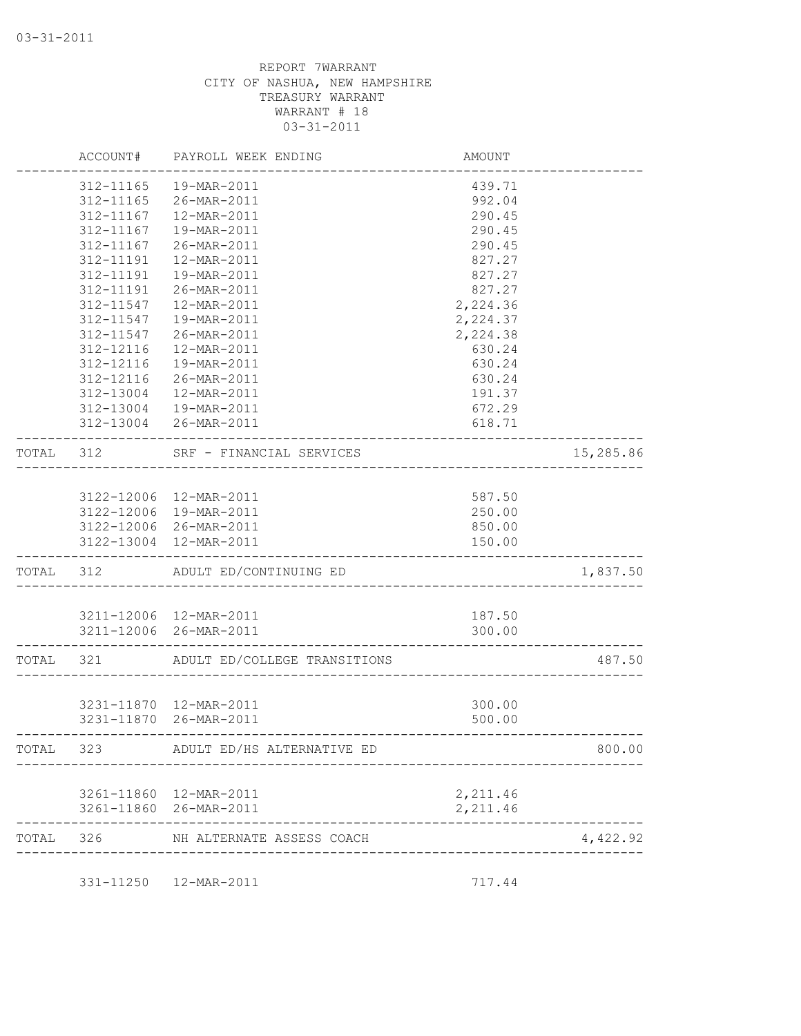REPORT 7WARRANT
CITY OF NASHUA, NEW HAMPSHIRE
TREASURY WARRANT
WARRANT # 18
03-31-2011

| | ACCOUNT# | PAYROLL WEEK ENDING | AMOUNT | |
|---|---|---|---|---|
| | 312-11165 | 19-MAR-2011 | 439.71 | |
| | 312-11165 | 26-MAR-2011 | 992.04 | |
| | 312-11167 | 12-MAR-2011 | 290.45 | |
| | 312-11167 | 19-MAR-2011 | 290.45 | |
| | 312-11167 | 26-MAR-2011 | 290.45 | |
| | 312-11191 | 12-MAR-2011 | 827.27 | |
| | 312-11191 | 19-MAR-2011 | 827.27 | |
| | 312-11191 | 26-MAR-2011 | 827.27 | |
| | 312-11547 | 12-MAR-2011 | 2,224.36 | |
| | 312-11547 | 19-MAR-2011 | 2,224.37 | |
| | 312-11547 | 26-MAR-2011 | 2,224.38 | |
| | 312-12116 | 12-MAR-2011 | 630.24 | |
| | 312-12116 | 19-MAR-2011 | 630.24 | |
| | 312-12116 | 26-MAR-2011 | 630.24 | |
| | 312-13004 | 12-MAR-2011 | 191.37 | |
| | 312-13004 | 19-MAR-2011 | 672.29 | |
| | 312-13004 | 26-MAR-2011 | 618.71 | |
| TOTAL | 312 | SRF - FINANCIAL SERVICES | | 15,285.86 |
| | 3122-12006 | 12-MAR-2011 | 587.50 | |
| | 3122-12006 | 19-MAR-2011 | 250.00 | |
| | 3122-12006 | 26-MAR-2011 | 850.00 | |
| | 3122-13004 | 12-MAR-2011 | 150.00 | |
| TOTAL | 312 | ADULT ED/CONTINUING ED | | 1,837.50 |
| | 3211-12006 | 12-MAR-2011 | 187.50 | |
| | 3211-12006 | 26-MAR-2011 | 300.00 | |
| TOTAL | 321 | ADULT ED/COLLEGE TRANSITIONS | | 487.50 |
| | 3231-11870 | 12-MAR-2011 | 300.00 | |
| | 3231-11870 | 26-MAR-2011 | 500.00 | |
| TOTAL | 323 | ADULT ED/HS ALTERNATIVE ED | | 800.00 |
| | 3261-11860 | 12-MAR-2011 | 2,211.46 | |
| | 3261-11860 | 26-MAR-2011 | 2,211.46 | |
| TOTAL | 326 | NH ALTERNATE ASSESS COACH | | 4,422.92 |
| | 331-11250 | 12-MAR-2011 | 717.44 | |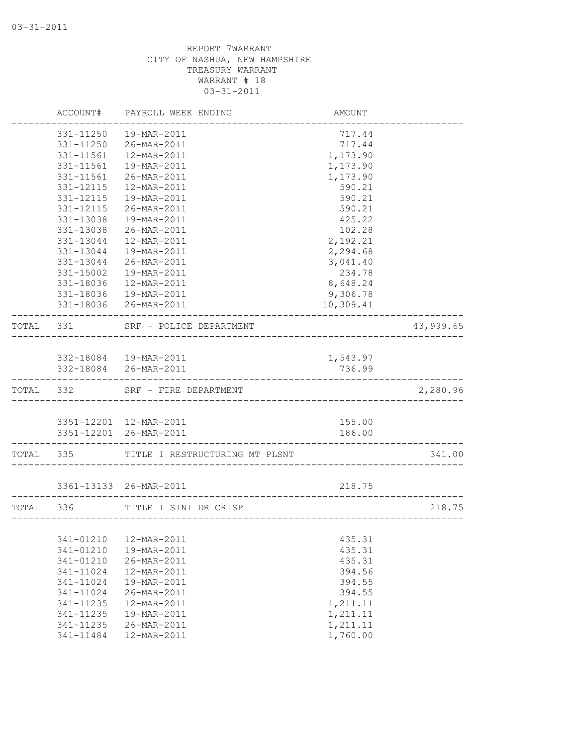REPORT 7WARRANT
CITY OF NASHUA, NEW HAMPSHIRE
TREASURY WARRANT
WARRANT # 18
03-31-2011

| | ACCOUNT# | PAYROLL WEEK ENDING | AMOUNT | |
|---|---|---|---|---|
| | 331-11250 | 19-MAR-2011 | 717.44 | |
| | 331-11250 | 26-MAR-2011 | 717.44 | |
| | 331-11561 | 12-MAR-2011 | 1,173.90 | |
| | 331-11561 | 19-MAR-2011 | 1,173.90 | |
| | 331-11561 | 26-MAR-2011 | 1,173.90 | |
| | 331-12115 | 12-MAR-2011 | 590.21 | |
| | 331-12115 | 19-MAR-2011 | 590.21 | |
| | 331-12115 | 26-MAR-2011 | 590.21 | |
| | 331-13038 | 19-MAR-2011 | 425.22 | |
| | 331-13038 | 26-MAR-2011 | 102.28 | |
| | 331-13044 | 12-MAR-2011 | 2,192.21 | |
| | 331-13044 | 19-MAR-2011 | 2,294.68 | |
| | 331-13044 | 26-MAR-2011 | 3,041.40 | |
| | 331-15002 | 19-MAR-2011 | 234.78 | |
| | 331-18036 | 12-MAR-2011 | 8,648.24 | |
| | 331-18036 | 19-MAR-2011 | 9,306.78 | |
| | 331-18036 | 26-MAR-2011 | 10,309.41 | |
| TOTAL | 331 | SRF - POLICE DEPARTMENT | | 43,999.65 |
| | 332-18084 | 19-MAR-2011 | 1,543.97 | |
| | 332-18084 | 26-MAR-2011 | 736.99 | |
| TOTAL | 332 | SRF - FIRE DEPARTMENT | | 2,280.96 |
| | 3351-12201 | 12-MAR-2011 | 155.00 | |
| | 3351-12201 | 26-MAR-2011 | 186.00 | |
| TOTAL | 335 | TITLE I RESTRUCTURING MT PLSNT | | 341.00 |
| | 3361-13133 | 26-MAR-2011 | 218.75 | |
| TOTAL | 336 | TITLE I SINI DR CRISP | | 218.75 |
| | 341-01210 | 12-MAR-2011 | 435.31 | |
| | 341-01210 | 19-MAR-2011 | 435.31 | |
| | 341-01210 | 26-MAR-2011 | 435.31 | |
| | 341-11024 | 12-MAR-2011 | 394.56 | |
| | 341-11024 | 19-MAR-2011 | 394.55 | |
| | 341-11024 | 26-MAR-2011 | 394.55 | |
| | 341-11235 | 12-MAR-2011 | 1,211.11 | |
| | 341-11235 | 19-MAR-2011 | 1,211.11 | |
| | 341-11235 | 26-MAR-2011 | 1,211.11 | |
| | 341-11484 | 12-MAR-2011 | 1,760.00 | |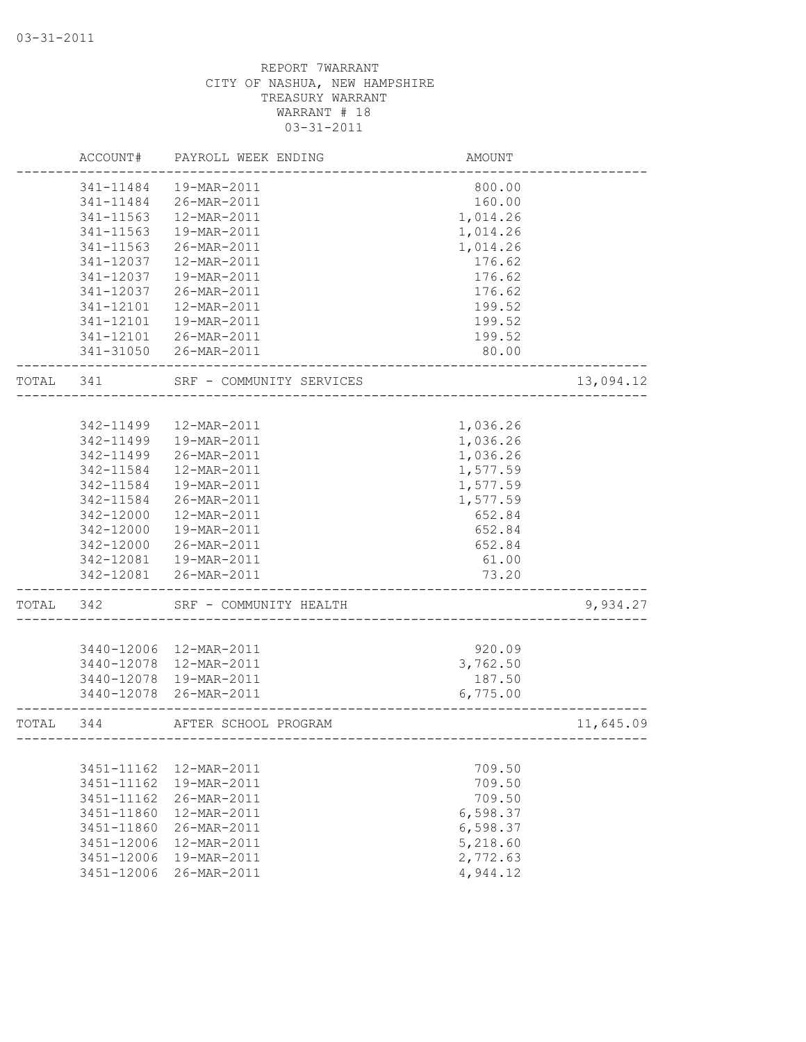REPORT 7WARRANT
CITY OF NASHUA, NEW HAMPSHIRE
TREASURY WARRANT
WARRANT # 18
03-31-2011

| | ACCOUNT# | PAYROLL WEEK ENDING | AMOUNT | |
|---|---|---|---|---|
| | 341-11484 | 19-MAR-2011 | 800.00 | |
| | 341-11484 | 26-MAR-2011 | 160.00 | |
| | 341-11563 | 12-MAR-2011 | 1,014.26 | |
| | 341-11563 | 19-MAR-2011 | 1,014.26 | |
| | 341-11563 | 26-MAR-2011 | 1,014.26 | |
| | 341-12037 | 12-MAR-2011 | 176.62 | |
| | 341-12037 | 19-MAR-2011 | 176.62 | |
| | 341-12037 | 26-MAR-2011 | 176.62 | |
| | 341-12101 | 12-MAR-2011 | 199.52 | |
| | 341-12101 | 19-MAR-2011 | 199.52 | |
| | 341-12101 | 26-MAR-2011 | 199.52 | |
| | 341-31050 | 26-MAR-2011 | 80.00 | |
| TOTAL | 341 | SRF - COMMUNITY SERVICES | | 13,094.12 |
| | 342-11499 | 12-MAR-2011 | 1,036.26 | |
| | 342-11499 | 19-MAR-2011 | 1,036.26 | |
| | 342-11499 | 26-MAR-2011 | 1,036.26 | |
| | 342-11584 | 12-MAR-2011 | 1,577.59 | |
| | 342-11584 | 19-MAR-2011 | 1,577.59 | |
| | 342-11584 | 26-MAR-2011 | 1,577.59 | |
| | 342-12000 | 12-MAR-2011 | 652.84 | |
| | 342-12000 | 19-MAR-2011 | 652.84 | |
| | 342-12000 | 26-MAR-2011 | 652.84 | |
| | 342-12081 | 19-MAR-2011 | 61.00 | |
| | 342-12081 | 26-MAR-2011 | 73.20 | |
| TOTAL | 342 | SRF - COMMUNITY HEALTH | | 9,934.27 |
| | 3440-12006 | 12-MAR-2011 | 920.09 | |
| | 3440-12078 | 12-MAR-2011 | 3,762.50 | |
| | 3440-12078 | 19-MAR-2011 | 187.50 | |
| | 3440-12078 | 26-MAR-2011 | 6,775.00 | |
| TOTAL | 344 | AFTER SCHOOL PROGRAM | | 11,645.09 |
| | 3451-11162 | 12-MAR-2011 | 709.50 | |
| | 3451-11162 | 19-MAR-2011 | 709.50 | |
| | 3451-11162 | 26-MAR-2011 | 709.50 | |
| | 3451-11860 | 12-MAR-2011 | 6,598.37 | |
| | 3451-11860 | 26-MAR-2011 | 6,598.37 | |
| | 3451-12006 | 12-MAR-2011 | 5,218.60 | |
| | 3451-12006 | 19-MAR-2011 | 2,772.63 | |
| | 3451-12006 | 26-MAR-2011 | 4,944.12 | |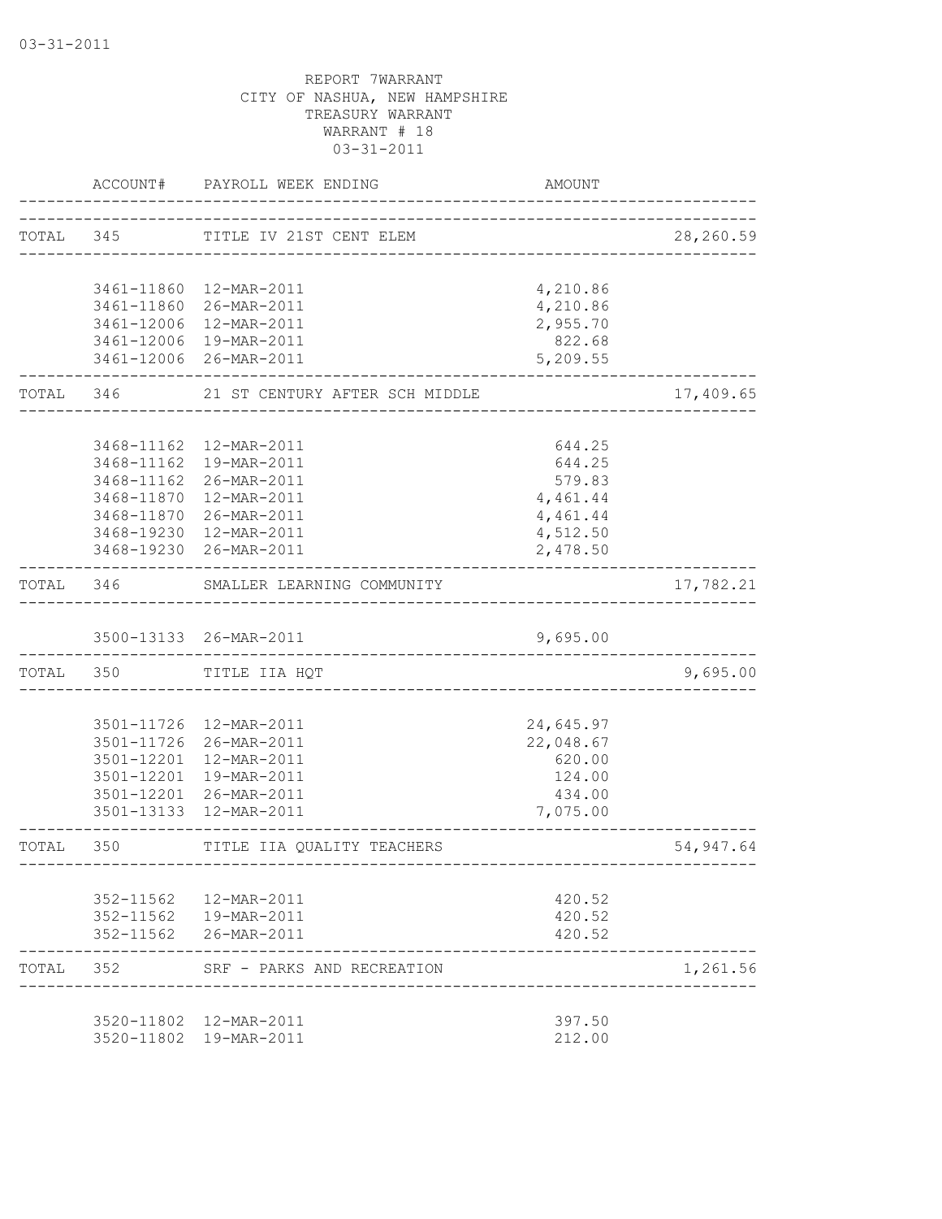REPORT 7WARRANT
CITY OF NASHUA, NEW HAMPSHIRE
TREASURY WARRANT
WARRANT # 18
03-31-2011

| | ACCOUNT# | PAYROLL WEEK ENDING | AMOUNT | |
|---|---|---|---|---|
| TOTAL | 345 | TITLE IV 21ST CENT ELEM | | 28,260.59 |
| | 3461-11860 | 12-MAR-2011 | 4,210.86 | |
| | 3461-11860 | 26-MAR-2011 | 4,210.86 | |
| | 3461-12006 | 12-MAR-2011 | 2,955.70 | |
| | 3461-12006 | 19-MAR-2011 | 822.68 | |
| | 3461-12006 | 26-MAR-2011 | 5,209.55 | |
| TOTAL | 346 | 21 ST CENTURY AFTER SCH MIDDLE | | 17,409.65 |
| | 3468-11162 | 12-MAR-2011 | 644.25 | |
| | 3468-11162 | 19-MAR-2011 | 644.25 | |
| | 3468-11162 | 26-MAR-2011 | 579.83 | |
| | 3468-11870 | 12-MAR-2011 | 4,461.44 | |
| | 3468-11870 | 26-MAR-2011 | 4,461.44 | |
| | 3468-19230 | 12-MAR-2011 | 4,512.50 | |
| | 3468-19230 | 26-MAR-2011 | 2,478.50 | |
| TOTAL | 346 | SMALLER LEARNING COMMUNITY | | 17,782.21 |
| | 3500-13133 | 26-MAR-2011 | 9,695.00 | |
| TOTAL | 350 | TITLE IIA HQT | | 9,695.00 |
| | 3501-11726 | 12-MAR-2011 | 24,645.97 | |
| | 3501-11726 | 26-MAR-2011 | 22,048.67 | |
| | 3501-12201 | 12-MAR-2011 | 620.00 | |
| | 3501-12201 | 19-MAR-2011 | 124.00 | |
| | 3501-12201 | 26-MAR-2011 | 434.00 | |
| | 3501-13133 | 12-MAR-2011 | 7,075.00 | |
| TOTAL | 350 | TITLE IIA QUALITY TEACHERS | | 54,947.64 |
| | 352-11562 | 12-MAR-2011 | 420.52 | |
| | 352-11562 | 19-MAR-2011 | 420.52 | |
| | 352-11562 | 26-MAR-2011 | 420.52 | |
| TOTAL | 352 | SRF - PARKS AND RECREATION | | 1,261.56 |
| | 3520-11802 | 12-MAR-2011 | 397.50 | |
| | 3520-11802 | 19-MAR-2011 | 212.00 | |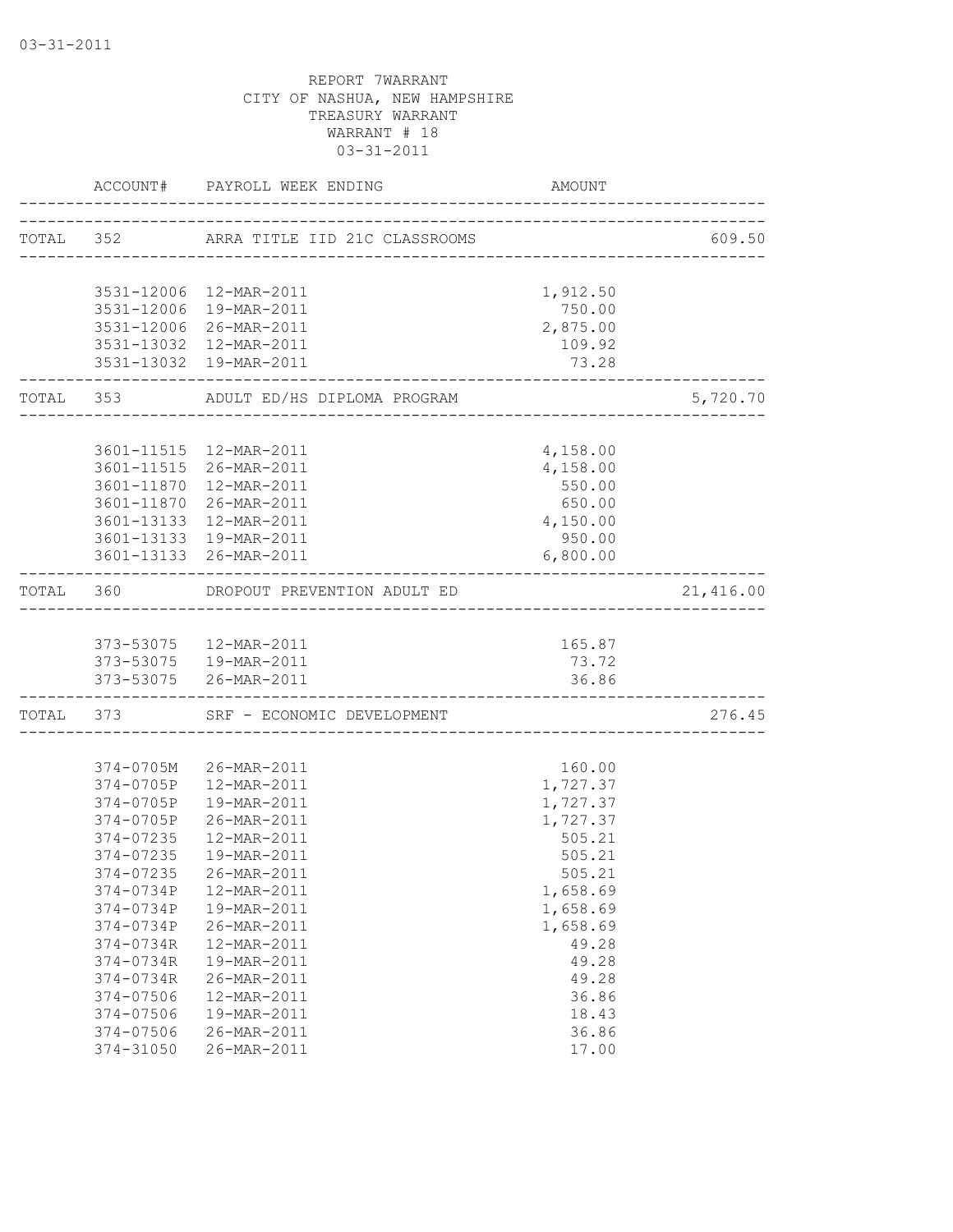03-31-2011

REPORT 7WARRANT
CITY OF NASHUA, NEW HAMPSHIRE
TREASURY WARRANT
WARRANT # 18
03-31-2011

| | ACCOUNT# | PAYROLL WEEK ENDING | AMOUNT | |
|---|---|---|---|---|
| TOTAL | 352 | ARRA TITLE IID 21C CLASSROOMS | | 609.50 |
| | 3531-12006 | 12-MAR-2011 | 1,912.50 | |
| | 3531-12006 | 19-MAR-2011 | 750.00 | |
| | 3531-12006 | 26-MAR-2011 | 2,875.00 | |
| | 3531-13032 | 12-MAR-2011 | 109.92 | |
| | 3531-13032 | 19-MAR-2011 | 73.28 | |
| TOTAL | 353 | ADULT ED/HS DIPLOMA PROGRAM | | 5,720.70 |
| | 3601-11515 | 12-MAR-2011 | 4,158.00 | |
| | 3601-11515 | 26-MAR-2011 | 4,158.00 | |
| | 3601-11870 | 12-MAR-2011 | 550.00 | |
| | 3601-11870 | 26-MAR-2011 | 650.00 | |
| | 3601-13133 | 12-MAR-2011 | 4,150.00 | |
| | 3601-13133 | 19-MAR-2011 | 950.00 | |
| | 3601-13133 | 26-MAR-2011 | 6,800.00 | |
| TOTAL | 360 | DROPOUT PREVENTION ADULT ED | | 21,416.00 |
| | 373-53075 | 12-MAR-2011 | 165.87 | |
| | 373-53075 | 19-MAR-2011 | 73.72 | |
| | 373-53075 | 26-MAR-2011 | 36.86 | |
| TOTAL | 373 | SRF - ECONOMIC DEVELOPMENT | | 276.45 |
| | 374-0705M | 26-MAR-2011 | 160.00 | |
| | 374-0705P | 12-MAR-2011 | 1,727.37 | |
| | 374-0705P | 19-MAR-2011 | 1,727.37 | |
| | 374-0705P | 26-MAR-2011 | 1,727.37 | |
| | 374-07235 | 12-MAR-2011 | 505.21 | |
| | 374-07235 | 19-MAR-2011 | 505.21 | |
| | 374-07235 | 26-MAR-2011 | 505.21 | |
| | 374-0734P | 12-MAR-2011 | 1,658.69 | |
| | 374-0734P | 19-MAR-2011 | 1,658.69 | |
| | 374-0734P | 26-MAR-2011 | 1,658.69 | |
| | 374-0734R | 12-MAR-2011 | 49.28 | |
| | 374-0734R | 19-MAR-2011 | 49.28 | |
| | 374-0734R | 26-MAR-2011 | 49.28 | |
| | 374-07506 | 12-MAR-2011 | 36.86 | |
| | 374-07506 | 19-MAR-2011 | 18.43 | |
| | 374-07506 | 26-MAR-2011 | 36.86 | |
| | 374-31050 | 26-MAR-2011 | 17.00 | |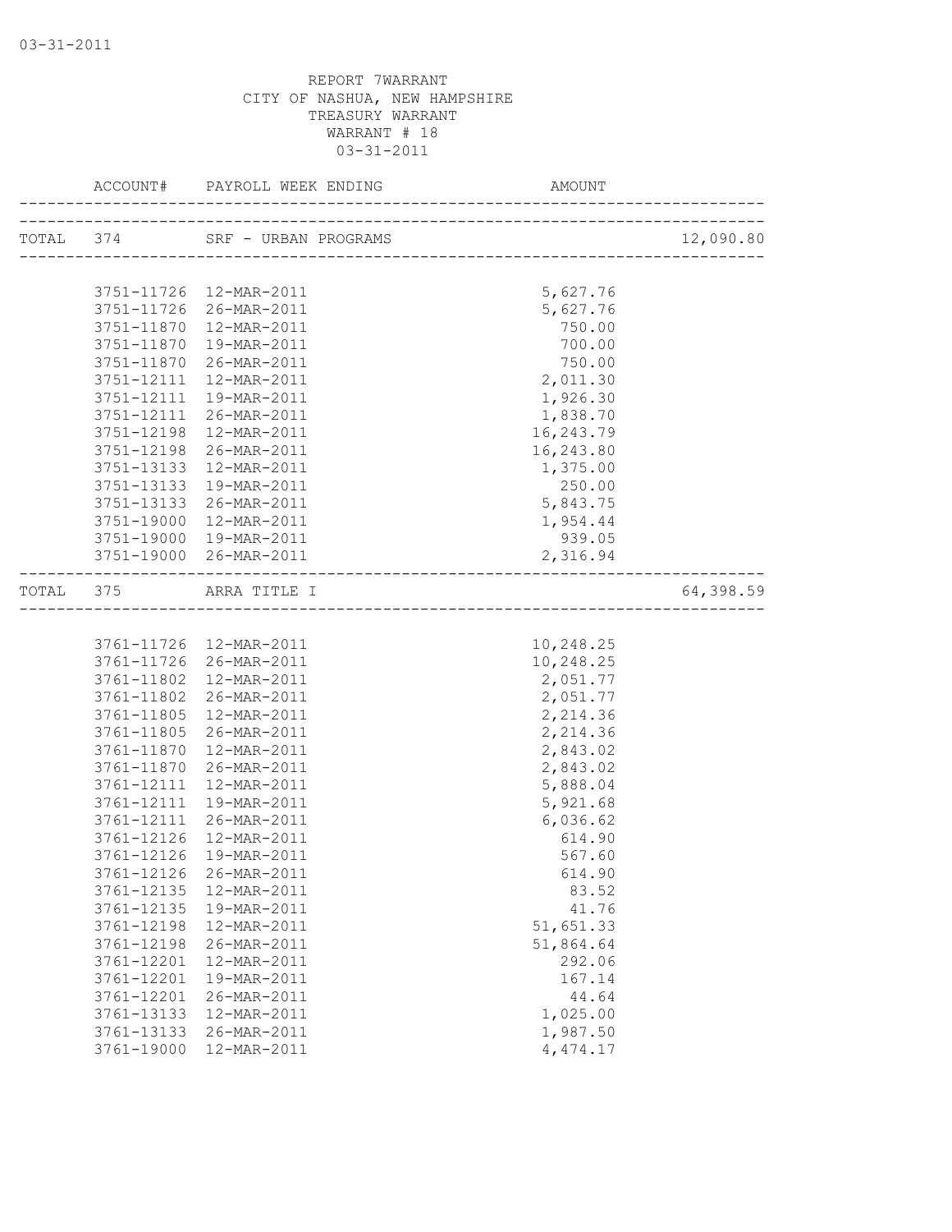03-31-2011

REPORT 7WARRANT
CITY OF NASHUA, NEW HAMPSHIRE
TREASURY WARRANT
WARRANT # 18
03-31-2011

| ACCOUNT# | PAYROLL WEEK ENDING | AMOUNT | |
|---|---|---|---|
| TOTAL 374 | SRF - URBAN PROGRAMS | | 12,090.80 |
| 3751-11726 | 12-MAR-2011 | 5,627.76 | |
| 3751-11726 | 26-MAR-2011 | 5,627.76 | |
| 3751-11870 | 12-MAR-2011 | 750.00 | |
| 3751-11870 | 19-MAR-2011 | 700.00 | |
| 3751-11870 | 26-MAR-2011 | 750.00 | |
| 3751-12111 | 12-MAR-2011 | 2,011.30 | |
| 3751-12111 | 19-MAR-2011 | 1,926.30 | |
| 3751-12111 | 26-MAR-2011 | 1,838.70 | |
| 3751-12198 | 12-MAR-2011 | 16,243.79 | |
| 3751-12198 | 26-MAR-2011 | 16,243.80 | |
| 3751-13133 | 12-MAR-2011 | 1,375.00 | |
| 3751-13133 | 19-MAR-2011 | 250.00 | |
| 3751-13133 | 26-MAR-2011 | 5,843.75 | |
| 3751-19000 | 12-MAR-2011 | 1,954.44 | |
| 3751-19000 | 19-MAR-2011 | 939.05 | |
| 3751-19000 | 26-MAR-2011 | 2,316.94 | |
| TOTAL 375 | ARRA TITLE I | | 64,398.59 |
| 3761-11726 | 12-MAR-2011 | 10,248.25 | |
| 3761-11726 | 26-MAR-2011 | 10,248.25 | |
| 3761-11802 | 12-MAR-2011 | 2,051.77 | |
| 3761-11802 | 26-MAR-2011 | 2,051.77 | |
| 3761-11805 | 12-MAR-2011 | 2,214.36 | |
| 3761-11805 | 26-MAR-2011 | 2,214.36 | |
| 3761-11870 | 12-MAR-2011 | 2,843.02 | |
| 3761-11870 | 26-MAR-2011 | 2,843.02 | |
| 3761-12111 | 12-MAR-2011 | 5,888.04 | |
| 3761-12111 | 19-MAR-2011 | 5,921.68 | |
| 3761-12111 | 26-MAR-2011 | 6,036.62 | |
| 3761-12126 | 12-MAR-2011 | 614.90 | |
| 3761-12126 | 19-MAR-2011 | 567.60 | |
| 3761-12126 | 26-MAR-2011 | 614.90 | |
| 3761-12135 | 12-MAR-2011 | 83.52 | |
| 3761-12135 | 19-MAR-2011 | 41.76 | |
| 3761-12198 | 12-MAR-2011 | 51,651.33 | |
| 3761-12198 | 26-MAR-2011 | 51,864.64 | |
| 3761-12201 | 12-MAR-2011 | 292.06 | |
| 3761-12201 | 19-MAR-2011 | 167.14 | |
| 3761-12201 | 26-MAR-2011 | 44.64 | |
| 3761-13133 | 12-MAR-2011 | 1,025.00 | |
| 3761-13133 | 26-MAR-2011 | 1,987.50 | |
| 3761-19000 | 12-MAR-2011 | 4,474.17 | |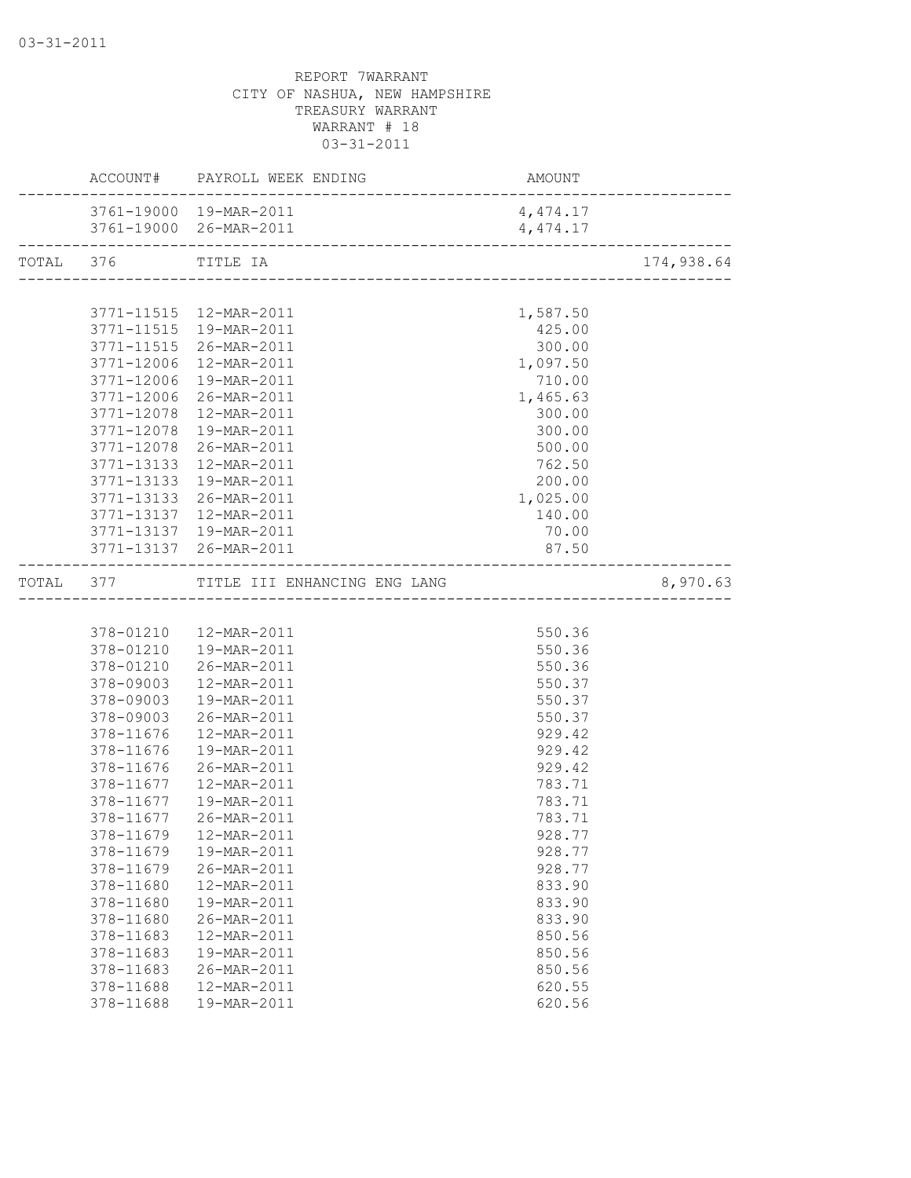REPORT 7WARRANT
CITY OF NASHUA, NEW HAMPSHIRE
TREASURY WARRANT
WARRANT # 18
03-31-2011

| | ACCOUNT# | PAYROLL WEEK ENDING | AMOUNT | |
|---|---|---|---|---|
| | 3761-19000 | 19-MAR-2011 | 4,474.17 | |
| | 3761-19000 | 26-MAR-2011 | 4,474.17 | |
| TOTAL | 376 | TITLE IA | | 174,938.64 |
| | 3771-11515 | 12-MAR-2011 | 1,587.50 | |
| | 3771-11515 | 19-MAR-2011 | 425.00 | |
| | 3771-11515 | 26-MAR-2011 | 300.00 | |
| | 3771-12006 | 12-MAR-2011 | 1,097.50 | |
| | 3771-12006 | 19-MAR-2011 | 710.00 | |
| | 3771-12006 | 26-MAR-2011 | 1,465.63 | |
| | 3771-12078 | 12-MAR-2011 | 300.00 | |
| | 3771-12078 | 19-MAR-2011 | 300.00 | |
| | 3771-12078 | 26-MAR-2011 | 500.00 | |
| | 3771-13133 | 12-MAR-2011 | 762.50 | |
| | 3771-13133 | 19-MAR-2011 | 200.00 | |
| | 3771-13133 | 26-MAR-2011 | 1,025.00 | |
| | 3771-13137 | 12-MAR-2011 | 140.00 | |
| | 3771-13137 | 19-MAR-2011 | 70.00 | |
| | 3771-13137 | 26-MAR-2011 | 87.50 | |
| TOTAL | 377 | TITLE III ENHANCING ENG LANG | | 8,970.63 |
| | 378-01210 | 12-MAR-2011 | 550.36 | |
| | 378-01210 | 19-MAR-2011 | 550.36 | |
| | 378-01210 | 26-MAR-2011 | 550.36 | |
| | 378-09003 | 12-MAR-2011 | 550.37 | |
| | 378-09003 | 19-MAR-2011 | 550.37 | |
| | 378-09003 | 26-MAR-2011 | 550.37 | |
| | 378-11676 | 12-MAR-2011 | 929.42 | |
| | 378-11676 | 19-MAR-2011 | 929.42 | |
| | 378-11676 | 26-MAR-2011 | 929.42 | |
| | 378-11677 | 12-MAR-2011 | 783.71 | |
| | 378-11677 | 19-MAR-2011 | 783.71 | |
| | 378-11677 | 26-MAR-2011 | 783.71 | |
| | 378-11679 | 12-MAR-2011 | 928.77 | |
| | 378-11679 | 19-MAR-2011 | 928.77 | |
| | 378-11679 | 26-MAR-2011 | 928.77 | |
| | 378-11680 | 12-MAR-2011 | 833.90 | |
| | 378-11680 | 19-MAR-2011 | 833.90 | |
| | 378-11680 | 26-MAR-2011 | 833.90 | |
| | 378-11683 | 12-MAR-2011 | 850.56 | |
| | 378-11683 | 19-MAR-2011 | 850.56 | |
| | 378-11683 | 26-MAR-2011 | 850.56 | |
| | 378-11688 | 12-MAR-2011 | 620.55 | |
| | 378-11688 | 19-MAR-2011 | 620.56 | |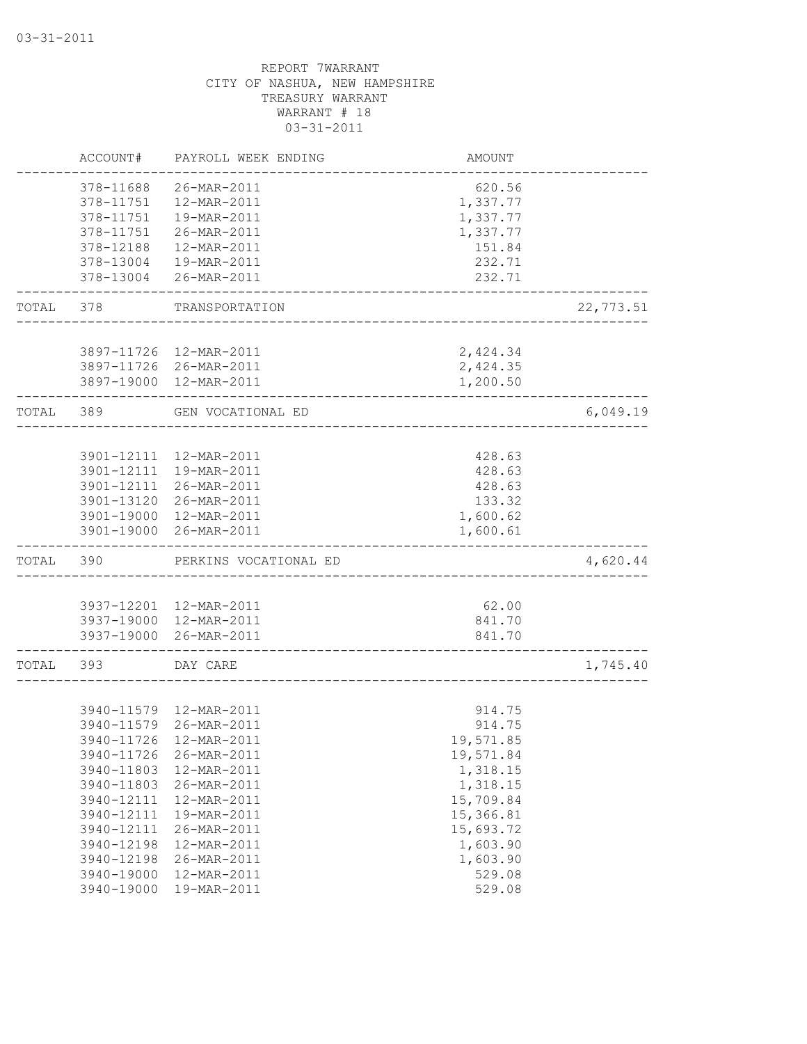03-31-2011

REPORT 7WARRANT
CITY OF NASHUA, NEW HAMPSHIRE
TREASURY WARRANT
WARRANT # 18
03-31-2011

| | ACCOUNT# | PAYROLL WEEK ENDING | AMOUNT | |
|---|---|---|---|---|
| | 378-11688 | 26-MAR-2011 | 620.56 | |
| | 378-11751 | 12-MAR-2011 | 1,337.77 | |
| | 378-11751 | 19-MAR-2011 | 1,337.77 | |
| | 378-11751 | 26-MAR-2011 | 1,337.77 | |
| | 378-12188 | 12-MAR-2011 | 151.84 | |
| | 378-13004 | 19-MAR-2011 | 232.71 | |
| | 378-13004 | 26-MAR-2011 | 232.71 | |
| TOTAL | 378 | TRANSPORTATION | | 22,773.51 |
| | 3897-11726 | 12-MAR-2011 | 2,424.34 | |
| | 3897-11726 | 26-MAR-2011 | 2,424.35 | |
| | 3897-19000 | 12-MAR-2011 | 1,200.50 | |
| TOTAL | 389 | GEN VOCATIONAL ED | | 6,049.19 |
| | 3901-12111 | 12-MAR-2011 | 428.63 | |
| | 3901-12111 | 19-MAR-2011 | 428.63 | |
| | 3901-12111 | 26-MAR-2011 | 428.63 | |
| | 3901-13120 | 26-MAR-2011 | 133.32 | |
| | 3901-19000 | 12-MAR-2011 | 1,600.62 | |
| | 3901-19000 | 26-MAR-2011 | 1,600.61 | |
| TOTAL | 390 | PERKINS VOCATIONAL ED | | 4,620.44 |
| | 3937-12201 | 12-MAR-2011 | 62.00 | |
| | 3937-19000 | 12-MAR-2011 | 841.70 | |
| | 3937-19000 | 26-MAR-2011 | 841.70 | |
| TOTAL | 393 | DAY CARE | | 1,745.40 |
| | 3940-11579 | 12-MAR-2011 | 914.75 | |
| | 3940-11579 | 26-MAR-2011 | 914.75 | |
| | 3940-11726 | 12-MAR-2011 | 19,571.85 | |
| | 3940-11726 | 26-MAR-2011 | 19,571.84 | |
| | 3940-11803 | 12-MAR-2011 | 1,318.15 | |
| | 3940-11803 | 26-MAR-2011 | 1,318.15 | |
| | 3940-12111 | 12-MAR-2011 | 15,709.84 | |
| | 3940-12111 | 19-MAR-2011 | 15,366.81 | |
| | 3940-12111 | 26-MAR-2011 | 15,693.72 | |
| | 3940-12198 | 12-MAR-2011 | 1,603.90 | |
| | 3940-12198 | 26-MAR-2011 | 1,603.90 | |
| | 3940-19000 | 12-MAR-2011 | 529.08 | |
| | 3940-19000 | 19-MAR-2011 | 529.08 | |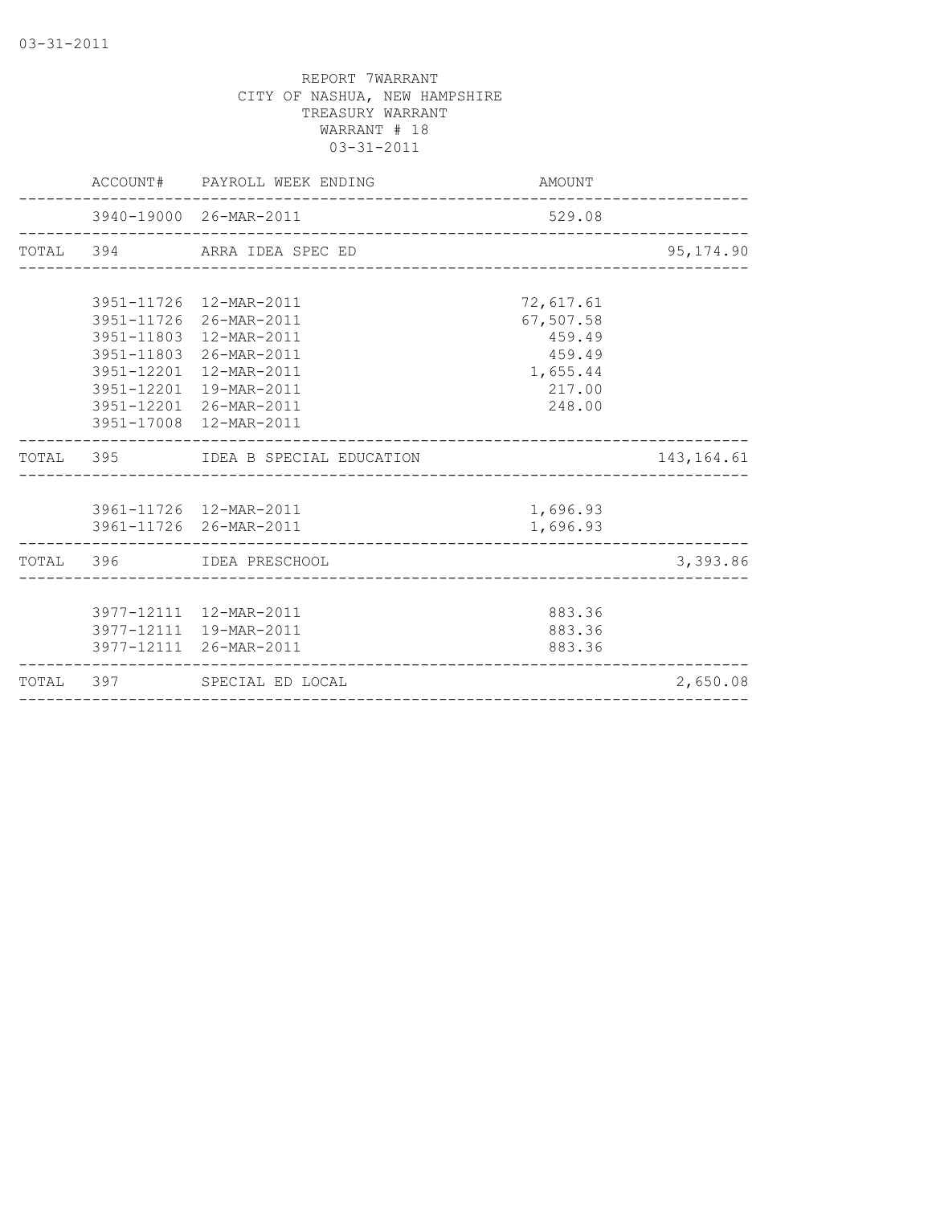REPORT 7WARRANT
CITY OF NASHUA, NEW HAMPSHIRE
TREASURY WARRANT
WARRANT # 18
03-31-2011

| | ACCOUNT# | PAYROLL WEEK ENDING | AMOUNT | |
|---|---|---|---|---|
| | 3940-19000 | 26-MAR-2011 | 529.08 | |
| TOTAL | 394 | ARRA IDEA SPEC ED | | 95,174.90 |
| | 3951-11726 | 12-MAR-2011 | 72,617.61 | |
| | 3951-11726 | 26-MAR-2011 | 67,507.58 | |
| | 3951-11803 | 12-MAR-2011 | 459.49 | |
| | 3951-11803 | 26-MAR-2011 | 459.49 | |
| | 3951-12201 | 12-MAR-2011 | 1,655.44 | |
| | 3951-12201 | 19-MAR-2011 | 217.00 | |
| | 3951-12201 | 26-MAR-2011 | 248.00 | |
| | 3951-17008 | 12-MAR-2011 | | |
| TOTAL | 395 | IDEA B SPECIAL EDUCATION | | 143,164.61 |
| | 3961-11726 | 12-MAR-2011 | 1,696.93 | |
| | 3961-11726 | 26-MAR-2011 | 1,696.93 | |
| TOTAL | 396 | IDEA PRESCHOOL | | 3,393.86 |
| | 3977-12111 | 12-MAR-2011 | 883.36 | |
| | 3977-12111 | 19-MAR-2011 | 883.36 | |
| | 3977-12111 | 26-MAR-2011 | 883.36 | |
| TOTAL | 397 | SPECIAL ED LOCAL | | 2,650.08 |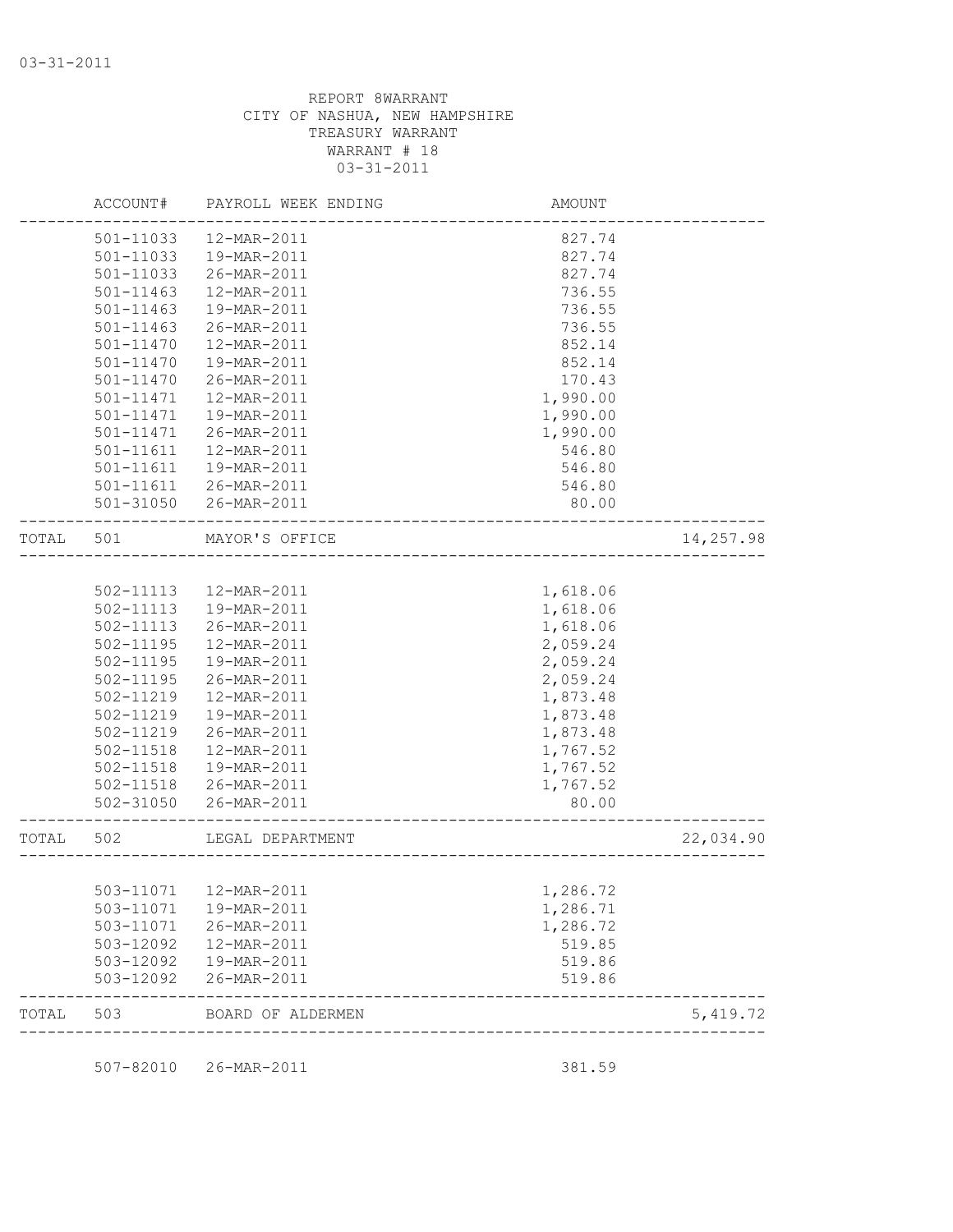03-31-2011

REPORT 8WARRANT
CITY OF NASHUA, NEW HAMPSHIRE
TREASURY WARRANT
WARRANT # 18
03-31-2011

| | ACCOUNT# | PAYROLL WEEK ENDING | AMOUNT | |
|---|---|---|---|---|
| | 501-11033 | 12-MAR-2011 | 827.74 | |
| | 501-11033 | 19-MAR-2011 | 827.74 | |
| | 501-11033 | 26-MAR-2011 | 827.74 | |
| | 501-11463 | 12-MAR-2011 | 736.55 | |
| | 501-11463 | 19-MAR-2011 | 736.55 | |
| | 501-11463 | 26-MAR-2011 | 736.55 | |
| | 501-11470 | 12-MAR-2011 | 852.14 | |
| | 501-11470 | 19-MAR-2011 | 852.14 | |
| | 501-11470 | 26-MAR-2011 | 170.43 | |
| | 501-11471 | 12-MAR-2011 | 1,990.00 | |
| | 501-11471 | 19-MAR-2011 | 1,990.00 | |
| | 501-11471 | 26-MAR-2011 | 1,990.00 | |
| | 501-11611 | 12-MAR-2011 | 546.80 | |
| | 501-11611 | 19-MAR-2011 | 546.80 | |
| | 501-11611 | 26-MAR-2011 | 546.80 | |
| | 501-31050 | 26-MAR-2011 | 80.00 | |
| TOTAL | 501 | MAYOR'S OFFICE | | 14,257.98 |
| | 502-11113 | 12-MAR-2011 | 1,618.06 | |
| | 502-11113 | 19-MAR-2011 | 1,618.06 | |
| | 502-11113 | 26-MAR-2011 | 1,618.06 | |
| | 502-11195 | 12-MAR-2011 | 2,059.24 | |
| | 502-11195 | 19-MAR-2011 | 2,059.24 | |
| | 502-11195 | 26-MAR-2011 | 2,059.24 | |
| | 502-11219 | 12-MAR-2011 | 1,873.48 | |
| | 502-11219 | 19-MAR-2011 | 1,873.48 | |
| | 502-11219 | 26-MAR-2011 | 1,873.48 | |
| | 502-11518 | 12-MAR-2011 | 1,767.52 | |
| | 502-11518 | 19-MAR-2011 | 1,767.52 | |
| | 502-11518 | 26-MAR-2011 | 1,767.52 | |
| | 502-31050 | 26-MAR-2011 | 80.00 | |
| TOTAL | 502 | LEGAL DEPARTMENT | | 22,034.90 |
| | 503-11071 | 12-MAR-2011 | 1,286.72 | |
| | 503-11071 | 19-MAR-2011 | 1,286.71 | |
| | 503-11071 | 26-MAR-2011 | 1,286.72 | |
| | 503-12092 | 12-MAR-2011 | 519.85 | |
| | 503-12092 | 19-MAR-2011 | 519.86 | |
| | 503-12092 | 26-MAR-2011 | 519.86 | |
| TOTAL | 503 | BOARD OF ALDERMEN | | 5,419.72 |
| | 507-82010 | 26-MAR-2011 | 381.59 | |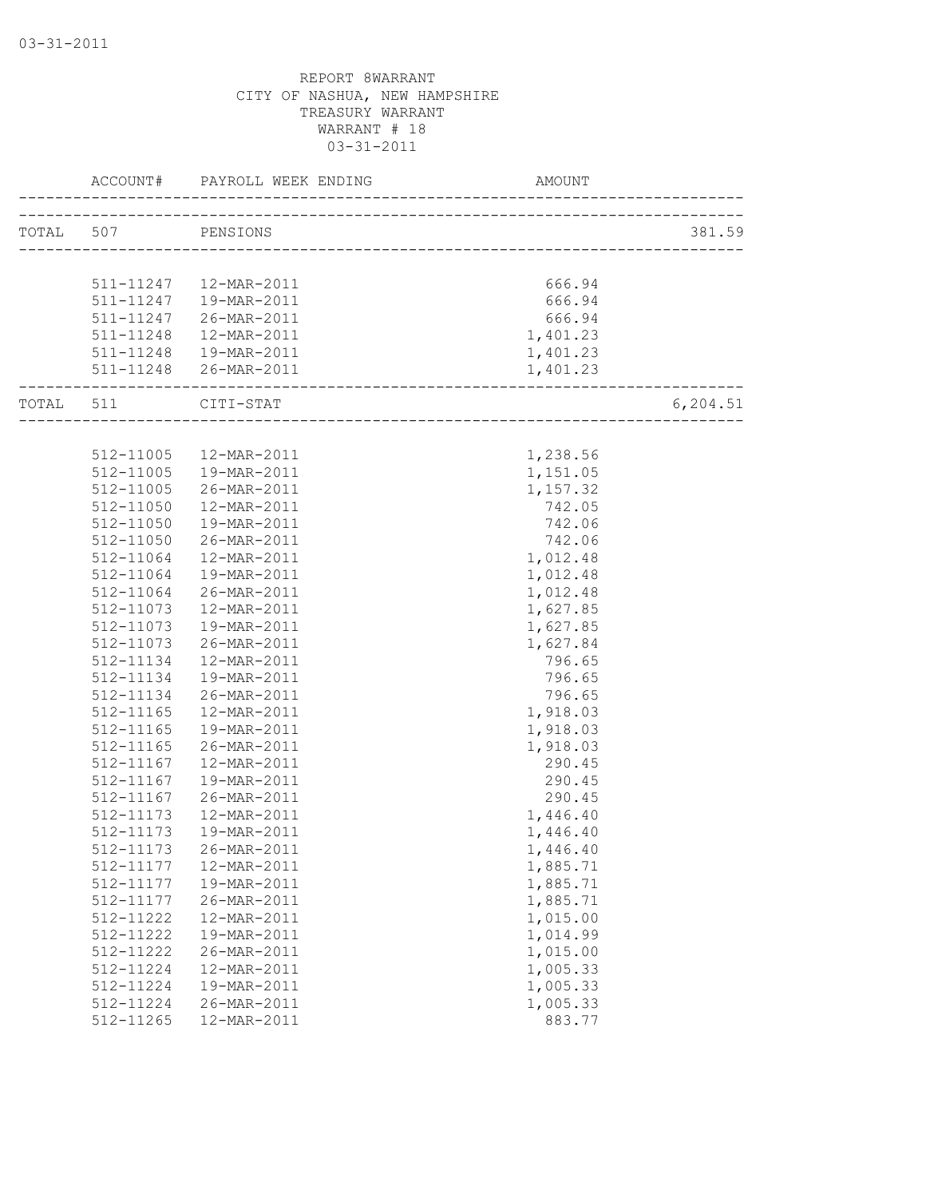03-31-2011

REPORT 8WARRANT
CITY OF NASHUA, NEW HAMPSHIRE
TREASURY WARRANT
WARRANT # 18
03-31-2011

| | ACCOUNT# | PAYROLL WEEK ENDING | AMOUNT | |
|---|---|---|---|---|
| TOTAL | 507 | PENSIONS | | 381.59 |
| | 511-11247 | 12-MAR-2011 | 666.94 | |
| | 511-11247 | 19-MAR-2011 | 666.94 | |
| | 511-11247 | 26-MAR-2011 | 666.94 | |
| | 511-11248 | 12-MAR-2011 | 1,401.23 | |
| | 511-11248 | 19-MAR-2011 | 1,401.23 | |
| | 511-11248 | 26-MAR-2011 | 1,401.23 | |
| TOTAL | 511 | CITI-STAT | | 6,204.51 |
| | 512-11005 | 12-MAR-2011 | 1,238.56 | |
| | 512-11005 | 19-MAR-2011 | 1,151.05 | |
| | 512-11005 | 26-MAR-2011 | 1,157.32 | |
| | 512-11050 | 12-MAR-2011 | 742.05 | |
| | 512-11050 | 19-MAR-2011 | 742.06 | |
| | 512-11050 | 26-MAR-2011 | 742.06 | |
| | 512-11064 | 12-MAR-2011 | 1,012.48 | |
| | 512-11064 | 19-MAR-2011 | 1,012.48 | |
| | 512-11064 | 26-MAR-2011 | 1,012.48 | |
| | 512-11073 | 12-MAR-2011 | 1,627.85 | |
| | 512-11073 | 19-MAR-2011 | 1,627.85 | |
| | 512-11073 | 26-MAR-2011 | 1,627.84 | |
| | 512-11134 | 12-MAR-2011 | 796.65 | |
| | 512-11134 | 19-MAR-2011 | 796.65 | |
| | 512-11134 | 26-MAR-2011 | 796.65 | |
| | 512-11165 | 12-MAR-2011 | 1,918.03 | |
| | 512-11165 | 19-MAR-2011 | 1,918.03 | |
| | 512-11165 | 26-MAR-2011 | 1,918.03 | |
| | 512-11167 | 12-MAR-2011 | 290.45 | |
| | 512-11167 | 19-MAR-2011 | 290.45 | |
| | 512-11167 | 26-MAR-2011 | 290.45 | |
| | 512-11173 | 12-MAR-2011 | 1,446.40 | |
| | 512-11173 | 19-MAR-2011 | 1,446.40 | |
| | 512-11173 | 26-MAR-2011 | 1,446.40 | |
| | 512-11177 | 12-MAR-2011 | 1,885.71 | |
| | 512-11177 | 19-MAR-2011 | 1,885.71 | |
| | 512-11177 | 26-MAR-2011 | 1,885.71 | |
| | 512-11222 | 12-MAR-2011 | 1,015.00 | |
| | 512-11222 | 19-MAR-2011 | 1,014.99 | |
| | 512-11222 | 26-MAR-2011 | 1,015.00 | |
| | 512-11224 | 12-MAR-2011 | 1,005.33 | |
| | 512-11224 | 19-MAR-2011 | 1,005.33 | |
| | 512-11224 | 26-MAR-2011 | 1,005.33 | |
| | 512-11265 | 12-MAR-2011 | 883.77 | |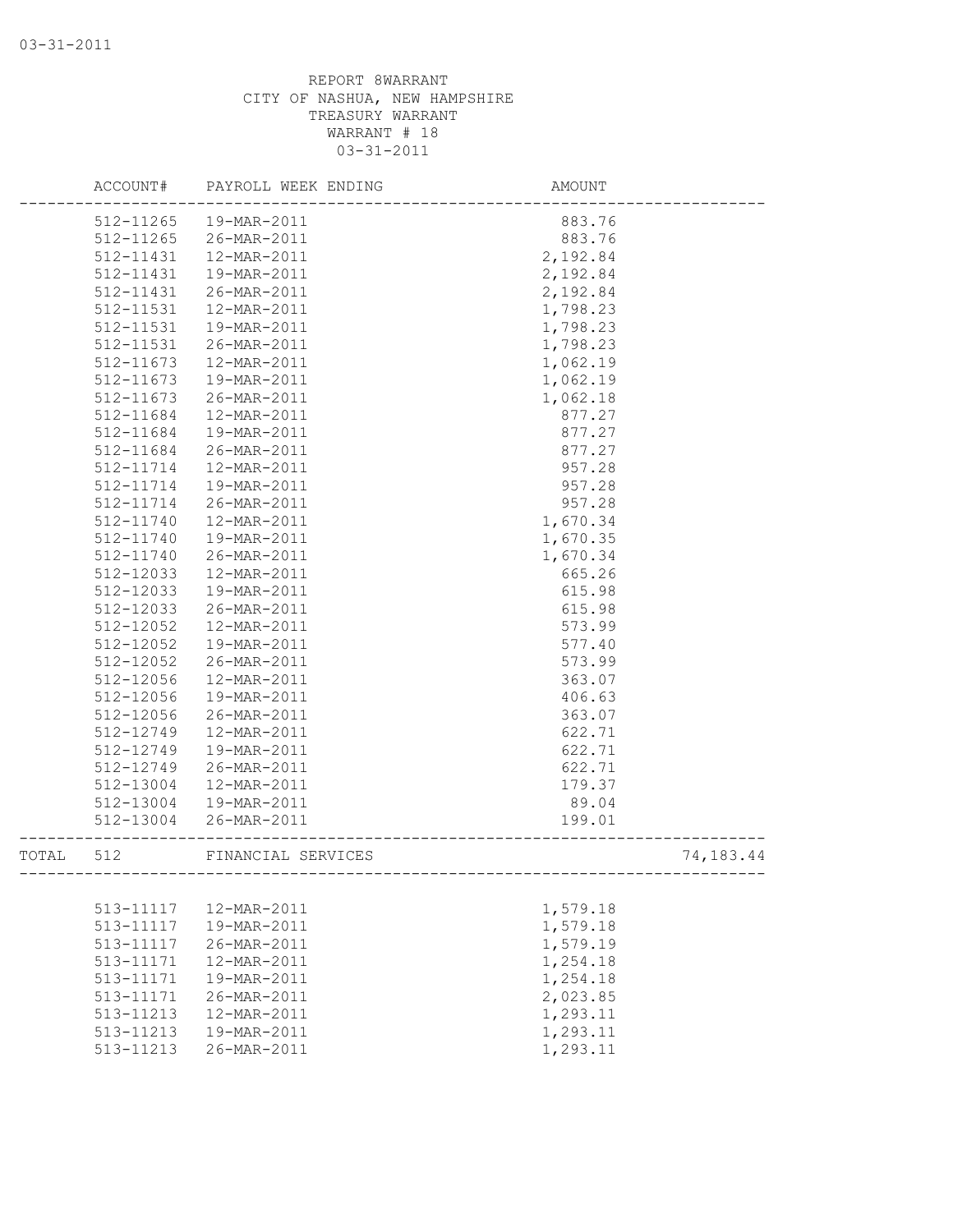REPORT 8WARRANT
CITY OF NASHUA, NEW HAMPSHIRE
TREASURY WARRANT
WARRANT # 18
03-31-2011

| | ACCOUNT# | PAYROLL WEEK ENDING | AMOUNT | |
|---|---|---|---|---|
| | 512-11265 | 19-MAR-2011 | 883.76 | |
| | 512-11265 | 26-MAR-2011 | 883.76 | |
| | 512-11431 | 12-MAR-2011 | 2,192.84 | |
| | 512-11431 | 19-MAR-2011 | 2,192.84 | |
| | 512-11431 | 26-MAR-2011 | 2,192.84 | |
| | 512-11531 | 12-MAR-2011 | 1,798.23 | |
| | 512-11531 | 19-MAR-2011 | 1,798.23 | |
| | 512-11531 | 26-MAR-2011 | 1,798.23 | |
| | 512-11673 | 12-MAR-2011 | 1,062.19 | |
| | 512-11673 | 19-MAR-2011 | 1,062.19 | |
| | 512-11673 | 26-MAR-2011 | 1,062.18 | |
| | 512-11684 | 12-MAR-2011 | 877.27 | |
| | 512-11684 | 19-MAR-2011 | 877.27 | |
| | 512-11684 | 26-MAR-2011 | 877.27 | |
| | 512-11714 | 12-MAR-2011 | 957.28 | |
| | 512-11714 | 19-MAR-2011 | 957.28 | |
| | 512-11714 | 26-MAR-2011 | 957.28 | |
| | 512-11740 | 12-MAR-2011 | 1,670.34 | |
| | 512-11740 | 19-MAR-2011 | 1,670.35 | |
| | 512-11740 | 26-MAR-2011 | 1,670.34 | |
| | 512-12033 | 12-MAR-2011 | 665.26 | |
| | 512-12033 | 19-MAR-2011 | 615.98 | |
| | 512-12033 | 26-MAR-2011 | 615.98 | |
| | 512-12052 | 12-MAR-2011 | 573.99 | |
| | 512-12052 | 19-MAR-2011 | 577.40 | |
| | 512-12052 | 26-MAR-2011 | 573.99 | |
| | 512-12056 | 12-MAR-2011 | 363.07 | |
| | 512-12056 | 19-MAR-2011 | 406.63 | |
| | 512-12056 | 26-MAR-2011 | 363.07 | |
| | 512-12749 | 12-MAR-2011 | 622.71 | |
| | 512-12749 | 19-MAR-2011 | 622.71 | |
| | 512-12749 | 26-MAR-2011 | 622.71 | |
| | 512-13004 | 12-MAR-2011 | 179.37 | |
| | 512-13004 | 19-MAR-2011 | 89.04 | |
| | 512-13004 | 26-MAR-2011 | 199.01 | |
| TOTAL | 512 | FINANCIAL SERVICES | | 74,183.44 |
| | 513-11117 | 12-MAR-2011 | 1,579.18 | |
| | 513-11117 | 19-MAR-2011 | 1,579.18 | |
| | 513-11117 | 26-MAR-2011 | 1,579.19 | |
| | 513-11171 | 12-MAR-2011 | 1,254.18 | |
| | 513-11171 | 19-MAR-2011 | 1,254.18 | |
| | 513-11171 | 26-MAR-2011 | 2,023.85 | |
| | 513-11213 | 12-MAR-2011 | 1,293.11 | |
| | 513-11213 | 19-MAR-2011 | 1,293.11 | |
| | 513-11213 | 26-MAR-2011 | 1,293.11 | |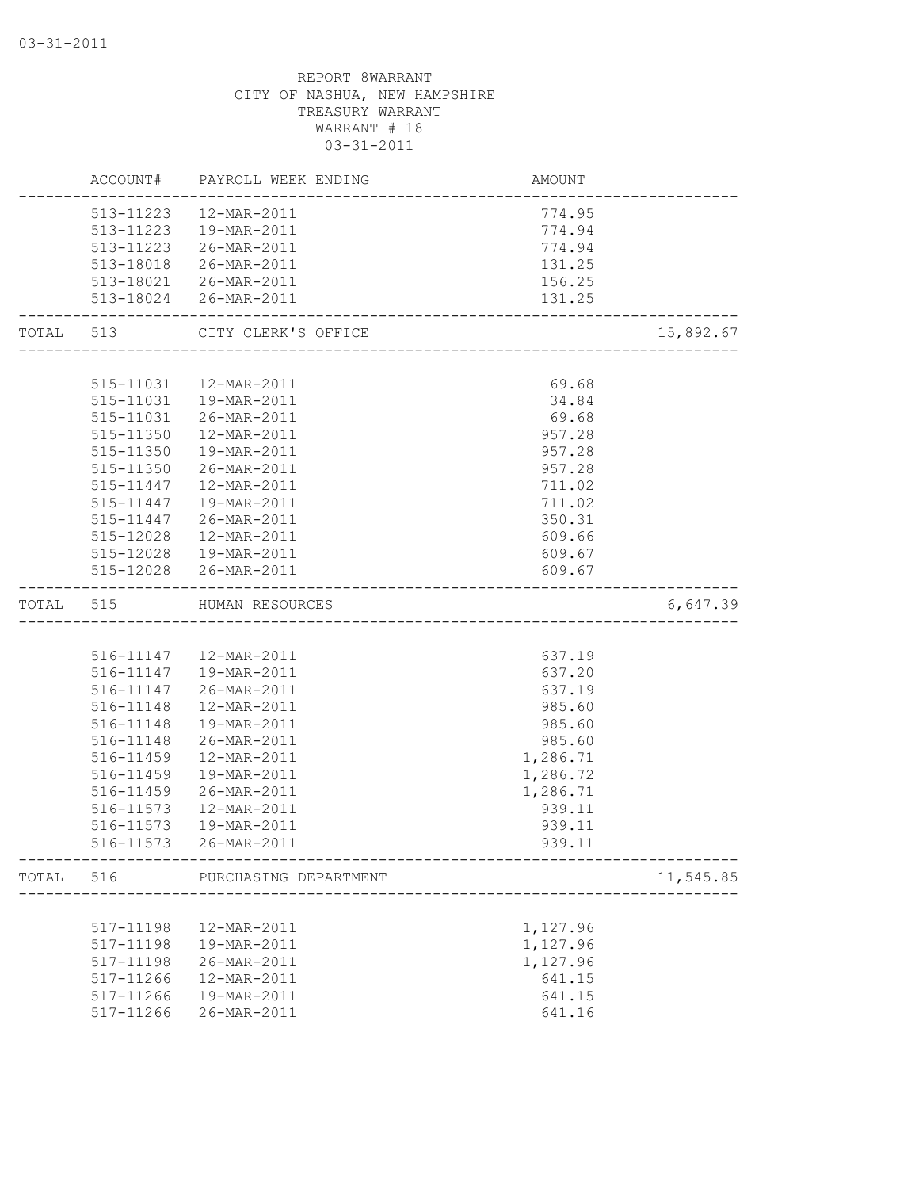REPORT 8WARRANT
CITY OF NASHUA, NEW HAMPSHIRE
TREASURY WARRANT
WARRANT # 18
03-31-2011

| | ACCOUNT# | PAYROLL WEEK ENDING | AMOUNT | |
|---|---|---|---|---|
| | 513-11223 | 12-MAR-2011 | 774.95 | |
| | 513-11223 | 19-MAR-2011 | 774.94 | |
| | 513-11223 | 26-MAR-2011 | 774.94 | |
| | 513-18018 | 26-MAR-2011 | 131.25 | |
| | 513-18021 | 26-MAR-2011 | 156.25 | |
| | 513-18024 | 26-MAR-2011 | 131.25 | |
| TOTAL | 513 | CITY CLERK'S OFFICE | | 15,892.67 |
| | 515-11031 | 12-MAR-2011 | 69.68 | |
| | 515-11031 | 19-MAR-2011 | 34.84 | |
| | 515-11031 | 26-MAR-2011 | 69.68 | |
| | 515-11350 | 12-MAR-2011 | 957.28 | |
| | 515-11350 | 19-MAR-2011 | 957.28 | |
| | 515-11350 | 26-MAR-2011 | 957.28 | |
| | 515-11447 | 12-MAR-2011 | 711.02 | |
| | 515-11447 | 19-MAR-2011 | 711.02 | |
| | 515-11447 | 26-MAR-2011 | 350.31 | |
| | 515-12028 | 12-MAR-2011 | 609.66 | |
| | 515-12028 | 19-MAR-2011 | 609.67 | |
| | 515-12028 | 26-MAR-2011 | 609.67 | |
| TOTAL | 515 | HUMAN RESOURCES | | 6,647.39 |
| | 516-11147 | 12-MAR-2011 | 637.19 | |
| | 516-11147 | 19-MAR-2011 | 637.20 | |
| | 516-11147 | 26-MAR-2011 | 637.19 | |
| | 516-11148 | 12-MAR-2011 | 985.60 | |
| | 516-11148 | 19-MAR-2011 | 985.60 | |
| | 516-11148 | 26-MAR-2011 | 985.60 | |
| | 516-11459 | 12-MAR-2011 | 1,286.71 | |
| | 516-11459 | 19-MAR-2011 | 1,286.72 | |
| | 516-11459 | 26-MAR-2011 | 1,286.71 | |
| | 516-11573 | 12-MAR-2011 | 939.11 | |
| | 516-11573 | 19-MAR-2011 | 939.11 | |
| | 516-11573 | 26-MAR-2011 | 939.11 | |
| TOTAL | 516 | PURCHASING DEPARTMENT | | 11,545.85 |
| | 517-11198 | 12-MAR-2011 | 1,127.96 | |
| | 517-11198 | 19-MAR-2011 | 1,127.96 | |
| | 517-11198 | 26-MAR-2011 | 1,127.96 | |
| | 517-11266 | 12-MAR-2011 | 641.15 | |
| | 517-11266 | 19-MAR-2011 | 641.15 | |
| | 517-11266 | 26-MAR-2011 | 641.16 | |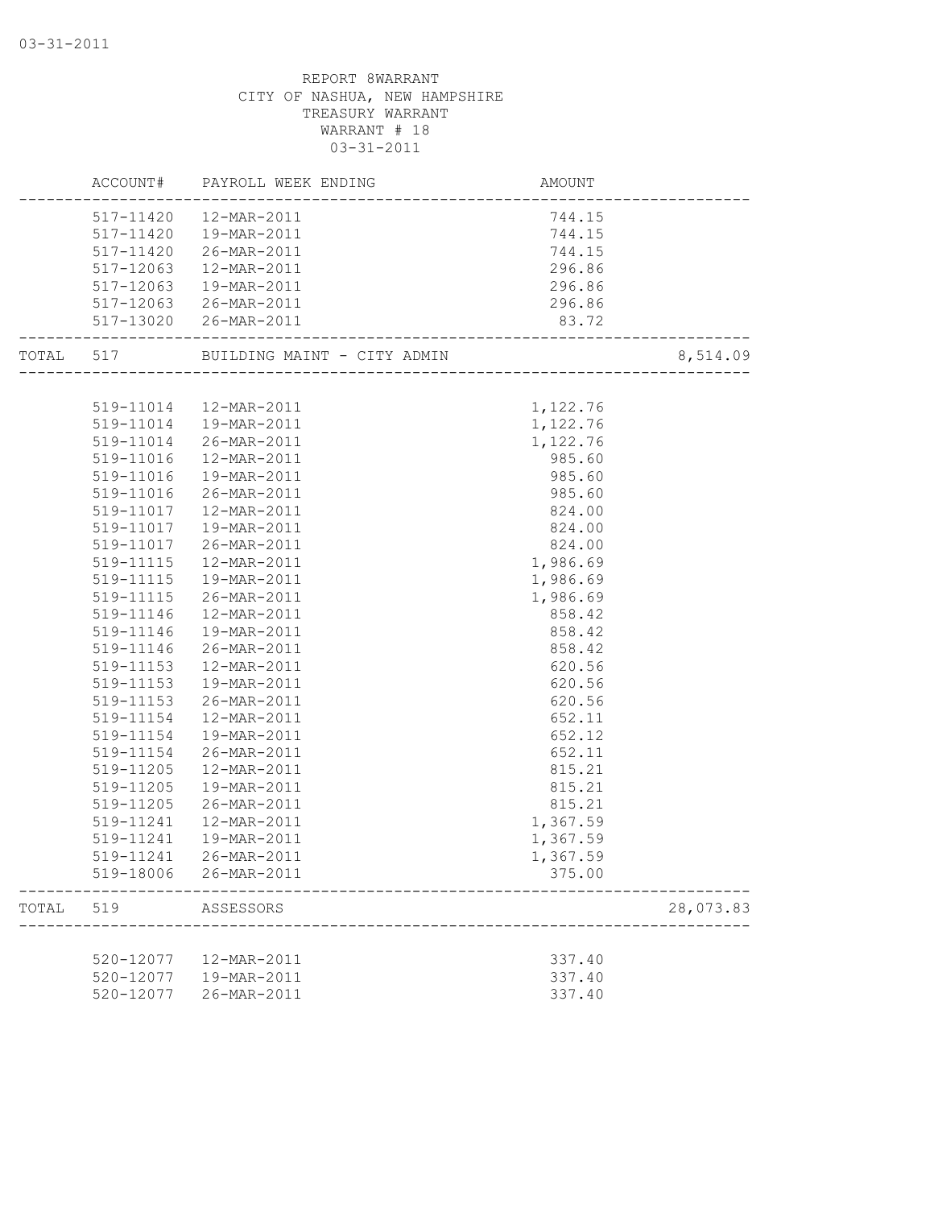REPORT 8WARRANT
CITY OF NASHUA, NEW HAMPSHIRE
TREASURY WARRANT
WARRANT # 18
03-31-2011

| | ACCOUNT# | PAYROLL WEEK ENDING | AMOUNT | |
|---|---|---|---|---|
| | 517-11420 | 12-MAR-2011 | 744.15 | |
| | 517-11420 | 19-MAR-2011 | 744.15 | |
| | 517-11420 | 26-MAR-2011 | 744.15 | |
| | 517-12063 | 12-MAR-2011 | 296.86 | |
| | 517-12063 | 19-MAR-2011 | 296.86 | |
| | 517-12063 | 26-MAR-2011 | 296.86 | |
| | 517-13020 | 26-MAR-2011 | 83.72 | |
| TOTAL | 517 | BUILDING MAINT - CITY ADMIN | | 8,514.09 |
| | 519-11014 | 12-MAR-2011 | 1,122.76 | |
| | 519-11014 | 19-MAR-2011 | 1,122.76 | |
| | 519-11014 | 26-MAR-2011 | 1,122.76 | |
| | 519-11016 | 12-MAR-2011 | 985.60 | |
| | 519-11016 | 19-MAR-2011 | 985.60 | |
| | 519-11016 | 26-MAR-2011 | 985.60 | |
| | 519-11017 | 12-MAR-2011 | 824.00 | |
| | 519-11017 | 19-MAR-2011 | 824.00 | |
| | 519-11017 | 26-MAR-2011 | 824.00 | |
| | 519-11115 | 12-MAR-2011 | 1,986.69 | |
| | 519-11115 | 19-MAR-2011 | 1,986.69 | |
| | 519-11115 | 26-MAR-2011 | 1,986.69 | |
| | 519-11146 | 12-MAR-2011 | 858.42 | |
| | 519-11146 | 19-MAR-2011 | 858.42 | |
| | 519-11146 | 26-MAR-2011 | 858.42 | |
| | 519-11153 | 12-MAR-2011 | 620.56 | |
| | 519-11153 | 19-MAR-2011 | 620.56 | |
| | 519-11153 | 26-MAR-2011 | 620.56 | |
| | 519-11154 | 12-MAR-2011 | 652.11 | |
| | 519-11154 | 19-MAR-2011 | 652.12 | |
| | 519-11154 | 26-MAR-2011 | 652.11 | |
| | 519-11205 | 12-MAR-2011 | 815.21 | |
| | 519-11205 | 19-MAR-2011 | 815.21 | |
| | 519-11205 | 26-MAR-2011 | 815.21 | |
| | 519-11241 | 12-MAR-2011 | 1,367.59 | |
| | 519-11241 | 19-MAR-2011 | 1,367.59 | |
| | 519-11241 | 26-MAR-2011 | 1,367.59 | |
| | 519-18006 | 26-MAR-2011 | 375.00 | |
| TOTAL | 519 | ASSESSORS | | 28,073.83 |
| | 520-12077 | 12-MAR-2011 | 337.40 | |
| | 520-12077 | 19-MAR-2011 | 337.40 | |
| | 520-12077 | 26-MAR-2011 | 337.40 | |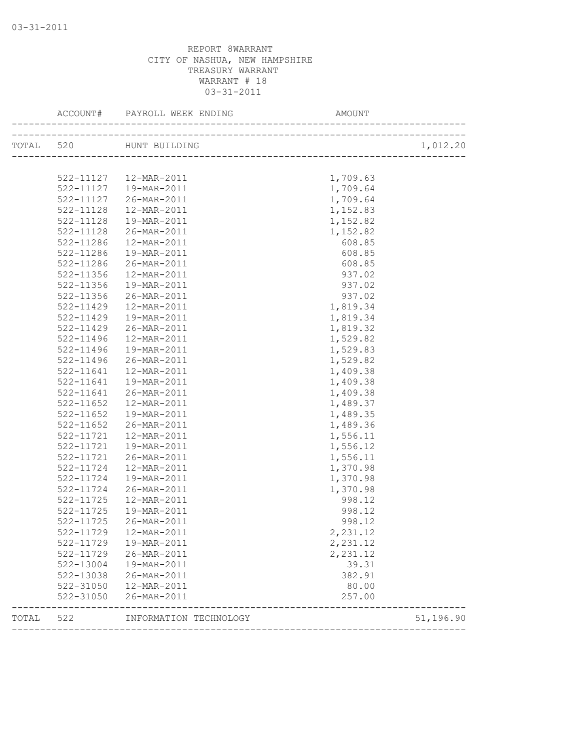03-31-2011

REPORT 8WARRANT
CITY OF NASHUA, NEW HAMPSHIRE
TREASURY WARRANT
WARRANT # 18
03-31-2011

| | ACCOUNT# | PAYROLL WEEK ENDING | AMOUNT | |
|---|---|---|---|---|
| TOTAL | 520 | HUNT BUILDING | | 1,012.20 |
| | 522-11127 | 12-MAR-2011 | 1,709.63 | |
| | 522-11127 | 19-MAR-2011 | 1,709.64 | |
| | 522-11127 | 26-MAR-2011 | 1,709.64 | |
| | 522-11128 | 12-MAR-2011 | 1,152.83 | |
| | 522-11128 | 19-MAR-2011 | 1,152.82 | |
| | 522-11128 | 26-MAR-2011 | 1,152.82 | |
| | 522-11286 | 12-MAR-2011 | 608.85 | |
| | 522-11286 | 19-MAR-2011 | 608.85 | |
| | 522-11286 | 26-MAR-2011 | 608.85 | |
| | 522-11356 | 12-MAR-2011 | 937.02 | |
| | 522-11356 | 19-MAR-2011 | 937.02 | |
| | 522-11356 | 26-MAR-2011 | 937.02 | |
| | 522-11429 | 12-MAR-2011 | 1,819.34 | |
| | 522-11429 | 19-MAR-2011 | 1,819.34 | |
| | 522-11429 | 26-MAR-2011 | 1,819.32 | |
| | 522-11496 | 12-MAR-2011 | 1,529.82 | |
| | 522-11496 | 19-MAR-2011 | 1,529.83 | |
| | 522-11496 | 26-MAR-2011 | 1,529.82 | |
| | 522-11641 | 12-MAR-2011 | 1,409.38 | |
| | 522-11641 | 19-MAR-2011 | 1,409.38 | |
| | 522-11641 | 26-MAR-2011 | 1,409.38 | |
| | 522-11652 | 12-MAR-2011 | 1,489.37 | |
| | 522-11652 | 19-MAR-2011 | 1,489.35 | |
| | 522-11652 | 26-MAR-2011 | 1,489.36 | |
| | 522-11721 | 12-MAR-2011 | 1,556.11 | |
| | 522-11721 | 19-MAR-2011 | 1,556.12 | |
| | 522-11721 | 26-MAR-2011 | 1,556.11 | |
| | 522-11724 | 12-MAR-2011 | 1,370.98 | |
| | 522-11724 | 19-MAR-2011 | 1,370.98 | |
| | 522-11724 | 26-MAR-2011 | 1,370.98 | |
| | 522-11725 | 12-MAR-2011 | 998.12 | |
| | 522-11725 | 19-MAR-2011 | 998.12 | |
| | 522-11725 | 26-MAR-2011 | 998.12 | |
| | 522-11729 | 12-MAR-2011 | 2,231.12 | |
| | 522-11729 | 19-MAR-2011 | 2,231.12 | |
| | 522-11729 | 26-MAR-2011 | 2,231.12 | |
| | 522-13004 | 19-MAR-2011 | 39.31 | |
| | 522-13038 | 26-MAR-2011 | 382.91 | |
| | 522-31050 | 12-MAR-2011 | 80.00 | |
| | 522-31050 | 26-MAR-2011 | 257.00 | |
| TOTAL | 522 | INFORMATION TECHNOLOGY | | 51,196.90 |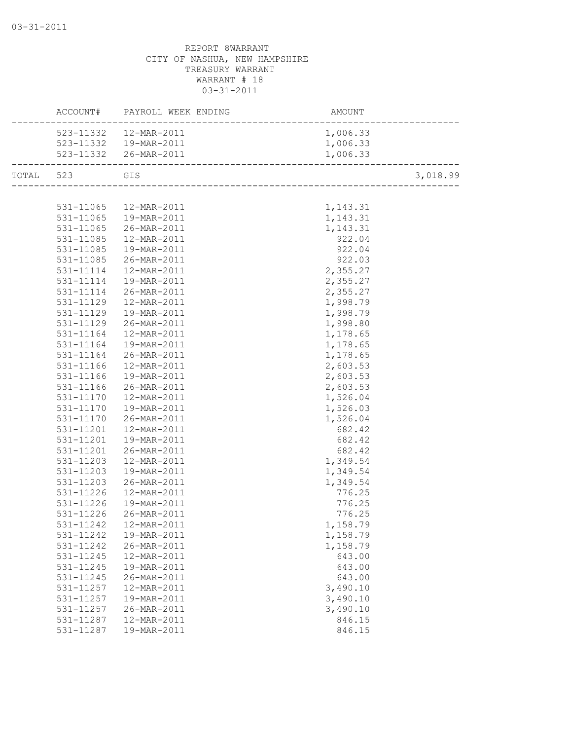REPORT 8WARRANT
CITY OF NASHUA, NEW HAMPSHIRE
TREASURY WARRANT
WARRANT # 18
03-31-2011

| | ACCOUNT# | PAYROLL WEEK ENDING | AMOUNT | |
|---|---|---|---|---|
| | 523-11332 | 12-MAR-2011 | 1,006.33 | |
| | 523-11332 | 19-MAR-2011 | 1,006.33 | |
| | 523-11332 | 26-MAR-2011 | 1,006.33 | |
| TOTAL | 523 | GIS | | 3,018.99 |
| | 531-11065 | 12-MAR-2011 | 1,143.31 | |
| | 531-11065 | 19-MAR-2011 | 1,143.31 | |
| | 531-11065 | 26-MAR-2011 | 1,143.31 | |
| | 531-11085 | 12-MAR-2011 | 922.04 | |
| | 531-11085 | 19-MAR-2011 | 922.04 | |
| | 531-11085 | 26-MAR-2011 | 922.03 | |
| | 531-11114 | 12-MAR-2011 | 2,355.27 | |
| | 531-11114 | 19-MAR-2011 | 2,355.27 | |
| | 531-11114 | 26-MAR-2011 | 2,355.27 | |
| | 531-11129 | 12-MAR-2011 | 1,998.79 | |
| | 531-11129 | 19-MAR-2011 | 1,998.79 | |
| | 531-11129 | 26-MAR-2011 | 1,998.80 | |
| | 531-11164 | 12-MAR-2011 | 1,178.65 | |
| | 531-11164 | 19-MAR-2011 | 1,178.65 | |
| | 531-11164 | 26-MAR-2011 | 1,178.65 | |
| | 531-11166 | 12-MAR-2011 | 2,603.53 | |
| | 531-11166 | 19-MAR-2011 | 2,603.53 | |
| | 531-11166 | 26-MAR-2011 | 2,603.53 | |
| | 531-11170 | 12-MAR-2011 | 1,526.04 | |
| | 531-11170 | 19-MAR-2011 | 1,526.03 | |
| | 531-11170 | 26-MAR-2011 | 1,526.04 | |
| | 531-11201 | 12-MAR-2011 | 682.42 | |
| | 531-11201 | 19-MAR-2011 | 682.42 | |
| | 531-11201 | 26-MAR-2011 | 682.42 | |
| | 531-11203 | 12-MAR-2011 | 1,349.54 | |
| | 531-11203 | 19-MAR-2011 | 1,349.54 | |
| | 531-11203 | 26-MAR-2011 | 1,349.54 | |
| | 531-11226 | 12-MAR-2011 | 776.25 | |
| | 531-11226 | 19-MAR-2011 | 776.25 | |
| | 531-11226 | 26-MAR-2011 | 776.25 | |
| | 531-11242 | 12-MAR-2011 | 1,158.79 | |
| | 531-11242 | 19-MAR-2011 | 1,158.79 | |
| | 531-11242 | 26-MAR-2011 | 1,158.79 | |
| | 531-11245 | 12-MAR-2011 | 643.00 | |
| | 531-11245 | 19-MAR-2011 | 643.00 | |
| | 531-11245 | 26-MAR-2011 | 643.00 | |
| | 531-11257 | 12-MAR-2011 | 3,490.10 | |
| | 531-11257 | 19-MAR-2011 | 3,490.10 | |
| | 531-11257 | 26-MAR-2011 | 3,490.10 | |
| | 531-11287 | 12-MAR-2011 | 846.15 | |
| | 531-11287 | 19-MAR-2011 | 846.15 | |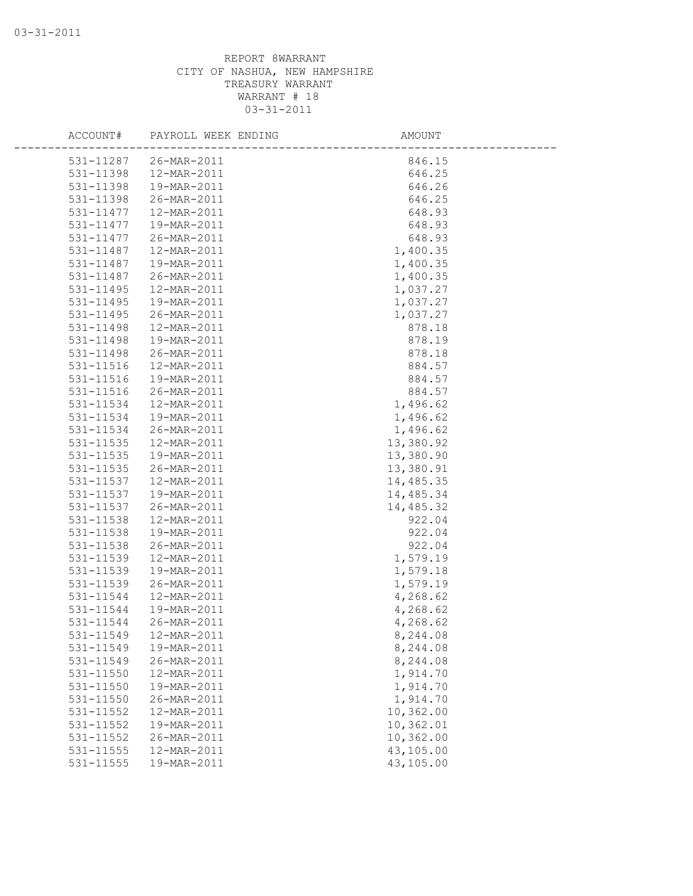03-31-2011

REPORT 8WARRANT
CITY OF NASHUA, NEW HAMPSHIRE
TREASURY WARRANT
WARRANT # 18
03-31-2011

| ACCOUNT# | PAYROLL WEEK ENDING | AMOUNT |
|---|---|---|
| 531-11287 | 26-MAR-2011 | 846.15 |
| 531-11398 | 12-MAR-2011 | 646.25 |
| 531-11398 | 19-MAR-2011 | 646.26 |
| 531-11398 | 26-MAR-2011 | 646.25 |
| 531-11477 | 12-MAR-2011 | 648.93 |
| 531-11477 | 19-MAR-2011 | 648.93 |
| 531-11477 | 26-MAR-2011 | 648.93 |
| 531-11487 | 12-MAR-2011 | 1,400.35 |
| 531-11487 | 19-MAR-2011 | 1,400.35 |
| 531-11487 | 26-MAR-2011 | 1,400.35 |
| 531-11495 | 12-MAR-2011 | 1,037.27 |
| 531-11495 | 19-MAR-2011 | 1,037.27 |
| 531-11495 | 26-MAR-2011 | 1,037.27 |
| 531-11498 | 12-MAR-2011 | 878.18 |
| 531-11498 | 19-MAR-2011 | 878.19 |
| 531-11498 | 26-MAR-2011 | 878.18 |
| 531-11516 | 12-MAR-2011 | 884.57 |
| 531-11516 | 19-MAR-2011 | 884.57 |
| 531-11516 | 26-MAR-2011 | 884.57 |
| 531-11534 | 12-MAR-2011 | 1,496.62 |
| 531-11534 | 19-MAR-2011 | 1,496.62 |
| 531-11534 | 26-MAR-2011 | 1,496.62 |
| 531-11535 | 12-MAR-2011 | 13,380.92 |
| 531-11535 | 19-MAR-2011 | 13,380.90 |
| 531-11535 | 26-MAR-2011 | 13,380.91 |
| 531-11537 | 12-MAR-2011 | 14,485.35 |
| 531-11537 | 19-MAR-2011 | 14,485.34 |
| 531-11537 | 26-MAR-2011 | 14,485.32 |
| 531-11538 | 12-MAR-2011 | 922.04 |
| 531-11538 | 19-MAR-2011 | 922.04 |
| 531-11538 | 26-MAR-2011 | 922.04 |
| 531-11539 | 12-MAR-2011 | 1,579.19 |
| 531-11539 | 19-MAR-2011 | 1,579.18 |
| 531-11539 | 26-MAR-2011 | 1,579.19 |
| 531-11544 | 12-MAR-2011 | 4,268.62 |
| 531-11544 | 19-MAR-2011 | 4,268.62 |
| 531-11544 | 26-MAR-2011 | 4,268.62 |
| 531-11549 | 12-MAR-2011 | 8,244.08 |
| 531-11549 | 19-MAR-2011 | 8,244.08 |
| 531-11549 | 26-MAR-2011 | 8,244.08 |
| 531-11550 | 12-MAR-2011 | 1,914.70 |
| 531-11550 | 19-MAR-2011 | 1,914.70 |
| 531-11550 | 26-MAR-2011 | 1,914.70 |
| 531-11552 | 12-MAR-2011 | 10,362.00 |
| 531-11552 | 19-MAR-2011 | 10,362.01 |
| 531-11552 | 26-MAR-2011 | 10,362.00 |
| 531-11555 | 12-MAR-2011 | 43,105.00 |
| 531-11555 | 19-MAR-2011 | 43,105.00 |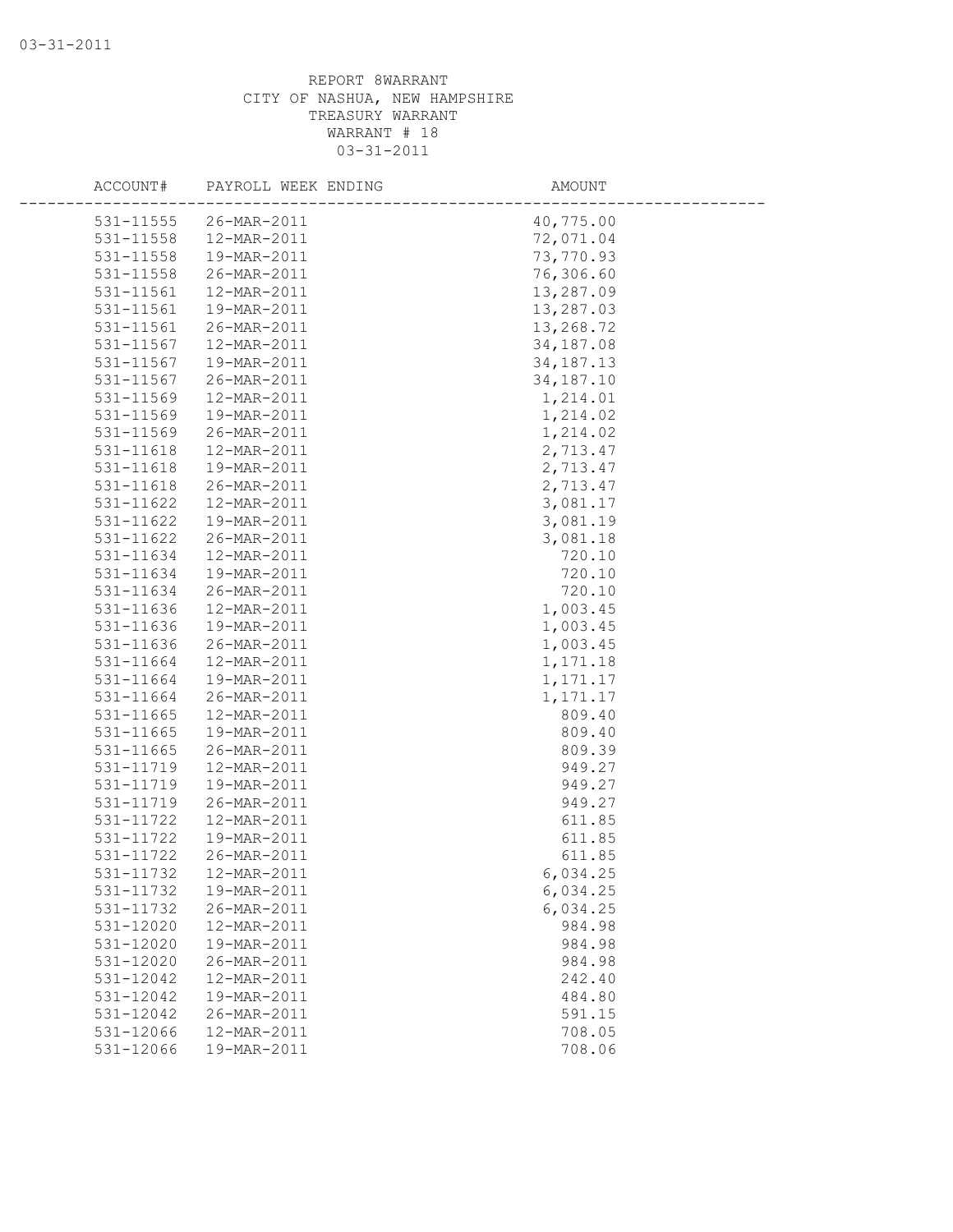REPORT 8WARRANT
CITY OF NASHUA, NEW HAMPSHIRE
TREASURY WARRANT
WARRANT # 18
03-31-2011

| ACCOUNT# | PAYROLL WEEK ENDING | AMOUNT |
|---|---|---|
| 531-11555 | 26-MAR-2011 | 40,775.00 |
| 531-11558 | 12-MAR-2011 | 72,071.04 |
| 531-11558 | 19-MAR-2011 | 73,770.93 |
| 531-11558 | 26-MAR-2011 | 76,306.60 |
| 531-11561 | 12-MAR-2011 | 13,287.09 |
| 531-11561 | 19-MAR-2011 | 13,287.03 |
| 531-11561 | 26-MAR-2011 | 13,268.72 |
| 531-11567 | 12-MAR-2011 | 34,187.08 |
| 531-11567 | 19-MAR-2011 | 34,187.13 |
| 531-11567 | 26-MAR-2011 | 34,187.10 |
| 531-11569 | 12-MAR-2011 | 1,214.01 |
| 531-11569 | 19-MAR-2011 | 1,214.02 |
| 531-11569 | 26-MAR-2011 | 1,214.02 |
| 531-11618 | 12-MAR-2011 | 2,713.47 |
| 531-11618 | 19-MAR-2011 | 2,713.47 |
| 531-11618 | 26-MAR-2011 | 2,713.47 |
| 531-11622 | 12-MAR-2011 | 3,081.17 |
| 531-11622 | 19-MAR-2011 | 3,081.19 |
| 531-11622 | 26-MAR-2011 | 3,081.18 |
| 531-11634 | 12-MAR-2011 | 720.10 |
| 531-11634 | 19-MAR-2011 | 720.10 |
| 531-11634 | 26-MAR-2011 | 720.10 |
| 531-11636 | 12-MAR-2011 | 1,003.45 |
| 531-11636 | 19-MAR-2011 | 1,003.45 |
| 531-11636 | 26-MAR-2011 | 1,003.45 |
| 531-11664 | 12-MAR-2011 | 1,171.18 |
| 531-11664 | 19-MAR-2011 | 1,171.17 |
| 531-11664 | 26-MAR-2011 | 1,171.17 |
| 531-11665 | 12-MAR-2011 | 809.40 |
| 531-11665 | 19-MAR-2011 | 809.40 |
| 531-11665 | 26-MAR-2011 | 809.39 |
| 531-11719 | 12-MAR-2011 | 949.27 |
| 531-11719 | 19-MAR-2011 | 949.27 |
| 531-11719 | 26-MAR-2011 | 949.27 |
| 531-11722 | 12-MAR-2011 | 611.85 |
| 531-11722 | 19-MAR-2011 | 611.85 |
| 531-11722 | 26-MAR-2011 | 611.85 |
| 531-11732 | 12-MAR-2011 | 6,034.25 |
| 531-11732 | 19-MAR-2011 | 6,034.25 |
| 531-11732 | 26-MAR-2011 | 6,034.25 |
| 531-12020 | 12-MAR-2011 | 984.98 |
| 531-12020 | 19-MAR-2011 | 984.98 |
| 531-12020 | 26-MAR-2011 | 984.98 |
| 531-12042 | 12-MAR-2011 | 242.40 |
| 531-12042 | 19-MAR-2011 | 484.80 |
| 531-12042 | 26-MAR-2011 | 591.15 |
| 531-12066 | 12-MAR-2011 | 708.05 |
| 531-12066 | 19-MAR-2011 | 708.06 |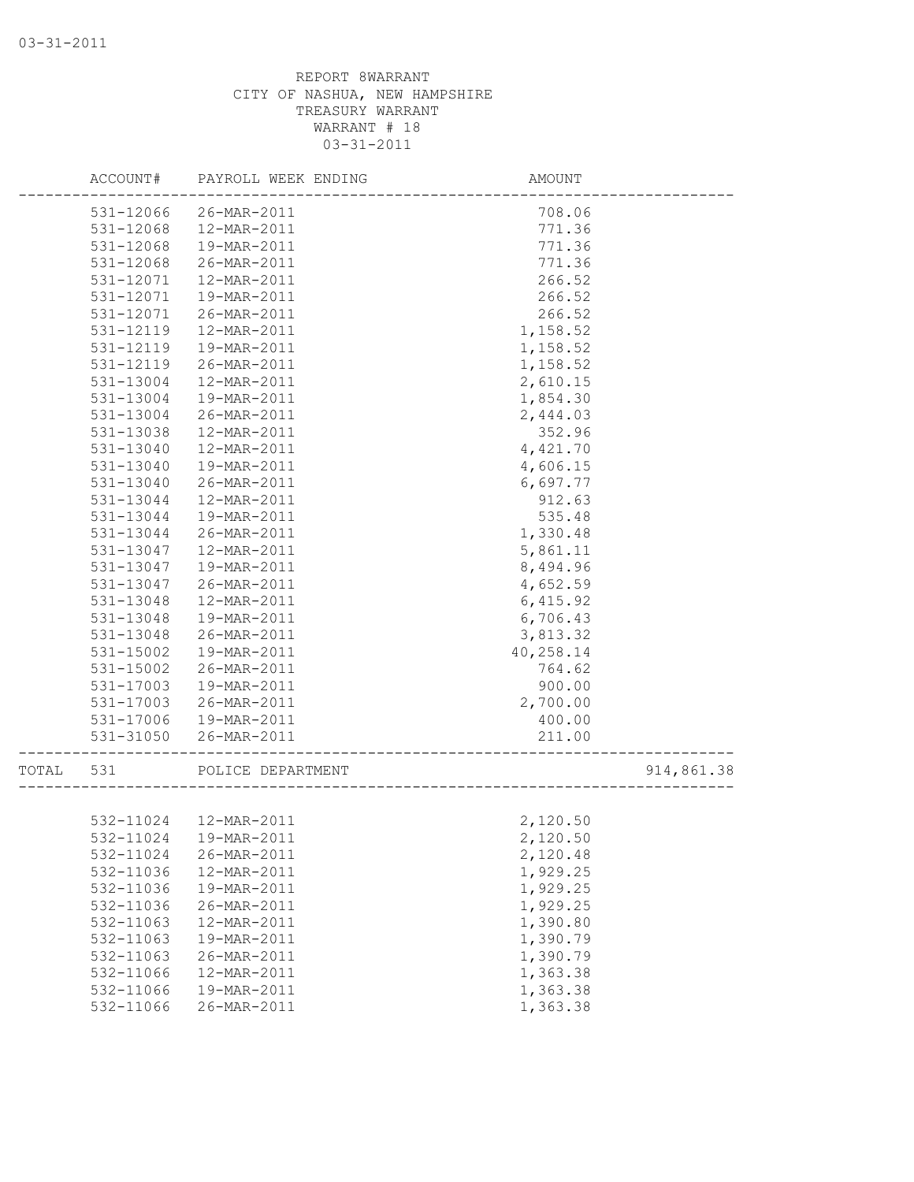REPORT 8WARRANT
CITY OF NASHUA, NEW HAMPSHIRE
TREASURY WARRANT
WARRANT # 18
03-31-2011

| | ACCOUNT# | PAYROLL WEEK ENDING | AMOUNT | |
|---|---|---|---|---|
| | 531-12066 | 26-MAR-2011 | 708.06 | |
| | 531-12068 | 12-MAR-2011 | 771.36 | |
| | 531-12068 | 19-MAR-2011 | 771.36 | |
| | 531-12068 | 26-MAR-2011 | 771.36 | |
| | 531-12071 | 12-MAR-2011 | 266.52 | |
| | 531-12071 | 19-MAR-2011 | 266.52 | |
| | 531-12071 | 26-MAR-2011 | 266.52 | |
| | 531-12119 | 12-MAR-2011 | 1,158.52 | |
| | 531-12119 | 19-MAR-2011 | 1,158.52 | |
| | 531-12119 | 26-MAR-2011 | 1,158.52 | |
| | 531-13004 | 12-MAR-2011 | 2,610.15 | |
| | 531-13004 | 19-MAR-2011 | 1,854.30 | |
| | 531-13004 | 26-MAR-2011 | 2,444.03 | |
| | 531-13038 | 12-MAR-2011 | 352.96 | |
| | 531-13040 | 12-MAR-2011 | 4,421.70 | |
| | 531-13040 | 19-MAR-2011 | 4,606.15 | |
| | 531-13040 | 26-MAR-2011 | 6,697.77 | |
| | 531-13044 | 12-MAR-2011 | 912.63 | |
| | 531-13044 | 19-MAR-2011 | 535.48 | |
| | 531-13044 | 26-MAR-2011 | 1,330.48 | |
| | 531-13047 | 12-MAR-2011 | 5,861.11 | |
| | 531-13047 | 19-MAR-2011 | 8,494.96 | |
| | 531-13047 | 26-MAR-2011 | 4,652.59 | |
| | 531-13048 | 12-MAR-2011 | 6,415.92 | |
| | 531-13048 | 19-MAR-2011 | 6,706.43 | |
| | 531-13048 | 26-MAR-2011 | 3,813.32 | |
| | 531-15002 | 19-MAR-2011 | 40,258.14 | |
| | 531-15002 | 26-MAR-2011 | 764.62 | |
| | 531-17003 | 19-MAR-2011 | 900.00 | |
| | 531-17003 | 26-MAR-2011 | 2,700.00 | |
| | 531-17006 | 19-MAR-2011 | 400.00 | |
| | 531-31050 | 26-MAR-2011 | 211.00 | |
| TOTAL | 531 | POLICE DEPARTMENT | | 914,861.38 |
| | 532-11024 | 12-MAR-2011 | 2,120.50 | |
| | 532-11024 | 19-MAR-2011 | 2,120.50 | |
| | 532-11024 | 26-MAR-2011 | 2,120.48 | |
| | 532-11036 | 12-MAR-2011 | 1,929.25 | |
| | 532-11036 | 19-MAR-2011 | 1,929.25 | |
| | 532-11036 | 26-MAR-2011 | 1,929.25 | |
| | 532-11063 | 12-MAR-2011 | 1,390.80 | |
| | 532-11063 | 19-MAR-2011 | 1,390.79 | |
| | 532-11063 | 26-MAR-2011 | 1,390.79 | |
| | 532-11066 | 12-MAR-2011 | 1,363.38 | |
| | 532-11066 | 19-MAR-2011 | 1,363.38 | |
| | 532-11066 | 26-MAR-2011 | 1,363.38 | |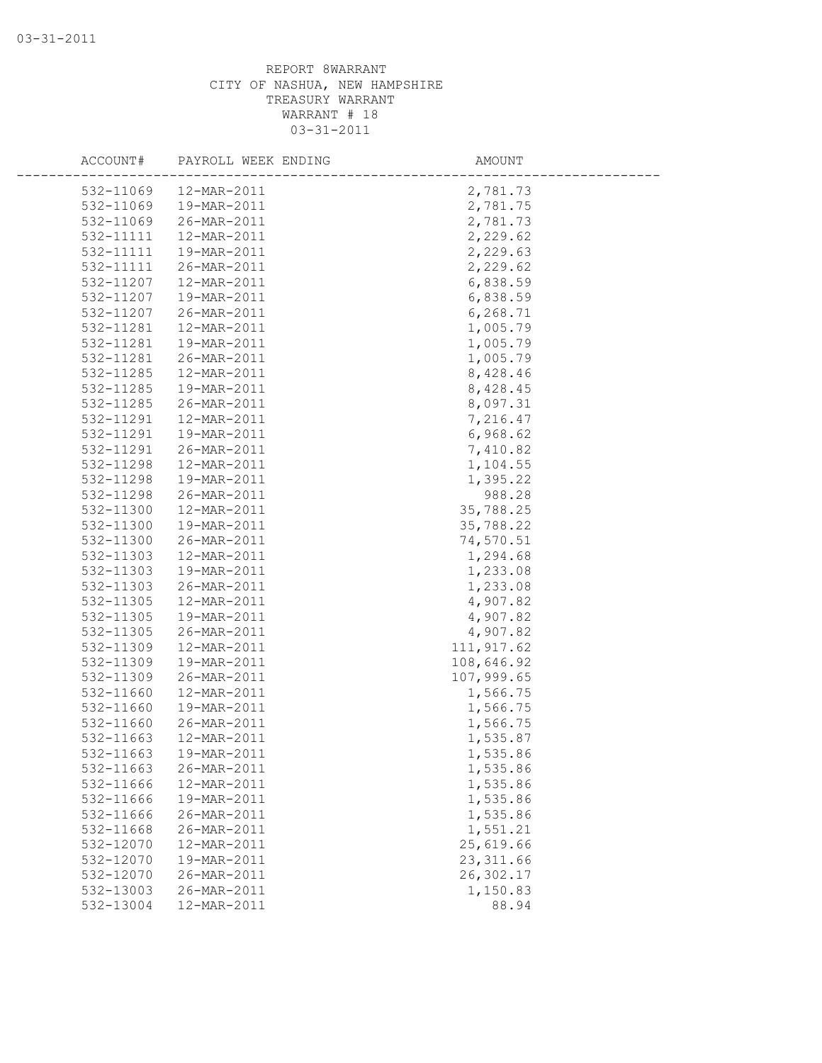REPORT 8WARRANT
CITY OF NASHUA, NEW HAMPSHIRE
TREASURY WARRANT
WARRANT # 18
03-31-2011

| ACCOUNT# | PAYROLL WEEK ENDING | AMOUNT |
|---|---|---|
| 532-11069 | 12-MAR-2011 | 2,781.73 |
| 532-11069 | 19-MAR-2011 | 2,781.75 |
| 532-11069 | 26-MAR-2011 | 2,781.73 |
| 532-11111 | 12-MAR-2011 | 2,229.62 |
| 532-11111 | 19-MAR-2011 | 2,229.63 |
| 532-11111 | 26-MAR-2011 | 2,229.62 |
| 532-11207 | 12-MAR-2011 | 6,838.59 |
| 532-11207 | 19-MAR-2011 | 6,838.59 |
| 532-11207 | 26-MAR-2011 | 6,268.71 |
| 532-11281 | 12-MAR-2011 | 1,005.79 |
| 532-11281 | 19-MAR-2011 | 1,005.79 |
| 532-11281 | 26-MAR-2011 | 1,005.79 |
| 532-11285 | 12-MAR-2011 | 8,428.46 |
| 532-11285 | 19-MAR-2011 | 8,428.45 |
| 532-11285 | 26-MAR-2011 | 8,097.31 |
| 532-11291 | 12-MAR-2011 | 7,216.47 |
| 532-11291 | 19-MAR-2011 | 6,968.62 |
| 532-11291 | 26-MAR-2011 | 7,410.82 |
| 532-11298 | 12-MAR-2011 | 1,104.55 |
| 532-11298 | 19-MAR-2011 | 1,395.22 |
| 532-11298 | 26-MAR-2011 | 988.28 |
| 532-11300 | 12-MAR-2011 | 35,788.25 |
| 532-11300 | 19-MAR-2011 | 35,788.22 |
| 532-11300 | 26-MAR-2011 | 74,570.51 |
| 532-11303 | 12-MAR-2011 | 1,294.68 |
| 532-11303 | 19-MAR-2011 | 1,233.08 |
| 532-11303 | 26-MAR-2011 | 1,233.08 |
| 532-11305 | 12-MAR-2011 | 4,907.82 |
| 532-11305 | 19-MAR-2011 | 4,907.82 |
| 532-11305 | 26-MAR-2011 | 4,907.82 |
| 532-11309 | 12-MAR-2011 | 111,917.62 |
| 532-11309 | 19-MAR-2011 | 108,646.92 |
| 532-11309 | 26-MAR-2011 | 107,999.65 |
| 532-11660 | 12-MAR-2011 | 1,566.75 |
| 532-11660 | 19-MAR-2011 | 1,566.75 |
| 532-11660 | 26-MAR-2011 | 1,566.75 |
| 532-11663 | 12-MAR-2011 | 1,535.87 |
| 532-11663 | 19-MAR-2011 | 1,535.86 |
| 532-11663 | 26-MAR-2011 | 1,535.86 |
| 532-11666 | 12-MAR-2011 | 1,535.86 |
| 532-11666 | 19-MAR-2011 | 1,535.86 |
| 532-11666 | 26-MAR-2011 | 1,535.86 |
| 532-11668 | 26-MAR-2011 | 1,551.21 |
| 532-12070 | 12-MAR-2011 | 25,619.66 |
| 532-12070 | 19-MAR-2011 | 23,311.66 |
| 532-12070 | 26-MAR-2011 | 26,302.17 |
| 532-13003 | 26-MAR-2011 | 1,150.83 |
| 532-13004 | 12-MAR-2011 | 88.94 |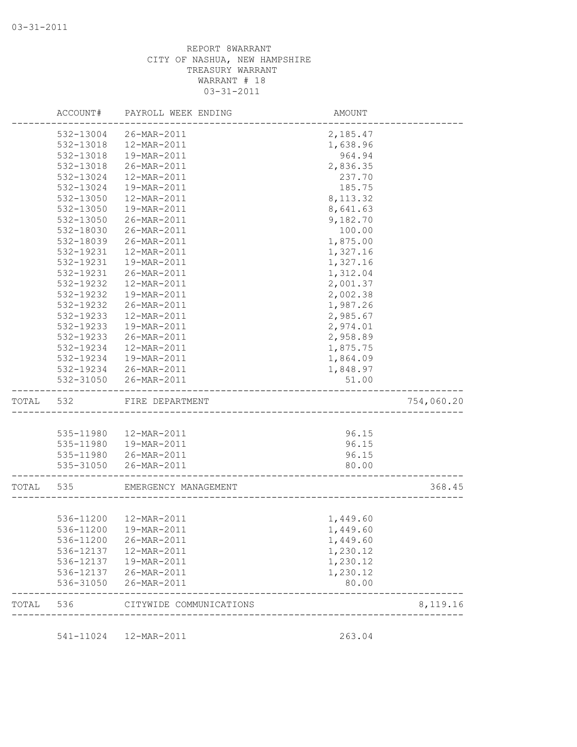REPORT 8WARRANT
CITY OF NASHUA, NEW HAMPSHIRE
TREASURY WARRANT
WARRANT # 18
03-31-2011

| | ACCOUNT# | PAYROLL WEEK ENDING | AMOUNT | |
|---|---|---|---|---|
| | 532-13004 | 26-MAR-2011 | 2,185.47 | |
| | 532-13018 | 12-MAR-2011 | 1,638.96 | |
| | 532-13018 | 19-MAR-2011 | 964.94 | |
| | 532-13018 | 26-MAR-2011 | 2,836.35 | |
| | 532-13024 | 12-MAR-2011 | 237.70 | |
| | 532-13024 | 19-MAR-2011 | 185.75 | |
| | 532-13050 | 12-MAR-2011 | 8,113.32 | |
| | 532-13050 | 19-MAR-2011 | 8,641.63 | |
| | 532-13050 | 26-MAR-2011 | 9,182.70 | |
| | 532-18030 | 26-MAR-2011 | 100.00 | |
| | 532-18039 | 26-MAR-2011 | 1,875.00 | |
| | 532-19231 | 12-MAR-2011 | 1,327.16 | |
| | 532-19231 | 19-MAR-2011 | 1,327.16 | |
| | 532-19231 | 26-MAR-2011 | 1,312.04 | |
| | 532-19232 | 12-MAR-2011 | 2,001.37 | |
| | 532-19232 | 19-MAR-2011 | 2,002.38 | |
| | 532-19232 | 26-MAR-2011 | 1,987.26 | |
| | 532-19233 | 12-MAR-2011 | 2,985.67 | |
| | 532-19233 | 19-MAR-2011 | 2,974.01 | |
| | 532-19233 | 26-MAR-2011 | 2,958.89 | |
| | 532-19234 | 12-MAR-2011 | 1,875.75 | |
| | 532-19234 | 19-MAR-2011 | 1,864.09 | |
| | 532-19234 | 26-MAR-2011 | 1,848.97 | |
| | 532-31050 | 26-MAR-2011 | 51.00 | |
| TOTAL | 532 | FIRE DEPARTMENT | | 754,060.20 |
| | 535-11980 | 12-MAR-2011 | 96.15 | |
| | 535-11980 | 19-MAR-2011 | 96.15 | |
| | 535-11980 | 26-MAR-2011 | 96.15 | |
| | 535-31050 | 26-MAR-2011 | 80.00 | |
| TOTAL | 535 | EMERGENCY MANAGEMENT | | 368.45 |
| | 536-11200 | 12-MAR-2011 | 1,449.60 | |
| | 536-11200 | 19-MAR-2011 | 1,449.60 | |
| | 536-11200 | 26-MAR-2011 | 1,449.60 | |
| | 536-12137 | 12-MAR-2011 | 1,230.12 | |
| | 536-12137 | 19-MAR-2011 | 1,230.12 | |
| | 536-12137 | 26-MAR-2011 | 1,230.12 | |
| | 536-31050 | 26-MAR-2011 | 80.00 | |
| TOTAL | 536 | CITYWIDE COMMUNICATIONS | | 8,119.16 |
| | 541-11024 | 12-MAR-2011 | 263.04 | |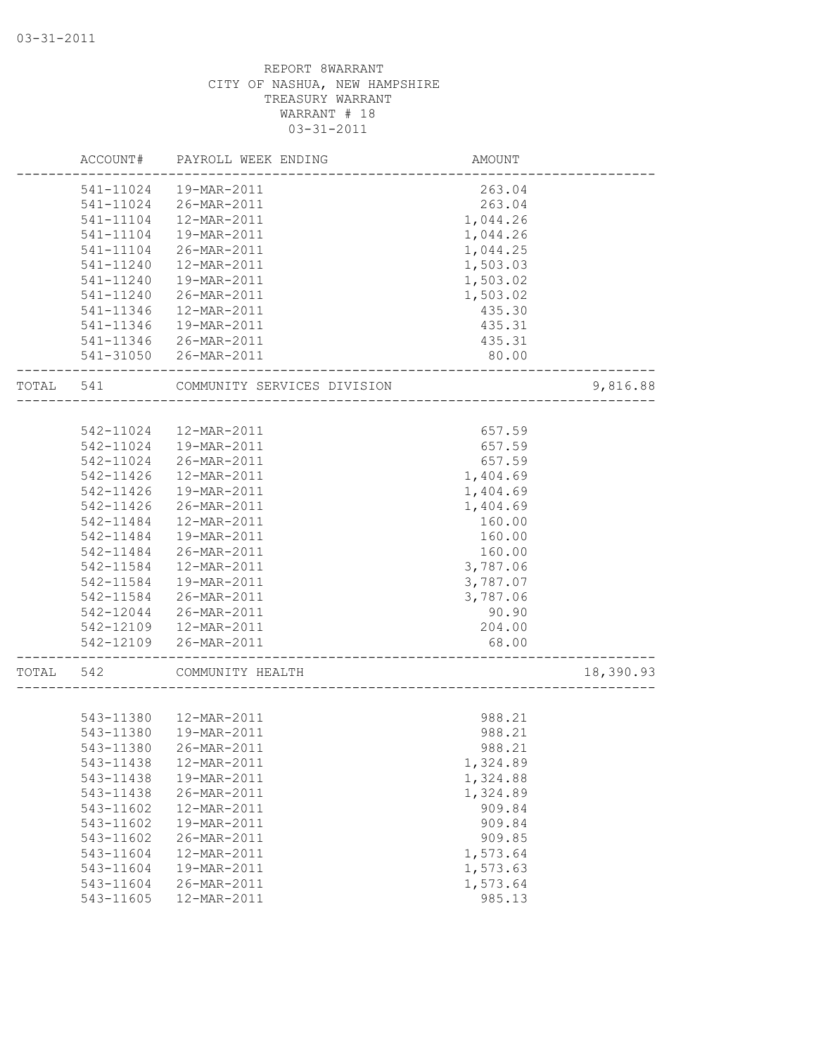REPORT 8WARRANT
CITY OF NASHUA, NEW HAMPSHIRE
TREASURY WARRANT
WARRANT # 18
03-31-2011

| ACCOUNT# | PAYROLL WEEK ENDING | AMOUNT | |
|---|---|---|---|
| 541-11024 | 19-MAR-2011 | 263.04 | |
| 541-11024 | 26-MAR-2011 | 263.04 | |
| 541-11104 | 12-MAR-2011 | 1,044.26 | |
| 541-11104 | 19-MAR-2011 | 1,044.26 | |
| 541-11104 | 26-MAR-2011 | 1,044.25 | |
| 541-11240 | 12-MAR-2011 | 1,503.03 | |
| 541-11240 | 19-MAR-2011 | 1,503.02 | |
| 541-11240 | 26-MAR-2011 | 1,503.02 | |
| 541-11346 | 12-MAR-2011 | 435.30 | |
| 541-11346 | 19-MAR-2011 | 435.31 | |
| 541-11346 | 26-MAR-2011 | 435.31 | |
| 541-31050 | 26-MAR-2011 | 80.00 | |
| TOTAL 541 | COMMUNITY SERVICES DIVISION | | 9,816.88 |
| 542-11024 | 12-MAR-2011 | 657.59 | |
| 542-11024 | 19-MAR-2011 | 657.59 | |
| 542-11024 | 26-MAR-2011 | 657.59 | |
| 542-11426 | 12-MAR-2011 | 1,404.69 | |
| 542-11426 | 19-MAR-2011 | 1,404.69 | |
| 542-11426 | 26-MAR-2011 | 1,404.69 | |
| 542-11484 | 12-MAR-2011 | 160.00 | |
| 542-11484 | 19-MAR-2011 | 160.00 | |
| 542-11484 | 26-MAR-2011 | 160.00 | |
| 542-11584 | 12-MAR-2011 | 3,787.06 | |
| 542-11584 | 19-MAR-2011 | 3,787.07 | |
| 542-11584 | 26-MAR-2011 | 3,787.06 | |
| 542-12044 | 26-MAR-2011 | 90.90 | |
| 542-12109 | 12-MAR-2011 | 204.00 | |
| 542-12109 | 26-MAR-2011 | 68.00 | |
| TOTAL 542 | COMMUNITY HEALTH | | 18,390.93 |
| 543-11380 | 12-MAR-2011 | 988.21 | |
| 543-11380 | 19-MAR-2011 | 988.21 | |
| 543-11380 | 26-MAR-2011 | 988.21 | |
| 543-11438 | 12-MAR-2011 | 1,324.89 | |
| 543-11438 | 19-MAR-2011 | 1,324.88 | |
| 543-11438 | 26-MAR-2011 | 1,324.89 | |
| 543-11602 | 12-MAR-2011 | 909.84 | |
| 543-11602 | 19-MAR-2011 | 909.84 | |
| 543-11602 | 26-MAR-2011 | 909.85 | |
| 543-11604 | 12-MAR-2011 | 1,573.64 | |
| 543-11604 | 19-MAR-2011 | 1,573.63 | |
| 543-11604 | 26-MAR-2011 | 1,573.64 | |
| 543-11605 | 12-MAR-2011 | 985.13 | |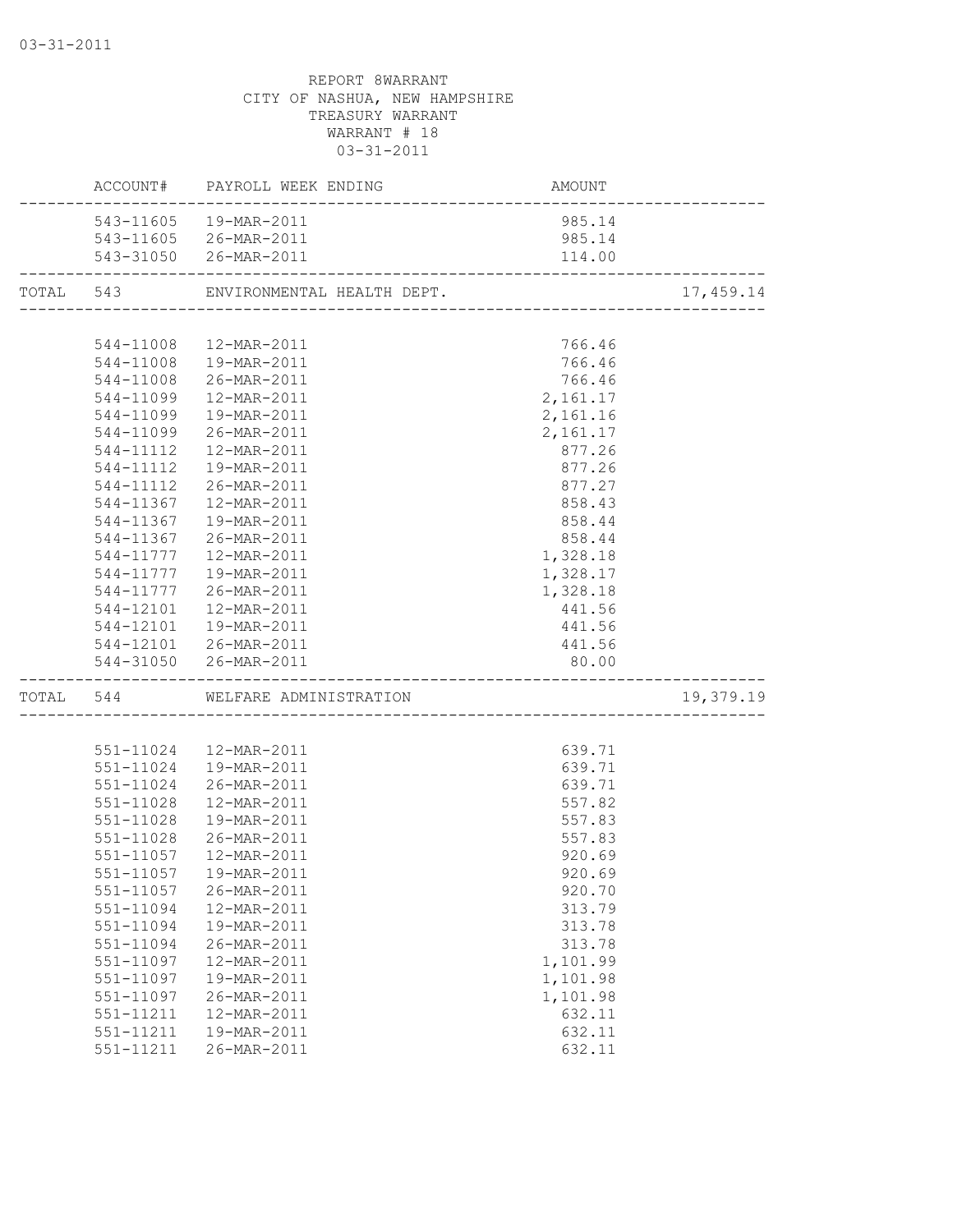REPORT 8WARRANT
CITY OF NASHUA, NEW HAMPSHIRE
TREASURY WARRANT
WARRANT # 18
03-31-2011

| | ACCOUNT# | PAYROLL WEEK ENDING | AMOUNT | |
|---|---|---|---|---|
| | 543-11605 | 19-MAR-2011 | 985.14 | |
| | 543-11605 | 26-MAR-2011 | 985.14 | |
| | 543-31050 | 26-MAR-2011 | 114.00 | |
| TOTAL | 543 | ENVIRONMENTAL HEALTH DEPT. | | 17,459.14 |
| | 544-11008 | 12-MAR-2011 | 766.46 | |
| | 544-11008 | 19-MAR-2011 | 766.46 | |
| | 544-11008 | 26-MAR-2011 | 766.46 | |
| | 544-11099 | 12-MAR-2011 | 2,161.17 | |
| | 544-11099 | 19-MAR-2011 | 2,161.16 | |
| | 544-11099 | 26-MAR-2011 | 2,161.17 | |
| | 544-11112 | 12-MAR-2011 | 877.26 | |
| | 544-11112 | 19-MAR-2011 | 877.26 | |
| | 544-11112 | 26-MAR-2011 | 877.27 | |
| | 544-11367 | 12-MAR-2011 | 858.43 | |
| | 544-11367 | 19-MAR-2011 | 858.44 | |
| | 544-11367 | 26-MAR-2011 | 858.44 | |
| | 544-11777 | 12-MAR-2011 | 1,328.18 | |
| | 544-11777 | 19-MAR-2011 | 1,328.17 | |
| | 544-11777 | 26-MAR-2011 | 1,328.18 | |
| | 544-12101 | 12-MAR-2011 | 441.56 | |
| | 544-12101 | 19-MAR-2011 | 441.56 | |
| | 544-12101 | 26-MAR-2011 | 441.56 | |
| | 544-31050 | 26-MAR-2011 | 80.00 | |
| TOTAL | 544 | WELFARE ADMINISTRATION | | 19,379.19 |
| | 551-11024 | 12-MAR-2011 | 639.71 | |
| | 551-11024 | 19-MAR-2011 | 639.71 | |
| | 551-11024 | 26-MAR-2011 | 639.71 | |
| | 551-11028 | 12-MAR-2011 | 557.82 | |
| | 551-11028 | 19-MAR-2011 | 557.83 | |
| | 551-11028 | 26-MAR-2011 | 557.83 | |
| | 551-11057 | 12-MAR-2011 | 920.69 | |
| | 551-11057 | 19-MAR-2011 | 920.69 | |
| | 551-11057 | 26-MAR-2011 | 920.70 | |
| | 551-11094 | 12-MAR-2011 | 313.79 | |
| | 551-11094 | 19-MAR-2011 | 313.78 | |
| | 551-11094 | 26-MAR-2011 | 313.78 | |
| | 551-11097 | 12-MAR-2011 | 1,101.99 | |
| | 551-11097 | 19-MAR-2011 | 1,101.98 | |
| | 551-11097 | 26-MAR-2011 | 1,101.98 | |
| | 551-11211 | 12-MAR-2011 | 632.11 | |
| | 551-11211 | 19-MAR-2011 | 632.11 | |
| | 551-11211 | 26-MAR-2011 | 632.11 | |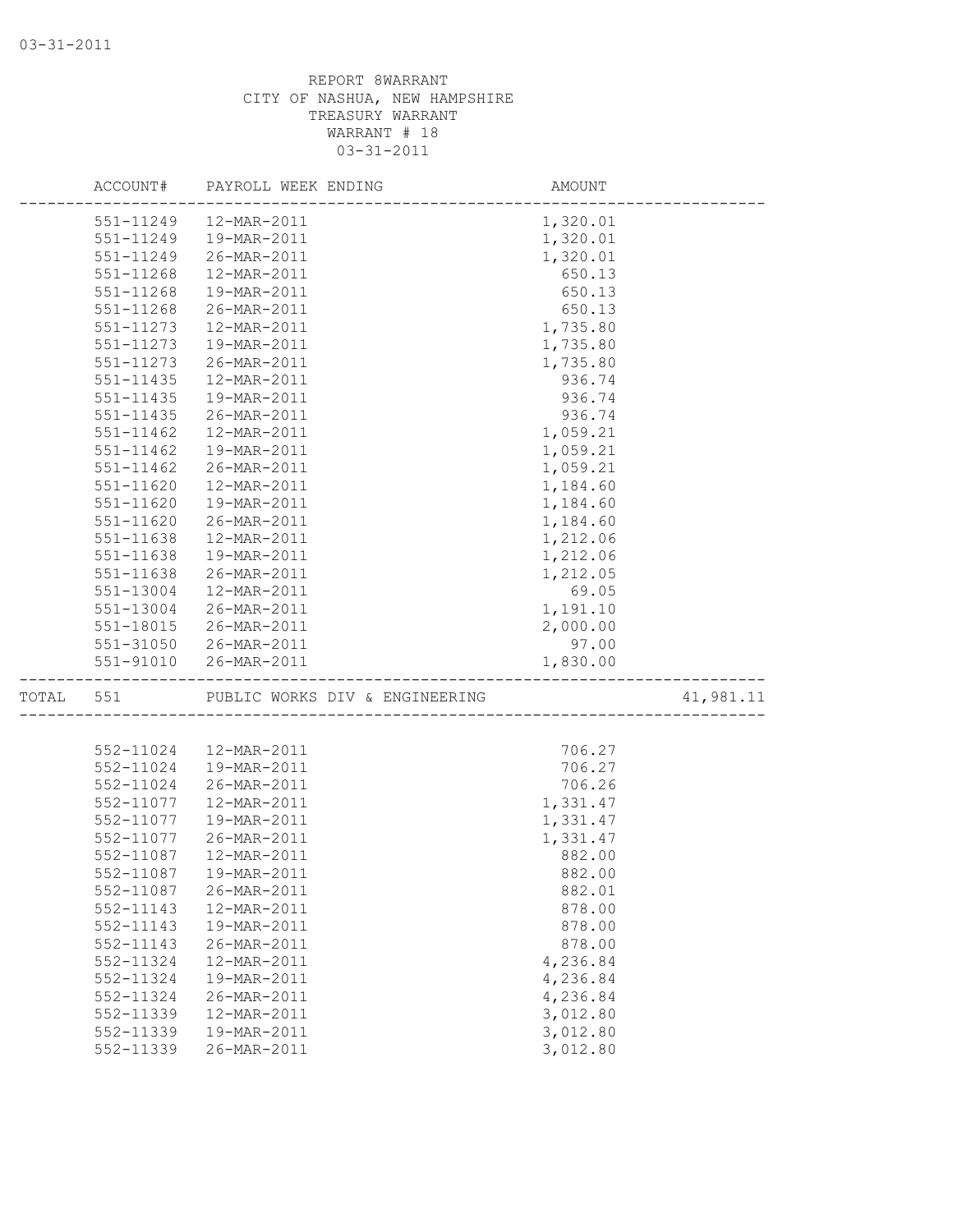REPORT 8WARRANT
CITY OF NASHUA, NEW HAMPSHIRE
TREASURY WARRANT
WARRANT # 18
03-31-2011

| ACCOUNT# | PAYROLL WEEK ENDING | AMOUNT | |
|---|---|---|---|
| 551-11249 | 12-MAR-2011 | 1,320.01 | |
| 551-11249 | 19-MAR-2011 | 1,320.01 | |
| 551-11249 | 26-MAR-2011 | 1,320.01 | |
| 551-11268 | 12-MAR-2011 | 650.13 | |
| 551-11268 | 19-MAR-2011 | 650.13 | |
| 551-11268 | 26-MAR-2011 | 650.13 | |
| 551-11273 | 12-MAR-2011 | 1,735.80 | |
| 551-11273 | 19-MAR-2011 | 1,735.80 | |
| 551-11273 | 26-MAR-2011 | 1,735.80 | |
| 551-11435 | 12-MAR-2011 | 936.74 | |
| 551-11435 | 19-MAR-2011 | 936.74 | |
| 551-11435 | 26-MAR-2011 | 936.74 | |
| 551-11462 | 12-MAR-2011 | 1,059.21 | |
| 551-11462 | 19-MAR-2011 | 1,059.21 | |
| 551-11462 | 26-MAR-2011 | 1,059.21 | |
| 551-11620 | 12-MAR-2011 | 1,184.60 | |
| 551-11620 | 19-MAR-2011 | 1,184.60 | |
| 551-11620 | 26-MAR-2011 | 1,184.60 | |
| 551-11638 | 12-MAR-2011 | 1,212.06 | |
| 551-11638 | 19-MAR-2011 | 1,212.06 | |
| 551-11638 | 26-MAR-2011 | 1,212.05 | |
| 551-13004 | 12-MAR-2011 | 69.05 | |
| 551-13004 | 26-MAR-2011 | 1,191.10 | |
| 551-18015 | 26-MAR-2011 | 2,000.00 | |
| 551-31050 | 26-MAR-2011 | 97.00 | |
| 551-91010 | 26-MAR-2011 | 1,830.00 | |
| TOTAL 551 | PUBLIC WORKS DIV & ENGINEERING | | 41,981.11 |
| 552-11024 | 12-MAR-2011 | 706.27 | |
| 552-11024 | 19-MAR-2011 | 706.27 | |
| 552-11024 | 26-MAR-2011 | 706.26 | |
| 552-11077 | 12-MAR-2011 | 1,331.47 | |
| 552-11077 | 19-MAR-2011 | 1,331.47 | |
| 552-11077 | 26-MAR-2011 | 1,331.47 | |
| 552-11087 | 12-MAR-2011 | 882.00 | |
| 552-11087 | 19-MAR-2011 | 882.00 | |
| 552-11087 | 26-MAR-2011 | 882.01 | |
| 552-11143 | 12-MAR-2011 | 878.00 | |
| 552-11143 | 19-MAR-2011 | 878.00 | |
| 552-11143 | 26-MAR-2011 | 878.00 | |
| 552-11324 | 12-MAR-2011 | 4,236.84 | |
| 552-11324 | 19-MAR-2011 | 4,236.84 | |
| 552-11324 | 26-MAR-2011 | 4,236.84 | |
| 552-11339 | 12-MAR-2011 | 3,012.80 | |
| 552-11339 | 19-MAR-2011 | 3,012.80 | |
| 552-11339 | 26-MAR-2011 | 3,012.80 | |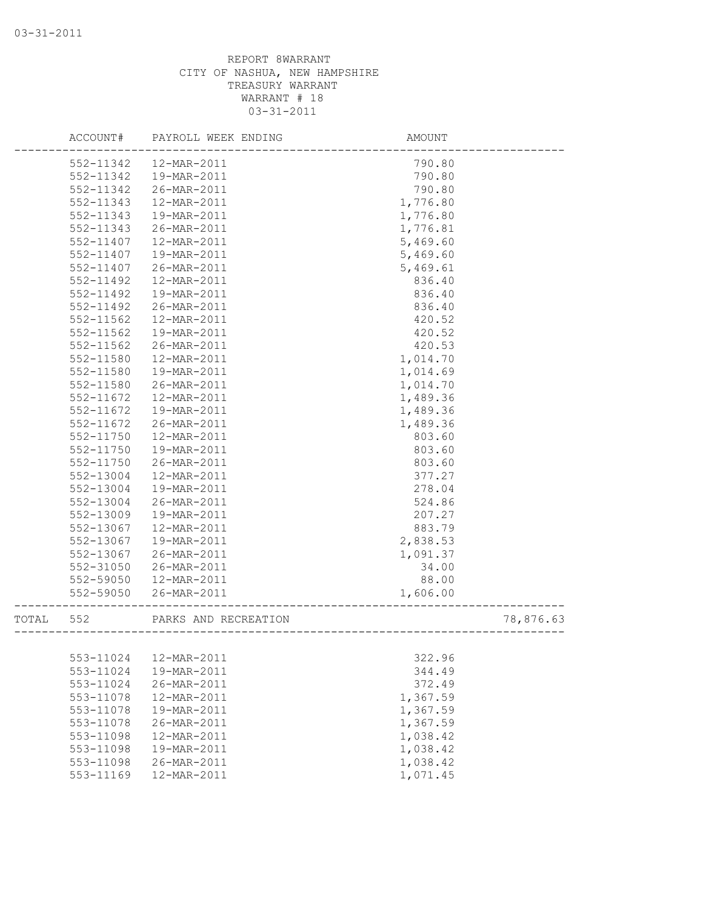REPORT 8WARRANT
CITY OF NASHUA, NEW HAMPSHIRE
TREASURY WARRANT
WARRANT # 18
03-31-2011

| | ACCOUNT# | PAYROLL WEEK ENDING | AMOUNT | |
|---|---|---|---|---|
| | 552-11342 | 12-MAR-2011 | 790.80 | |
| | 552-11342 | 19-MAR-2011 | 790.80 | |
| | 552-11342 | 26-MAR-2011 | 790.80 | |
| | 552-11343 | 12-MAR-2011 | 1,776.80 | |
| | 552-11343 | 19-MAR-2011 | 1,776.80 | |
| | 552-11343 | 26-MAR-2011 | 1,776.81 | |
| | 552-11407 | 12-MAR-2011 | 5,469.60 | |
| | 552-11407 | 19-MAR-2011 | 5,469.60 | |
| | 552-11407 | 26-MAR-2011 | 5,469.61 | |
| | 552-11492 | 12-MAR-2011 | 836.40 | |
| | 552-11492 | 19-MAR-2011 | 836.40 | |
| | 552-11492 | 26-MAR-2011 | 836.40 | |
| | 552-11562 | 12-MAR-2011 | 420.52 | |
| | 552-11562 | 19-MAR-2011 | 420.52 | |
| | 552-11562 | 26-MAR-2011 | 420.53 | |
| | 552-11580 | 12-MAR-2011 | 1,014.70 | |
| | 552-11580 | 19-MAR-2011 | 1,014.69 | |
| | 552-11580 | 26-MAR-2011 | 1,014.70 | |
| | 552-11672 | 12-MAR-2011 | 1,489.36 | |
| | 552-11672 | 19-MAR-2011 | 1,489.36 | |
| | 552-11672 | 26-MAR-2011 | 1,489.36 | |
| | 552-11750 | 12-MAR-2011 | 803.60 | |
| | 552-11750 | 19-MAR-2011 | 803.60 | |
| | 552-11750 | 26-MAR-2011 | 803.60 | |
| | 552-13004 | 12-MAR-2011 | 377.27 | |
| | 552-13004 | 19-MAR-2011 | 278.04 | |
| | 552-13004 | 26-MAR-2011 | 524.86 | |
| | 552-13009 | 19-MAR-2011 | 207.27 | |
| | 552-13067 | 12-MAR-2011 | 883.79 | |
| | 552-13067 | 19-MAR-2011 | 2,838.53 | |
| | 552-13067 | 26-MAR-2011 | 1,091.37 | |
| | 552-31050 | 26-MAR-2011 | 34.00 | |
| | 552-59050 | 12-MAR-2011 | 88.00 | |
| | 552-59050 | 26-MAR-2011 | 1,606.00 | |
| TOTAL | 552 | PARKS AND RECREATION | | 78,876.63 |
| | 553-11024 | 12-MAR-2011 | 322.96 | |
| | 553-11024 | 19-MAR-2011 | 344.49 | |
| | 553-11024 | 26-MAR-2011 | 372.49 | |
| | 553-11078 | 12-MAR-2011 | 1,367.59 | |
| | 553-11078 | 19-MAR-2011 | 1,367.59 | |
| | 553-11078 | 26-MAR-2011 | 1,367.59 | |
| | 553-11098 | 12-MAR-2011 | 1,038.42 | |
| | 553-11098 | 19-MAR-2011 | 1,038.42 | |
| | 553-11098 | 26-MAR-2011 | 1,038.42 | |
| | 553-11169 | 12-MAR-2011 | 1,071.45 | |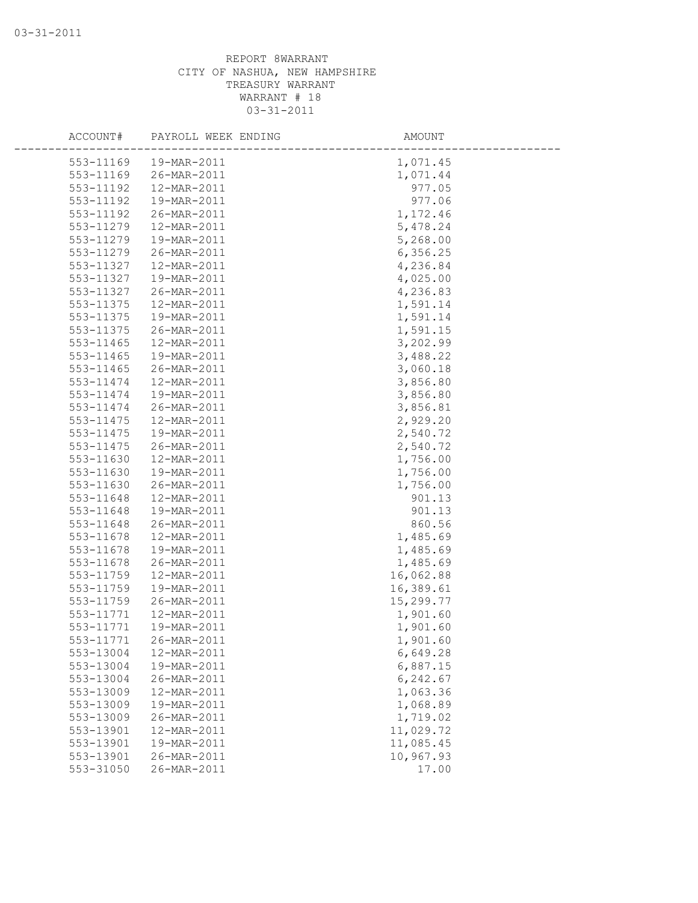REPORT 8WARRANT
CITY OF NASHUA, NEW HAMPSHIRE
TREASURY WARRANT
WARRANT # 18
03-31-2011

| ACCOUNT# | PAYROLL WEEK ENDING | AMOUNT |
|---|---|---|
| 553-11169 | 19-MAR-2011 | 1,071.45 |
| 553-11169 | 26-MAR-2011 | 1,071.44 |
| 553-11192 | 12-MAR-2011 | 977.05 |
| 553-11192 | 19-MAR-2011 | 977.06 |
| 553-11192 | 26-MAR-2011 | 1,172.46 |
| 553-11279 | 12-MAR-2011 | 5,478.24 |
| 553-11279 | 19-MAR-2011 | 5,268.00 |
| 553-11279 | 26-MAR-2011 | 6,356.25 |
| 553-11327 | 12-MAR-2011 | 4,236.84 |
| 553-11327 | 19-MAR-2011 | 4,025.00 |
| 553-11327 | 26-MAR-2011 | 4,236.83 |
| 553-11375 | 12-MAR-2011 | 1,591.14 |
| 553-11375 | 19-MAR-2011 | 1,591.14 |
| 553-11375 | 26-MAR-2011 | 1,591.15 |
| 553-11465 | 12-MAR-2011 | 3,202.99 |
| 553-11465 | 19-MAR-2011 | 3,488.22 |
| 553-11465 | 26-MAR-2011 | 3,060.18 |
| 553-11474 | 12-MAR-2011 | 3,856.80 |
| 553-11474 | 19-MAR-2011 | 3,856.80 |
| 553-11474 | 26-MAR-2011 | 3,856.81 |
| 553-11475 | 12-MAR-2011 | 2,929.20 |
| 553-11475 | 19-MAR-2011 | 2,540.72 |
| 553-11475 | 26-MAR-2011 | 2,540.72 |
| 553-11630 | 12-MAR-2011 | 1,756.00 |
| 553-11630 | 19-MAR-2011 | 1,756.00 |
| 553-11630 | 26-MAR-2011 | 1,756.00 |
| 553-11648 | 12-MAR-2011 | 901.13 |
| 553-11648 | 19-MAR-2011 | 901.13 |
| 553-11648 | 26-MAR-2011 | 860.56 |
| 553-11678 | 12-MAR-2011 | 1,485.69 |
| 553-11678 | 19-MAR-2011 | 1,485.69 |
| 553-11678 | 26-MAR-2011 | 1,485.69 |
| 553-11759 | 12-MAR-2011 | 16,062.88 |
| 553-11759 | 19-MAR-2011 | 16,389.61 |
| 553-11759 | 26-MAR-2011 | 15,299.77 |
| 553-11771 | 12-MAR-2011 | 1,901.60 |
| 553-11771 | 19-MAR-2011 | 1,901.60 |
| 553-11771 | 26-MAR-2011 | 1,901.60 |
| 553-13004 | 12-MAR-2011 | 6,649.28 |
| 553-13004 | 19-MAR-2011 | 6,887.15 |
| 553-13004 | 26-MAR-2011 | 6,242.67 |
| 553-13009 | 12-MAR-2011 | 1,063.36 |
| 553-13009 | 19-MAR-2011 | 1,068.89 |
| 553-13009 | 26-MAR-2011 | 1,719.02 |
| 553-13901 | 12-MAR-2011 | 11,029.72 |
| 553-13901 | 19-MAR-2011 | 11,085.45 |
| 553-13901 | 26-MAR-2011 | 10,967.93 |
| 553-31050 | 26-MAR-2011 | 17.00 |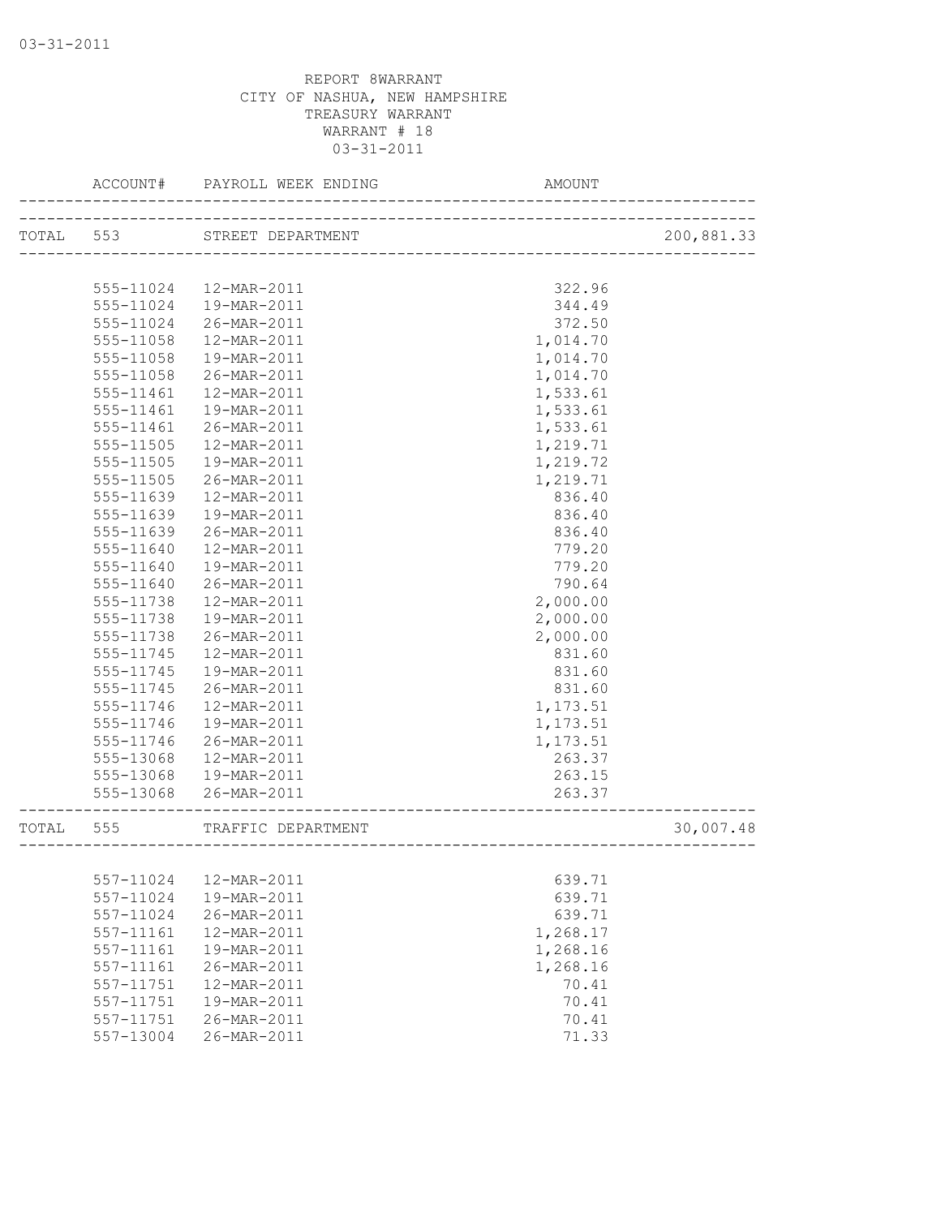REPORT 8WARRANT
CITY OF NASHUA, NEW HAMPSHIRE
TREASURY WARRANT
WARRANT # 18
03-31-2011

| | ACCOUNT# | PAYROLL WEEK ENDING | AMOUNT | |
|---|---|---|---|---|
| TOTAL | 553 | STREET DEPARTMENT | | 200,881.33 |
| | 555-11024 | 12-MAR-2011 | 322.96 | |
| | 555-11024 | 19-MAR-2011 | 344.49 | |
| | 555-11024 | 26-MAR-2011 | 372.50 | |
| | 555-11058 | 12-MAR-2011 | 1,014.70 | |
| | 555-11058 | 19-MAR-2011 | 1,014.70 | |
| | 555-11058 | 26-MAR-2011 | 1,014.70 | |
| | 555-11461 | 12-MAR-2011 | 1,533.61 | |
| | 555-11461 | 19-MAR-2011 | 1,533.61 | |
| | 555-11461 | 26-MAR-2011 | 1,533.61 | |
| | 555-11505 | 12-MAR-2011 | 1,219.71 | |
| | 555-11505 | 19-MAR-2011 | 1,219.72 | |
| | 555-11505 | 26-MAR-2011 | 1,219.71 | |
| | 555-11639 | 12-MAR-2011 | 836.40 | |
| | 555-11639 | 19-MAR-2011 | 836.40 | |
| | 555-11639 | 26-MAR-2011 | 836.40 | |
| | 555-11640 | 12-MAR-2011 | 779.20 | |
| | 555-11640 | 19-MAR-2011 | 779.20 | |
| | 555-11640 | 26-MAR-2011 | 790.64 | |
| | 555-11738 | 12-MAR-2011 | 2,000.00 | |
| | 555-11738 | 19-MAR-2011 | 2,000.00 | |
| | 555-11738 | 26-MAR-2011 | 2,000.00 | |
| | 555-11745 | 12-MAR-2011 | 831.60 | |
| | 555-11745 | 19-MAR-2011 | 831.60 | |
| | 555-11745 | 26-MAR-2011 | 831.60 | |
| | 555-11746 | 12-MAR-2011 | 1,173.51 | |
| | 555-11746 | 19-MAR-2011 | 1,173.51 | |
| | 555-11746 | 26-MAR-2011 | 1,173.51 | |
| | 555-13068 | 12-MAR-2011 | 263.37 | |
| | 555-13068 | 19-MAR-2011 | 263.15 | |
| | 555-13068 | 26-MAR-2011 | 263.37 | |
| TOTAL | 555 | TRAFFIC DEPARTMENT | | 30,007.48 |
| | 557-11024 | 12-MAR-2011 | 639.71 | |
| | 557-11024 | 19-MAR-2011 | 639.71 | |
| | 557-11024 | 26-MAR-2011 | 639.71 | |
| | 557-11161 | 12-MAR-2011 | 1,268.17 | |
| | 557-11161 | 19-MAR-2011 | 1,268.16 | |
| | 557-11161 | 26-MAR-2011 | 1,268.16 | |
| | 557-11751 | 12-MAR-2011 | 70.41 | |
| | 557-11751 | 19-MAR-2011 | 70.41 | |
| | 557-11751 | 26-MAR-2011 | 70.41 | |
| | 557-13004 | 26-MAR-2011 | 71.33 | |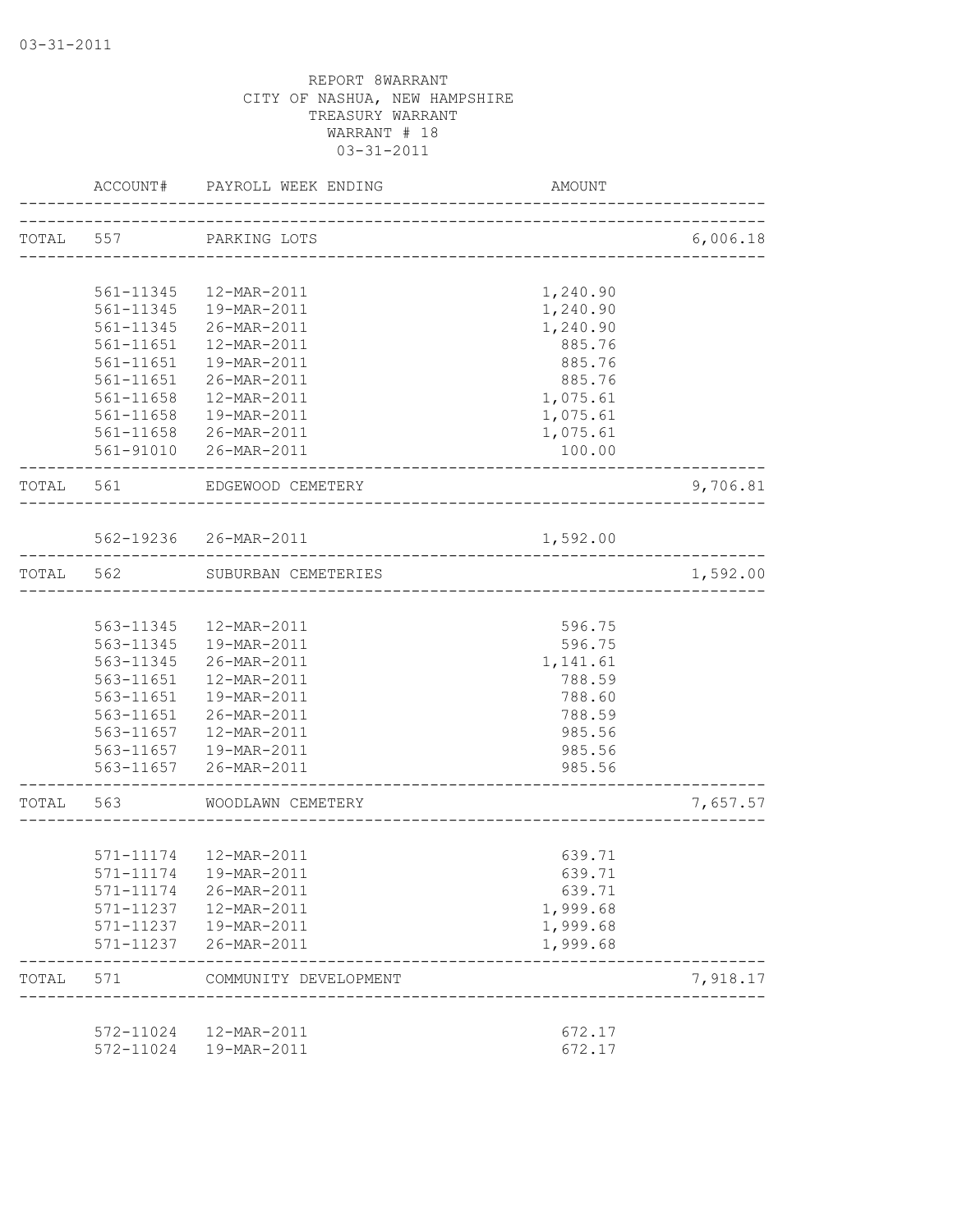03-31-2011

REPORT 8WARRANT
CITY OF NASHUA, NEW HAMPSHIRE
TREASURY WARRANT
WARRANT # 18
03-31-2011

| | ACCOUNT# | PAYROLL WEEK ENDING | AMOUNT | |
|---|---|---|---|---|
| TOTAL | 557 | PARKING LOTS | | 6,006.18 |
| | 561-11345 | 12-MAR-2011 | 1,240.90 | |
| | 561-11345 | 19-MAR-2011 | 1,240.90 | |
| | 561-11345 | 26-MAR-2011 | 1,240.90 | |
| | 561-11651 | 12-MAR-2011 | 885.76 | |
| | 561-11651 | 19-MAR-2011 | 885.76 | |
| | 561-11651 | 26-MAR-2011 | 885.76 | |
| | 561-11658 | 12-MAR-2011 | 1,075.61 | |
| | 561-11658 | 19-MAR-2011 | 1,075.61 | |
| | 561-11658 | 26-MAR-2011 | 1,075.61 | |
| | 561-91010 | 26-MAR-2011 | 100.00 | |
| TOTAL | 561 | EDGEWOOD CEMETERY | | 9,706.81 |
| | 562-19236 | 26-MAR-2011 | 1,592.00 | |
| TOTAL | 562 | SUBURBAN CEMETERIES | | 1,592.00 |
| | 563-11345 | 12-MAR-2011 | 596.75 | |
| | 563-11345 | 19-MAR-2011 | 596.75 | |
| | 563-11345 | 26-MAR-2011 | 1,141.61 | |
| | 563-11651 | 12-MAR-2011 | 788.59 | |
| | 563-11651 | 19-MAR-2011 | 788.60 | |
| | 563-11651 | 26-MAR-2011 | 788.59 | |
| | 563-11657 | 12-MAR-2011 | 985.56 | |
| | 563-11657 | 19-MAR-2011 | 985.56 | |
| | 563-11657 | 26-MAR-2011 | 985.56 | |
| TOTAL | 563 | WOODLAWN CEMETERY | | 7,657.57 |
| | 571-11174 | 12-MAR-2011 | 639.71 | |
| | 571-11174 | 19-MAR-2011 | 639.71 | |
| | 571-11174 | 26-MAR-2011 | 639.71 | |
| | 571-11237 | 12-MAR-2011 | 1,999.68 | |
| | 571-11237 | 19-MAR-2011 | 1,999.68 | |
| | 571-11237 | 26-MAR-2011 | 1,999.68 | |
| TOTAL | 571 | COMMUNITY DEVELOPMENT | | 7,918.17 |
| | 572-11024 | 12-MAR-2011 | 672.17 | |
| | 572-11024 | 19-MAR-2011 | 672.17 | |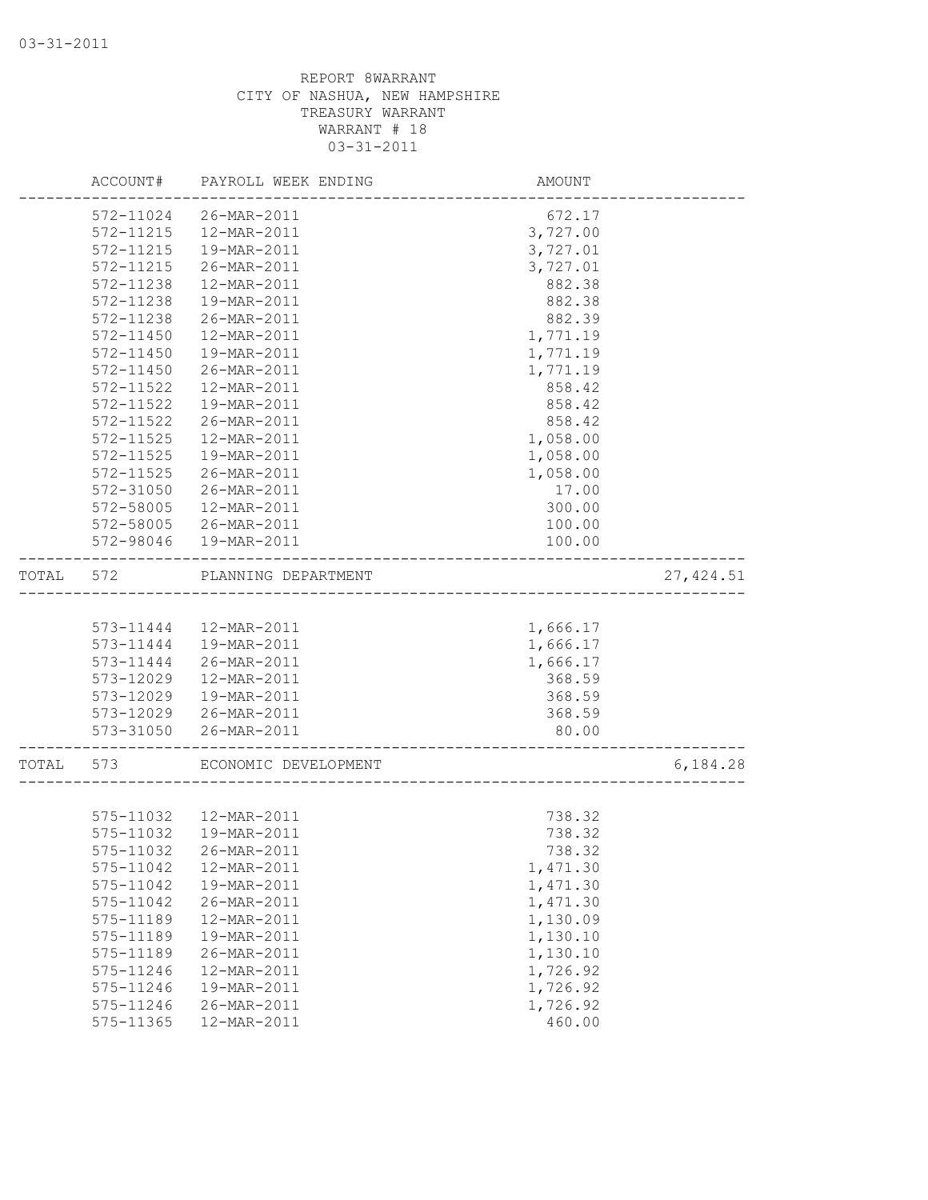REPORT 8WARRANT
CITY OF NASHUA, NEW HAMPSHIRE
TREASURY WARRANT
WARRANT # 18
03-31-2011

| ACCOUNT# | PAYROLL WEEK ENDING | AMOUNT | |
|---|---|---|---|
| 572-11024 | 26-MAR-2011 | 672.17 | |
| 572-11215 | 12-MAR-2011 | 3,727.00 | |
| 572-11215 | 19-MAR-2011 | 3,727.01 | |
| 572-11215 | 26-MAR-2011 | 3,727.01 | |
| 572-11238 | 12-MAR-2011 | 882.38 | |
| 572-11238 | 19-MAR-2011 | 882.38 | |
| 572-11238 | 26-MAR-2011 | 882.39 | |
| 572-11450 | 12-MAR-2011 | 1,771.19 | |
| 572-11450 | 19-MAR-2011 | 1,771.19 | |
| 572-11450 | 26-MAR-2011 | 1,771.19 | |
| 572-11522 | 12-MAR-2011 | 858.42 | |
| 572-11522 | 19-MAR-2011 | 858.42 | |
| 572-11522 | 26-MAR-2011 | 858.42 | |
| 572-11525 | 12-MAR-2011 | 1,058.00 | |
| 572-11525 | 19-MAR-2011 | 1,058.00 | |
| 572-11525 | 26-MAR-2011 | 1,058.00 | |
| 572-31050 | 26-MAR-2011 | 17.00 | |
| 572-58005 | 12-MAR-2011 | 300.00 | |
| 572-58005 | 26-MAR-2011 | 100.00 | |
| 572-98046 | 19-MAR-2011 | 100.00 | |
| TOTAL 572 | PLANNING DEPARTMENT | | 27,424.51 |
| 573-11444 | 12-MAR-2011 | 1,666.17 | |
| 573-11444 | 19-MAR-2011 | 1,666.17 | |
| 573-11444 | 26-MAR-2011 | 1,666.17 | |
| 573-12029 | 12-MAR-2011 | 368.59 | |
| 573-12029 | 19-MAR-2011 | 368.59 | |
| 573-12029 | 26-MAR-2011 | 368.59 | |
| 573-31050 | 26-MAR-2011 | 80.00 | |
| TOTAL 573 | ECONOMIC DEVELOPMENT | | 6,184.28 |
| 575-11032 | 12-MAR-2011 | 738.32 | |
| 575-11032 | 19-MAR-2011 | 738.32 | |
| 575-11032 | 26-MAR-2011 | 738.32 | |
| 575-11042 | 12-MAR-2011 | 1,471.30 | |
| 575-11042 | 19-MAR-2011 | 1,471.30 | |
| 575-11042 | 26-MAR-2011 | 1,471.30 | |
| 575-11189 | 12-MAR-2011 | 1,130.09 | |
| 575-11189 | 19-MAR-2011 | 1,130.10 | |
| 575-11189 | 26-MAR-2011 | 1,130.10 | |
| 575-11246 | 12-MAR-2011 | 1,726.92 | |
| 575-11246 | 19-MAR-2011 | 1,726.92 | |
| 575-11246 | 26-MAR-2011 | 1,726.92 | |
| 575-11365 | 12-MAR-2011 | 460.00 | |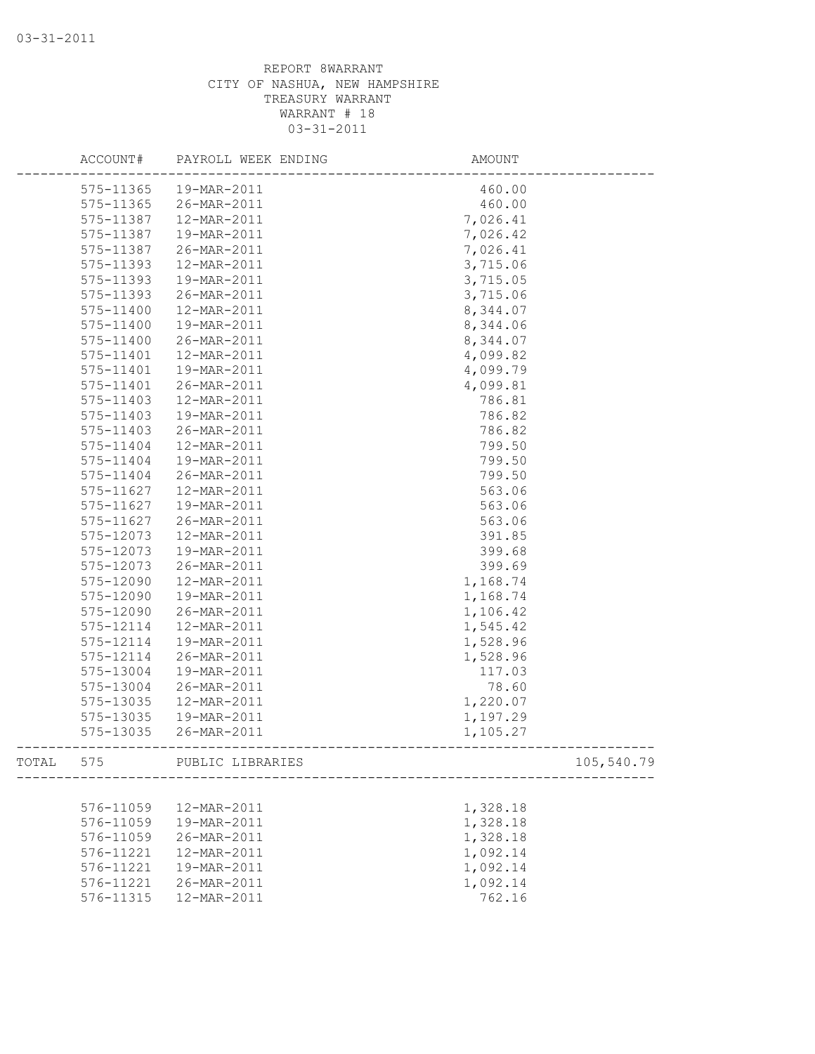REPORT 8WARRANT
CITY OF NASHUA, NEW HAMPSHIRE
TREASURY WARRANT
WARRANT # 18
03-31-2011

| ACCOUNT# | PAYROLL WEEK ENDING | AMOUNT | |
|---|---|---|---|
| 575-11365 | 19-MAR-2011 | 460.00 | |
| 575-11365 | 26-MAR-2011 | 460.00 | |
| 575-11387 | 12-MAR-2011 | 7,026.41 | |
| 575-11387 | 19-MAR-2011 | 7,026.42 | |
| 575-11387 | 26-MAR-2011 | 7,026.41 | |
| 575-11393 | 12-MAR-2011 | 3,715.06 | |
| 575-11393 | 19-MAR-2011 | 3,715.05 | |
| 575-11393 | 26-MAR-2011 | 3,715.06 | |
| 575-11400 | 12-MAR-2011 | 8,344.07 | |
| 575-11400 | 19-MAR-2011 | 8,344.06 | |
| 575-11400 | 26-MAR-2011 | 8,344.07 | |
| 575-11401 | 12-MAR-2011 | 4,099.82 | |
| 575-11401 | 19-MAR-2011 | 4,099.79 | |
| 575-11401 | 26-MAR-2011 | 4,099.81 | |
| 575-11403 | 12-MAR-2011 | 786.81 | |
| 575-11403 | 19-MAR-2011 | 786.82 | |
| 575-11403 | 26-MAR-2011 | 786.82 | |
| 575-11404 | 12-MAR-2011 | 799.50 | |
| 575-11404 | 19-MAR-2011 | 799.50 | |
| 575-11404 | 26-MAR-2011 | 799.50 | |
| 575-11627 | 12-MAR-2011 | 563.06 | |
| 575-11627 | 19-MAR-2011 | 563.06 | |
| 575-11627 | 26-MAR-2011 | 563.06 | |
| 575-12073 | 12-MAR-2011 | 391.85 | |
| 575-12073 | 19-MAR-2011 | 399.68 | |
| 575-12073 | 26-MAR-2011 | 399.69 | |
| 575-12090 | 12-MAR-2011 | 1,168.74 | |
| 575-12090 | 19-MAR-2011 | 1,168.74 | |
| 575-12090 | 26-MAR-2011 | 1,106.42 | |
| 575-12114 | 12-MAR-2011 | 1,545.42 | |
| 575-12114 | 19-MAR-2011 | 1,528.96 | |
| 575-12114 | 26-MAR-2011 | 1,528.96 | |
| 575-13004 | 19-MAR-2011 | 117.03 | |
| 575-13004 | 26-MAR-2011 | 78.60 | |
| 575-13035 | 12-MAR-2011 | 1,220.07 | |
| 575-13035 | 19-MAR-2011 | 1,197.29 | |
| 575-13035 | 26-MAR-2011 | 1,105.27 | |
| TOTAL 575 | PUBLIC LIBRARIES | | 105,540.79 |
| 576-11059 | 12-MAR-2011 | 1,328.18 | |
| 576-11059 | 19-MAR-2011 | 1,328.18 | |
| 576-11059 | 26-MAR-2011 | 1,328.18 | |
| 576-11221 | 12-MAR-2011 | 1,092.14 | |
| 576-11221 | 19-MAR-2011 | 1,092.14 | |
| 576-11221 | 26-MAR-2011 | 1,092.14 | |
| 576-11315 | 12-MAR-2011 | 762.16 | |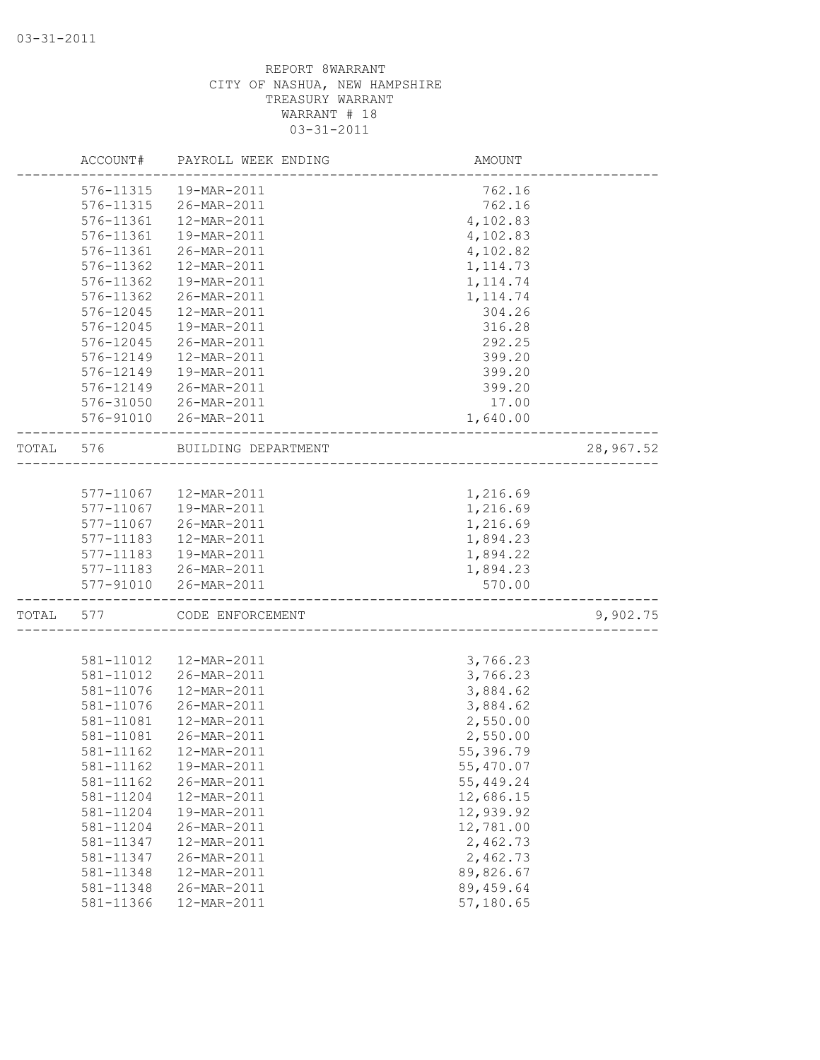03-31-2011

REPORT 8WARRANT
CITY OF NASHUA, NEW HAMPSHIRE
TREASURY WARRANT
WARRANT # 18
03-31-2011

| | ACCOUNT# | PAYROLL WEEK ENDING | AMOUNT | |
|---|---|---|---|---|
| | 576-11315 | 19-MAR-2011 | 762.16 | |
| | 576-11315 | 26-MAR-2011 | 762.16 | |
| | 576-11361 | 12-MAR-2011 | 4,102.83 | |
| | 576-11361 | 19-MAR-2011 | 4,102.83 | |
| | 576-11361 | 26-MAR-2011 | 4,102.82 | |
| | 576-11362 | 12-MAR-2011 | 1,114.73 | |
| | 576-11362 | 19-MAR-2011 | 1,114.74 | |
| | 576-11362 | 26-MAR-2011 | 1,114.74 | |
| | 576-12045 | 12-MAR-2011 | 304.26 | |
| | 576-12045 | 19-MAR-2011 | 316.28 | |
| | 576-12045 | 26-MAR-2011 | 292.25 | |
| | 576-12149 | 12-MAR-2011 | 399.20 | |
| | 576-12149 | 19-MAR-2011 | 399.20 | |
| | 576-12149 | 26-MAR-2011 | 399.20 | |
| | 576-31050 | 26-MAR-2011 | 17.00 | |
| | 576-91010 | 26-MAR-2011 | 1,640.00 | |
| TOTAL | 576 | BUILDING DEPARTMENT | | 28,967.52 |
| | 577-11067 | 12-MAR-2011 | 1,216.69 | |
| | 577-11067 | 19-MAR-2011 | 1,216.69 | |
| | 577-11067 | 26-MAR-2011 | 1,216.69 | |
| | 577-11183 | 12-MAR-2011 | 1,894.23 | |
| | 577-11183 | 19-MAR-2011 | 1,894.22 | |
| | 577-11183 | 26-MAR-2011 | 1,894.23 | |
| | 577-91010 | 26-MAR-2011 | 570.00 | |
| TOTAL | 577 | CODE ENFORCEMENT | | 9,902.75 |
| | 581-11012 | 12-MAR-2011 | 3,766.23 | |
| | 581-11012 | 26-MAR-2011 | 3,766.23 | |
| | 581-11076 | 12-MAR-2011 | 3,884.62 | |
| | 581-11076 | 26-MAR-2011 | 3,884.62 | |
| | 581-11081 | 12-MAR-2011 | 2,550.00 | |
| | 581-11081 | 26-MAR-2011 | 2,550.00 | |
| | 581-11162 | 12-MAR-2011 | 55,396.79 | |
| | 581-11162 | 19-MAR-2011 | 55,470.07 | |
| | 581-11162 | 26-MAR-2011 | 55,449.24 | |
| | 581-11204 | 12-MAR-2011 | 12,686.15 | |
| | 581-11204 | 19-MAR-2011 | 12,939.92 | |
| | 581-11204 | 26-MAR-2011 | 12,781.00 | |
| | 581-11347 | 12-MAR-2011 | 2,462.73 | |
| | 581-11347 | 26-MAR-2011 | 2,462.73 | |
| | 581-11348 | 12-MAR-2011 | 89,826.67 | |
| | 581-11348 | 26-MAR-2011 | 89,459.64 | |
| | 581-11366 | 12-MAR-2011 | 57,180.65 | |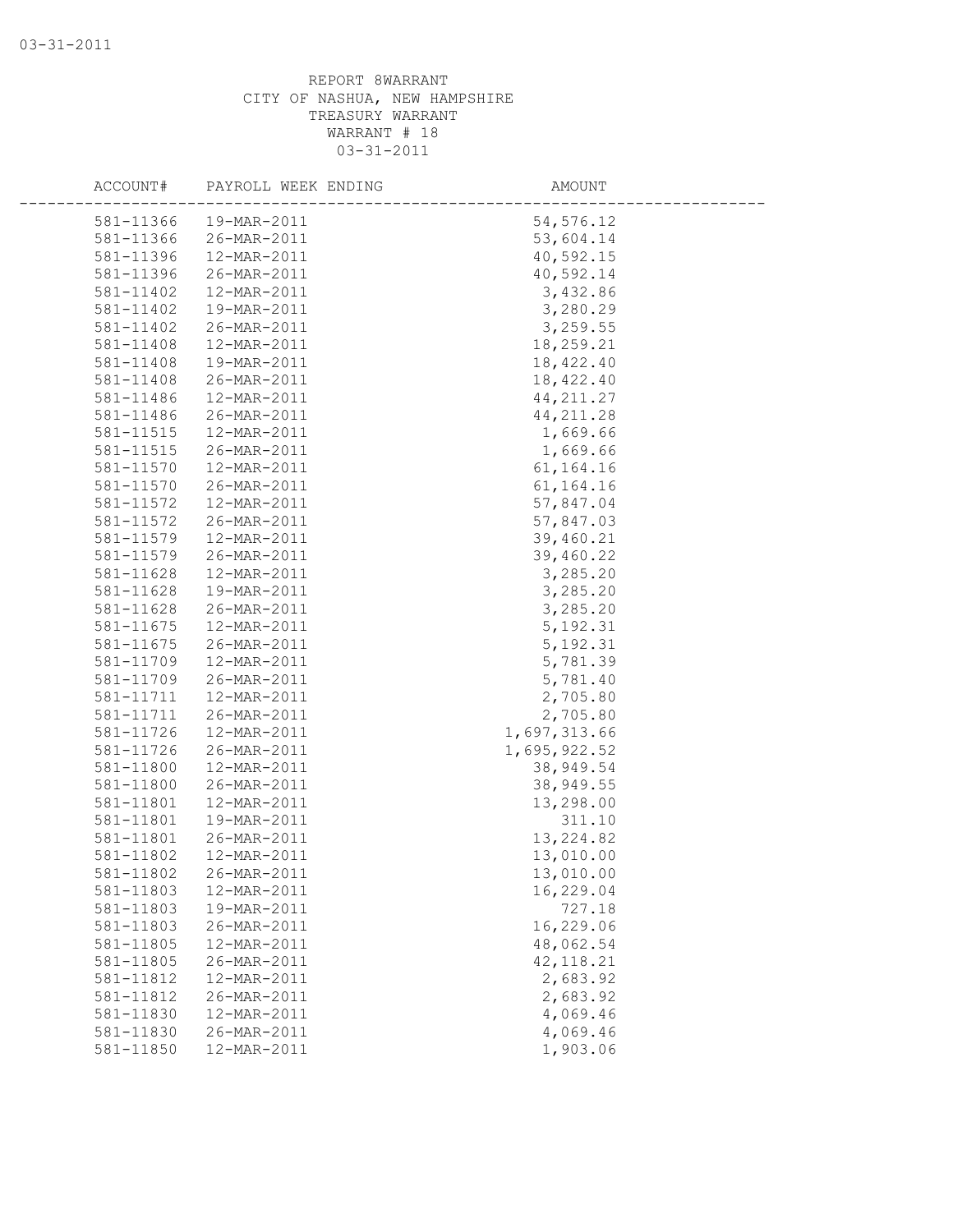REPORT 8WARRANT
CITY OF NASHUA, NEW HAMPSHIRE
TREASURY WARRANT
WARRANT # 18
03-31-2011

| ACCOUNT# | PAYROLL WEEK ENDING | AMOUNT |
|---|---|---|
| 581-11366 | 19-MAR-2011 | 54,576.12 |
| 581-11366 | 26-MAR-2011 | 53,604.14 |
| 581-11396 | 12-MAR-2011 | 40,592.15 |
| 581-11396 | 26-MAR-2011 | 40,592.14 |
| 581-11402 | 12-MAR-2011 | 3,432.86 |
| 581-11402 | 19-MAR-2011 | 3,280.29 |
| 581-11402 | 26-MAR-2011 | 3,259.55 |
| 581-11408 | 12-MAR-2011 | 18,259.21 |
| 581-11408 | 19-MAR-2011 | 18,422.40 |
| 581-11408 | 26-MAR-2011 | 18,422.40 |
| 581-11486 | 12-MAR-2011 | 44,211.27 |
| 581-11486 | 26-MAR-2011 | 44,211.28 |
| 581-11515 | 12-MAR-2011 | 1,669.66 |
| 581-11515 | 26-MAR-2011 | 1,669.66 |
| 581-11570 | 12-MAR-2011 | 61,164.16 |
| 581-11570 | 26-MAR-2011 | 61,164.16 |
| 581-11572 | 12-MAR-2011 | 57,847.04 |
| 581-11572 | 26-MAR-2011 | 57,847.03 |
| 581-11579 | 12-MAR-2011 | 39,460.21 |
| 581-11579 | 26-MAR-2011 | 39,460.22 |
| 581-11628 | 12-MAR-2011 | 3,285.20 |
| 581-11628 | 19-MAR-2011 | 3,285.20 |
| 581-11628 | 26-MAR-2011 | 3,285.20 |
| 581-11675 | 12-MAR-2011 | 5,192.31 |
| 581-11675 | 26-MAR-2011 | 5,192.31 |
| 581-11709 | 12-MAR-2011 | 5,781.39 |
| 581-11709 | 26-MAR-2011 | 5,781.40 |
| 581-11711 | 12-MAR-2011 | 2,705.80 |
| 581-11711 | 26-MAR-2011 | 2,705.80 |
| 581-11726 | 12-MAR-2011 | 1,697,313.66 |
| 581-11726 | 26-MAR-2011 | 1,695,922.52 |
| 581-11800 | 12-MAR-2011 | 38,949.54 |
| 581-11800 | 26-MAR-2011 | 38,949.55 |
| 581-11801 | 12-MAR-2011 | 13,298.00 |
| 581-11801 | 19-MAR-2011 | 311.10 |
| 581-11801 | 26-MAR-2011 | 13,224.82 |
| 581-11802 | 12-MAR-2011 | 13,010.00 |
| 581-11802 | 26-MAR-2011 | 13,010.00 |
| 581-11803 | 12-MAR-2011 | 16,229.04 |
| 581-11803 | 19-MAR-2011 | 727.18 |
| 581-11803 | 26-MAR-2011 | 16,229.06 |
| 581-11805 | 12-MAR-2011 | 48,062.54 |
| 581-11805 | 26-MAR-2011 | 42,118.21 |
| 581-11812 | 12-MAR-2011 | 2,683.92 |
| 581-11812 | 26-MAR-2011 | 2,683.92 |
| 581-11830 | 12-MAR-2011 | 4,069.46 |
| 581-11830 | 26-MAR-2011 | 4,069.46 |
| 581-11850 | 12-MAR-2011 | 1,903.06 |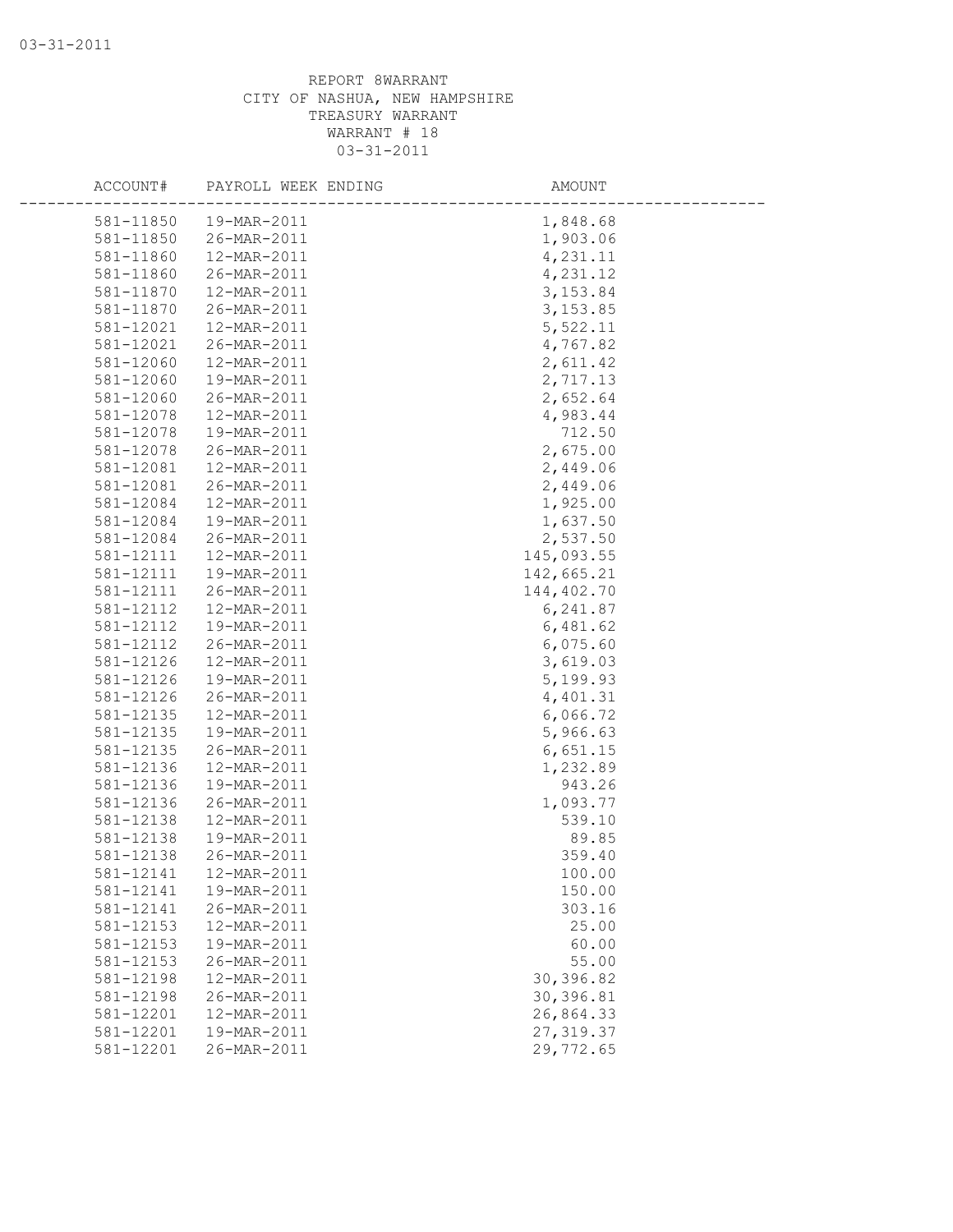REPORT 8WARRANT
CITY OF NASHUA, NEW HAMPSHIRE
TREASURY WARRANT
WARRANT # 18
03-31-2011

| ACCOUNT# | PAYROLL WEEK ENDING | AMOUNT |
|---|---|---|
| 581-11850 | 19-MAR-2011 | 1,848.68 |
| 581-11850 | 26-MAR-2011 | 1,903.06 |
| 581-11860 | 12-MAR-2011 | 4,231.11 |
| 581-11860 | 26-MAR-2011 | 4,231.12 |
| 581-11870 | 12-MAR-2011 | 3,153.84 |
| 581-11870 | 26-MAR-2011 | 3,153.85 |
| 581-12021 | 12-MAR-2011 | 5,522.11 |
| 581-12021 | 26-MAR-2011 | 4,767.82 |
| 581-12060 | 12-MAR-2011 | 2,611.42 |
| 581-12060 | 19-MAR-2011 | 2,717.13 |
| 581-12060 | 26-MAR-2011 | 2,652.64 |
| 581-12078 | 12-MAR-2011 | 4,983.44 |
| 581-12078 | 19-MAR-2011 | 712.50 |
| 581-12078 | 26-MAR-2011 | 2,675.00 |
| 581-12081 | 12-MAR-2011 | 2,449.06 |
| 581-12081 | 26-MAR-2011 | 2,449.06 |
| 581-12084 | 12-MAR-2011 | 1,925.00 |
| 581-12084 | 19-MAR-2011 | 1,637.50 |
| 581-12084 | 26-MAR-2011 | 2,537.50 |
| 581-12111 | 12-MAR-2011 | 145,093.55 |
| 581-12111 | 19-MAR-2011 | 142,665.21 |
| 581-12111 | 26-MAR-2011 | 144,402.70 |
| 581-12112 | 12-MAR-2011 | 6,241.87 |
| 581-12112 | 19-MAR-2011 | 6,481.62 |
| 581-12112 | 26-MAR-2011 | 6,075.60 |
| 581-12126 | 12-MAR-2011 | 3,619.03 |
| 581-12126 | 19-MAR-2011 | 5,199.93 |
| 581-12126 | 26-MAR-2011 | 4,401.31 |
| 581-12135 | 12-MAR-2011 | 6,066.72 |
| 581-12135 | 19-MAR-2011 | 5,966.63 |
| 581-12135 | 26-MAR-2011 | 6,651.15 |
| 581-12136 | 12-MAR-2011 | 1,232.89 |
| 581-12136 | 19-MAR-2011 | 943.26 |
| 581-12136 | 26-MAR-2011 | 1,093.77 |
| 581-12138 | 12-MAR-2011 | 539.10 |
| 581-12138 | 19-MAR-2011 | 89.85 |
| 581-12138 | 26-MAR-2011 | 359.40 |
| 581-12141 | 12-MAR-2011 | 100.00 |
| 581-12141 | 19-MAR-2011 | 150.00 |
| 581-12141 | 26-MAR-2011 | 303.16 |
| 581-12153 | 12-MAR-2011 | 25.00 |
| 581-12153 | 19-MAR-2011 | 60.00 |
| 581-12153 | 26-MAR-2011 | 55.00 |
| 581-12198 | 12-MAR-2011 | 30,396.82 |
| 581-12198 | 26-MAR-2011 | 30,396.81 |
| 581-12201 | 12-MAR-2011 | 26,864.33 |
| 581-12201 | 19-MAR-2011 | 27,319.37 |
| 581-12201 | 26-MAR-2011 | 29,772.65 |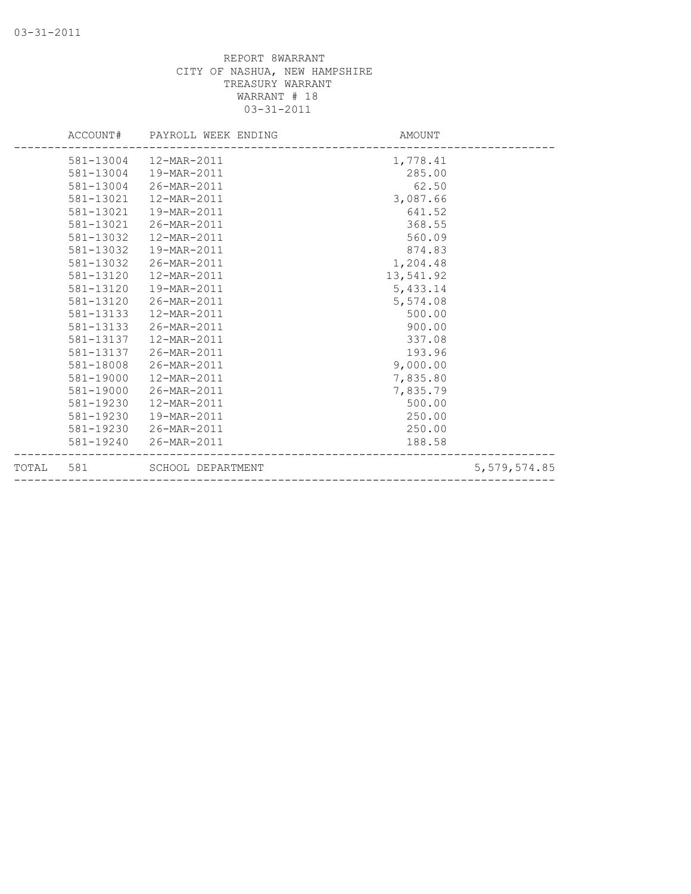REPORT 8WARRANT
CITY OF NASHUA, NEW HAMPSHIRE
TREASURY WARRANT
WARRANT # 18
03-31-2011

| | ACCOUNT# | PAYROLL WEEK ENDING | AMOUNT | |
|---|---|---|---|---|
| | 581-13004 | 12-MAR-2011 | 1,778.41 | |
| | 581-13004 | 19-MAR-2011 | 285.00 | |
| | 581-13004 | 26-MAR-2011 | 62.50 | |
| | 581-13021 | 12-MAR-2011 | 3,087.66 | |
| | 581-13021 | 19-MAR-2011 | 641.52 | |
| | 581-13021 | 26-MAR-2011 | 368.55 | |
| | 581-13032 | 12-MAR-2011 | 560.09 | |
| | 581-13032 | 19-MAR-2011 | 874.83 | |
| | 581-13032 | 26-MAR-2011 | 1,204.48 | |
| | 581-13120 | 12-MAR-2011 | 13,541.92 | |
| | 581-13120 | 19-MAR-2011 | 5,433.14 | |
| | 581-13120 | 26-MAR-2011 | 5,574.08 | |
| | 581-13133 | 12-MAR-2011 | 500.00 | |
| | 581-13133 | 26-MAR-2011 | 900.00 | |
| | 581-13137 | 12-MAR-2011 | 337.08 | |
| | 581-13137 | 26-MAR-2011 | 193.96 | |
| | 581-18008 | 26-MAR-2011 | 9,000.00 | |
| | 581-19000 | 12-MAR-2011 | 7,835.80 | |
| | 581-19000 | 26-MAR-2011 | 7,835.79 | |
| | 581-19230 | 12-MAR-2011 | 500.00 | |
| | 581-19230 | 19-MAR-2011 | 250.00 | |
| | 581-19230 | 26-MAR-2011 | 250.00 | |
| | 581-19240 | 26-MAR-2011 | 188.58 | |
| TOTAL | 581 | SCHOOL DEPARTMENT | | 5,579,574.85 |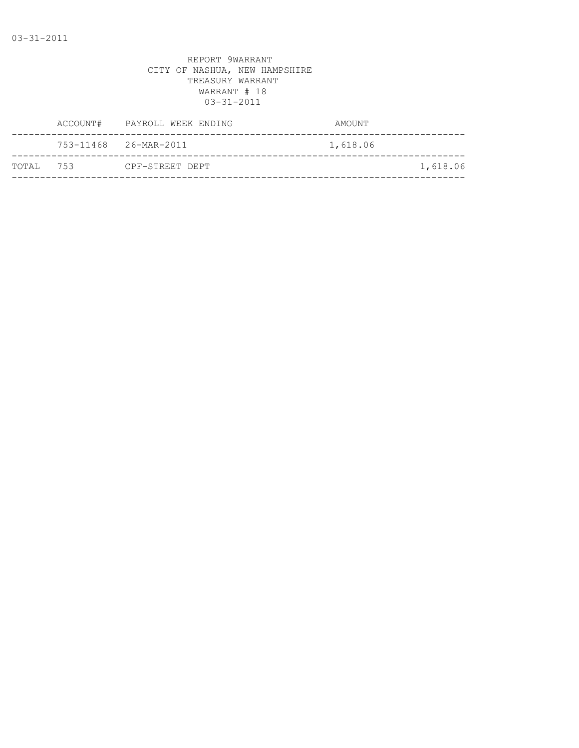REPORT 9WARRANT
CITY OF NASHUA, NEW HAMPSHIRE
TREASURY WARRANT
WARRANT # 18
03-31-2011

| | ACCOUNT# | PAYROLL WEEK ENDING | AMOUNT | |
|---|---|---|---|---|
| | 753-11468 | 26-MAR-2011 | 1,618.06 | |
| TOTAL | 753 | CPF-STREET DEPT | | 1,618.06 |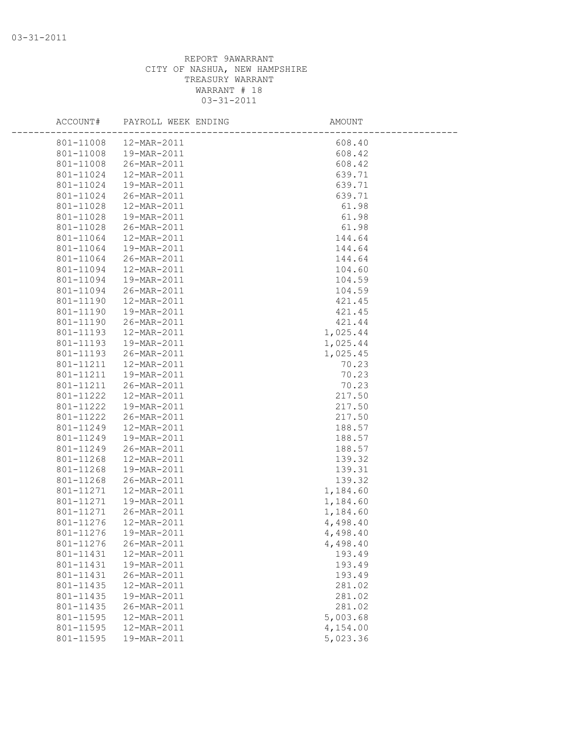REPORT 9AWARRANT
CITY OF NASHUA, NEW HAMPSHIRE
TREASURY WARRANT
WARRANT # 18
03-31-2011

| ACCOUNT# | PAYROLL WEEK ENDING | AMOUNT |
|---|---|---|
| 801-11008 | 12-MAR-2011 | 608.40 |
| 801-11008 | 19-MAR-2011 | 608.42 |
| 801-11008 | 26-MAR-2011 | 608.42 |
| 801-11024 | 12-MAR-2011 | 639.71 |
| 801-11024 | 19-MAR-2011 | 639.71 |
| 801-11024 | 26-MAR-2011 | 639.71 |
| 801-11028 | 12-MAR-2011 | 61.98 |
| 801-11028 | 19-MAR-2011 | 61.98 |
| 801-11028 | 26-MAR-2011 | 61.98 |
| 801-11064 | 12-MAR-2011 | 144.64 |
| 801-11064 | 19-MAR-2011 | 144.64 |
| 801-11064 | 26-MAR-2011 | 144.64 |
| 801-11094 | 12-MAR-2011 | 104.60 |
| 801-11094 | 19-MAR-2011 | 104.59 |
| 801-11094 | 26-MAR-2011 | 104.59 |
| 801-11190 | 12-MAR-2011 | 421.45 |
| 801-11190 | 19-MAR-2011 | 421.45 |
| 801-11190 | 26-MAR-2011 | 421.44 |
| 801-11193 | 12-MAR-2011 | 1,025.44 |
| 801-11193 | 19-MAR-2011 | 1,025.44 |
| 801-11193 | 26-MAR-2011 | 1,025.45 |
| 801-11211 | 12-MAR-2011 | 70.23 |
| 801-11211 | 19-MAR-2011 | 70.23 |
| 801-11211 | 26-MAR-2011 | 70.23 |
| 801-11222 | 12-MAR-2011 | 217.50 |
| 801-11222 | 19-MAR-2011 | 217.50 |
| 801-11222 | 26-MAR-2011 | 217.50 |
| 801-11249 | 12-MAR-2011 | 188.57 |
| 801-11249 | 19-MAR-2011 | 188.57 |
| 801-11249 | 26-MAR-2011 | 188.57 |
| 801-11268 | 12-MAR-2011 | 139.32 |
| 801-11268 | 19-MAR-2011 | 139.31 |
| 801-11268 | 26-MAR-2011 | 139.32 |
| 801-11271 | 12-MAR-2011 | 1,184.60 |
| 801-11271 | 19-MAR-2011 | 1,184.60 |
| 801-11271 | 26-MAR-2011 | 1,184.60 |
| 801-11276 | 12-MAR-2011 | 4,498.40 |
| 801-11276 | 19-MAR-2011 | 4,498.40 |
| 801-11276 | 26-MAR-2011 | 4,498.40 |
| 801-11431 | 12-MAR-2011 | 193.49 |
| 801-11431 | 19-MAR-2011 | 193.49 |
| 801-11431 | 26-MAR-2011 | 193.49 |
| 801-11435 | 12-MAR-2011 | 281.02 |
| 801-11435 | 19-MAR-2011 | 281.02 |
| 801-11435 | 26-MAR-2011 | 281.02 |
| 801-11595 | 12-MAR-2011 | 5,003.68 |
| 801-11595 | 12-MAR-2011 | 4,154.00 |
| 801-11595 | 19-MAR-2011 | 5,023.36 |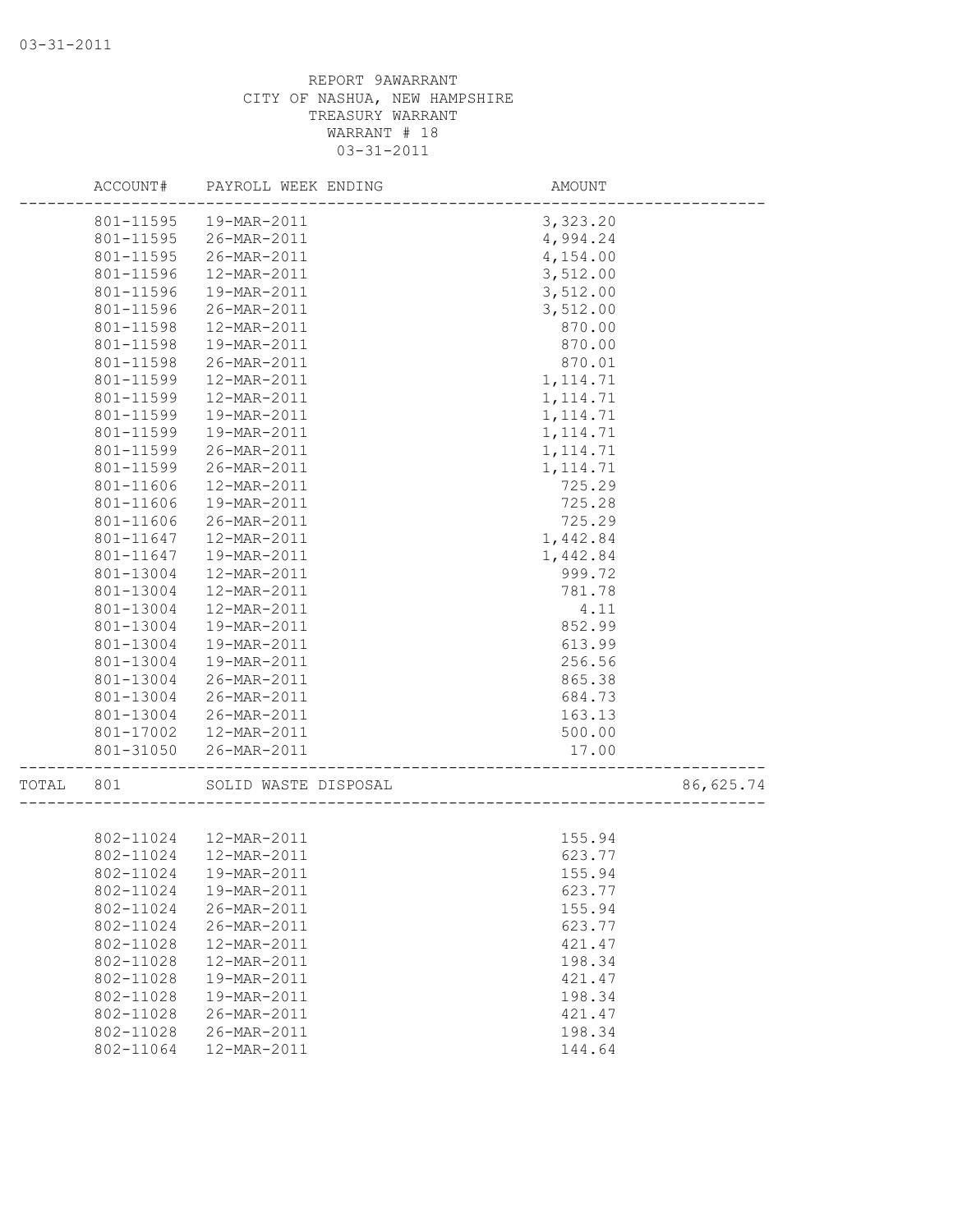REPORT 9AWARRANT
CITY OF NASHUA, NEW HAMPSHIRE
TREASURY WARRANT
WARRANT # 18
03-31-2011

| ACCOUNT# | PAYROLL WEEK ENDING | AMOUNT | |
|---|---|---|---|
| 801-11595 | 19-MAR-2011 | 3,323.20 | |
| 801-11595 | 26-MAR-2011 | 4,994.24 | |
| 801-11595 | 26-MAR-2011 | 4,154.00 | |
| 801-11596 | 12-MAR-2011 | 3,512.00 | |
| 801-11596 | 19-MAR-2011 | 3,512.00 | |
| 801-11596 | 26-MAR-2011 | 3,512.00 | |
| 801-11598 | 12-MAR-2011 | 870.00 | |
| 801-11598 | 19-MAR-2011 | 870.00 | |
| 801-11598 | 26-MAR-2011 | 870.01 | |
| 801-11599 | 12-MAR-2011 | 1,114.71 | |
| 801-11599 | 12-MAR-2011 | 1,114.71 | |
| 801-11599 | 19-MAR-2011 | 1,114.71 | |
| 801-11599 | 19-MAR-2011 | 1,114.71 | |
| 801-11599 | 26-MAR-2011 | 1,114.71 | |
| 801-11599 | 26-MAR-2011 | 1,114.71 | |
| 801-11606 | 12-MAR-2011 | 725.29 | |
| 801-11606 | 19-MAR-2011 | 725.28 | |
| 801-11606 | 26-MAR-2011 | 725.29 | |
| 801-11647 | 12-MAR-2011 | 1,442.84 | |
| 801-11647 | 19-MAR-2011 | 1,442.84 | |
| 801-13004 | 12-MAR-2011 | 999.72 | |
| 801-13004 | 12-MAR-2011 | 781.78 | |
| 801-13004 | 12-MAR-2011 | 4.11 | |
| 801-13004 | 19-MAR-2011 | 852.99 | |
| 801-13004 | 19-MAR-2011 | 613.99 | |
| 801-13004 | 19-MAR-2011 | 256.56 | |
| 801-13004 | 26-MAR-2011 | 865.38 | |
| 801-13004 | 26-MAR-2011 | 684.73 | |
| 801-13004 | 26-MAR-2011 | 163.13 | |
| 801-17002 | 12-MAR-2011 | 500.00 | |
| 801-31050 | 26-MAR-2011 | 17.00 | |
| TOTAL 801 | SOLID WASTE DISPOSAL | | 86,625.74 |
| 802-11024 | 12-MAR-2011 | 155.94 | |
| 802-11024 | 12-MAR-2011 | 623.77 | |
| 802-11024 | 19-MAR-2011 | 155.94 | |
| 802-11024 | 19-MAR-2011 | 623.77 | |
| 802-11024 | 26-MAR-2011 | 155.94 | |
| 802-11024 | 26-MAR-2011 | 623.77 | |
| 802-11028 | 12-MAR-2011 | 421.47 | |
| 802-11028 | 12-MAR-2011 | 198.34 | |
| 802-11028 | 19-MAR-2011 | 421.47 | |
| 802-11028 | 19-MAR-2011 | 198.34 | |
| 802-11028 | 26-MAR-2011 | 421.47 | |
| 802-11028 | 26-MAR-2011 | 198.34 | |
| 802-11064 | 12-MAR-2011 | 144.64 | |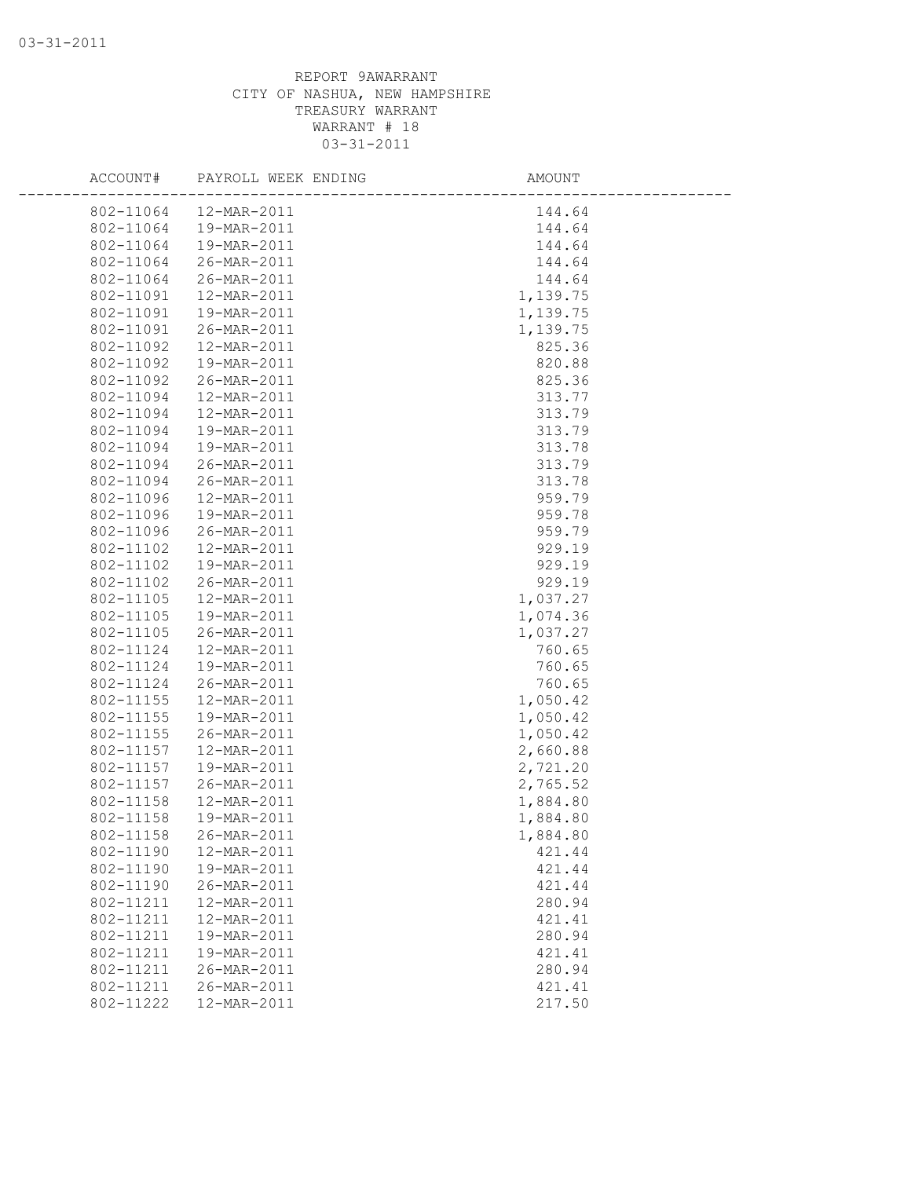REPORT 9AWARRANT
CITY OF NASHUA, NEW HAMPSHIRE
TREASURY WARRANT
WARRANT # 18
03-31-2011

| ACCOUNT# | PAYROLL WEEK ENDING | AMOUNT |
|---|---|---|
| 802-11064 | 12-MAR-2011 | 144.64 |
| 802-11064 | 19-MAR-2011 | 144.64 |
| 802-11064 | 19-MAR-2011 | 144.64 |
| 802-11064 | 26-MAR-2011 | 144.64 |
| 802-11064 | 26-MAR-2011 | 144.64 |
| 802-11091 | 12-MAR-2011 | 1,139.75 |
| 802-11091 | 19-MAR-2011 | 1,139.75 |
| 802-11091 | 26-MAR-2011 | 1,139.75 |
| 802-11092 | 12-MAR-2011 | 825.36 |
| 802-11092 | 19-MAR-2011 | 820.88 |
| 802-11092 | 26-MAR-2011 | 825.36 |
| 802-11094 | 12-MAR-2011 | 313.77 |
| 802-11094 | 12-MAR-2011 | 313.79 |
| 802-11094 | 19-MAR-2011 | 313.79 |
| 802-11094 | 19-MAR-2011 | 313.78 |
| 802-11094 | 26-MAR-2011 | 313.79 |
| 802-11094 | 26-MAR-2011 | 313.78 |
| 802-11096 | 12-MAR-2011 | 959.79 |
| 802-11096 | 19-MAR-2011 | 959.78 |
| 802-11096 | 26-MAR-2011 | 959.79 |
| 802-11102 | 12-MAR-2011 | 929.19 |
| 802-11102 | 19-MAR-2011 | 929.19 |
| 802-11102 | 26-MAR-2011 | 929.19 |
| 802-11105 | 12-MAR-2011 | 1,037.27 |
| 802-11105 | 19-MAR-2011 | 1,074.36 |
| 802-11105 | 26-MAR-2011 | 1,037.27 |
| 802-11124 | 12-MAR-2011 | 760.65 |
| 802-11124 | 19-MAR-2011 | 760.65 |
| 802-11124 | 26-MAR-2011 | 760.65 |
| 802-11155 | 12-MAR-2011 | 1,050.42 |
| 802-11155 | 19-MAR-2011 | 1,050.42 |
| 802-11155 | 26-MAR-2011 | 1,050.42 |
| 802-11157 | 12-MAR-2011 | 2,660.88 |
| 802-11157 | 19-MAR-2011 | 2,721.20 |
| 802-11157 | 26-MAR-2011 | 2,765.52 |
| 802-11158 | 12-MAR-2011 | 1,884.80 |
| 802-11158 | 19-MAR-2011 | 1,884.80 |
| 802-11158 | 26-MAR-2011 | 1,884.80 |
| 802-11190 | 12-MAR-2011 | 421.44 |
| 802-11190 | 19-MAR-2011 | 421.44 |
| 802-11190 | 26-MAR-2011 | 421.44 |
| 802-11211 | 12-MAR-2011 | 280.94 |
| 802-11211 | 12-MAR-2011 | 421.41 |
| 802-11211 | 19-MAR-2011 | 280.94 |
| 802-11211 | 19-MAR-2011 | 421.41 |
| 802-11211 | 26-MAR-2011 | 280.94 |
| 802-11211 | 26-MAR-2011 | 421.41 |
| 802-11222 | 12-MAR-2011 | 217.50 |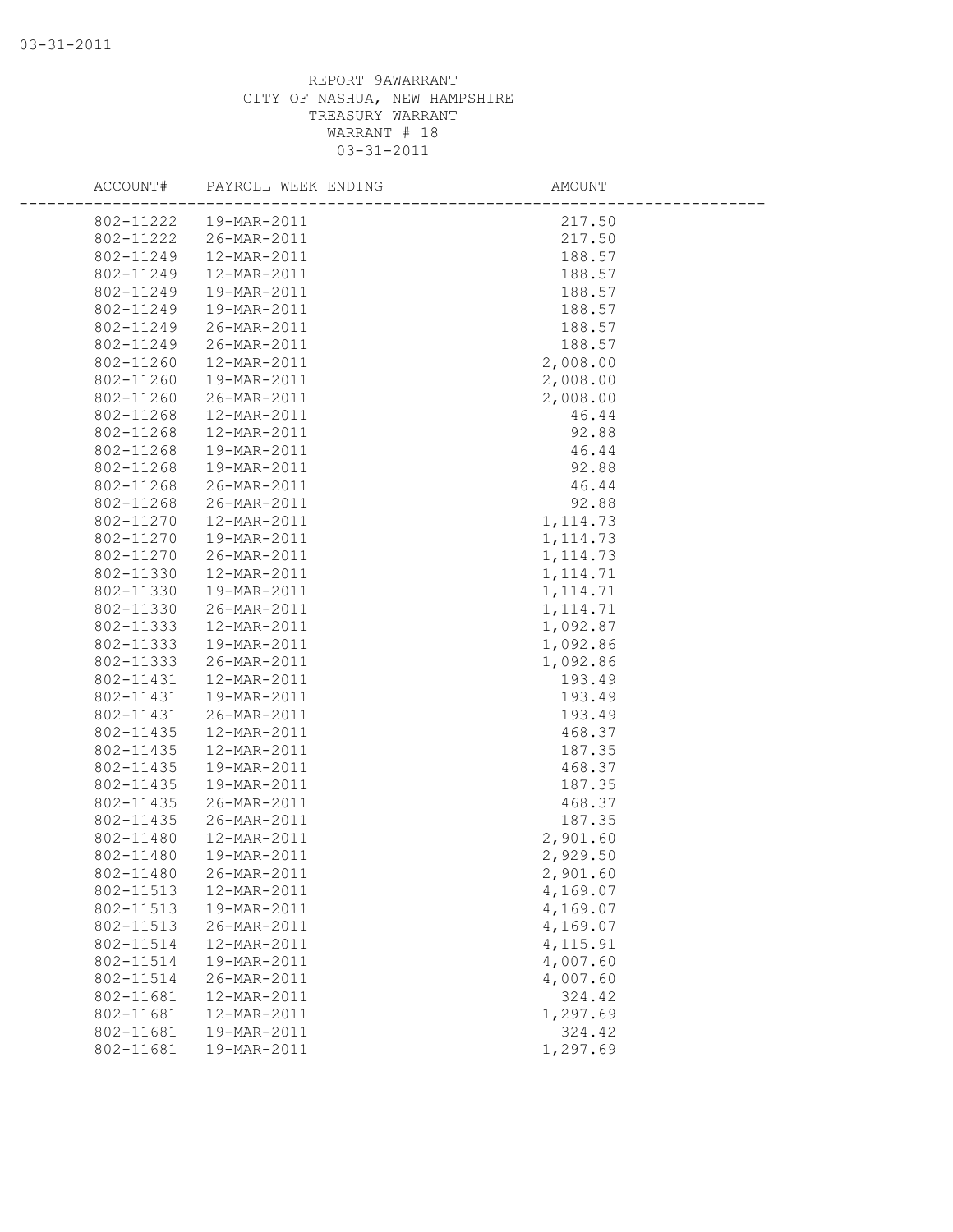REPORT 9AWARRANT
CITY OF NASHUA, NEW HAMPSHIRE
TREASURY WARRANT
WARRANT # 18
03-31-2011

| ACCOUNT# | PAYROLL WEEK ENDING | AMOUNT |
|---|---|---|
| 802-11222 | 19-MAR-2011 | 217.50 |
| 802-11222 | 26-MAR-2011 | 217.50 |
| 802-11249 | 12-MAR-2011 | 188.57 |
| 802-11249 | 12-MAR-2011 | 188.57 |
| 802-11249 | 19-MAR-2011 | 188.57 |
| 802-11249 | 19-MAR-2011 | 188.57 |
| 802-11249 | 26-MAR-2011 | 188.57 |
| 802-11249 | 26-MAR-2011 | 188.57 |
| 802-11260 | 12-MAR-2011 | 2,008.00 |
| 802-11260 | 19-MAR-2011 | 2,008.00 |
| 802-11260 | 26-MAR-2011 | 2,008.00 |
| 802-11268 | 12-MAR-2011 | 46.44 |
| 802-11268 | 12-MAR-2011 | 92.88 |
| 802-11268 | 19-MAR-2011 | 46.44 |
| 802-11268 | 19-MAR-2011 | 92.88 |
| 802-11268 | 26-MAR-2011 | 46.44 |
| 802-11268 | 26-MAR-2011 | 92.88 |
| 802-11270 | 12-MAR-2011 | 1,114.73 |
| 802-11270 | 19-MAR-2011 | 1,114.73 |
| 802-11270 | 26-MAR-2011 | 1,114.73 |
| 802-11330 | 12-MAR-2011 | 1,114.71 |
| 802-11330 | 19-MAR-2011 | 1,114.71 |
| 802-11330 | 26-MAR-2011 | 1,114.71 |
| 802-11333 | 12-MAR-2011 | 1,092.87 |
| 802-11333 | 19-MAR-2011 | 1,092.86 |
| 802-11333 | 26-MAR-2011 | 1,092.86 |
| 802-11431 | 12-MAR-2011 | 193.49 |
| 802-11431 | 19-MAR-2011 | 193.49 |
| 802-11431 | 26-MAR-2011 | 193.49 |
| 802-11435 | 12-MAR-2011 | 468.37 |
| 802-11435 | 12-MAR-2011 | 187.35 |
| 802-11435 | 19-MAR-2011 | 468.37 |
| 802-11435 | 19-MAR-2011 | 187.35 |
| 802-11435 | 26-MAR-2011 | 468.37 |
| 802-11435 | 26-MAR-2011 | 187.35 |
| 802-11480 | 12-MAR-2011 | 2,901.60 |
| 802-11480 | 19-MAR-2011 | 2,929.50 |
| 802-11480 | 26-MAR-2011 | 2,901.60 |
| 802-11513 | 12-MAR-2011 | 4,169.07 |
| 802-11513 | 19-MAR-2011 | 4,169.07 |
| 802-11513 | 26-MAR-2011 | 4,169.07 |
| 802-11514 | 12-MAR-2011 | 4,115.91 |
| 802-11514 | 19-MAR-2011 | 4,007.60 |
| 802-11514 | 26-MAR-2011 | 4,007.60 |
| 802-11681 | 12-MAR-2011 | 324.42 |
| 802-11681 | 12-MAR-2011 | 1,297.69 |
| 802-11681 | 19-MAR-2011 | 324.42 |
| 802-11681 | 19-MAR-2011 | 1,297.69 |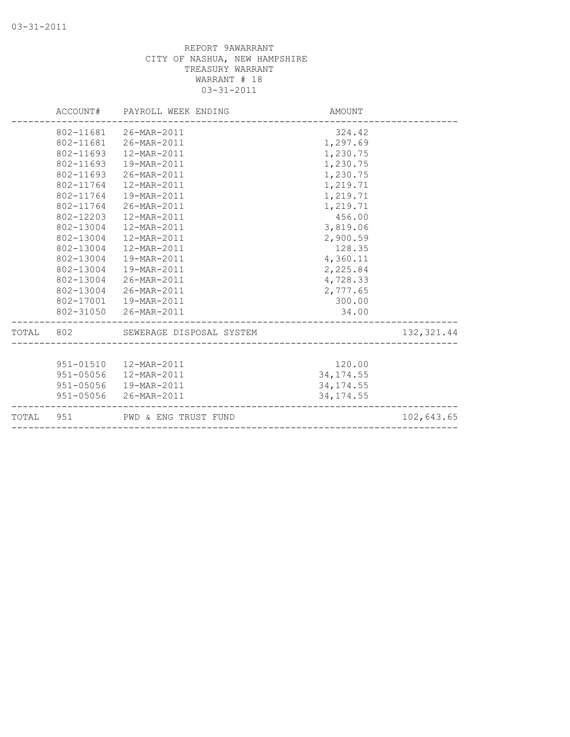REPORT 9AWARRANT
CITY OF NASHUA, NEW HAMPSHIRE
TREASURY WARRANT
WARRANT # 18
03-31-2011

| | ACCOUNT# | PAYROLL WEEK ENDING | AMOUNT | |
|---|---|---|---|---|
| | 802-11681 | 26-MAR-2011 | 324.42 | |
| | 802-11681 | 26-MAR-2011 | 1,297.69 | |
| | 802-11693 | 12-MAR-2011 | 1,230.75 | |
| | 802-11693 | 19-MAR-2011 | 1,230.75 | |
| | 802-11693 | 26-MAR-2011 | 1,230.75 | |
| | 802-11764 | 12-MAR-2011 | 1,219.71 | |
| | 802-11764 | 19-MAR-2011 | 1,219.71 | |
| | 802-11764 | 26-MAR-2011 | 1,219.71 | |
| | 802-12203 | 12-MAR-2011 | 456.00 | |
| | 802-13004 | 12-MAR-2011 | 3,819.06 | |
| | 802-13004 | 12-MAR-2011 | 2,900.59 | |
| | 802-13004 | 12-MAR-2011 | 128.35 | |
| | 802-13004 | 19-MAR-2011 | 4,360.11 | |
| | 802-13004 | 19-MAR-2011 | 2,225.84 | |
| | 802-13004 | 26-MAR-2011 | 4,728.33 | |
| | 802-13004 | 26-MAR-2011 | 2,777.65 | |
| | 802-17001 | 19-MAR-2011 | 300.00 | |
| | 802-31050 | 26-MAR-2011 | 34.00 | |
| TOTAL | 802 | SEWERAGE DISPOSAL SYSTEM | | 132,321.44 |
| | 951-01510 | 12-MAR-2011 | 120.00 | |
| | 951-05056 | 12-MAR-2011 | 34,174.55 | |
| | 951-05056 | 19-MAR-2011 | 34,174.55 | |
| | 951-05056 | 26-MAR-2011 | 34,174.55 | |
| TOTAL | 951 | PWD & ENG TRUST FUND | | 102,643.65 |